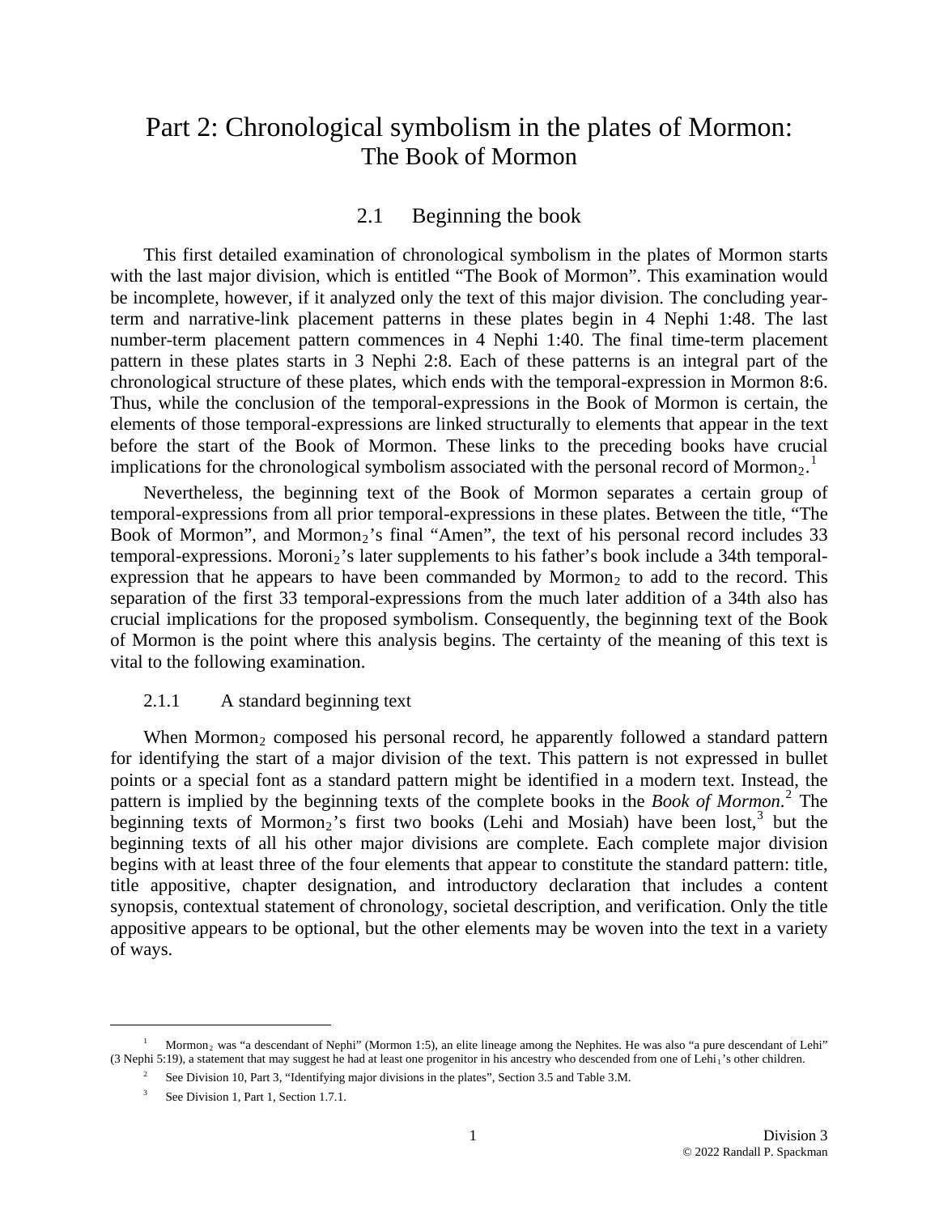# Part 2: Chronological symbolism in the plates of Mormon: The Book of Mormon

## 2.1 Beginning the book

This first detailed examination of chronological symbolism in the plates of Mormon starts with the last major division, which is entitled "The Book of Mormon". This examination would be incomplete, however, if it analyzed only the text of this major division. The concluding year-term and narrative-link placement patterns in these plates begin in 4 Nephi 1:48. The last number-term placement pattern commences in 4 Nephi 1:40. The final time-term placement pattern in these plates starts in 3 Nephi 2:8. Each of these patterns is an integral part of the chronological structure of these plates, which ends with the temporal-expression in Mormon 8:6. Thus, while the conclusion of the temporal-expressions in the Book of Mormon is certain, the elements of those temporal-expressions are linked structurally to elements that appear in the text before the start of the Book of Mormon. These links to the preceding books have crucial implications for the chronological symbolism associated with the personal record of $Mormon_2$.[1]

Nevertheless, the beginning text of the Book of Mormon separates a certain group of temporal-expressions from all prior temporal-expressions in these plates. Between the title, "The Book of Mormon", and $Mormon_2$'s final "Amen", the text of his personal record includes 33 temporal-expressions. $Moroni_2$'s later supplements to his father's book include a 34th temporal-expression that he appears to have been commanded by $Mormon_2$ to add to the record. This separation of the first 33 temporal-expressions from the much later addition of a 34th also has crucial implications for the proposed symbolism. Consequently, the beginning text of the Book of Mormon is the point where this analysis begins. The certainty of the meaning of this text is vital to the following examination.

### 2.1.1 A standard beginning text

When $Mormon_2$ composed his personal record, he apparently followed a standard pattern for identifying the start of a major division of the text. This pattern is not expressed in bullet points or a special font as a standard pattern might be identified in a modern text. Instead, the pattern is implied by the beginning texts of the complete books in the *Book of Mormon*.[2] The beginning texts of $Mormon_2$'s first two books (Lehi and Mosiah) have been lost,[3] but the beginning texts of all his other major divisions are complete. Each complete major division begins with at least three of the four elements that appear to constitute the standard pattern: title, title appositive, chapter designation, and introductory declaration that includes a content synopsis, contextual statement of chronology, societal description, and verification. Only the title appositive appears to be optional, but the other elements may be woven into the text in a variety of ways.

---

[1] $Mormon_2$ was "a descendant of Nephi" (Mormon 1:5), an elite lineage among the Nephites. He was also "a pure descendant of Lehi" (3 Nephi 5:19), a statement that may suggest he had at least one progenitor in his ancestry who descended from one of $Lehi_1$'s other children.

[2] See Division 10, Part 3, "Identifying major divisions in the plates", Section 3.5 and Table 3.M.

[3] See Division 1, Part 1, Section 1.7.1.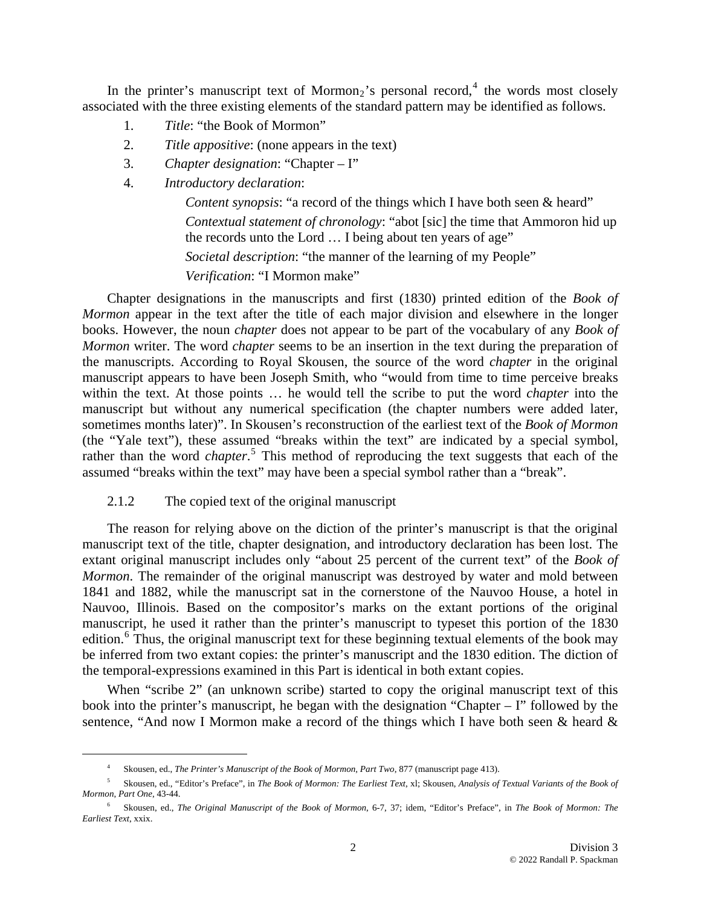In the printer's manuscript text of Mormon$_2$'s personal record,[4] the words most closely associated with the three existing elements of the standard pattern may be identified as follows.

1. *Title*: "the Book of Mormon"
2. *Title appositive*: (none appears in the text)
3. *Chapter designation*: "Chapter – I"
4. *Introductory declaration*:

   *Content synopsis*: "a record of the things which I have both seen & heard"

   *Contextual statement of chronology*: "abot [sic] the time that Ammoron hid up the records unto the Lord … I being about ten years of age"

   *Societal description*: "the manner of the learning of my People"

   *Verification*: "I Mormon make"

Chapter designations in the manuscripts and first (1830) printed edition of the *Book of Mormon* appear in the text after the title of each major division and elsewhere in the longer books. However, the noun *chapter* does not appear to be part of the vocabulary of any *Book of Mormon* writer. The word *chapter* seems to be an insertion in the text during the preparation of the manuscripts. According to Royal Skousen, the source of the word *chapter* in the original manuscript appears to have been Joseph Smith, who "would from time to time perceive breaks within the text. At those points … he would tell the scribe to put the word *chapter* into the manuscript but without any numerical specification (the chapter numbers were added later, sometimes months later)". In Skousen's reconstruction of the earliest text of the *Book of Mormon* (the "Yale text"), these assumed "breaks within the text" are indicated by a special symbol, rather than the word *chapter*.[5] This method of reproducing the text suggests that each of the assumed "breaks within the text" may have been a special symbol rather than a "break".

### 2.1.2 The copied text of the original manuscript

The reason for relying above on the diction of the printer's manuscript is that the original manuscript text of the title, chapter designation, and introductory declaration has been lost. The extant original manuscript includes only "about 25 percent of the current text" of the *Book of Mormon*. The remainder of the original manuscript was destroyed by water and mold between 1841 and 1882, while the manuscript sat in the cornerstone of the Nauvoo House, a hotel in Nauvoo, Illinois. Based on the compositor's marks on the extant portions of the original manuscript, he used it rather than the printer's manuscript to typeset this portion of the 1830 edition.[6] Thus, the original manuscript text for these beginning textual elements of the book may be inferred from two extant copies: the printer's manuscript and the 1830 edition. The diction of the temporal-expressions examined in this Part is identical in both extant copies.

When "scribe 2" (an unknown scribe) started to copy the original manuscript text of this book into the printer's manuscript, he began with the designation "Chapter – I" followed by the sentence, "And now I Mormon make a record of the things which I have both seen & heard &

---

[4] Skousen, ed., *The Printer's Manuscript of the Book of Mormon, Part Two*, 877 (manuscript page 413).

[5] Skousen, ed., "Editor's Preface", in *The Book of Mormon: The Earliest Text*, xl; Skousen, *Analysis of Textual Variants of the Book of Mormon, Part One*, 43-44.

[6] Skousen, ed., *The Original Manuscript of the Book of Mormon*, 6-7, 37; idem, "Editor's Preface", in *The Book of Mormon: The Earliest Text*, xxix.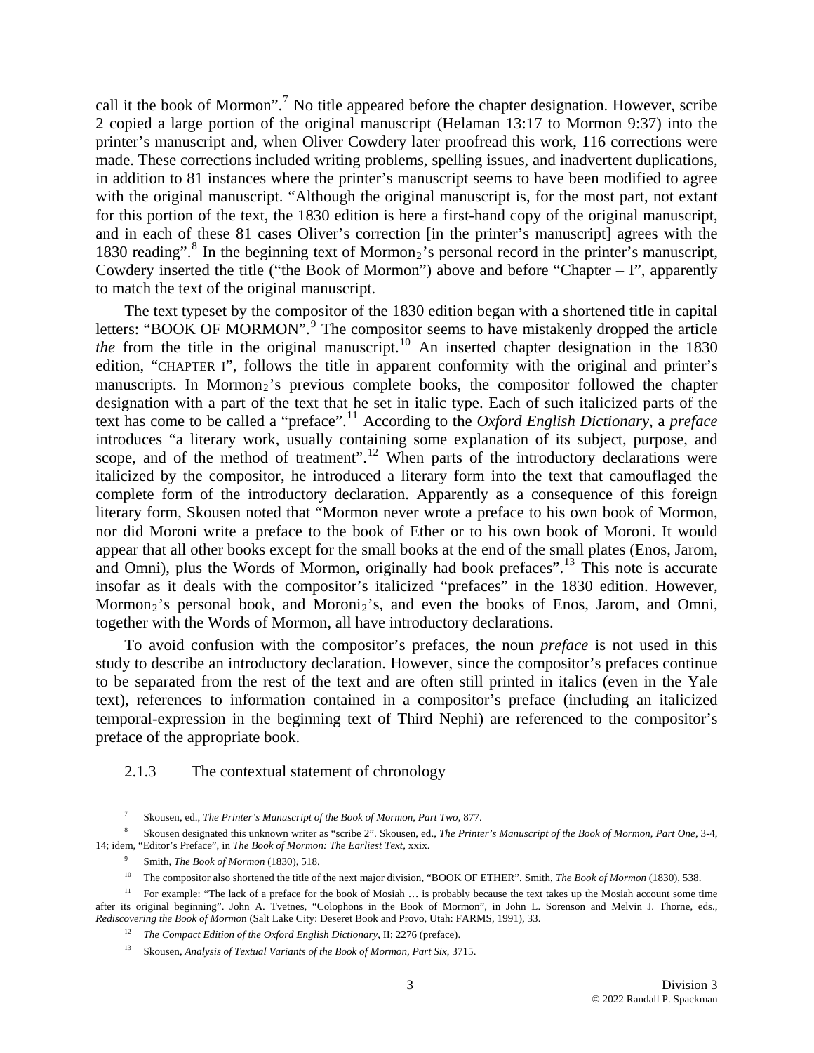call it the book of Mormon".[7] No title appeared before the chapter designation. However, scribe 2 copied a large portion of the original manuscript (Helaman 13:17 to Mormon 9:37) into the printer's manuscript and, when Oliver Cowdery later proofread this work, 116 corrections were made. These corrections included writing problems, spelling issues, and inadvertent duplications, in addition to 81 instances where the printer's manuscript seems to have been modified to agree with the original manuscript. "Although the original manuscript is, for the most part, not extant for this portion of the text, the 1830 edition is here a first-hand copy of the original manuscript, and in each of these 81 cases Oliver's correction [in the printer's manuscript] agrees with the 1830 reading".[8] In the beginning text of $\text{Mormon}_2$'s personal record in the printer's manuscript, Cowdery inserted the title ("the Book of Mormon") above and before "Chapter – I", apparently to match the text of the original manuscript.

The text typeset by the compositor of the 1830 edition began with a shortened title in capital letters: "BOOK OF MORMON".[9] The compositor seems to have mistakenly dropped the article *the* from the title in the original manuscript.[10] An inserted chapter designation in the 1830 edition, "CHAPTER I", follows the title in apparent conformity with the original and printer's manuscripts. In $\text{Mormon}_2$'s previous complete books, the compositor followed the chapter designation with a part of the text that he set in italic type. Each of such italicized parts of the text has come to be called a "preface".[11] According to the *Oxford English Dictionary*, a *preface* introduces "a literary work, usually containing some explanation of its subject, purpose, and scope, and of the method of treatment".[12] When parts of the introductory declarations were italicized by the compositor, he introduced a literary form into the text that camouflaged the complete form of the introductory declaration. Apparently as a consequence of this foreign literary form, Skousen noted that "Mormon never wrote a preface to his own book of Mormon, nor did Moroni write a preface to the book of Ether or to his own book of Moroni. It would appear that all other books except for the small books at the end of the small plates (Enos, Jarom, and Omni), plus the Words of Mormon, originally had book prefaces".[13] This note is accurate insofar as it deals with the compositor's italicized "prefaces" in the 1830 edition. However, $\text{Mormon}_2$'s personal book, and $\text{Moroni}_2$'s, and even the books of Enos, Jarom, and Omni, together with the Words of Mormon, all have introductory declarations.

To avoid confusion with the compositor's prefaces, the noun *preface* is not used in this study to describe an introductory declaration. However, since the compositor's prefaces continue to be separated from the rest of the text and are often still printed in italics (even in the Yale text), references to information contained in a compositor's preface (including an italicized temporal-expression in the beginning text of Third Nephi) are referenced to the compositor's preface of the appropriate book.

### 2.1.3 The contextual statement of chronology

---

[7] Skousen, ed., *The Printer's Manuscript of the Book of Mormon, Part Two*, 877.

[8] Skousen designated this unknown writer as "scribe 2". Skousen, ed., *The Printer's Manuscript of the Book of Mormon, Part One*, 3-4, 14; idem, "Editor's Preface", in *The Book of Mormon: The Earliest Text*, xxix.

[9] Smith, *The Book of Mormon* (1830), 518.

[10] The compositor also shortened the title of the next major division, "BOOK OF ETHER". Smith, *The Book of Mormon* (1830), 538.

[11] For example: "The lack of a preface for the book of Mosiah … is probably because the text takes up the Mosiah account some time after its original beginning". John A. Tvetnes, "Colophons in the Book of Mormon", in John L. Sorenson and Melvin J. Thorne, eds., *Rediscovering the Book of Mormon* (Salt Lake City: Deseret Book and Provo, Utah: FARMS, 1991), 33.

[12] *The Compact Edition of the Oxford English Dictionary*, II: 2276 (preface).

[13] Skousen, *Analysis of Textual Variants of the Book of Mormon, Part Six*, 3715.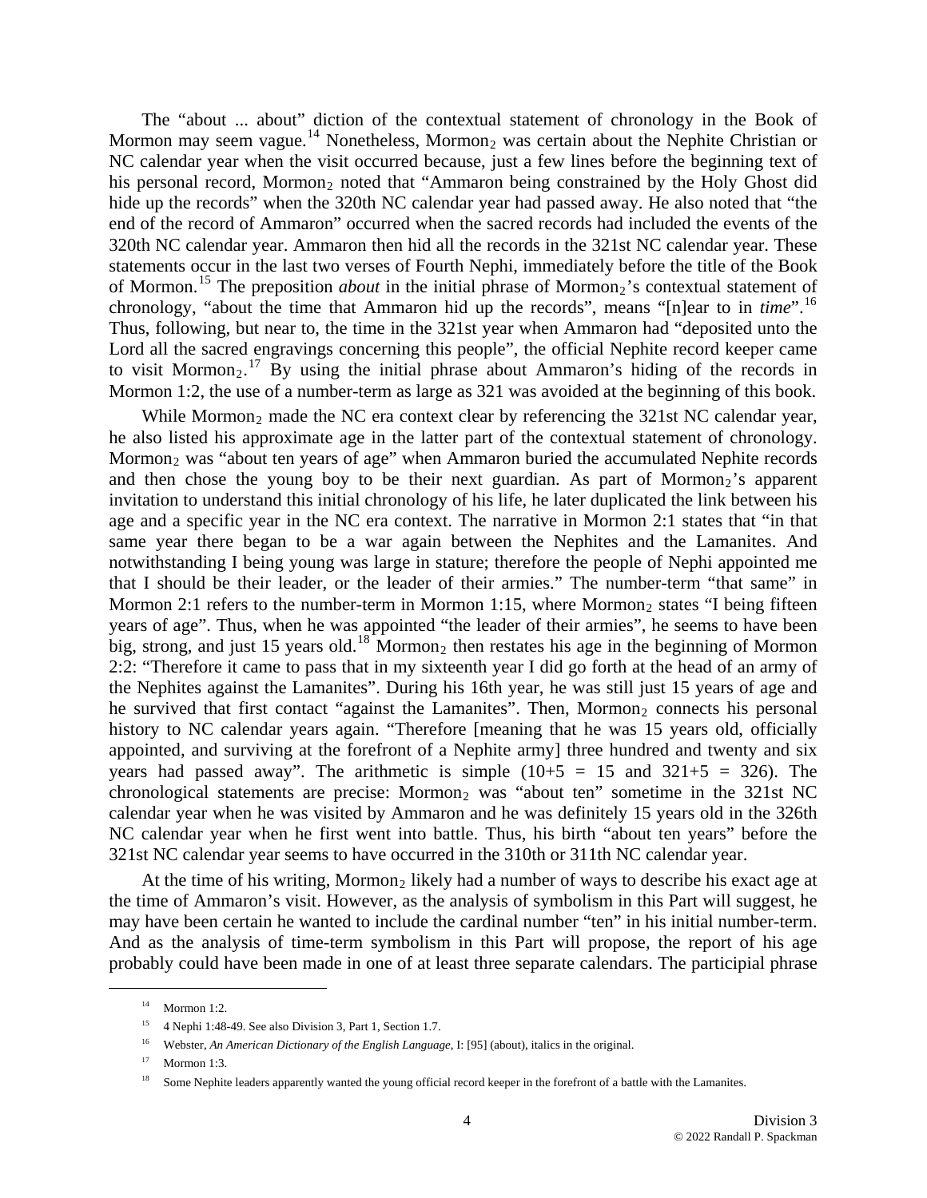The “about ... about” diction of the contextual statement of chronology in the Book of Mormon may seem vague.[14] Nonetheless, Mormon$_2$ was certain about the Nephite Christian or NC calendar year when the visit occurred because, just a few lines before the beginning text of his personal record, Mormon$_2$ noted that “Ammaron being constrained by the Holy Ghost did hide up the records” when the 320th NC calendar year had passed away. He also noted that “the end of the record of Ammaron” occurred when the sacred records had included the events of the 320th NC calendar year. Ammaron then hid all the records in the 321st NC calendar year. These statements occur in the last two verses of Fourth Nephi, immediately before the title of the Book of Mormon.[15] The preposition *about* in the initial phrase of Mormon$_2$’s contextual statement of chronology, “about the time that Ammaron hid up the records”, means “[n]ear to in *time*”.[16] Thus, following, but near to, the time in the 321st year when Ammaron had “deposited unto the Lord all the sacred engravings concerning this people”, the official Nephite record keeper came to visit Mormon$_2$.[17] By using the initial phrase about Ammaron’s hiding of the records in Mormon 1:2, the use of a number-term as large as 321 was avoided at the beginning of this book.

While Mormon$_2$ made the NC era context clear by referencing the 321st NC calendar year, he also listed his approximate age in the latter part of the contextual statement of chronology. Mormon$_2$ was “about ten years of age” when Ammaron buried the accumulated Nephite records and then chose the young boy to be their next guardian. As part of Mormon$_2$’s apparent invitation to understand this initial chronology of his life, he later duplicated the link between his age and a specific year in the NC era context. The narrative in Mormon 2:1 states that “in that same year there began to be a war again between the Nephites and the Lamanites. And notwithstanding I being young was large in stature; therefore the people of Nephi appointed me that I should be their leader, or the leader of their armies.” The number-term “that same” in Mormon 2:1 refers to the number-term in Mormon 1:15, where Mormon$_2$ states “I being fifteen years of age”. Thus, when he was appointed “the leader of their armies”, he seems to have been big, strong, and just 15 years old.[18] Mormon$_2$ then restates his age in the beginning of Mormon 2:2: “Therefore it came to pass that in my sixteenth year I did go forth at the head of an army of the Nephites against the Lamanites”. During his 16th year, he was still just 15 years of age and he survived that first contact “against the Lamanites”. Then, Mormon$_2$ connects his personal history to NC calendar years again. “Therefore [meaning that he was 15 years old, officially appointed, and surviving at the forefront of a Nephite army] three hundred and twenty and six years had passed away”. The arithmetic is simple ($10+5 = 15$ and $321+5 = 326$). The chronological statements are precise: Mormon$_2$ was “about ten” sometime in the 321st NC calendar year when he was visited by Ammaron and he was definitely 15 years old in the 326th NC calendar year when he first went into battle. Thus, his birth “about ten years” before the 321st NC calendar year seems to have occurred in the 310th or 311th NC calendar year.

At the time of his writing, Mormon$_2$ likely had a number of ways to describe his exact age at the time of Ammaron’s visit. However, as the analysis of symbolism in this Part will suggest, he may have been certain he wanted to include the cardinal number “ten” in his initial number-term. And as the analysis of time-term symbolism in this Part will propose, the report of his age probably could have been made in one of at least three separate calendars. The participial phrase

---

[14] Mormon 1:2.

[15] 4 Nephi 1:48-49. See also Division 3, Part 1, Section 1.7.

[16] Webster, *An American Dictionary of the English Language*, I: [95] (about), italics in the original.

[17] Mormon 1:3.

[18] Some Nephite leaders apparently wanted the young official record keeper in the forefront of a battle with the Lamanites.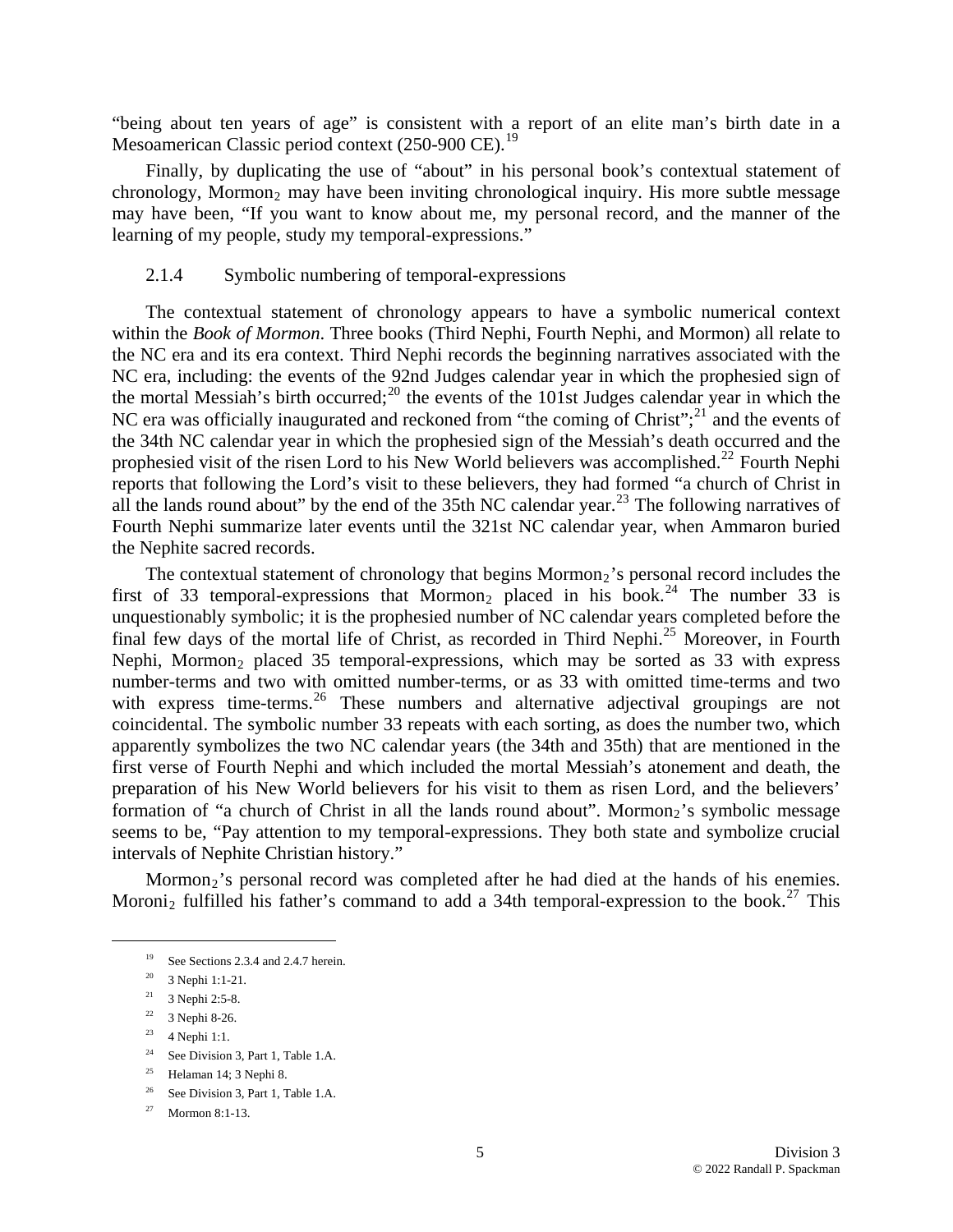"being about ten years of age" is consistent with a report of an elite man's birth date in a Mesoamerican Classic period context (250-900 CE).[19]

Finally, by duplicating the use of "about" in his personal book's contextual statement of chronology, $\text{Mormon}_2$ may have been inviting chronological inquiry. His more subtle message may have been, "If you want to know about me, my personal record, and the manner of the learning of my people, study my temporal-expressions."

### 2.1.4 Symbolic numbering of temporal-expressions

The contextual statement of chronology appears to have a symbolic numerical context within the *Book of Mormon*. Three books (Third Nephi, Fourth Nephi, and Mormon) all relate to the NC era and its era context. Third Nephi records the beginning narratives associated with the NC era, including: the events of the 92nd Judges calendar year in which the prophesied sign of the mortal Messiah's birth occurred;[20] the events of the 101st Judges calendar year in which the NC era was officially inaugurated and reckoned from "the coming of Christ";[21] and the events of the 34th NC calendar year in which the prophesied sign of the Messiah's death occurred and the prophesied visit of the risen Lord to his New World believers was accomplished.[22] Fourth Nephi reports that following the Lord's visit to these believers, they had formed "a church of Christ in all the lands round about" by the end of the 35th NC calendar year.[23] The following narratives of Fourth Nephi summarize later events until the 321st NC calendar year, when Ammaron buried the Nephite sacred records.

The contextual statement of chronology that begins $\text{Mormon}_2$'s personal record includes the first of 33 temporal-expressions that $\text{Mormon}_2$ placed in his book.[24] The number 33 is unquestionably symbolic; it is the prophesied number of NC calendar years completed before the final few days of the mortal life of Christ, as recorded in Third Nephi.[25] Moreover, in Fourth Nephi, $\text{Mormon}_2$ placed 35 temporal-expressions, which may be sorted as 33 with express number-terms and two with omitted number-terms, or as 33 with omitted time-terms and two with express time-terms.[26] These numbers and alternative adjectival groupings are not coincidental. The symbolic number 33 repeats with each sorting, as does the number two, which apparently symbolizes the two NC calendar years (the 34th and 35th) that are mentioned in the first verse of Fourth Nephi and which included the mortal Messiah's atonement and death, the preparation of his New World believers for his visit to them as risen Lord, and the believers' formation of "a church of Christ in all the lands round about". $\text{Mormon}_2$'s symbolic message seems to be, "Pay attention to my temporal-expressions. They both state and symbolize crucial intervals of Nephite Christian history."

$\text{Mormon}_2$'s personal record was completed after he had died at the hands of his enemies. $\text{Moroni}_2$ fulfilled his father's command to add a 34th temporal-expression to the book.[27] This

---

[19] See Sections 2.3.4 and 2.4.7 herein.

[20] 3 Nephi 1:1-21.

[21] 3 Nephi 2:5-8.

[22] 3 Nephi 8-26.

[23] 4 Nephi 1:1.

[24] See Division 3, Part 1, Table 1.A.

[25] Helaman 14; 3 Nephi 8.

[26] See Division 3, Part 1, Table 1.A.

[27] Mormon 8:1-13.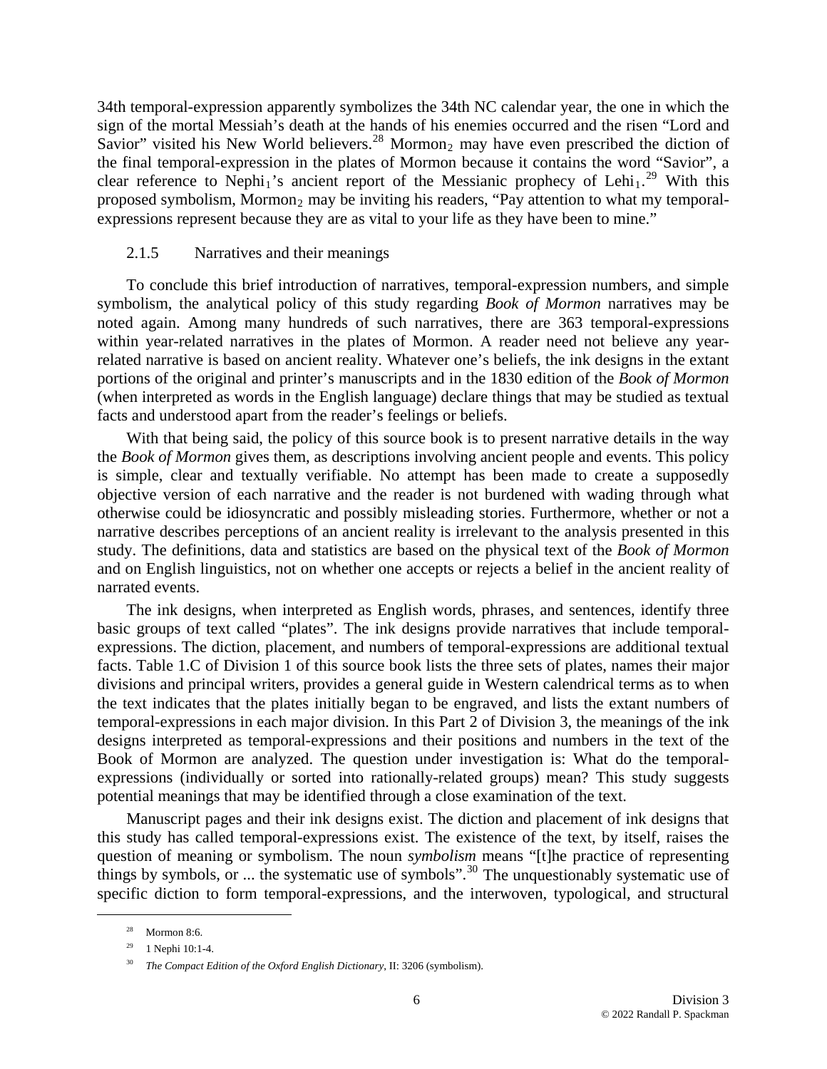34th temporal-expression apparently symbolizes the 34th NC calendar year, the one in which the sign of the mortal Messiah's death at the hands of his enemies occurred and the risen "Lord and Savior" visited his New World believers.[28] Mormon$_2$ may have even prescribed the diction of the final temporal-expression in the plates of Mormon because it contains the word "Savior", a clear reference to Nephi$_1$'s ancient report of the Messianic prophecy of Lehi$_1$.[29] With this proposed symbolism, Mormon$_2$ may be inviting his readers, "Pay attention to what my temporal-expressions represent because they are as vital to your life as they have been to mine."

### 2.1.5 Narratives and their meanings

To conclude this brief introduction of narratives, temporal-expression numbers, and simple symbolism, the analytical policy of this study regarding *Book of Mormon* narratives may be noted again. Among many hundreds of such narratives, there are 363 temporal-expressions within year-related narratives in the plates of Mormon. A reader need not believe any year-related narrative is based on ancient reality. Whatever one's beliefs, the ink designs in the extant portions of the original and printer's manuscripts and in the 1830 edition of the *Book of Mormon* (when interpreted as words in the English language) declare things that may be studied as textual facts and understood apart from the reader's feelings or beliefs.

With that being said, the policy of this source book is to present narrative details in the way the *Book of Mormon* gives them, as descriptions involving ancient people and events. This policy is simple, clear and textually verifiable. No attempt has been made to create a supposedly objective version of each narrative and the reader is not burdened with wading through what otherwise could be idiosyncratic and possibly misleading stories. Furthermore, whether or not a narrative describes perceptions of an ancient reality is irrelevant to the analysis presented in this study. The definitions, data and statistics are based on the physical text of the *Book of Mormon* and on English linguistics, not on whether one accepts or rejects a belief in the ancient reality of narrated events.

The ink designs, when interpreted as English words, phrases, and sentences, identify three basic groups of text called "plates". The ink designs provide narratives that include temporal-expressions. The diction, placement, and numbers of temporal-expressions are additional textual facts. Table 1.C of Division 1 of this source book lists the three sets of plates, names their major divisions and principal writers, provides a general guide in Western calendrical terms as to when the text indicates that the plates initially began to be engraved, and lists the extant numbers of temporal-expressions in each major division. In this Part 2 of Division 3, the meanings of the ink designs interpreted as temporal-expressions and their positions and numbers in the text of the Book of Mormon are analyzed. The question under investigation is: What do the temporal-expressions (individually or sorted into rationally-related groups) mean? This study suggests potential meanings that may be identified through a close examination of the text.

Manuscript pages and their ink designs exist. The diction and placement of ink designs that this study has called temporal-expressions exist. The existence of the text, by itself, raises the question of meaning or symbolism. The noun *symbolism* means "[t]he practice of representing things by symbols, or ... the systematic use of symbols".[30] The unquestionably systematic use of specific diction to form temporal-expressions, and the interwoven, typological, and structural

---

[28] Mormon 8:6.

[29] 1 Nephi 10:1-4.

[30] *The Compact Edition of the Oxford English Dictionary*, II: 3206 (symbolism).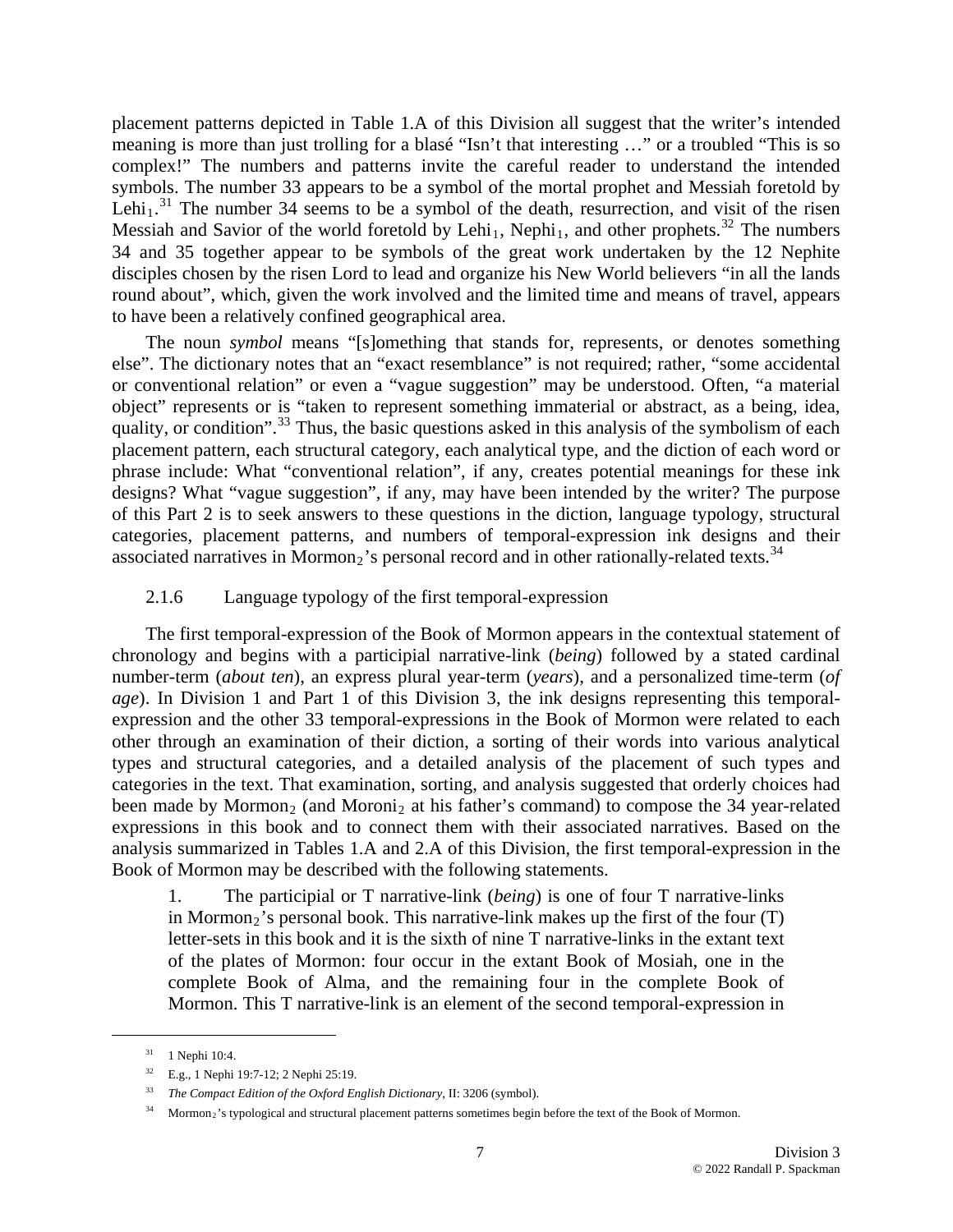placement patterns depicted in Table 1.A of this Division all suggest that the writer's intended meaning is more than just trolling for a blasé "Isn't that interesting …" or a troubled "This is so complex!" The numbers and patterns invite the careful reader to understand the intended symbols. The number 33 appears to be a symbol of the mortal prophet and Messiah foretold by $Lehi_1$.[31] The number 34 seems to be a symbol of the death, resurrection, and visit of the risen Messiah and Savior of the world foretold by $Lehi_1$, $Nephi_1$, and other prophets.[32] The numbers 34 and 35 together appear to be symbols of the great work undertaken by the 12 Nephite disciples chosen by the risen Lord to lead and organize his New World believers "in all the lands round about", which, given the work involved and the limited time and means of travel, appears to have been a relatively confined geographical area.

The noun *symbol* means "[s]omething that stands for, represents, or denotes something else". The dictionary notes that an "exact resemblance" is not required; rather, "some accidental or conventional relation" or even a "vague suggestion" may be understood. Often, "a material object" represents or is "taken to represent something immaterial or abstract, as a being, idea, quality, or condition".[33] Thus, the basic questions asked in this analysis of the symbolism of each placement pattern, each structural category, each analytical type, and the diction of each word or phrase include: What "conventional relation", if any, creates potential meanings for these ink designs? What "vague suggestion", if any, may have been intended by the writer? The purpose of this Part 2 is to seek answers to these questions in the diction, language typology, structural categories, placement patterns, and numbers of temporal-expression ink designs and their associated narratives in $Mormon_2$'s personal record and in other rationally-related texts.[34]

### 2.1.6 Language typology of the first temporal-expression

The first temporal-expression of the Book of Mormon appears in the contextual statement of chronology and begins with a participial narrative-link (*being*) followed by a stated cardinal number-term (*about ten*), an express plural year-term (*years*), and a personalized time-term (*of age*). In Division 1 and Part 1 of this Division 3, the ink designs representing this temporal-expression and the other 33 temporal-expressions in the Book of Mormon were related to each other through an examination of their diction, a sorting of their words into various analytical types and structural categories, and a detailed analysis of the placement of such types and categories in the text. That examination, sorting, and analysis suggested that orderly choices had been made by $Mormon_2$ (and $Moroni_2$ at his father's command) to compose the 34 year-related expressions in this book and to connect them with their associated narratives. Based on the analysis summarized in Tables 1.A and 2.A of this Division, the first temporal-expression in the Book of Mormon may be described with the following statements.

> 1. The participial or T narrative-link (*being*) is one of four T narrative-links in $Mormon_2$'s personal book. This narrative-link makes up the first of the four (T) letter-sets in this book and it is the sixth of nine T narrative-links in the extant text of the plates of Mormon: four occur in the extant Book of Mosiah, one in the complete Book of Alma, and the remaining four in the complete Book of Mormon. This T narrative-link is an element of the second temporal-expression in

---

[31] 1 Nephi 10:4.

[32] E.g., 1 Nephi 19:7-12; 2 Nephi 25:19.

[33] *The Compact Edition of the Oxford English Dictionary*, II: 3206 (symbol).

[34] $Mormon_2$'s typological and structural placement patterns sometimes begin before the text of the Book of Mormon.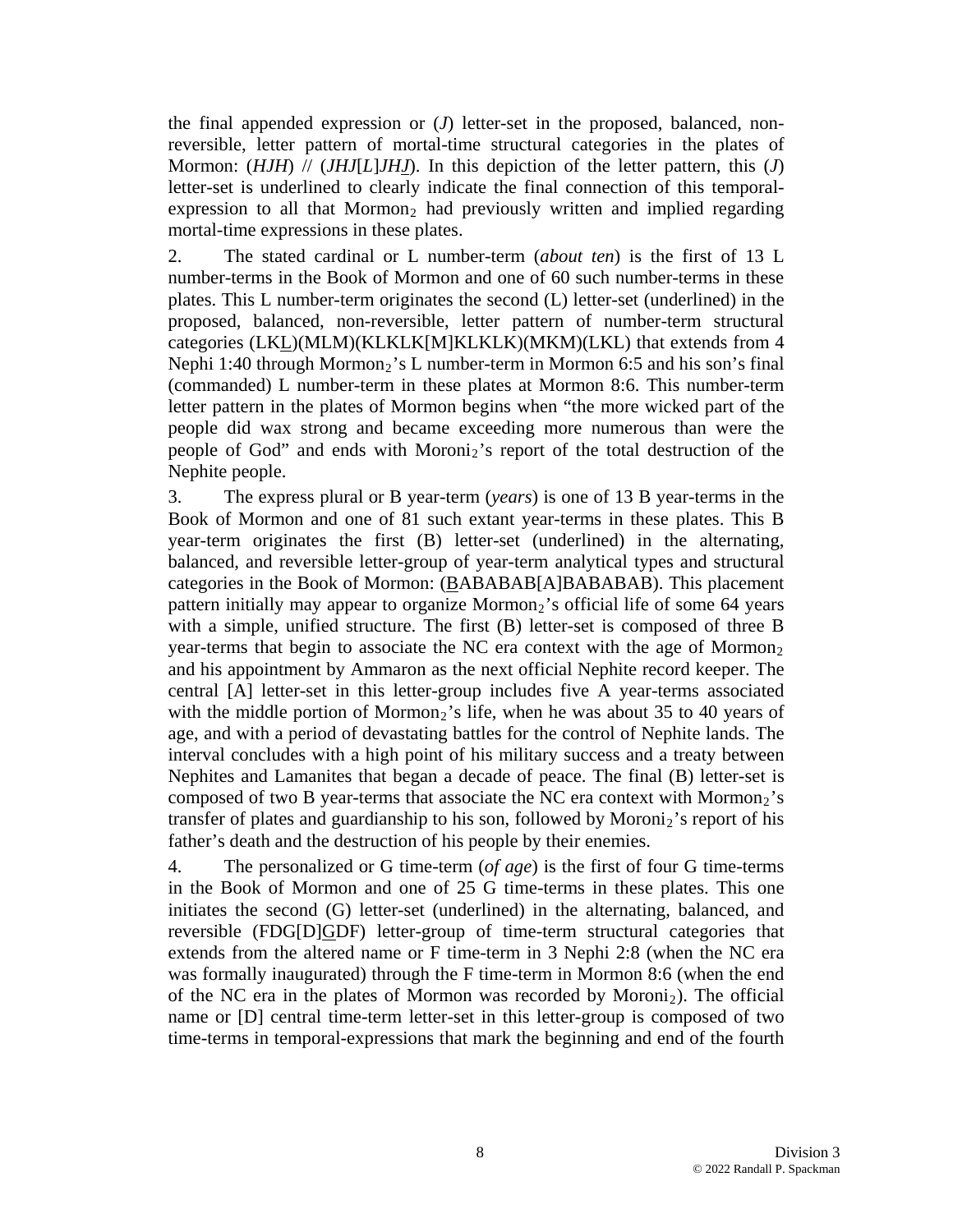the final appended expression or (*J*) letter-set in the proposed, balanced, non-reversible, letter pattern of mortal-time structural categories in the plates of Mormon: (*HJH*) // (*JHJ*[*L*]*JHJ*). In this depiction of the letter pattern, this (*J*) letter-set is underlined to clearly indicate the final connection of this temporal-expression to all that $Mormon_2$ had previously written and implied regarding mortal-time expressions in these plates.

2. The stated cardinal or L number-term (*about ten*) is the first of 13 L number-terms in the Book of Mormon and one of 60 such number-terms in these plates. This L number-term originates the second (L) letter-set (underlined) in the proposed, balanced, non-reversible, letter pattern of number-term structural categories (LK<u>L</u>)(MLM)(KLKLK[M]KLKLK)(MKM)(LKL) that extends from 4 Nephi 1:40 through $Mormon_2$'s L number-term in Mormon 6:5 and his son's final (commanded) L number-term in these plates at Mormon 8:6. This number-term letter pattern in the plates of Mormon begins when "the more wicked part of the people did wax strong and became exceeding more numerous than were the people of God" and ends with $Moroni_2$'s report of the total destruction of the Nephite people.

3. The express plural or B year-term (*years*) is one of 13 B year-terms in the Book of Mormon and one of 81 such extant year-terms in these plates. This B year-term originates the first (B) letter-set (underlined) in the alternating, balanced, and reversible letter-group of year-term analytical types and structural categories in the Book of Mormon: (<u>B</u>ABABAB[A]BABABAB). This placement pattern initially may appear to organize $Mormon_2$'s official life of some 64 years with a simple, unified structure. The first (B) letter-set is composed of three B year-terms that begin to associate the NC era context with the age of $Mormon_2$ and his appointment by Ammaron as the next official Nephite record keeper. The central [A] letter-set in this letter-group includes five A year-terms associated with the middle portion of $Mormon_2$'s life, when he was about 35 to 40 years of age, and with a period of devastating battles for the control of Nephite lands. The interval concludes with a high point of his military success and a treaty between Nephites and Lamanites that began a decade of peace. The final (B) letter-set is composed of two B year-terms that associate the NC era context with $Mormon_2$'s transfer of plates and guardianship to his son, followed by $Moroni_2$'s report of his father's death and the destruction of his people by their enemies.

4. The personalized or G time-term (*of age*) is the first of four G time-terms in the Book of Mormon and one of 25 G time-terms in these plates. This one initiates the second (G) letter-set (underlined) in the alternating, balanced, and reversible (FDG[D]<u>G</u>DF) letter-group of time-term structural categories that extends from the altered name or F time-term in 3 Nephi 2:8 (when the NC era was formally inaugurated) through the F time-term in Mormon 8:6 (when the end of the NC era in the plates of Mormon was recorded by $Moroni_2$). The official name or [D] central time-term letter-set in this letter-group is composed of two time-terms in temporal-expressions that mark the beginning and end of the fourth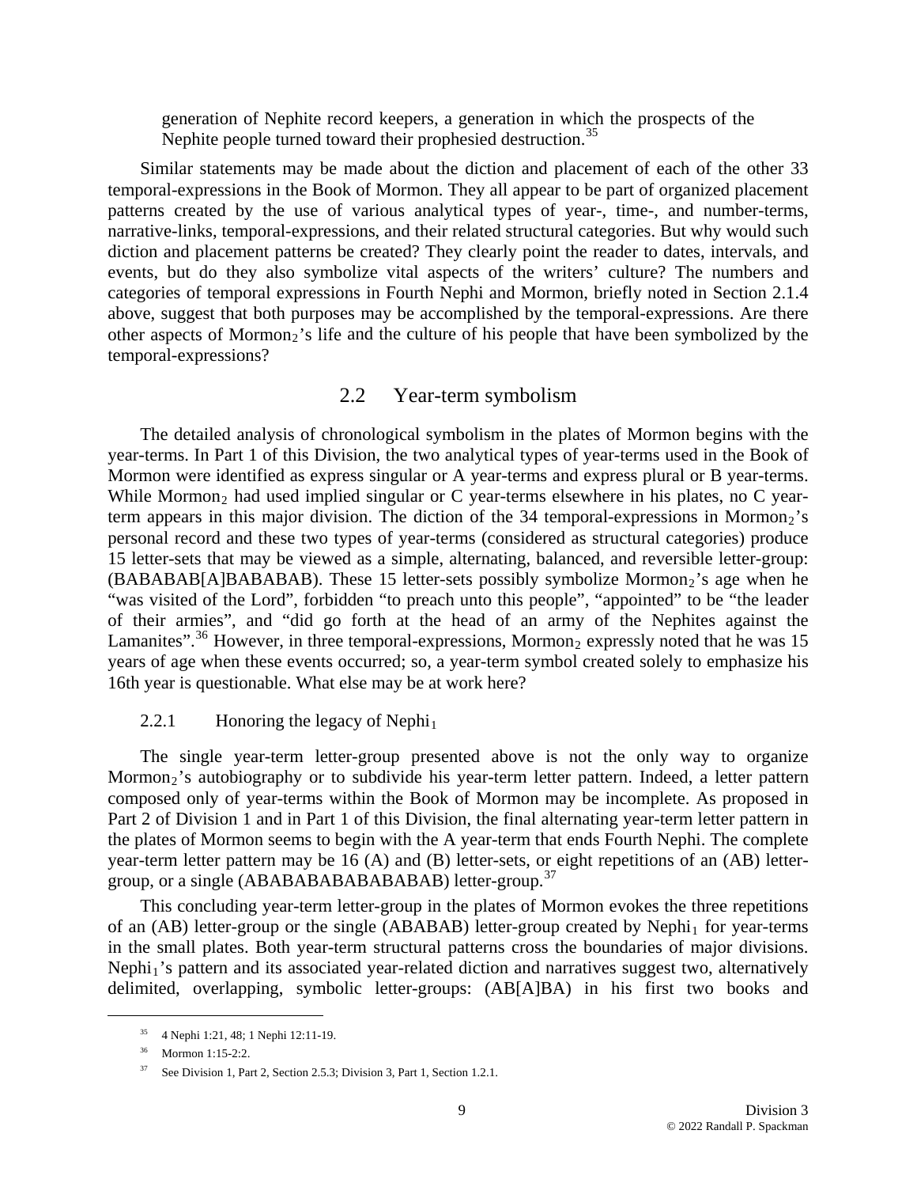> generation of Nephite record keepers, a generation in which the prospects of the Nephite people turned toward their prophesied destruction.[35]

Similar statements may be made about the diction and placement of each of the other 33 temporal-expressions in the Book of Mormon. They all appear to be part of organized placement patterns created by the use of various analytical types of year-, time-, and number-terms, narrative-links, temporal-expressions, and their related structural categories. But why would such diction and placement patterns be created? They clearly point the reader to dates, intervals, and events, but do they also symbolize vital aspects of the writers' culture? The numbers and categories of temporal expressions in Fourth Nephi and Mormon, briefly noted in Section 2.1.4 above, suggest that both purposes may be accomplished by the temporal-expressions. Are there other aspects of $\text{Mormon}_2$'s life and the culture of his people that have been symbolized by the temporal-expressions?

## 2.2 Year-term symbolism

The detailed analysis of chronological symbolism in the plates of Mormon begins with the year-terms. In Part 1 of this Division, the two analytical types of year-terms used in the Book of Mormon were identified as express singular or A year-terms and express plural or B year-terms. While $\text{Mormon}_2$ had used implied singular or C year-terms elsewhere in his plates, no C year-term appears in this major division. The diction of the 34 temporal-expressions in $\text{Mormon}_2$'s personal record and these two types of year-terms (considered as structural categories) produce 15 letter-sets that may be viewed as a simple, alternating, balanced, and reversible letter-group: (BABABAB[A]BABABAB). These 15 letter-sets possibly symbolize $\text{Mormon}_2$'s age when he "was visited of the Lord", forbidden "to preach unto this people", "appointed" to be "the leader of their armies", and "did go forth at the head of an army of the Nephites against the Lamanites".[36] However, in three temporal-expressions, $\text{Mormon}_2$ expressly noted that he was 15 years of age when these events occurred; so, a year-term symbol created solely to emphasize his 16th year is questionable. What else may be at work here?

### 2.2.1 Honoring the legacy of $\text{Nephi}_1$

The single year-term letter-group presented above is not the only way to organize $\text{Mormon}_2$'s autobiography or to subdivide his year-term letter pattern. Indeed, a letter pattern composed only of year-terms within the Book of Mormon may be incomplete. As proposed in Part 2 of Division 1 and in Part 1 of this Division, the final alternating year-term letter pattern in the plates of Mormon seems to begin with the A year-term that ends Fourth Nephi. The complete year-term letter pattern may be 16 (A) and (B) letter-sets, or eight repetitions of an (AB) letter-group, or a single (ABABABABABABABAB) letter-group.[37]

This concluding year-term letter-group in the plates of Mormon evokes the three repetitions of an (AB) letter-group or the single (ABABAB) letter-group created by $\text{Nephi}_1$ for year-terms in the small plates. Both year-term structural patterns cross the boundaries of major divisions. $\text{Nephi}_1$'s pattern and its associated year-related diction and narratives suggest two, alternatively delimited, overlapping, symbolic letter-groups: (AB[A]BA) in his first two books and

---

[35] 4 Nephi 1:21, 48; 1 Nephi 12:11-19.

[36] Mormon 1:15-2:2.

[37] See Division 1, Part 2, Section 2.5.3; Division 3, Part 1, Section 1.2.1.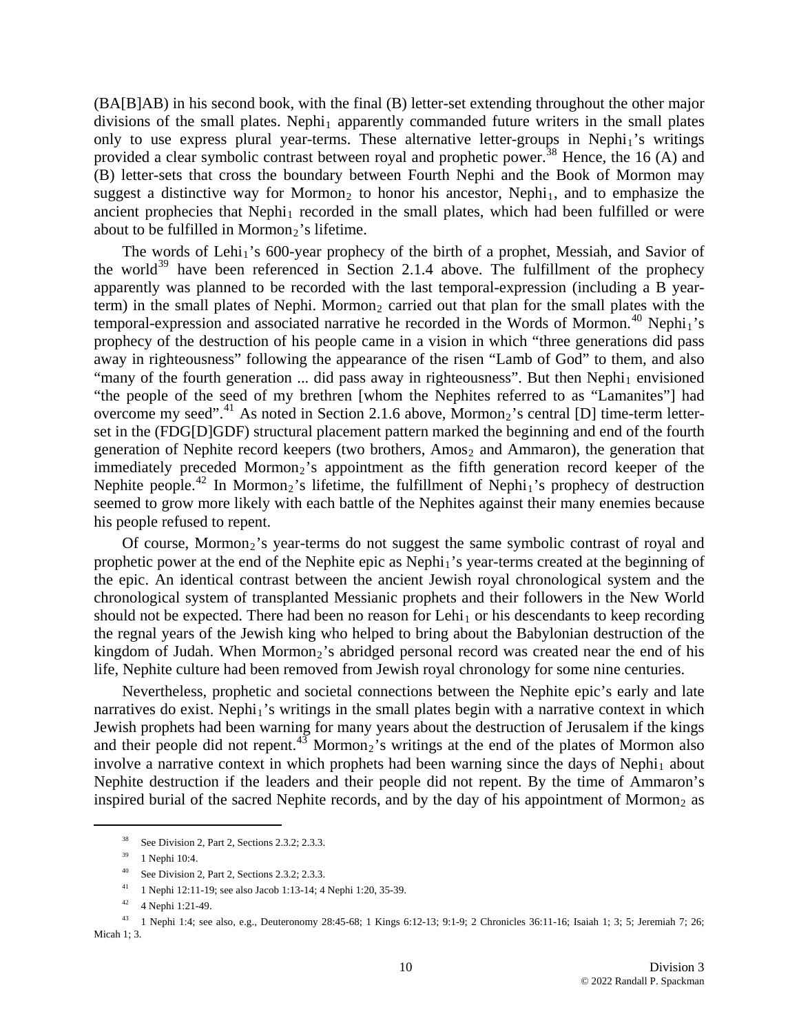(BA[B]AB) in his second book, with the final (B) letter-set extending throughout the other major divisions of the small plates. $\text{Nephi}_1$ apparently commanded future writers in the small plates only to use express plural year-terms. These alternative letter-groups in $\text{Nephi}_1$'s writings provided a clear symbolic contrast between royal and prophetic power.[38] Hence, the 16 (A) and (B) letter-sets that cross the boundary between Fourth Nephi and the Book of Mormon may suggest a distinctive way for $\text{Mormon}_2$ to honor his ancestor, $\text{Nephi}_1$, and to emphasize the ancient prophecies that $\text{Nephi}_1$ recorded in the small plates, which had been fulfilled or were about to be fulfilled in $\text{Mormon}_2$'s lifetime.

The words of $\text{Lehi}_1$'s 600-year prophecy of the birth of a prophet, Messiah, and Savior of the world[39] have been referenced in Section 2.1.4 above. The fulfillment of the prophecy apparently was planned to be recorded with the last temporal-expression (including a B year-term) in the small plates of Nephi. $\text{Mormon}_2$ carried out that plan for the small plates with the temporal-expression and associated narrative he recorded in the Words of Mormon.[40] $\text{Nephi}_1$'s prophecy of the destruction of his people came in a vision in which "three generations did pass away in righteousness" following the appearance of the risen "Lamb of God" to them, and also "many of the fourth generation ... did pass away in righteousness". But then $\text{Nephi}_1$ envisioned "the people of the seed of my brethren [whom the Nephites referred to as "Lamanites"] had overcome my seed".[41] As noted in Section 2.1.6 above, $\text{Mormon}_2$'s central [D] time-term letter-set in the (FDG[D]GDF) structural placement pattern marked the beginning and end of the fourth generation of Nephite record keepers (two brothers, $\text{Amos}_2$ and Ammaron), the generation that immediately preceded $\text{Mormon}_2$'s appointment as the fifth generation record keeper of the Nephite people.[42] In $\text{Mormon}_2$'s lifetime, the fulfillment of $\text{Nephi}_1$'s prophecy of destruction seemed to grow more likely with each battle of the Nephites against their many enemies because his people refused to repent.

Of course, $\text{Mormon}_2$'s year-terms do not suggest the same symbolic contrast of royal and prophetic power at the end of the Nephite epic as $\text{Nephi}_1$'s year-terms created at the beginning of the epic. An identical contrast between the ancient Jewish royal chronological system and the chronological system of transplanted Messianic prophets and their followers in the New World should not be expected. There had been no reason for $\text{Lehi}_1$ or his descendants to keep recording the regnal years of the Jewish king who helped to bring about the Babylonian destruction of the kingdom of Judah. When $\text{Mormon}_2$'s abridged personal record was created near the end of his life, Nephite culture had been removed from Jewish royal chronology for some nine centuries.

Nevertheless, prophetic and societal connections between the Nephite epic's early and late narratives do exist. $\text{Nephi}_1$'s writings in the small plates begin with a narrative context in which Jewish prophets had been warning for many years about the destruction of Jerusalem if the kings and their people did not repent.[43] $\text{Mormon}_2$'s writings at the end of the plates of Mormon also involve a narrative context in which prophets had been warning since the days of $\text{Nephi}_1$ about Nephite destruction if the leaders and their people did not repent. By the time of Ammaron's inspired burial of the sacred Nephite records, and by the day of his appointment of $\text{Mormon}_2$ as

---

[38] See Division 2, Part 2, Sections 2.3.2; 2.3.3.

[39] 1 Nephi 10:4.

[40] See Division 2, Part 2, Sections 2.3.2; 2.3.3.

[41] 1 Nephi 12:11-19; see also Jacob 1:13-14; 4 Nephi 1:20, 35-39.

[42] 4 Nephi 1:21-49.

[43] 1 Nephi 1:4; see also, e.g., Deuteronomy 28:45-68; 1 Kings 6:12-13; 9:1-9; 2 Chronicles 36:11-16; Isaiah 1; 3; 5; Jeremiah 7; 26; Micah 1; 3.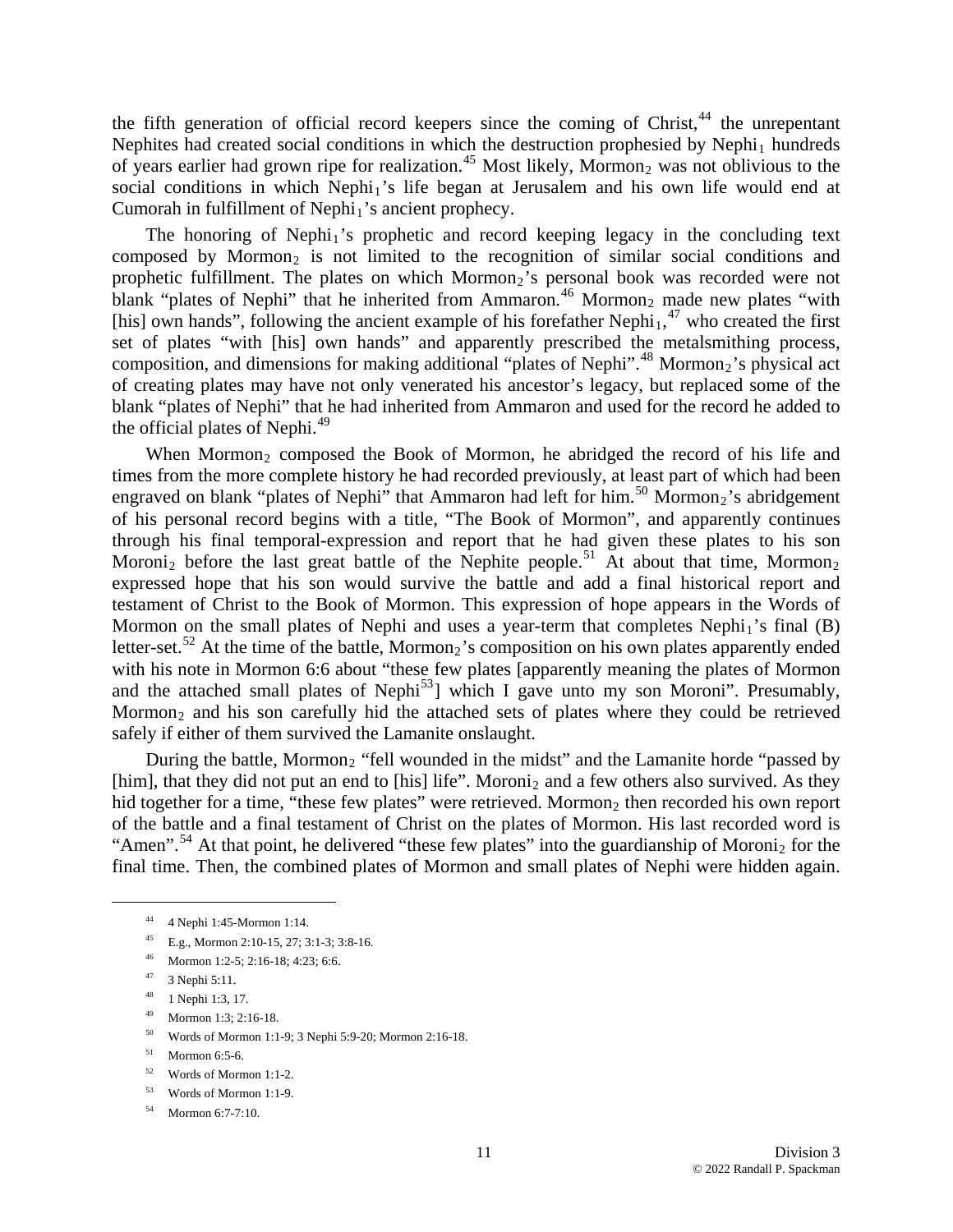the fifth generation of official record keepers since the coming of Christ,[44] the unrepentant Nephites had created social conditions in which the destruction prophesied by $Nephi_1$ hundreds of years earlier had grown ripe for realization.[45] Most likely, $Mormon_2$ was not oblivious to the social conditions in which $Nephi_1$'s life began at Jerusalem and his own life would end at Cumorah in fulfillment of $Nephi_1$'s ancient prophecy.

The honoring of $Nephi_1$'s prophetic and record keeping legacy in the concluding text composed by $Mormon_2$ is not limited to the recognition of similar social conditions and prophetic fulfillment. The plates on which $Mormon_2$'s personal book was recorded were not blank "plates of Nephi" that he inherited from Ammaron.[46] $Mormon_2$ made new plates "with [his] own hands", following the ancient example of his forefather $Nephi_1$,[47] who created the first set of plates "with [his] own hands" and apparently prescribed the metalsmithing process, composition, and dimensions for making additional "plates of Nephi".[48] $Mormon_2$'s physical act of creating plates may have not only venerated his ancestor's legacy, but replaced some of the blank "plates of Nephi" that he had inherited from Ammaron and used for the record he added to the official plates of Nephi.[49]

When $Mormon_2$ composed the Book of Mormon, he abridged the record of his life and times from the more complete history he had recorded previously, at least part of which had been engraved on blank "plates of Nephi" that Ammaron had left for him.[50] $Mormon_2$'s abridgement of his personal record begins with a title, "The Book of Mormon", and apparently continues through his final temporal-expression and report that he had given these plates to his son $Moroni_2$ before the last great battle of the Nephite people.[51] At about that time, $Mormon_2$ expressed hope that his son would survive the battle and add a final historical report and testament of Christ to the Book of Mormon. This expression of hope appears in the Words of Mormon on the small plates of Nephi and uses a year-term that completes $Nephi_1$'s final (B) letter-set.[52] At the time of the battle, $Mormon_2$'s composition on his own plates apparently ended with his note in Mormon 6:6 about "these few plates [apparently meaning the plates of Mormon and the attached small plates of Nephi[53]] which I gave unto my son Moroni". Presumably, $Mormon_2$ and his son carefully hid the attached sets of plates where they could be retrieved safely if either of them survived the Lamanite onslaught.

During the battle, $Mormon_2$ "fell wounded in the midst" and the Lamanite horde "passed by [him], that they did not put an end to [his] life". $Moroni_2$ and a few others also survived. As they hid together for a time, "these few plates" were retrieved. $Mormon_2$ then recorded his own report of the battle and a final testament of Christ on the plates of Mormon. His last recorded word is "Amen".[54] At that point, he delivered "these few plates" into the guardianship of $Moroni_2$ for the final time. Then, the combined plates of Mormon and small plates of Nephi were hidden again.

---

[44] 4 Nephi 1:45-Mormon 1:14.

[45] E.g., Mormon 2:10-15, 27; 3:1-3; 3:8-16.

[46] Mormon 1:2-5; 2:16-18; 4:23; 6:6.

[47] 3 Nephi 5:11.

[48] 1 Nephi 1:3, 17.

[49] Mormon 1:3; 2:16-18.

[50] Words of Mormon 1:1-9; 3 Nephi 5:9-20; Mormon 2:16-18.

[51] Mormon 6:5-6.

[52] Words of Mormon 1:1-2.

[53] Words of Mormon 1:1-9.

[54] Mormon 6:7-7:10.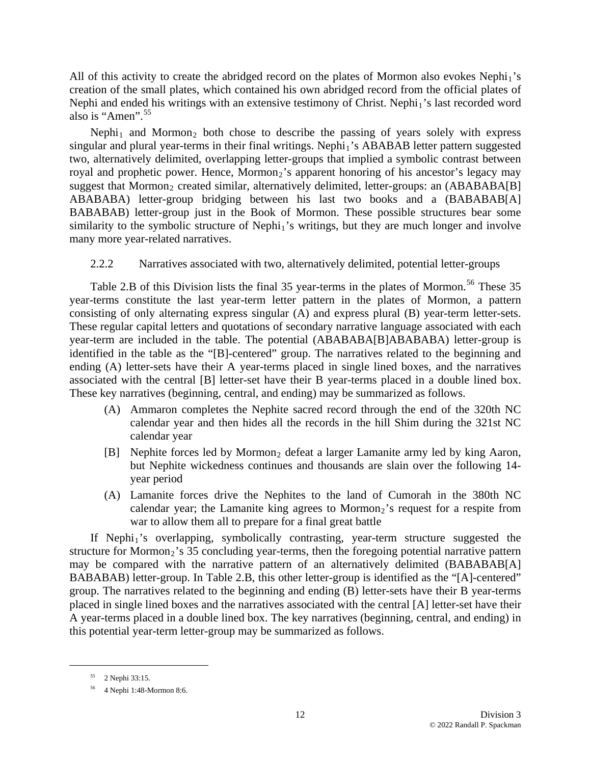All of this activity to create the abridged record on the plates of Mormon also evokes $\text{Nephi}_1$'s creation of the small plates, which contained his own abridged record from the official plates of Nephi and ended his writings with an extensive testimony of Christ. $\text{Nephi}_1$'s last recorded word also is "Amen".[55]

$\text{Nephi}_1$ and $\text{Mormon}_2$ both chose to describe the passing of years solely with express singular and plural year-terms in their final writings. $\text{Nephi}_1$'s ABABAB letter pattern suggested two, alternatively delimited, overlapping letter-groups that implied a symbolic contrast between royal and prophetic power. Hence, $\text{Mormon}_2$'s apparent honoring of his ancestor's legacy may suggest that $\text{Mormon}_2$ created similar, alternatively delimited, letter-groups: an (ABABABA[B] ABABABA) letter-group bridging between his last two books and a (BABABAB[A] BABABAB) letter-group just in the Book of Mormon. These possible structures bear some similarity to the symbolic structure of $\text{Nephi}_1$'s writings, but they are much longer and involve many more year-related narratives.

### 2.2.2 Narratives associated with two, alternatively delimited, potential letter-groups

Table 2.B of this Division lists the final 35 year-terms in the plates of Mormon.[56] These 35 year-terms constitute the last year-term letter pattern in the plates of Mormon, a pattern consisting of only alternating express singular (A) and express plural (B) year-term letter-sets. These regular capital letters and quotations of secondary narrative language associated with each year-term are included in the table. The potential (ABABABA[B]ABABABA) letter-group is identified in the table as the "[B]-centered" group. The narratives related to the beginning and ending (A) letter-sets have their A year-terms placed in single lined boxes, and the narratives associated with the central [B] letter-set have their B year-terms placed in a double lined box. These key narratives (beginning, central, and ending) may be summarized as follows.

- (A) Ammaron completes the Nephite sacred record through the end of the 320th NC calendar year and then hides all the records in the hill Shim during the 321st NC calendar year
- [B] Nephite forces led by $\text{Mormon}_2$ defeat a larger Lamanite army led by king Aaron, but Nephite wickedness continues and thousands are slain over the following 14-year period
- (A) Lamanite forces drive the Nephites to the land of Cumorah in the 380th NC calendar year; the Lamanite king agrees to $\text{Mormon}_2$'s request for a respite from war to allow them all to prepare for a final great battle

If $\text{Nephi}_1$'s overlapping, symbolically contrasting, year-term structure suggested the structure for $\text{Mormon}_2$'s 35 concluding year-terms, then the foregoing potential narrative pattern may be compared with the narrative pattern of an alternatively delimited (BABABAB[A] BABABAB) letter-group. In Table 2.B, this other letter-group is identified as the "[A]-centered" group. The narratives related to the beginning and ending (B) letter-sets have their B year-terms placed in single lined boxes and the narratives associated with the central [A] letter-set have their A year-terms placed in a double lined box. The key narratives (beginning, central, and ending) in this potential year-term letter-group may be summarized as follows.

---

[55] 2 Nephi 33:15.

[56] 4 Nephi 1:48-Mormon 8:6.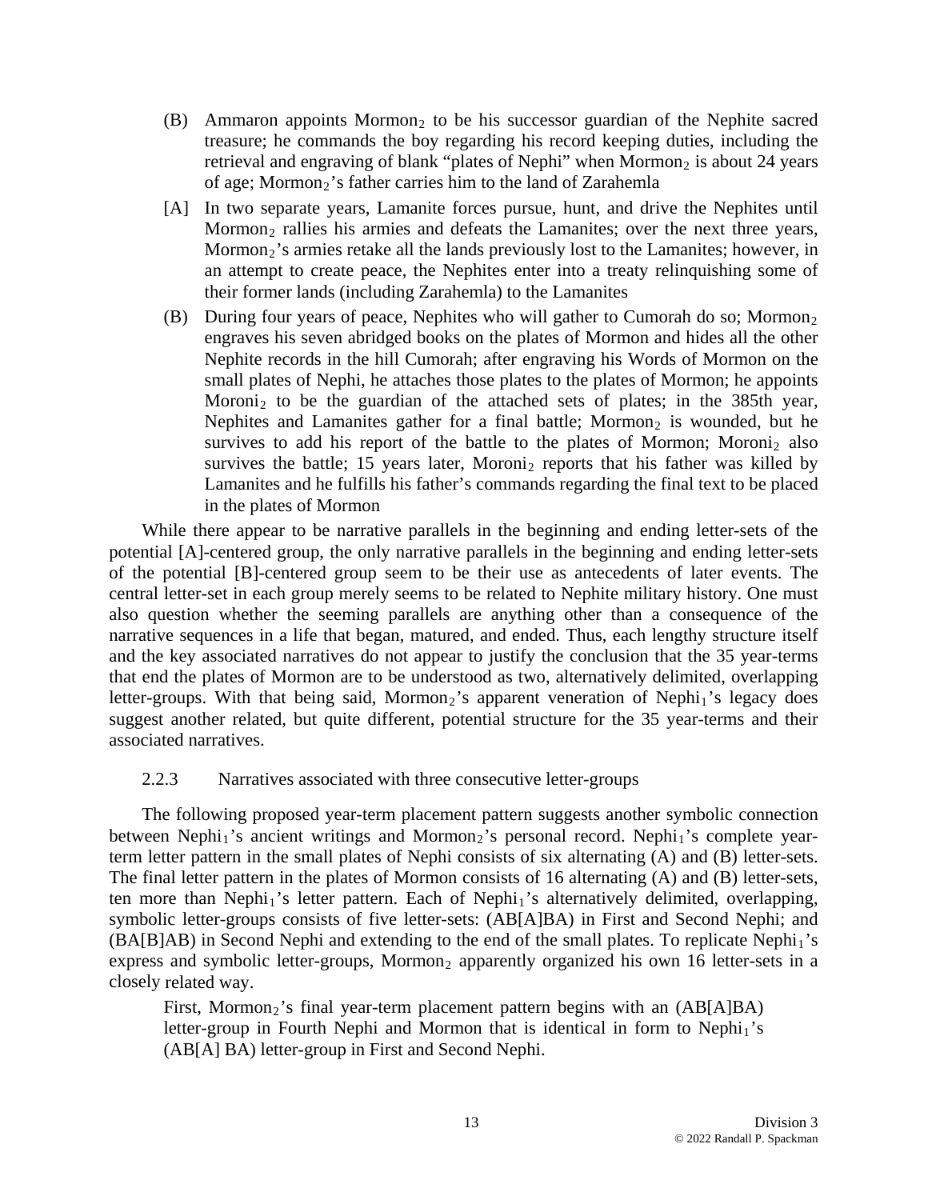(B) Ammaron appoints Mormon$_2$ to be his successor guardian of the Nephite sacred treasure; he commands the boy regarding his record keeping duties, including the retrieval and engraving of blank "plates of Nephi" when Mormon$_2$ is about 24 years of age; Mormon$_2$'s father carries him to the land of Zarahemla

[A] In two separate years, Lamanite forces pursue, hunt, and drive the Nephites until Mormon$_2$ rallies his armies and defeats the Lamanites; over the next three years, Mormon$_2$'s armies retake all the lands previously lost to the Lamanites; however, in an attempt to create peace, the Nephites enter into a treaty relinquishing some of their former lands (including Zarahemla) to the Lamanites

(B) During four years of peace, Nephites who will gather to Cumorah do so; Mormon$_2$ engraves his seven abridged books on the plates of Mormon and hides all the other Nephite records in the hill Cumorah; after engraving his Words of Mormon on the small plates of Nephi, he attaches those plates to the plates of Mormon; he appoints Moroni$_2$ to be the guardian of the attached sets of plates; in the 385th year, Nephites and Lamanites gather for a final battle; Mormon$_2$ is wounded, but he survives to add his report of the battle to the plates of Mormon; Moroni$_2$ also survives the battle; 15 years later, Moroni$_2$ reports that his father was killed by Lamanites and he fulfills his father's commands regarding the final text to be placed in the plates of Mormon

While there appear to be narrative parallels in the beginning and ending letter-sets of the potential [A]-centered group, the only narrative parallels in the beginning and ending letter-sets of the potential [B]-centered group seem to be their use as antecedents of later events. The central letter-set in each group merely seems to be related to Nephite military history. One must also question whether the seeming parallels are anything other than a consequence of the narrative sequences in a life that began, matured, and ended. Thus, each lengthy structure itself and the key associated narratives do not appear to justify the conclusion that the 35 year-terms that end the plates of Mormon are to be understood as two, alternatively delimited, overlapping letter-groups. With that being said, Mormon$_2$'s apparent veneration of Nephi$_1$'s legacy does suggest another related, but quite different, potential structure for the 35 year-terms and their associated narratives.

### 2.2.3 Narratives associated with three consecutive letter-groups

The following proposed year-term placement pattern suggests another symbolic connection between Nephi$_1$'s ancient writings and Mormon$_2$'s personal record. Nephi$_1$'s complete year-term letter pattern in the small plates of Nephi consists of six alternating (A) and (B) letter-sets. The final letter pattern in the plates of Mormon consists of 16 alternating (A) and (B) letter-sets, ten more than Nephi$_1$'s letter pattern. Each of Nephi$_1$'s alternatively delimited, overlapping, symbolic letter-groups consists of five letter-sets: (AB[A]BA) in First and Second Nephi; and (BA[B]AB) in Second Nephi and extending to the end of the small plates. To replicate Nephi$_1$'s express and symbolic letter-groups, Mormon$_2$ apparently organized his own 16 letter-sets in a closely related way.

> First, Mormon$_2$'s final year-term placement pattern begins with an (AB[A]BA) letter-group in Fourth Nephi and Mormon that is identical in form to Nephi$_1$'s (AB[A] BA) letter-group in First and Second Nephi.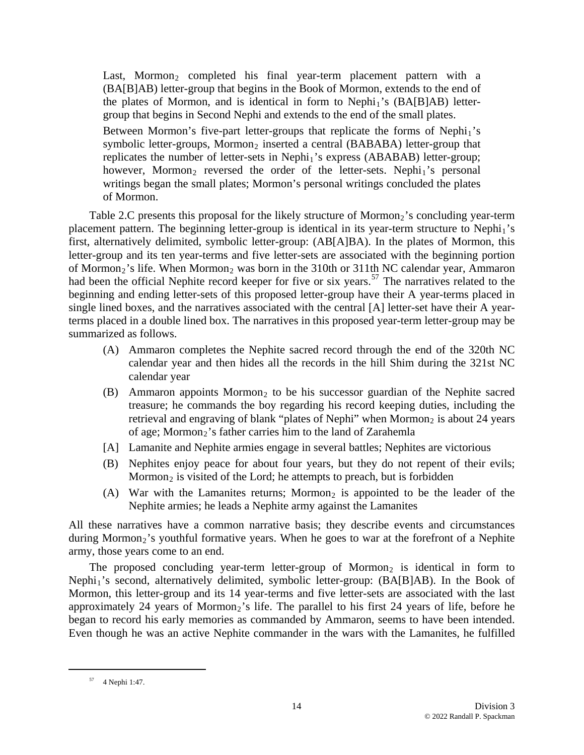> Last, Mormon$_2$ completed his final year-term placement pattern with a (BA[B]AB) letter-group that begins in the Book of Mormon, extends to the end of the plates of Mormon, and is identical in form to Nephi$_1$'s (BA[B]AB) letter-group that begins in Second Nephi and extends to the end of the small plates.
>
> Between Mormon's five-part letter-groups that replicate the forms of Nephi$_1$'s symbolic letter-groups, Mormon$_2$ inserted a central (BABABA) letter-group that replicates the number of letter-sets in Nephi$_1$'s express (ABABAB) letter-group; however, Mormon$_2$ reversed the order of the letter-sets. Nephi$_1$'s personal writings began the small plates; Mormon's personal writings concluded the plates of Mormon.

Table 2.C presents this proposal for the likely structure of Mormon$_2$'s concluding year-term placement pattern. The beginning letter-group is identical in its year-term structure to Nephi$_1$'s first, alternatively delimited, symbolic letter-group: (AB[A]BA). In the plates of Mormon, this letter-group and its ten year-terms and five letter-sets are associated with the beginning portion of Mormon$_2$'s life. When Mormon$_2$ was born in the 310th or 311th NC calendar year, Ammaron had been the official Nephite record keeper for five or six years.[57] The narratives related to the beginning and ending letter-sets of this proposed letter-group have their A year-terms placed in single lined boxes, and the narratives associated with the central [A] letter-set have their A year-terms placed in a double lined box. The narratives in this proposed year-term letter-group may be summarized as follows.

- (A) Ammaron completes the Nephite sacred record through the end of the 320th NC calendar year and then hides all the records in the hill Shim during the 321st NC calendar year
- (B) Ammaron appoints Mormon$_2$ to be his successor guardian of the Nephite sacred treasure; he commands the boy regarding his record keeping duties, including the retrieval and engraving of blank "plates of Nephi" when Mormon$_2$ is about 24 years of age; Mormon$_2$'s father carries him to the land of Zarahemla
- [A] Lamanite and Nephite armies engage in several battles; Nephites are victorious
- (B) Nephites enjoy peace for about four years, but they do not repent of their evils; Mormon$_2$ is visited of the Lord; he attempts to preach, but is forbidden
- (A) War with the Lamanites returns; Mormon$_2$ is appointed to be the leader of the Nephite armies; he leads a Nephite army against the Lamanites

All these narratives have a common narrative basis; they describe events and circumstances during Mormon$_2$'s youthful formative years. When he goes to war at the forefront of a Nephite army, those years come to an end.

The proposed concluding year-term letter-group of Mormon$_2$ is identical in form to Nephi$_1$'s second, alternatively delimited, symbolic letter-group: (BA[B]AB). In the Book of Mormon, this letter-group and its 14 year-terms and five letter-sets are associated with the last approximately 24 years of Mormon$_2$'s life. The parallel to his first 24 years of life, before he began to record his early memories as commanded by Ammaron, seems to have been intended. Even though he was an active Nephite commander in the wars with the Lamanites, he fulfilled

---

[57] 4 Nephi 1:47.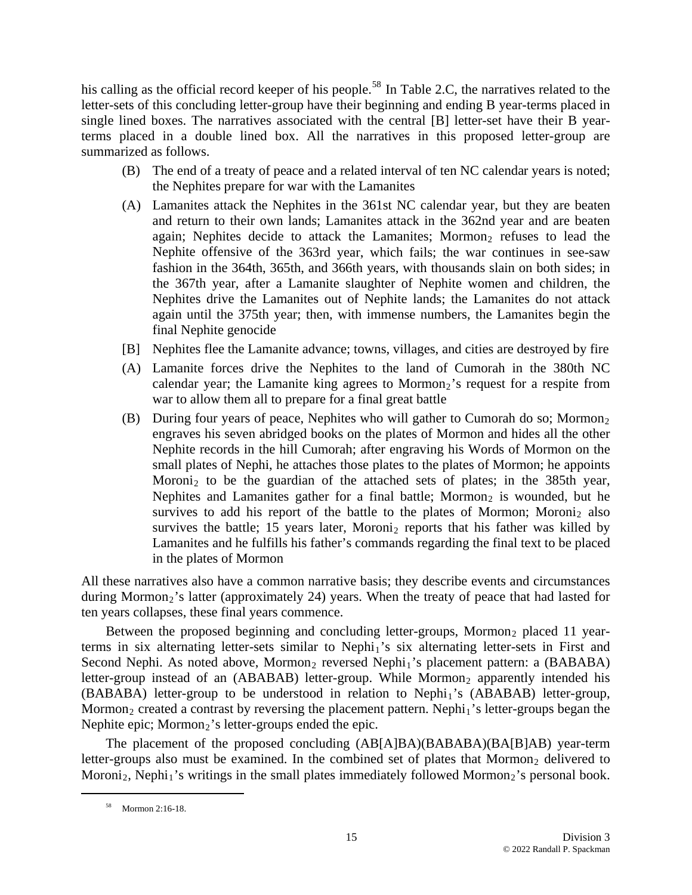his calling as the official record keeper of his people.[58] In Table 2.C, the narratives related to the letter-sets of this concluding letter-group have their beginning and ending B year-terms placed in single lined boxes. The narratives associated with the central [B] letter-set have their B year-terms placed in a double lined box. All the narratives in this proposed letter-group are summarized as follows.

- (B) The end of a treaty of peace and a related interval of ten NC calendar years is noted; the Nephites prepare for war with the Lamanites
- (A) Lamanites attack the Nephites in the 361st NC calendar year, but they are beaten and return to their own lands; Lamanites attack in the 362nd year and are beaten again; Nephites decide to attack the Lamanites; Mormon$_2$ refuses to lead the Nephite offensive of the 363rd year, which fails; the war continues in see-saw fashion in the 364th, 365th, and 366th years, with thousands slain on both sides; in the 367th year, after a Lamanite slaughter of Nephite women and children, the Nephites drive the Lamanites out of Nephite lands; the Lamanites do not attack again until the 375th year; then, with immense numbers, the Lamanites begin the final Nephite genocide
- [B] Nephites flee the Lamanite advance; towns, villages, and cities are destroyed by fire
- (A) Lamanite forces drive the Nephites to the land of Cumorah in the 380th NC calendar year; the Lamanite king agrees to Mormon$_2$'s request for a respite from war to allow them all to prepare for a final great battle
- (B) During four years of peace, Nephites who will gather to Cumorah do so; Mormon$_2$ engraves his seven abridged books on the plates of Mormon and hides all the other Nephite records in the hill Cumorah; after engraving his Words of Mormon on the small plates of Nephi, he attaches those plates to the plates of Mormon; he appoints Moroni$_2$ to be the guardian of the attached sets of plates; in the 385th year, Nephites and Lamanites gather for a final battle; Mormon$_2$ is wounded, but he survives to add his report of the battle to the plates of Mormon; Moroni$_2$ also survives the battle; 15 years later, Moroni$_2$ reports that his father was killed by Lamanites and he fulfills his father's commands regarding the final text to be placed in the plates of Mormon

All these narratives also have a common narrative basis; they describe events and circumstances during Mormon$_2$'s latter (approximately 24) years. When the treaty of peace that had lasted for ten years collapses, these final years commence.

Between the proposed beginning and concluding letter-groups, Mormon$_2$ placed 11 year-terms in six alternating letter-sets similar to Nephi$_1$'s six alternating letter-sets in First and Second Nephi. As noted above, Mormon$_2$ reversed Nephi$_1$'s placement pattern: a (BABABA) letter-group instead of an (ABABAB) letter-group. While Mormon$_2$ apparently intended his (BABABA) letter-group to be understood in relation to Nephi$_1$'s (ABABAB) letter-group, Mormon$_2$ created a contrast by reversing the placement pattern. Nephi$_1$'s letter-groups began the Nephite epic; Mormon$_2$'s letter-groups ended the epic.

The placement of the proposed concluding (AB[A]BA)(BABABA)(BA[B]AB) year-term letter-groups also must be examined. In the combined set of plates that Mormon$_2$ delivered to Moroni$_2$, Nephi$_1$'s writings in the small plates immediately followed Mormon$_2$'s personal book.

[58] Mormon 2:16-18.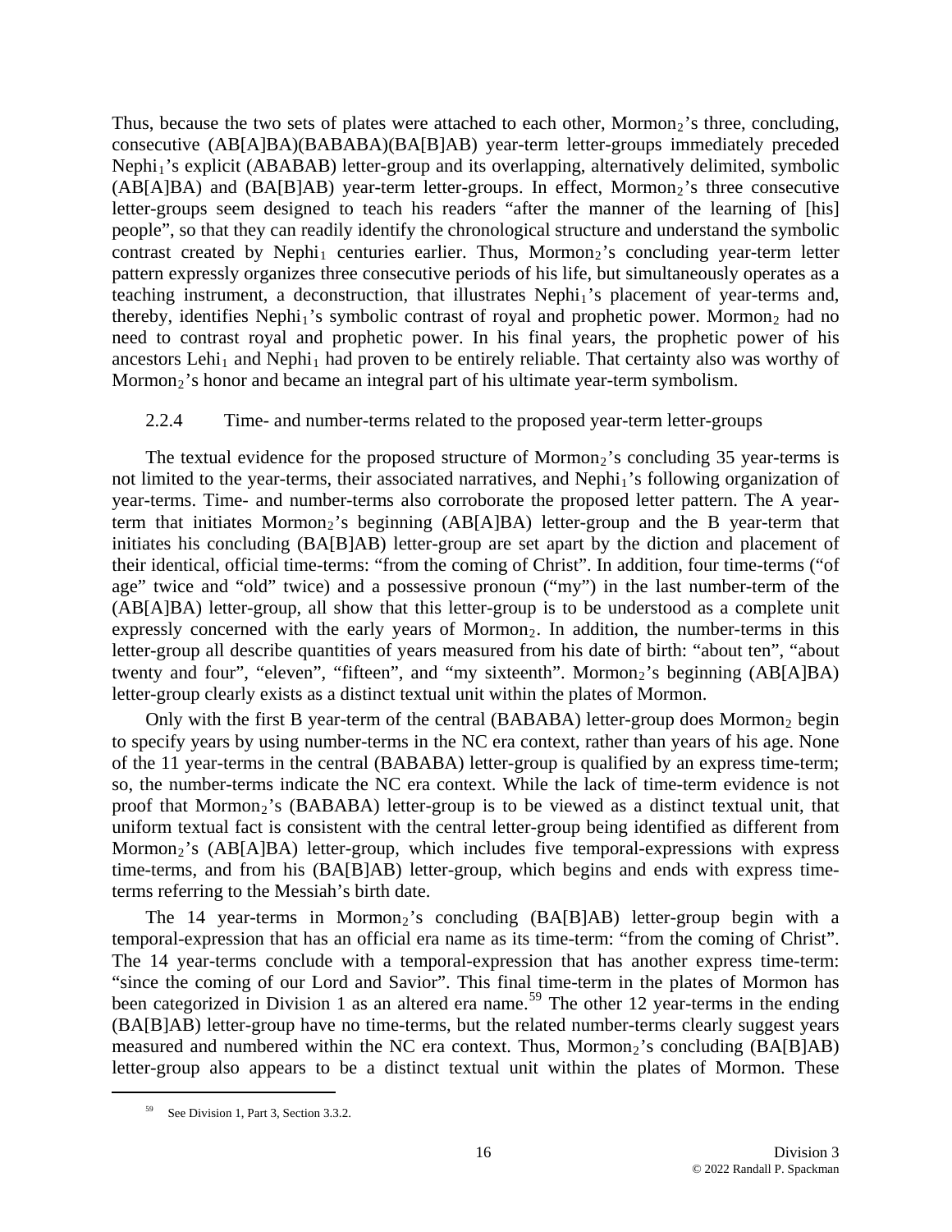Thus, because the two sets of plates were attached to each other, $Mormon_2$'s three, concluding, consecutive (AB[A]BA)(BABABA)(BA[B]AB) year-term letter-groups immediately preceded $Nephi_1$'s explicit (ABABAB) letter-group and its overlapping, alternatively delimited, symbolic (AB[A]BA) and (BA[B]AB) year-term letter-groups. In effect, $Mormon_2$'s three consecutive letter-groups seem designed to teach his readers "after the manner of the learning of [his] people", so that they can readily identify the chronological structure and understand the symbolic contrast created by $Nephi_1$ centuries earlier. Thus, $Mormon_2$'s concluding year-term letter pattern expressly organizes three consecutive periods of his life, but simultaneously operates as a teaching instrument, a deconstruction, that illustrates $Nephi_1$'s placement of year-terms and, thereby, identifies $Nephi_1$'s symbolic contrast of royal and prophetic power. $Mormon_2$ had no need to contrast royal and prophetic power. In his final years, the prophetic power of his ancestors $Lehi_1$ and $Nephi_1$ had proven to be entirely reliable. That certainty also was worthy of $Mormon_2$'s honor and became an integral part of his ultimate year-term symbolism.

### 2.2.4 Time- and number-terms related to the proposed year-term letter-groups

The textual evidence for the proposed structure of $Mormon_2$'s concluding 35 year-terms is not limited to the year-terms, their associated narratives, and $Nephi_1$'s following organization of year-terms. Time- and number-terms also corroborate the proposed letter pattern. The A year-term that initiates $Mormon_2$'s beginning (AB[A]BA) letter-group and the B year-term that initiates his concluding (BA[B]AB) letter-group are set apart by the diction and placement of their identical, official time-terms: "from the coming of Christ". In addition, four time-terms ("of age" twice and "old" twice) and a possessive pronoun ("my") in the last number-term of the (AB[A]BA) letter-group, all show that this letter-group is to be understood as a complete unit expressly concerned with the early years of $Mormon_2$. In addition, the number-terms in this letter-group all describe quantities of years measured from his date of birth: "about ten", "about twenty and four", "eleven", "fifteen", and "my sixteenth". $Mormon_2$'s beginning (AB[A]BA) letter-group clearly exists as a distinct textual unit within the plates of Mormon.

Only with the first B year-term of the central (BABABA) letter-group does $Mormon_2$ begin to specify years by using number-terms in the NC era context, rather than years of his age. None of the 11 year-terms in the central (BABABA) letter-group is qualified by an express time-term; so, the number-terms indicate the NC era context. While the lack of time-term evidence is not proof that $Mormon_2$'s (BABABA) letter-group is to be viewed as a distinct textual unit, that uniform textual fact is consistent with the central letter-group being identified as different from $Mormon_2$'s (AB[A]BA) letter-group, which includes five temporal-expressions with express time-terms, and from his (BA[B]AB) letter-group, which begins and ends with express time-terms referring to the Messiah's birth date.

The 14 year-terms in $Mormon_2$'s concluding (BA[B]AB) letter-group begin with a temporal-expression that has an official era name as its time-term: "from the coming of Christ". The 14 year-terms conclude with a temporal-expression that has another express time-term: "since the coming of our Lord and Savior". This final time-term in the plates of Mormon has been categorized in Division 1 as an altered era name.[59] The other 12 year-terms in the ending (BA[B]AB) letter-group have no time-terms, but the related number-terms clearly suggest years measured and numbered within the NC era context. Thus, $Mormon_2$'s concluding (BA[B]AB) letter-group also appears to be a distinct textual unit within the plates of Mormon. These

[59] See Division 1, Part 3, Section 3.3.2.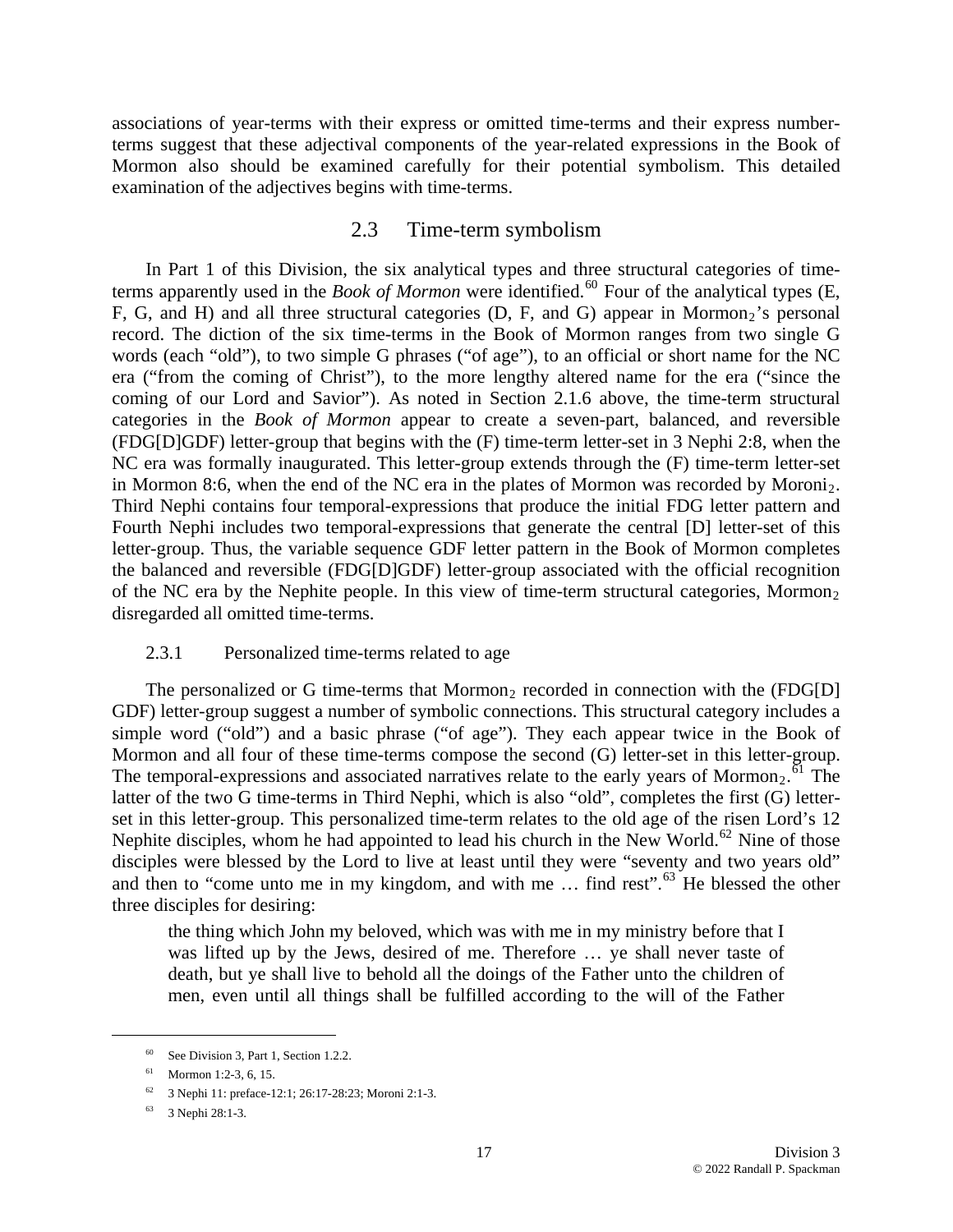associations of year-terms with their express or omitted time-terms and their express number-terms suggest that these adjectival components of the year-related expressions in the Book of Mormon also should be examined carefully for their potential symbolism. This detailed examination of the adjectives begins with time-terms.

## 2.3 Time-term symbolism

In Part 1 of this Division, the six analytical types and three structural categories of time-terms apparently used in the *Book of Mormon* were identified.[60] Four of the analytical types (E, F, G, and H) and all three structural categories (D, F, and G) appear in Mormon$_2$'s personal record. The diction of the six time-terms in the Book of Mormon ranges from two single G words (each "old"), to two simple G phrases ("of age"), to an official or short name for the NC era ("from the coming of Christ"), to the more lengthy altered name for the era ("since the coming of our Lord and Savior"). As noted in Section 2.1.6 above, the time-term structural categories in the *Book of Mormon* appear to create a seven-part, balanced, and reversible (FDG[D]GDF) letter-group that begins with the (F) time-term letter-set in 3 Nephi 2:8, when the NC era was formally inaugurated. This letter-group extends through the (F) time-term letter-set in Mormon 8:6, when the end of the NC era in the plates of Mormon was recorded by Moroni$_2$. Third Nephi contains four temporal-expressions that produce the initial FDG letter pattern and Fourth Nephi includes two temporal-expressions that generate the central [D] letter-set of this letter-group. Thus, the variable sequence GDF letter pattern in the Book of Mormon completes the balanced and reversible (FDG[D]GDF) letter-group associated with the official recognition of the NC era by the Nephite people. In this view of time-term structural categories, Mormon$_2$ disregarded all omitted time-terms.

### 2.3.1 Personalized time-terms related to age

The personalized or G time-terms that Mormon$_2$ recorded in connection with the (FDG[D] GDF) letter-group suggest a number of symbolic connections. This structural category includes a simple word ("old") and a basic phrase ("of age"). They each appear twice in the Book of Mormon and all four of these time-terms compose the second (G) letter-set in this letter-group. The temporal-expressions and associated narratives relate to the early years of Mormon$_2$.[61] The latter of the two G time-terms in Third Nephi, which is also "old", completes the first (G) letter-set in this letter-group. This personalized time-term relates to the old age of the risen Lord's 12 Nephite disciples, whom he had appointed to lead his church in the New World.[62] Nine of those disciples were blessed by the Lord to live at least until they were "seventy and two years old" and then to "come unto me in my kingdom, and with me … find rest".[63] He blessed the other three disciples for desiring:

> the thing which John my beloved, which was with me in my ministry before that I was lifted up by the Jews, desired of me. Therefore … ye shall never taste of death, but ye shall live to behold all the doings of the Father unto the children of men, even until all things shall be fulfilled according to the will of the Father

---

[60] See Division 3, Part 1, Section 1.2.2.

[61] Mormon 1:2-3, 6, 15.

[62] 3 Nephi 11: preface-12:1; 26:17-28:23; Moroni 2:1-3.

[63] 3 Nephi 28:1-3.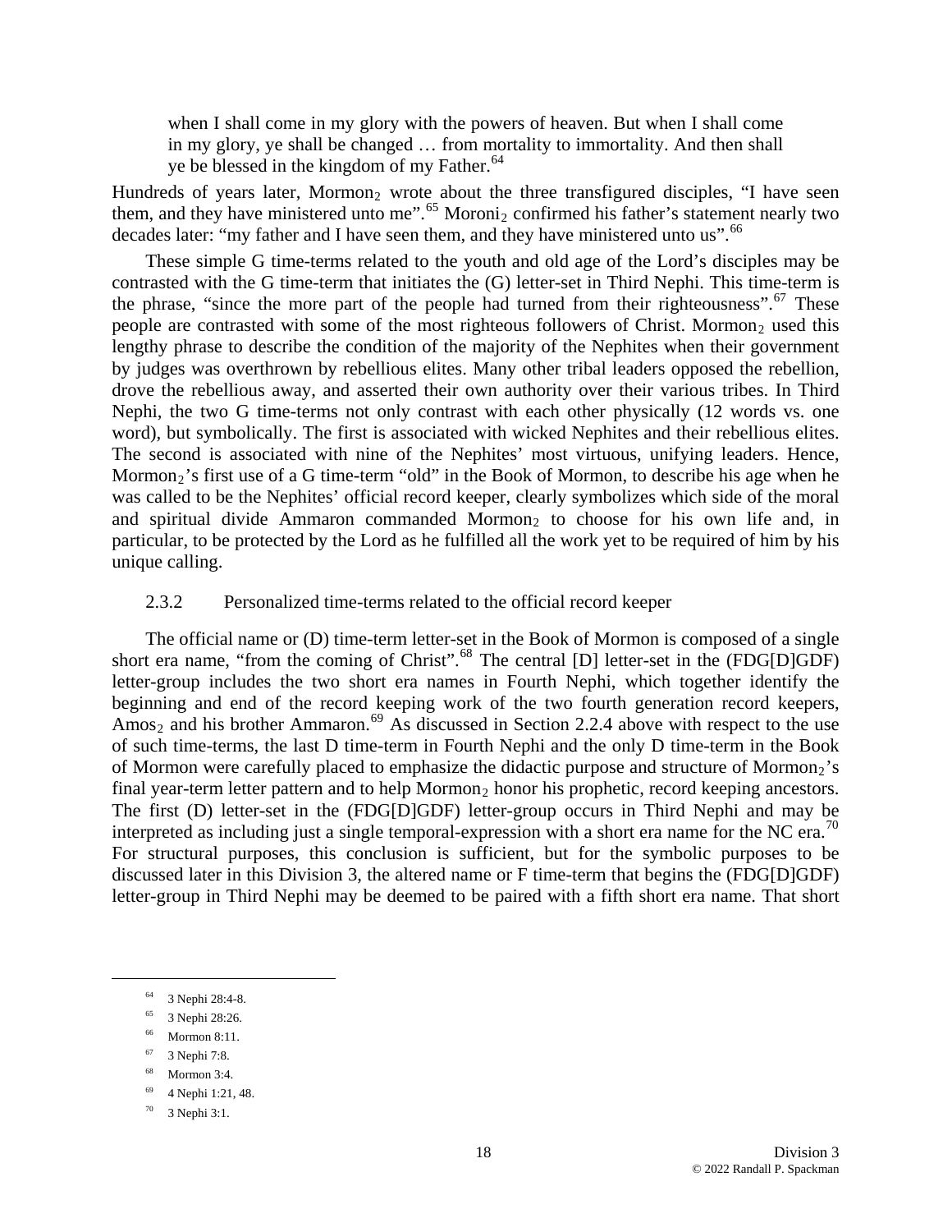> when I shall come in my glory with the powers of heaven. But when I shall come in my glory, ye shall be changed … from mortality to immortality. And then shall ye be blessed in the kingdom of my Father.[64]

Hundreds of years later, $\text{Mormon}_2$ wrote about the three transfigured disciples, "I have seen them, and they have ministered unto me".[65] $\text{Moroni}_2$ confirmed his father's statement nearly two decades later: "my father and I have seen them, and they have ministered unto us".[66]

These simple G time-terms related to the youth and old age of the Lord's disciples may be contrasted with the G time-term that initiates the (G) letter-set in Third Nephi. This time-term is the phrase, "since the more part of the people had turned from their righteousness".[67] These people are contrasted with some of the most righteous followers of Christ. $\text{Mormon}_2$ used this lengthy phrase to describe the condition of the majority of the Nephites when their government by judges was overthrown by rebellious elites. Many other tribal leaders opposed the rebellion, drove the rebellious away, and asserted their own authority over their various tribes. In Third Nephi, the two G time-terms not only contrast with each other physically (12 words vs. one word), but symbolically. The first is associated with wicked Nephites and their rebellious elites. The second is associated with nine of the Nephites' most virtuous, unifying leaders. Hence, $\text{Mormon}_2$'s first use of a G time-term "old" in the Book of Mormon, to describe his age when he was called to be the Nephites' official record keeper, clearly symbolizes which side of the moral and spiritual divide Ammaron commanded $\text{Mormon}_2$ to choose for his own life and, in particular, to be protected by the Lord as he fulfilled all the work yet to be required of him by his unique calling.

### 2.3.2 Personalized time-terms related to the official record keeper

The official name or (D) time-term letter-set in the Book of Mormon is composed of a single short era name, "from the coming of Christ".[68] The central [D] letter-set in the (FDG[D]GDF) letter-group includes the two short era names in Fourth Nephi, which together identify the beginning and end of the record keeping work of the two fourth generation record keepers, $\text{Amos}_2$ and his brother Ammaron.[69] As discussed in Section 2.2.4 above with respect to the use of such time-terms, the last D time-term in Fourth Nephi and the only D time-term in the Book of Mormon were carefully placed to emphasize the didactic purpose and structure of $\text{Mormon}_2$'s final year-term letter pattern and to help $\text{Mormon}_2$ honor his prophetic, record keeping ancestors. The first (D) letter-set in the (FDG[D]GDF) letter-group occurs in Third Nephi and may be interpreted as including just a single temporal-expression with a short era name for the NC era.[70] For structural purposes, this conclusion is sufficient, but for the symbolic purposes to be discussed later in this Division 3, the altered name or F time-term that begins the (FDG[D]GDF) letter-group in Third Nephi may be deemed to be paired with a fifth short era name. That short

---

[64] 3 Nephi 28:4-8.

[65] 3 Nephi 28:26.

[66] Mormon 8:11.

[67] 3 Nephi 7:8.

[68] Mormon 3:4.

[69] 4 Nephi 1:21, 48.

[70] 3 Nephi 3:1.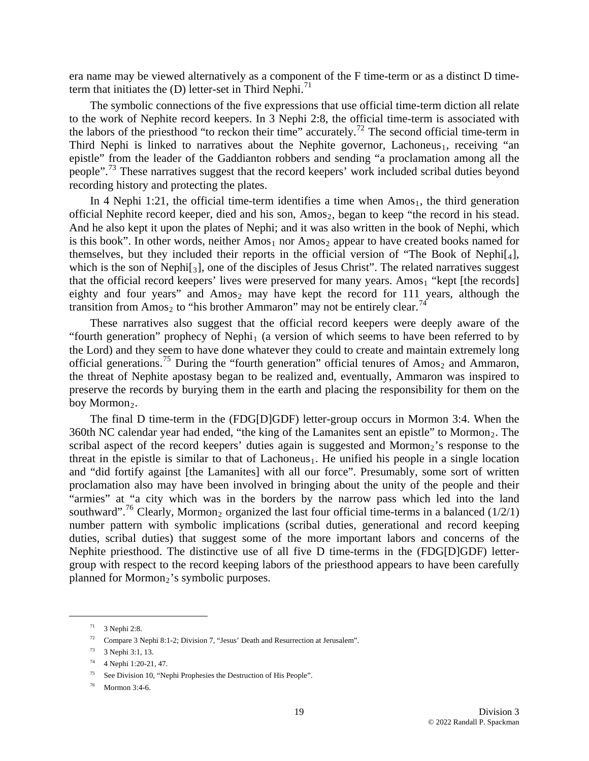era name may be viewed alternatively as a component of the F time-term or as a distinct D time-term that initiates the (D) letter-set in Third Nephi.[71]

The symbolic connections of the five expressions that use official time-term diction all relate to the work of Nephite record keepers. In 3 Nephi 2:8, the official time-term is associated with the labors of the priesthood "to reckon their time" accurately.[72] The second official time-term in Third Nephi is linked to narratives about the Nephite governor, Lachoneus$_1$, receiving "an epistle" from the leader of the Gaddianton robbers and sending "a proclamation among all the people".[73] These narratives suggest that the record keepers' work included scribal duties beyond recording history and protecting the plates.

In 4 Nephi 1:21, the official time-term identifies a time when Amos$_1$, the third generation official Nephite record keeper, died and his son, Amos$_2$, began to keep "the record in his stead. And he also kept it upon the plates of Nephi; and it was also written in the book of Nephi, which is this book". In other words, neither Amos$_1$ nor Amos$_2$ appear to have created books named for themselves, but they included their reports in the official version of "The Book of Nephi[$_4$], which is the son of Nephi[$_3$], one of the disciples of Jesus Christ". The related narratives suggest that the official record keepers' lives were preserved for many years. Amos$_1$ "kept [the records] eighty and four years" and Amos$_2$ may have kept the record for 111 years, although the transition from Amos$_2$ to "his brother Ammaron" may not be entirely clear.[74]

These narratives also suggest that the official record keepers were deeply aware of the "fourth generation" prophecy of Nephi$_1$ (a version of which seems to have been referred to by the Lord) and they seem to have done whatever they could to create and maintain extremely long official generations.[75] During the "fourth generation" official tenures of Amos$_2$ and Ammaron, the threat of Nephite apostasy began to be realized and, eventually, Ammaron was inspired to preserve the records by burying them in the earth and placing the responsibility for them on the boy Mormon$_2$.

The final D time-term in the (FDG[D]GDF) letter-group occurs in Mormon 3:4. When the 360th NC calendar year had ended, "the king of the Lamanites sent an epistle" to Mormon$_2$. The scribal aspect of the record keepers' duties again is suggested and Mormon$_2$'s response to the threat in the epistle is similar to that of Lachoneus$_1$. He unified his people in a single location and "did fortify against [the Lamanites] with all our force". Presumably, some sort of written proclamation also may have been involved in bringing about the unity of the people and their "armies" at "a city which was in the borders by the narrow pass which led into the land southward".[76] Clearly, Mormon$_2$ organized the last four official time-terms in a balanced (1/2/1) number pattern with symbolic implications (scribal duties, generational and record keeping duties, scribal duties) that suggest some of the more important labors and concerns of the Nephite priesthood. The distinctive use of all five D time-terms in the (FDG[D]GDF) letter-group with respect to the record keeping labors of the priesthood appears to have been carefully planned for Mormon$_2$'s symbolic purposes.

---

[71] 3 Nephi 2:8.

[72] Compare 3 Nephi 8:1-2; Division 7, "Jesus' Death and Resurrection at Jerusalem".

[73] 3 Nephi 3:1, 13.

[74] 4 Nephi 1:20-21, 47.

[75] See Division 10, "Nephi Prophesies the Destruction of His People".

[76] Mormon 3:4-6.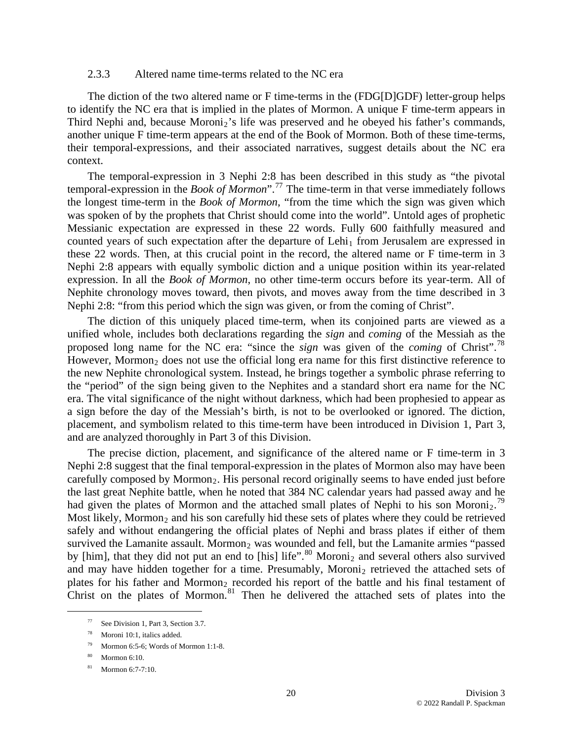### 2.3.3 Altered name time-terms related to the NC era

The diction of the two altered name or F time-terms in the (FDG[D]GDF) letter-group helps to identify the NC era that is implied in the plates of Mormon. A unique F time-term appears in Third Nephi and, because $\text{Moroni}_2$'s life was preserved and he obeyed his father's commands, another unique F time-term appears at the end of the Book of Mormon. Both of these time-terms, their temporal-expressions, and their associated narratives, suggest details about the NC era context.

The temporal-expression in 3 Nephi 2:8 has been described in this study as "the pivotal temporal-expression in the *Book of Mormon*".[77] The time-term in that verse immediately follows the longest time-term in the *Book of Mormon*, "from the time which the sign was given which was spoken of by the prophets that Christ should come into the world". Untold ages of prophetic Messianic expectation are expressed in these 22 words. Fully 600 faithfully measured and counted years of such expectation after the departure of $\text{Lehi}_1$ from Jerusalem are expressed in these 22 words. Then, at this crucial point in the record, the altered name or F time-term in 3 Nephi 2:8 appears with equally symbolic diction and a unique position within its year-related expression. In all the *Book of Mormon*, no other time-term occurs before its year-term. All of Nephite chronology moves toward, then pivots, and moves away from the time described in 3 Nephi 2:8: "from this period which the sign was given, or from the coming of Christ".

The diction of this uniquely placed time-term, when its conjoined parts are viewed as a unified whole, includes both declarations regarding the *sign* and *coming* of the Messiah as the proposed long name for the NC era: "since the *sign* was given of the *coming* of Christ".[78] However, $\text{Mormon}_2$ does not use the official long era name for this first distinctive reference to the new Nephite chronological system. Instead, he brings together a symbolic phrase referring to the "period" of the sign being given to the Nephites and a standard short era name for the NC era. The vital significance of the night without darkness, which had been prophesied to appear as a sign before the day of the Messiah's birth, is not to be overlooked or ignored. The diction, placement, and symbolism related to this time-term have been introduced in Division 1, Part 3, and are analyzed thoroughly in Part 3 of this Division.

The precise diction, placement, and significance of the altered name or F time-term in 3 Nephi 2:8 suggest that the final temporal-expression in the plates of Mormon also may have been carefully composed by $\text{Mormon}_2$. His personal record originally seems to have ended just before the last great Nephite battle, when he noted that 384 NC calendar years had passed away and he had given the plates of Mormon and the attached small plates of Nephi to his son $\text{Moroni}_2$.[79] Most likely, $\text{Mormon}_2$ and his son carefully hid these sets of plates where they could be retrieved safely and without endangering the official plates of Nephi and brass plates if either of them survived the Lamanite assault. $\text{Mormon}_2$ was wounded and fell, but the Lamanite armies "passed by [him], that they did not put an end to [his] life".[80] $\text{Moroni}_2$ and several others also survived and may have hidden together for a time. Presumably, $\text{Moroni}_2$ retrieved the attached sets of plates for his father and $\text{Mormon}_2$ recorded his report of the battle and his final testament of Christ on the plates of Mormon.[81] Then he delivered the attached sets of plates into the

---

[77] See Division 1, Part 3, Section 3.7.

[78] Moroni 10:1, italics added.

[79] Mormon 6:5-6; Words of Mormon 1:1-8.

[80] Mormon 6:10.

[81] Mormon 6:7-7:10.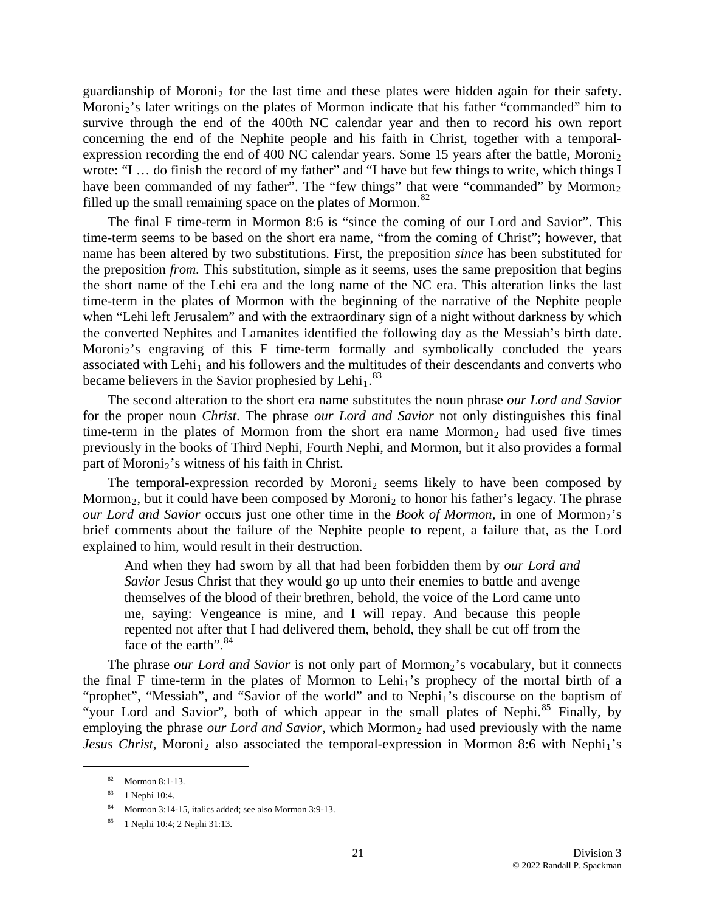guardianship of Moroni$_2$ for the last time and these plates were hidden again for their safety. Moroni$_2$'s later writings on the plates of Mormon indicate that his father "commanded" him to survive through the end of the 400th NC calendar year and then to record his own report concerning the end of the Nephite people and his faith in Christ, together with a temporal-expression recording the end of 400 NC calendar years. Some 15 years after the battle, Moroni$_2$ wrote: "I … do finish the record of my father" and "I have but few things to write, which things I have been commanded of my father". The "few things" that were "commanded" by Mormon$_2$ filled up the small remaining space on the plates of Mormon.[82]

The final F time-term in Mormon 8:6 is "since the coming of our Lord and Savior". This time-term seems to be based on the short era name, "from the coming of Christ"; however, that name has been altered by two substitutions. First, the preposition *since* has been substituted for the preposition *from*. This substitution, simple as it seems, uses the same preposition that begins the short name of the Lehi era and the long name of the NC era. This alteration links the last time-term in the plates of Mormon with the beginning of the narrative of the Nephite people when "Lehi left Jerusalem" and with the extraordinary sign of a night without darkness by which the converted Nephites and Lamanites identified the following day as the Messiah's birth date. Moroni$_2$'s engraving of this F time-term formally and symbolically concluded the years associated with Lehi$_1$ and his followers and the multitudes of their descendants and converts who became believers in the Savior prophesied by Lehi$_1$.[83]

The second alteration to the short era name substitutes the noun phrase *our Lord and Savior* for the proper noun *Christ*. The phrase *our Lord and Savior* not only distinguishes this final time-term in the plates of Mormon from the short era name Mormon$_2$ had used five times previously in the books of Third Nephi, Fourth Nephi, and Mormon, but it also provides a formal part of Moroni$_2$'s witness of his faith in Christ.

The temporal-expression recorded by Moroni$_2$ seems likely to have been composed by Mormon$_2$, but it could have been composed by Moroni$_2$ to honor his father's legacy. The phrase *our Lord and Savior* occurs just one other time in the *Book of Mormon*, in one of Mormon$_2$'s brief comments about the failure of the Nephite people to repent, a failure that, as the Lord explained to him, would result in their destruction.

> And when they had sworn by all that had been forbidden them by *our Lord and Savior* Jesus Christ that they would go up unto their enemies to battle and avenge themselves of the blood of their brethren, behold, the voice of the Lord came unto me, saying: Vengeance is mine, and I will repay. And because this people repented not after that I had delivered them, behold, they shall be cut off from the face of the earth".[84]

The phrase *our Lord and Savior* is not only part of Mormon$_2$'s vocabulary, but it connects the final F time-term in the plates of Mormon to Lehi$_1$'s prophecy of the mortal birth of a "prophet", "Messiah", and "Savior of the world" and to Nephi$_1$'s discourse on the baptism of "your Lord and Savior", both of which appear in the small plates of Nephi.[85] Finally, by employing the phrase *our Lord and Savior*, which Mormon$_2$ had used previously with the name *Jesus Christ*, Moroni$_2$ also associated the temporal-expression in Mormon 8:6 with Nephi$_1$'s

---

[82] Mormon 8:1-13.

[83] 1 Nephi 10:4.

[84] Mormon 3:14-15, italics added; see also Mormon 3:9-13.

[85] 1 Nephi 10:4; 2 Nephi 31:13.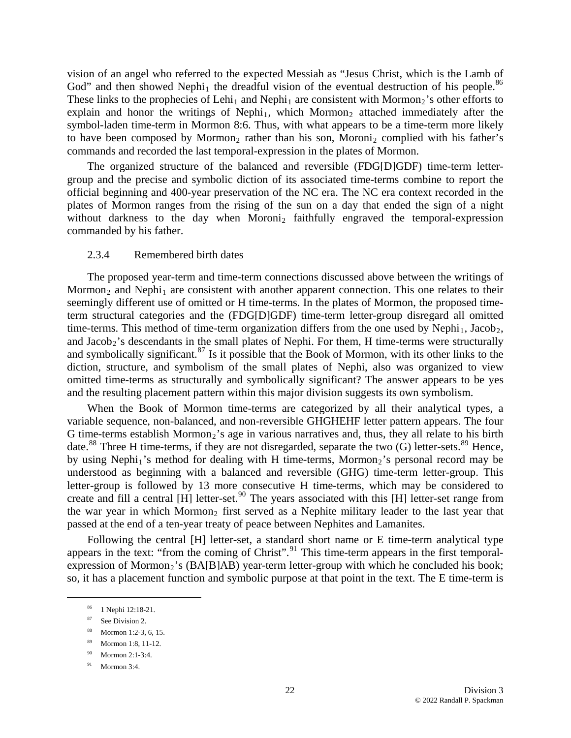vision of an angel who referred to the expected Messiah as "Jesus Christ, which is the Lamb of God" and then showed $\text{Nephi}_1$ the dreadful vision of the eventual destruction of his people.[86] These links to the prophecies of $\text{Lehi}_1$ and $\text{Nephi}_1$ are consistent with $\text{Mormon}_2$'s other efforts to explain and honor the writings of $\text{Nephi}_1$, which $\text{Mormon}_2$ attached immediately after the symbol-laden time-term in Mormon 8:6. Thus, with what appears to be a time-term more likely to have been composed by $\text{Mormon}_2$ rather than his son, $\text{Moroni}_2$ complied with his father's commands and recorded the last temporal-expression in the plates of Mormon.

The organized structure of the balanced and reversible (FDG[D]GDF) time-term letter-group and the precise and symbolic diction of its associated time-terms combine to report the official beginning and 400-year preservation of the NC era. The NC era context recorded in the plates of Mormon ranges from the rising of the sun on a day that ended the sign of a night without darkness to the day when $\text{Moroni}_2$ faithfully engraved the temporal-expression commanded by his father.

### 2.3.4 Remembered birth dates

The proposed year-term and time-term connections discussed above between the writings of $\text{Mormon}_2$ and $\text{Nephi}_1$ are consistent with another apparent connection. This one relates to their seemingly different use of omitted or H time-terms. In the plates of Mormon, the proposed time-term structural categories and the (FDG[D]GDF) time-term letter-group disregard all omitted time-terms. This method of time-term organization differs from the one used by $\text{Nephi}_1$, $\text{Jacob}_2$, and $\text{Jacob}_2$'s descendants in the small plates of Nephi. For them, H time-terms were structurally and symbolically significant.[87] Is it possible that the Book of Mormon, with its other links to the diction, structure, and symbolism of the small plates of Nephi, also was organized to view omitted time-terms as structurally and symbolically significant? The answer appears to be yes and the resulting placement pattern within this major division suggests its own symbolism.

When the Book of Mormon time-terms are categorized by all their analytical types, a variable sequence, non-balanced, and non-reversible GHGHEHF letter pattern appears. The four G time-terms establish $\text{Mormon}_2$'s age in various narratives and, thus, they all relate to his birth date.[88] Three H time-terms, if they are not disregarded, separate the two (G) letter-sets.[89] Hence, by using $\text{Nephi}_1$'s method for dealing with H time-terms, $\text{Mormon}_2$'s personal record may be understood as beginning with a balanced and reversible (GHG) time-term letter-group. This letter-group is followed by 13 more consecutive H time-terms, which may be considered to create and fill a central [H] letter-set.[90] The years associated with this [H] letter-set range from the war year in which $\text{Mormon}_2$ first served as a Nephite military leader to the last year that passed at the end of a ten-year treaty of peace between Nephites and Lamanites.

Following the central [H] letter-set, a standard short name or E time-term analytical type appears in the text: "from the coming of Christ".[91] This time-term appears in the first temporal-expression of $\text{Mormon}_2$'s (BA[B]AB) year-term letter-group with which he concluded his book; so, it has a placement function and symbolic purpose at that point in the text. The E time-term is

---

[86] 1 Nephi 12:18-21.

[87] See Division 2.

[88] Mormon 1:2-3, 6, 15.

[89] Mormon 1:8, 11-12.

[90] Mormon 2:1-3:4.

[91] Mormon 3:4.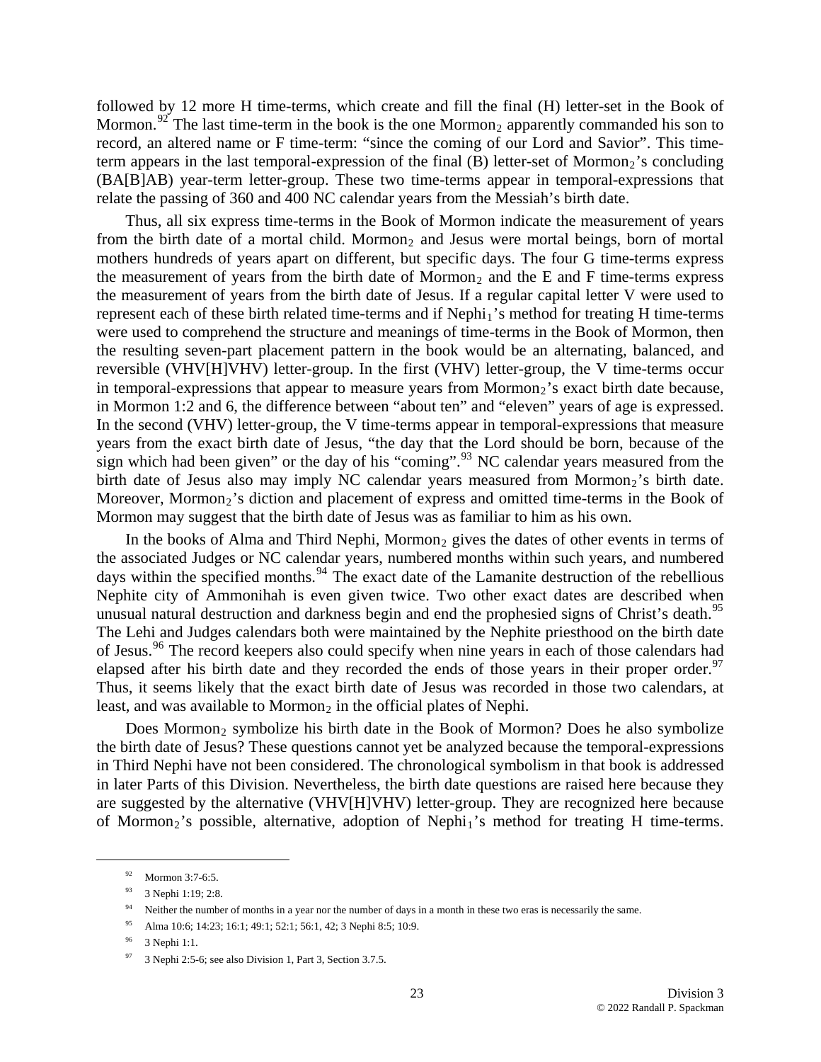followed by 12 more H time-terms, which create and fill the final (H) letter-set in the Book of Mormon.[92] The last time-term in the book is the one Mormon$_2$ apparently commanded his son to record, an altered name or F time-term: "since the coming of our Lord and Savior". This time-term appears in the last temporal-expression of the final (B) letter-set of Mormon$_2$'s concluding (BA[B]AB) year-term letter-group. These two time-terms appear in temporal-expressions that relate the passing of 360 and 400 NC calendar years from the Messiah's birth date.

Thus, all six express time-terms in the Book of Mormon indicate the measurement of years from the birth date of a mortal child. Mormon$_2$ and Jesus were mortal beings, born of mortal mothers hundreds of years apart on different, but specific days. The four G time-terms express the measurement of years from the birth date of Mormon$_2$ and the E and F time-terms express the measurement of years from the birth date of Jesus. If a regular capital letter V were used to represent each of these birth related time-terms and if Nephi$_1$'s method for treating H time-terms were used to comprehend the structure and meanings of time-terms in the Book of Mormon, then the resulting seven-part placement pattern in the book would be an alternating, balanced, and reversible (VHV[H]VHV) letter-group. In the first (VHV) letter-group, the V time-terms occur in temporal-expressions that appear to measure years from Mormon$_2$'s exact birth date because, in Mormon 1:2 and 6, the difference between "about ten" and "eleven" years of age is expressed. In the second (VHV) letter-group, the V time-terms appear in temporal-expressions that measure years from the exact birth date of Jesus, "the day that the Lord should be born, because of the sign which had been given" or the day of his "coming".[93] NC calendar years measured from the birth date of Jesus also may imply NC calendar years measured from Mormon$_2$'s birth date. Moreover, Mormon$_2$'s diction and placement of express and omitted time-terms in the Book of Mormon may suggest that the birth date of Jesus was as familiar to him as his own.

In the books of Alma and Third Nephi, Mormon$_2$ gives the dates of other events in terms of the associated Judges or NC calendar years, numbered months within such years, and numbered days within the specified months.[94] The exact date of the Lamanite destruction of the rebellious Nephite city of Ammonihah is even given twice. Two other exact dates are described when unusual natural destruction and darkness begin and end the prophesied signs of Christ's death.[95] The Lehi and Judges calendars both were maintained by the Nephite priesthood on the birth date of Jesus.[96] The record keepers also could specify when nine years in each of those calendars had elapsed after his birth date and they recorded the ends of those years in their proper order.[97] Thus, it seems likely that the exact birth date of Jesus was recorded in those two calendars, at least, and was available to Mormon$_2$ in the official plates of Nephi.

Does Mormon$_2$ symbolize his birth date in the Book of Mormon? Does he also symbolize the birth date of Jesus? These questions cannot yet be analyzed because the temporal-expressions in Third Nephi have not been considered. The chronological symbolism in that book is addressed in later Parts of this Division. Nevertheless, the birth date questions are raised here because they are suggested by the alternative (VHV[H]VHV) letter-group. They are recognized here because of Mormon$_2$'s possible, alternative, adoption of Nephi$_1$'s method for treating H time-terms.

---

[92] Mormon 3:7-6:5.

[93] 3 Nephi 1:19; 2:8.

[94] Neither the number of months in a year nor the number of days in a month in these two eras is necessarily the same.

[95] Alma 10:6; 14:23; 16:1; 49:1; 52:1; 56:1, 42; 3 Nephi 8:5; 10:9.

[96] 3 Nephi 1:1.

[97] 3 Nephi 2:5-6; see also Division 1, Part 3, Section 3.7.5.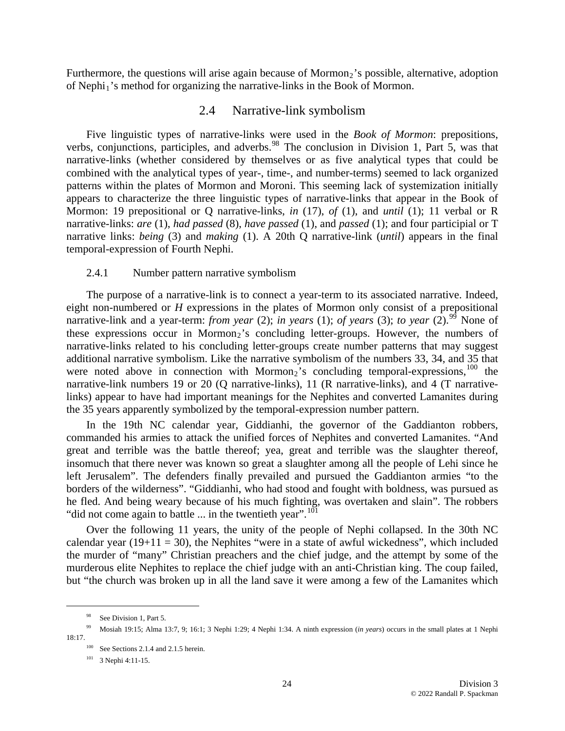Furthermore, the questions will arise again because of Mormon$_2$'s possible, alternative, adoption of Nephi$_1$'s method for organizing the narrative-links in the Book of Mormon.

## 2.4 Narrative-link symbolism

Five linguistic types of narrative-links were used in the *Book of Mormon*: prepositions, verbs, conjunctions, participles, and adverbs.[98] The conclusion in Division 1, Part 5, was that narrative-links (whether considered by themselves or as five analytical types that could be combined with the analytical types of year-, time-, and number-terms) seemed to lack organized patterns within the plates of Mormon and Moroni. This seeming lack of systemization initially appears to characterize the three linguistic types of narrative-links that appear in the Book of Mormon: 19 prepositional or Q narrative-links, *in* (17), *of* (1), and *until* (1); 11 verbal or R narrative-links: *are* (1), *had passed* (8), *have passed* (1), and *passed* (1); and four participial or T narrative links: *being* (3) and *making* (1). A 20th Q narrative-link (*until*) appears in the final temporal-expression of Fourth Nephi.

### 2.4.1 Number pattern narrative symbolism

The purpose of a narrative-link is to connect a year-term to its associated narrative. Indeed, eight non-numbered or *H* expressions in the plates of Mormon only consist of a prepositional narrative-link and a year-term: *from year* (2); *in years* (1); *of years* (3); *to year* (2).[99] None of these expressions occur in Mormon$_2$'s concluding letter-groups. However, the numbers of narrative-links related to his concluding letter-groups create number patterns that may suggest additional narrative symbolism. Like the narrative symbolism of the numbers 33, 34, and 35 that were noted above in connection with Mormon$_2$'s concluding temporal-expressions,[100] the narrative-link numbers 19 or 20 (Q narrative-links), 11 (R narrative-links), and 4 (T narrative-links) appear to have had important meanings for the Nephites and converted Lamanites during the 35 years apparently symbolized by the temporal-expression number pattern.

In the 19th NC calendar year, Giddianhi, the governor of the Gaddianton robbers, commanded his armies to attack the unified forces of Nephites and converted Lamanites. "And great and terrible was the battle thereof; yea, great and terrible was the slaughter thereof, insomuch that there never was known so great a slaughter among all the people of Lehi since he left Jerusalem". The defenders finally prevailed and pursued the Gaddianton armies "to the borders of the wilderness". "Giddianhi, who had stood and fought with boldness, was pursued as he fled. And being weary because of his much fighting, was overtaken and slain". The robbers "did not come again to battle ... in the twentieth year".[101]

Over the following 11 years, the unity of the people of Nephi collapsed. In the 30th NC calendar year (19+11 = 30), the Nephites "were in a state of awful wickedness", which included the murder of "many" Christian preachers and the chief judge, and the attempt by some of the murderous elite Nephites to replace the chief judge with an anti-Christian king. The coup failed, but "the church was broken up in all the land save it were among a few of the Lamanites which

---

[98] See Division 1, Part 5.

[99] Mosiah 19:15; Alma 13:7, 9; 16:1; 3 Nephi 1:29; 4 Nephi 1:34. A ninth expression (*in years*) occurs in the small plates at 1 Nephi 18:17.

[100] See Sections 2.1.4 and 2.1.5 herein.

[101] 3 Nephi 4:11-15.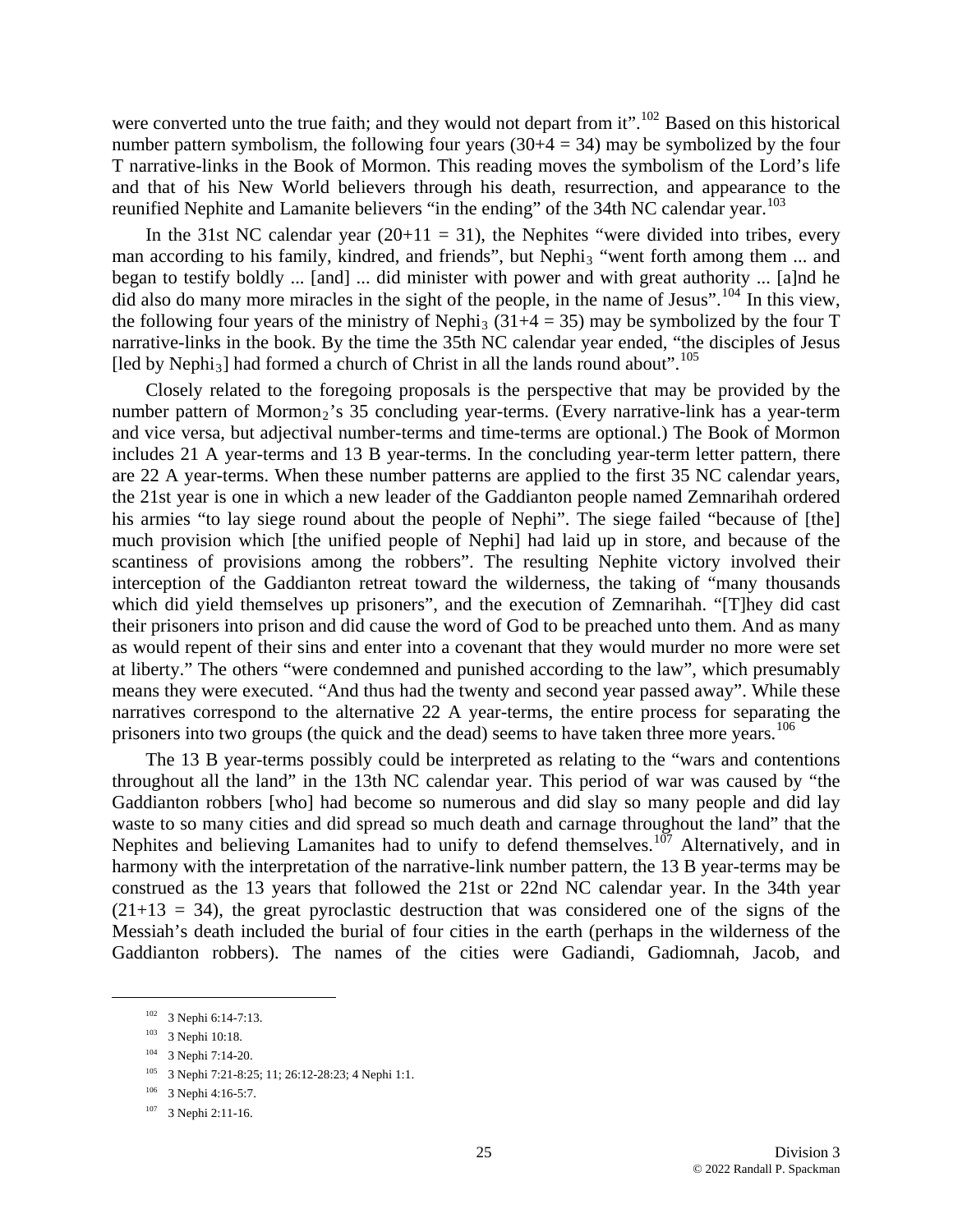were converted unto the true faith; and they would not depart from it".[102] Based on this historical number pattern symbolism, the following four years (30+4 = 34) may be symbolized by the four T narrative-links in the Book of Mormon. This reading moves the symbolism of the Lord's life and that of his New World believers through his death, resurrection, and appearance to the reunified Nephite and Lamanite believers "in the ending" of the 34th NC calendar year.[103]

In the 31st NC calendar year (20+11 = 31), the Nephites "were divided into tribes, every man according to his family, kindred, and friends", but Nephi$_3$ "went forth among them ... and began to testify boldly ... [and] ... did minister with power and with great authority ... [a]nd he did also do many more miracles in the sight of the people, in the name of Jesus".[104] In this view, the following four years of the ministry of Nephi$_3$ (31+4 = 35) may be symbolized by the four T narrative-links in the book. By the time the 35th NC calendar year ended, "the disciples of Jesus [led by Nephi$_3$] had formed a church of Christ in all the lands round about".[105]

Closely related to the foregoing proposals is the perspective that may be provided by the number pattern of Mormon$_2$'s 35 concluding year-terms. (Every narrative-link has a year-term and vice versa, but adjectival number-terms and time-terms are optional.) The Book of Mormon includes 21 A year-terms and 13 B year-terms. In the concluding year-term letter pattern, there are 22 A year-terms. When these number patterns are applied to the first 35 NC calendar years, the 21st year is one in which a new leader of the Gaddianton people named Zemnarihah ordered his armies "to lay siege round about the people of Nephi". The siege failed "because of [the] much provision which [the unified people of Nephi] had laid up in store, and because of the scantiness of provisions among the robbers". The resulting Nephite victory involved their interception of the Gaddianton retreat toward the wilderness, the taking of "many thousands which did yield themselves up prisoners", and the execution of Zemnarihah. "[T]hey did cast their prisoners into prison and did cause the word of God to be preached unto them. And as many as would repent of their sins and enter into a covenant that they would murder no more were set at liberty." The others "were condemned and punished according to the law", which presumably means they were executed. "And thus had the twenty and second year passed away". While these narratives correspond to the alternative 22 A year-terms, the entire process for separating the prisoners into two groups (the quick and the dead) seems to have taken three more years.[106]

The 13 B year-terms possibly could be interpreted as relating to the "wars and contentions throughout all the land" in the 13th NC calendar year. This period of war was caused by "the Gaddianton robbers [who] had become so numerous and did slay so many people and did lay waste to so many cities and did spread so much death and carnage throughout the land" that the Nephites and believing Lamanites had to unify to defend themselves.[107] Alternatively, and in harmony with the interpretation of the narrative-link number pattern, the 13 B year-terms may be construed as the 13 years that followed the 21st or 22nd NC calendar year. In the 34th year (21+13 = 34), the great pyroclastic destruction that was considered one of the signs of the Messiah's death included the burial of four cities in the earth (perhaps in the wilderness of the Gaddianton robbers). The names of the cities were Gadiandi, Gadiomnah, Jacob, and

---

[102] 3 Nephi 6:14-7:13.

[103] 3 Nephi 10:18.

[104] 3 Nephi 7:14-20.

[105] 3 Nephi 7:21-8:25; 11; 26:12-28:23; 4 Nephi 1:1.

[106] 3 Nephi 4:16-5:7.

[107] 3 Nephi 2:11-16.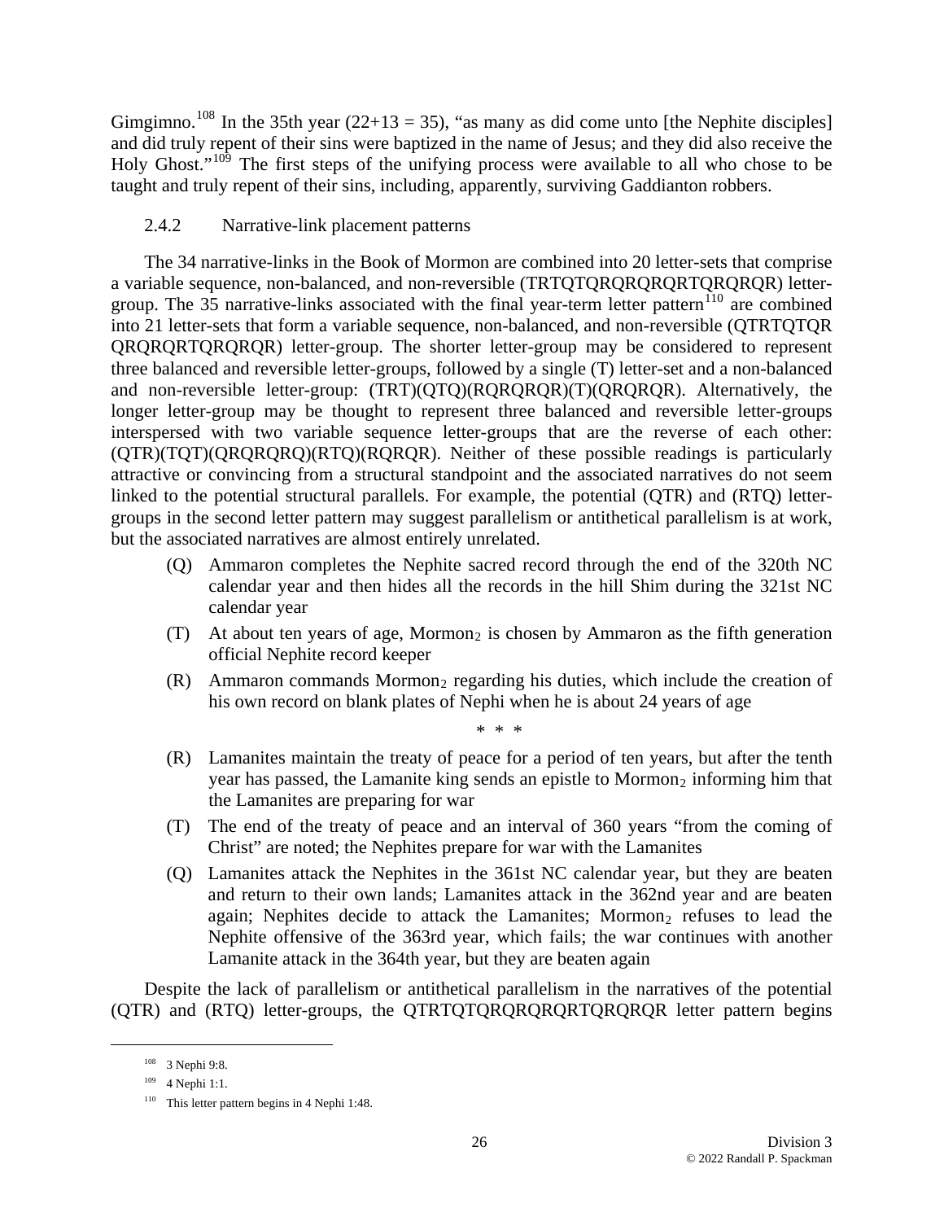Gimgimno.[108] In the 35th year (22+13 = 35), “as many as did come unto [the Nephite disciples] and did truly repent of their sins were baptized in the name of Jesus; and they did also receive the Holy Ghost.”[109] The first steps of the unifying process were available to all who chose to be taught and truly repent of their sins, including, apparently, surviving Gaddianton robbers.

### 2.4.2 Narrative-link placement patterns

The 34 narrative-links in the Book of Mormon are combined into 20 letter-sets that comprise a variable sequence, non-balanced, and non-reversible (TRTQTQRQRQRQRTQRQRQR) letter-group. The 35 narrative-links associated with the final year-term letter pattern[110] are combined into 21 letter-sets that form a variable sequence, non-balanced, and non-reversible (QTRTQTQR QRQRQRTQRQRQR) letter-group. The shorter letter-group may be considered to represent three balanced and reversible letter-groups, followed by a single (T) letter-set and a non-balanced and non-reversible letter-group: (TRT)(QTQ)(RQRQRQR)(T)(QRQRQR). Alternatively, the longer letter-group may be thought to represent three balanced and reversible letter-groups interspersed with two variable sequence letter-groups that are the reverse of each other: (QTR)(TQT)(QRQRQRQ)(RTQ)(RQRQR). Neither of these possible readings is particularly attractive or convincing from a structural standpoint and the associated narratives do not seem linked to the potential structural parallels. For example, the potential (QTR) and (RTQ) letter-groups in the second letter pattern may suggest parallelism or antithetical parallelism is at work, but the associated narratives are almost entirely unrelated.

- (Q) Ammaron completes the Nephite sacred record through the end of the 320th NC calendar year and then hides all the records in the hill Shim during the 321st NC calendar year
- (T) At about ten years of age, Mormon$_2$ is chosen by Ammaron as the fifth generation official Nephite record keeper
- (R) Ammaron commands Mormon$_2$ regarding his duties, which include the creation of his own record on blank plates of Nephi when he is about 24 years of age

\* \* \*

- (R) Lamanites maintain the treaty of peace for a period of ten years, but after the tenth year has passed, the Lamanite king sends an epistle to Mormon$_2$ informing him that the Lamanites are preparing for war
- (T) The end of the treaty of peace and an interval of 360 years “from the coming of Christ” are noted; the Nephites prepare for war with the Lamanites
- (Q) Lamanites attack the Nephites in the 361st NC calendar year, but they are beaten and return to their own lands; Lamanites attack in the 362nd year and are beaten again; Nephites decide to attack the Lamanites; Mormon$_2$ refuses to lead the Nephite offensive of the 363rd year, which fails; the war continues with another Lamanite attack in the 364th year, but they are beaten again

Despite the lack of parallelism or antithetical parallelism in the narratives of the potential (QTR) and (RTQ) letter-groups, the QTRTQTQRQRQRQRTQRQRQR letter pattern begins

---

[108] 3 Nephi 9:8.

[109] 4 Nephi 1:1.

[110] This letter pattern begins in 4 Nephi 1:48.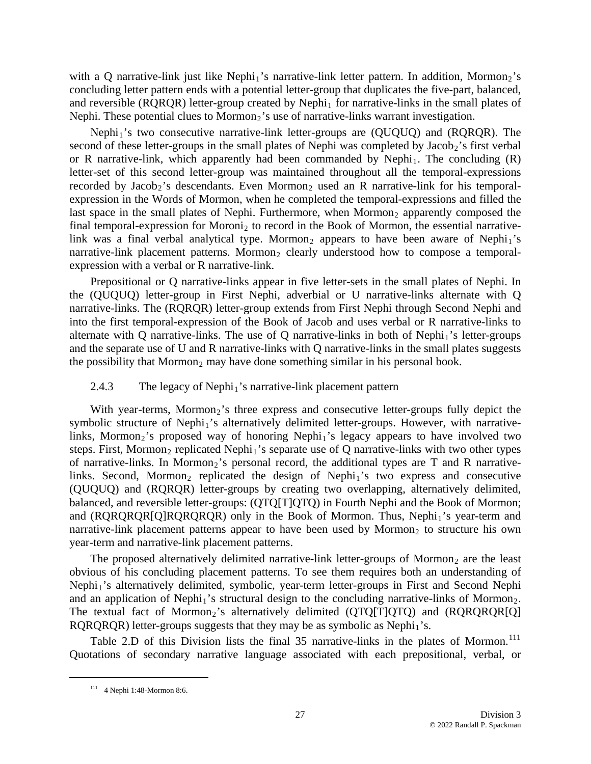with a Q narrative-link just like Nephi$_1$'s narrative-link letter pattern. In addition, Mormon$_2$'s concluding letter pattern ends with a potential letter-group that duplicates the five-part, balanced, and reversible (RQRQR) letter-group created by Nephi$_1$ for narrative-links in the small plates of Nephi. These potential clues to Mormon$_2$'s use of narrative-links warrant investigation.

Nephi$_1$'s two consecutive narrative-link letter-groups are (QUQUQ) and (RQRQR). The second of these letter-groups in the small plates of Nephi was completed by Jacob$_2$'s first verbal or R narrative-link, which apparently had been commanded by Nephi$_1$. The concluding (R) letter-set of this second letter-group was maintained throughout all the temporal-expressions recorded by Jacob$_2$'s descendants. Even Mormon$_2$ used an R narrative-link for his temporal-expression in the Words of Mormon, when he completed the temporal-expressions and filled the last space in the small plates of Nephi. Furthermore, when Mormon$_2$ apparently composed the final temporal-expression for Moroni$_2$ to record in the Book of Mormon, the essential narrative-link was a final verbal analytical type. Mormon$_2$ appears to have been aware of Nephi$_1$'s narrative-link placement patterns. Mormon$_2$ clearly understood how to compose a temporal-expression with a verbal or R narrative-link.

Prepositional or Q narrative-links appear in five letter-sets in the small plates of Nephi. In the (QUQUQ) letter-group in First Nephi, adverbial or U narrative-links alternate with Q narrative-links. The (RQRQR) letter-group extends from First Nephi through Second Nephi and into the first temporal-expression of the Book of Jacob and uses verbal or R narrative-links to alternate with Q narrative-links. The use of Q narrative-links in both of Nephi$_1$'s letter-groups and the separate use of U and R narrative-links with Q narrative-links in the small plates suggests the possibility that Mormon$_2$ may have done something similar in his personal book.

### 2.4.3 The legacy of Nephi$_1$'s narrative-link placement pattern

With year-terms, Mormon$_2$'s three express and consecutive letter-groups fully depict the symbolic structure of Nephi$_1$'s alternatively delimited letter-groups. However, with narrative-links, Mormon$_2$'s proposed way of honoring Nephi$_1$'s legacy appears to have involved two steps. First, Mormon$_2$ replicated Nephi$_1$'s separate use of Q narrative-links with two other types of narrative-links. In Mormon$_2$'s personal record, the additional types are T and R narrative-links. Second, Mormon$_2$ replicated the design of Nephi$_1$'s two express and consecutive (QUQUQ) and (RQRQR) letter-groups by creating two overlapping, alternatively delimited, balanced, and reversible letter-groups: (QTQ[T]QTQ) in Fourth Nephi and the Book of Mormon; and (RQRQRQR[Q]RQRQRQR) only in the Book of Mormon. Thus, Nephi$_1$'s year-term and narrative-link placement patterns appear to have been used by Mormon$_2$ to structure his own year-term and narrative-link placement patterns.

The proposed alternatively delimited narrative-link letter-groups of Mormon$_2$ are the least obvious of his concluding placement patterns. To see them requires both an understanding of Nephi$_1$'s alternatively delimited, symbolic, year-term letter-groups in First and Second Nephi and an application of Nephi$_1$'s structural design to the concluding narrative-links of Mormon$_2$. The textual fact of Mormon$_2$'s alternatively delimited (QTQ[T]QTQ) and (RQRQRQR[Q] RQRQRQR) letter-groups suggests that they may be as symbolic as Nephi$_1$'s.

Table 2.D of this Division lists the final 35 narrative-links in the plates of Mormon.[111] Quotations of secondary narrative language associated with each prepositional, verbal, or

[111] 4 Nephi 1:48-Mormon 8:6.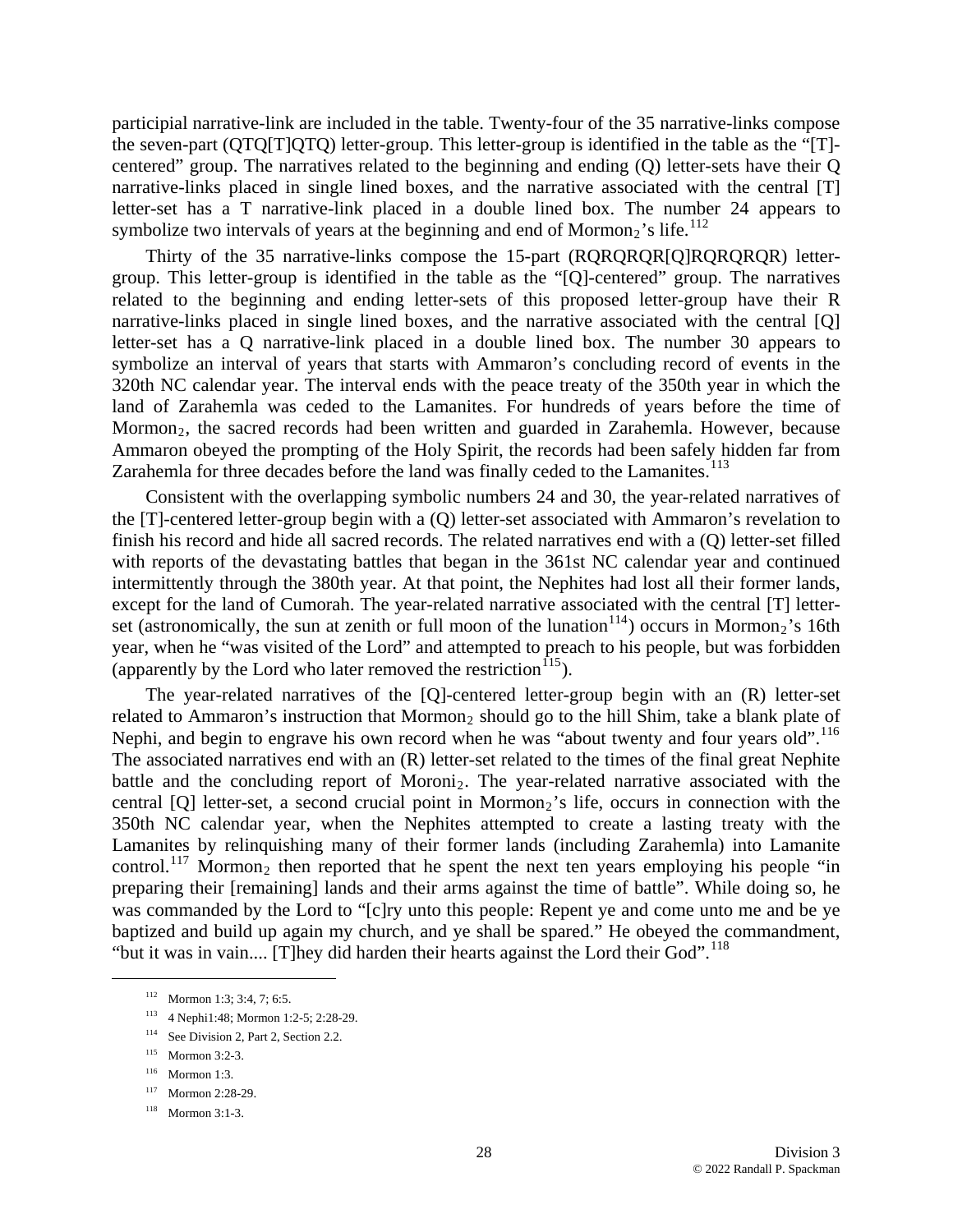participial narrative-link are included in the table. Twenty-four of the 35 narrative-links compose the seven-part (QTQ[T]QTQ) letter-group. This letter-group is identified in the table as the "[T]-centered" group. The narratives related to the beginning and ending (Q) letter-sets have their Q narrative-links placed in single lined boxes, and the narrative associated with the central [T] letter-set has a T narrative-link placed in a double lined box. The number 24 appears to symbolize two intervals of years at the beginning and end of $Mormon_2$'s life.[112]

Thirty of the 35 narrative-links compose the 15-part (RQRQRQR[Q]RQRQRQR) letter-group. This letter-group is identified in the table as the "[Q]-centered" group. The narratives related to the beginning and ending letter-sets of this proposed letter-group have their R narrative-links placed in single lined boxes, and the narrative associated with the central [Q] letter-set has a Q narrative-link placed in a double lined box. The number 30 appears to symbolize an interval of years that starts with Ammaron's concluding record of events in the 320th NC calendar year. The interval ends with the peace treaty of the 350th year in which the land of Zarahemla was ceded to the Lamanites. For hundreds of years before the time of $Mormon_2$, the sacred records had been written and guarded in Zarahemla. However, because Ammaron obeyed the prompting of the Holy Spirit, the records had been safely hidden far from Zarahemla for three decades before the land was finally ceded to the Lamanites.[113]

Consistent with the overlapping symbolic numbers 24 and 30, the year-related narratives of the [T]-centered letter-group begin with a (Q) letter-set associated with Ammaron's revelation to finish his record and hide all sacred records. The related narratives end with a (Q) letter-set filled with reports of the devastating battles that began in the 361st NC calendar year and continued intermittently through the 380th year. At that point, the Nephites had lost all their former lands, except for the land of Cumorah. The year-related narrative associated with the central [T] letter-set (astronomically, the sun at zenith or full moon of the lunation[114]) occurs in $Mormon_2$'s 16th year, when he "was visited of the Lord" and attempted to preach to his people, but was forbidden (apparently by the Lord who later removed the restriction[115]).

The year-related narratives of the [Q]-centered letter-group begin with an (R) letter-set related to Ammaron's instruction that $Mormon_2$ should go to the hill Shim, take a blank plate of Nephi, and begin to engrave his own record when he was "about twenty and four years old".[116] The associated narratives end with an (R) letter-set related to the times of the final great Nephite battle and the concluding report of $Moroni_2$. The year-related narrative associated with the central [Q] letter-set, a second crucial point in $Mormon_2$'s life, occurs in connection with the 350th NC calendar year, when the Nephites attempted to create a lasting treaty with the Lamanites by relinquishing many of their former lands (including Zarahemla) into Lamanite control.[117] $Mormon_2$ then reported that he spent the next ten years employing his people "in preparing their [remaining] lands and their arms against the time of battle". While doing so, he was commanded by the Lord to "[c]ry unto this people: Repent ye and come unto me and be ye baptized and build up again my church, and ye shall be spared." He obeyed the commandment, "but it was in vain.... [T]hey did harden their hearts against the Lord their God".[118]

---

[112] Mormon 1:3; 3:4, 7; 6:5.

[113] 4 Nephi1:48; Mormon 1:2-5; 2:28-29.

[114] See Division 2, Part 2, Section 2.2.

[115] Mormon 3:2-3.

[116] Mormon 1:3.

[117] Mormon 2:28-29.

[118] Mormon 3:1-3.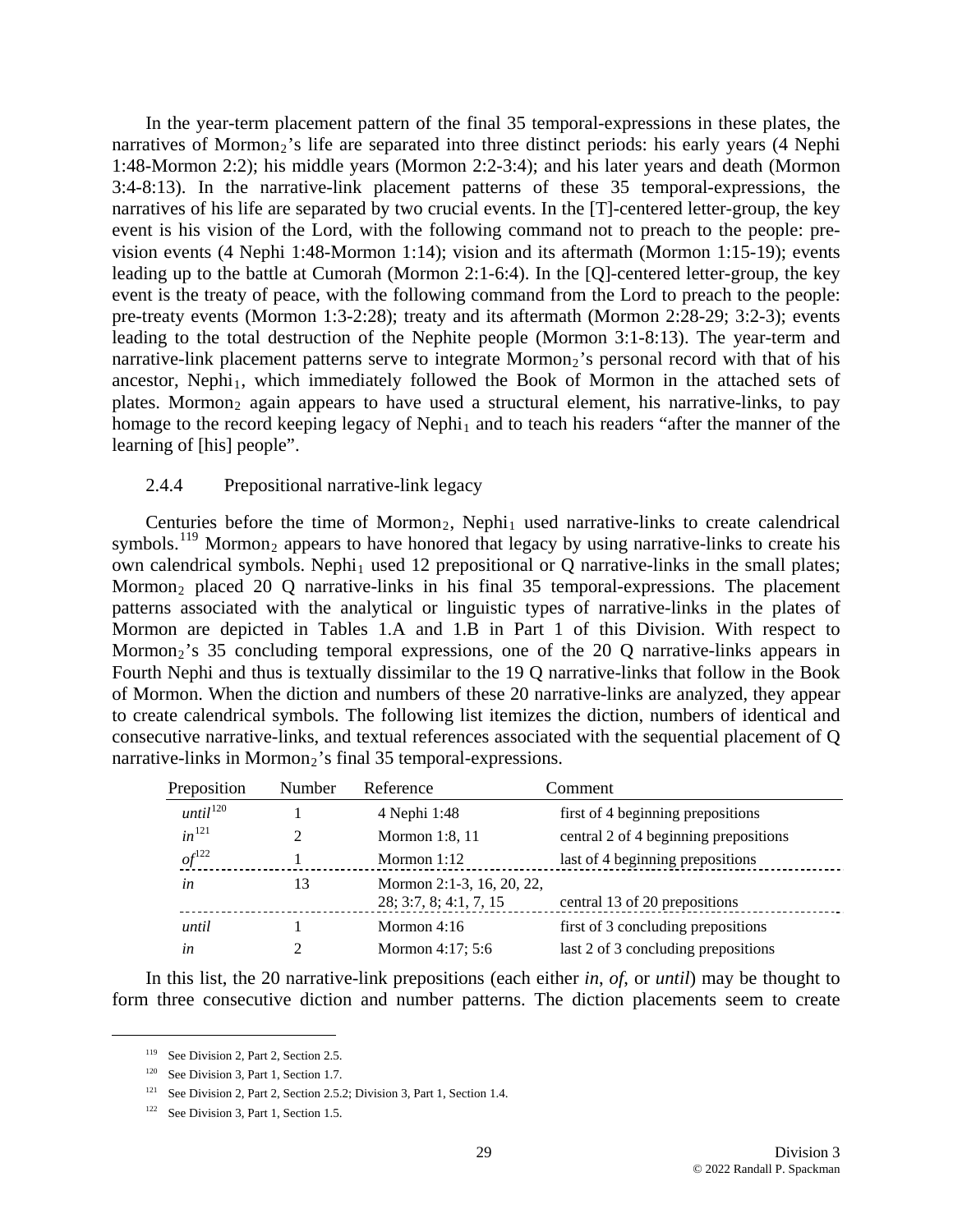In the year-term placement pattern of the final 35 temporal-expressions in these plates, the narratives of $\text{Mormon}_2$'s life are separated into three distinct periods: his early years (4 Nephi 1:48-Mormon 2:2); his middle years (Mormon 2:2-3:4); and his later years and death (Mormon 3:4-8:13). In the narrative-link placement patterns of these 35 temporal-expressions, the narratives of his life are separated by two crucial events. In the [T]-centered letter-group, the key event is his vision of the Lord, with the following command not to preach to the people: pre-vision events (4 Nephi 1:48-Mormon 1:14); vision and its aftermath (Mormon 1:15-19); events leading up to the battle at Cumorah (Mormon 2:1-6:4). In the [Q]-centered letter-group, the key event is the treaty of peace, with the following command from the Lord to preach to the people: pre-treaty events (Mormon 1:3-2:28); treaty and its aftermath (Mormon 2:28-29; 3:2-3); events leading to the total destruction of the Nephite people (Mormon 3:1-8:13). The year-term and narrative-link placement patterns serve to integrate $\text{Mormon}_2$'s personal record with that of his ancestor, $\text{Nephi}_1$, which immediately followed the Book of Mormon in the attached sets of plates. $\text{Mormon}_2$ again appears to have used a structural element, his narrative-links, to pay homage to the record keeping legacy of $\text{Nephi}_1$ and to teach his readers "after the manner of the learning of [his] people".

### 2.4.4 Prepositional narrative-link legacy

Centuries before the time of $\text{Mormon}_2$, $\text{Nephi}_1$ used narrative-links to create calendrical symbols.[119] $\text{Mormon}_2$ appears to have honored that legacy by using narrative-links to create his own calendrical symbols. $\text{Nephi}_1$ used 12 prepositional or Q narrative-links in the small plates; $\text{Mormon}_2$ placed 20 Q narrative-links in his final 35 temporal-expressions. The placement patterns associated with the analytical or linguistic types of narrative-links in the plates of Mormon are depicted in Tables 1.A and 1.B in Part 1 of this Division. With respect to $\text{Mormon}_2$'s 35 concluding temporal expressions, one of the 20 Q narrative-links appears in Fourth Nephi and thus is textually dissimilar to the 19 Q narrative-links that follow in the Book of Mormon. When the diction and numbers of these 20 narrative-links are analyzed, they appear to create calendrical symbols. The following list itemizes the diction, numbers of identical and consecutive narrative-links, and textual references associated with the sequential placement of Q narrative-links in $\text{Mormon}_2$'s final 35 temporal-expressions.

| Preposition | Number | Reference | Comment |
|---|---|---|---|
| *until*[120] | 1 | 4 Nephi 1:48 | first of 4 beginning prepositions |
| *in*[121] | 2 | Mormon 1:8, 11 | central 2 of 4 beginning prepositions |
| *of*[122] | 1 | Mormon 1:12 | last of 4 beginning prepositions |
| *in* | 13 | Mormon 2:1-3, 16, 20, 22, 28; 3:7, 8; 4:1, 7, 15 | central 13 of 20 prepositions |
| *until* | 1 | Mormon 4:16 | first of 3 concluding prepositions |
| *in* | 2 | Mormon 4:17; 5:6 | last 2 of 3 concluding prepositions |

In this list, the 20 narrative-link prepositions (each either *in*, *of*, or *until*) may be thought to form three consecutive diction and number patterns. The diction placements seem to create

---

[119] See Division 2, Part 2, Section 2.5.

[120] See Division 3, Part 1, Section 1.7.

[121] See Division 2, Part 2, Section 2.5.2; Division 3, Part 1, Section 1.4.

[122] See Division 3, Part 1, Section 1.5.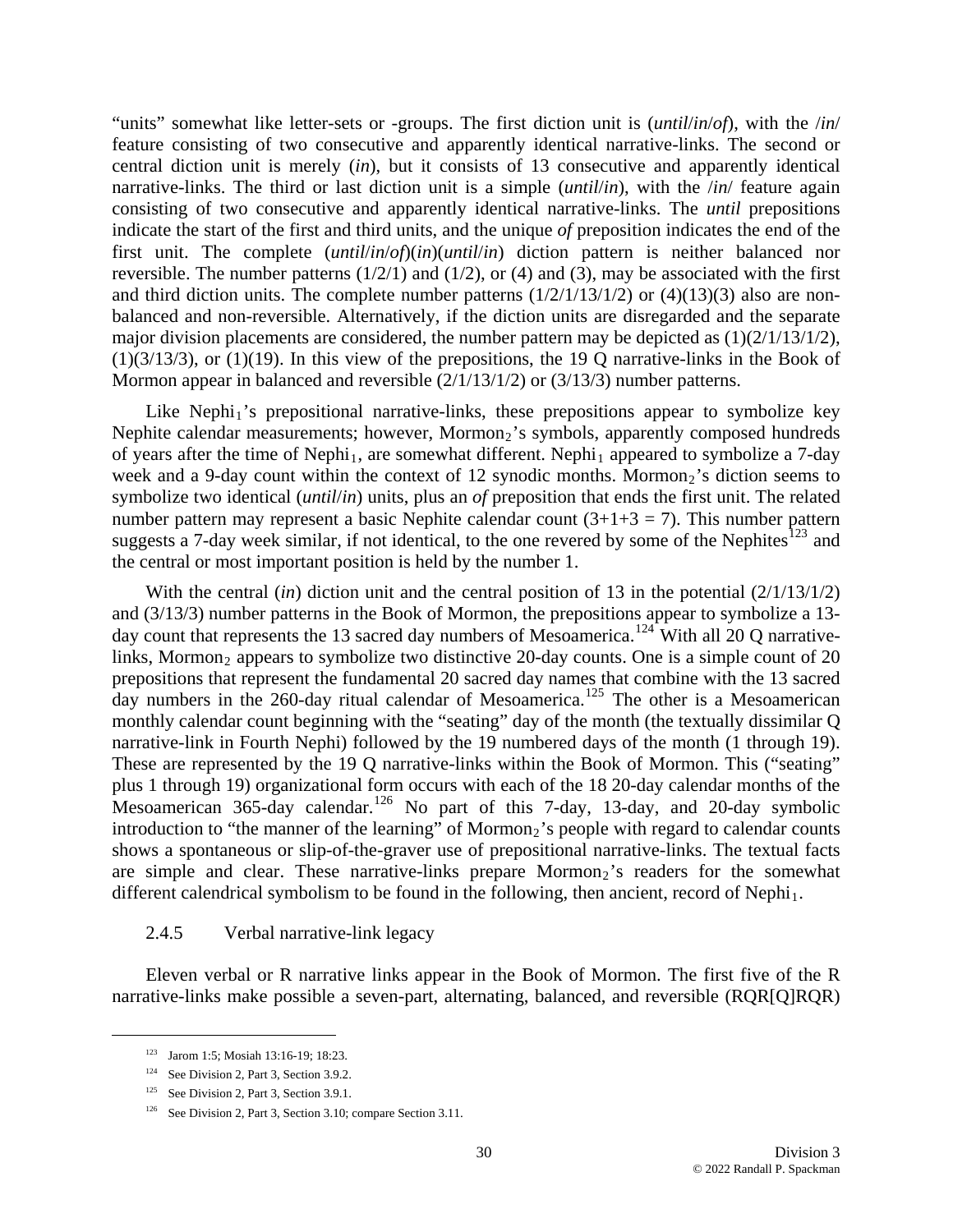"units" somewhat like letter-sets or -groups. The first diction unit is (*until*/*in*/*of*), with the /*in*/ feature consisting of two consecutive and apparently identical narrative-links. The second or central diction unit is merely (*in*), but it consists of 13 consecutive and apparently identical narrative-links. The third or last diction unit is a simple (*until*/*in*), with the /*in*/ feature again consisting of two consecutive and apparently identical narrative-links. The *until* prepositions indicate the start of the first and third units, and the unique *of* preposition indicates the end of the first unit. The complete (*until*/*in*/*of*)(*in*)(*until*/*in*) diction pattern is neither balanced nor reversible. The number patterns (1/2/1) and (1/2), or (4) and (3), may be associated with the first and third diction units. The complete number patterns (1/2/1/13/1/2) or (4)(13)(3) also are non-balanced and non-reversible. Alternatively, if the diction units are disregarded and the separate major division placements are considered, the number pattern may be depicted as (1)(2/1/13/1/2), (1)(3/13/3), or (1)(19). In this view of the prepositions, the 19 Q narrative-links in the Book of Mormon appear in balanced and reversible (2/1/13/1/2) or (3/13/3) number patterns.

Like $\text{Nephi}_1$'s prepositional narrative-links, these prepositions appear to symbolize key Nephite calendar measurements; however, $\text{Mormon}_2$'s symbols, apparently composed hundreds of years after the time of $\text{Nephi}_1$, are somewhat different. $\text{Nephi}_1$ appeared to symbolize a 7-day week and a 9-day count within the context of 12 synodic months. $\text{Mormon}_2$'s diction seems to symbolize two identical (*until*/*in*) units, plus an *of* preposition that ends the first unit. The related number pattern may represent a basic Nephite calendar count (3+1+3 = 7). This number pattern suggests a 7-day week similar, if not identical, to the one revered by some of the Nephites[123] and the central or most important position is held by the number 1.

With the central (*in*) diction unit and the central position of 13 in the potential (2/1/13/1/2) and (3/13/3) number patterns in the Book of Mormon, the prepositions appear to symbolize a 13-day count that represents the 13 sacred day numbers of Mesoamerica.[124] With all 20 Q narrative-links, $\text{Mormon}_2$ appears to symbolize two distinctive 20-day counts. One is a simple count of 20 prepositions that represent the fundamental 20 sacred day names that combine with the 13 sacred day numbers in the 260-day ritual calendar of Mesoamerica.[125] The other is a Mesoamerican monthly calendar count beginning with the "seating" day of the month (the textually dissimilar Q narrative-link in Fourth Nephi) followed by the 19 numbered days of the month (1 through 19). These are represented by the 19 Q narrative-links within the Book of Mormon. This ("seating" plus 1 through 19) organizational form occurs with each of the 18 20-day calendar months of the Mesoamerican 365-day calendar.[126] No part of this 7-day, 13-day, and 20-day symbolic introduction to "the manner of the learning" of $\text{Mormon}_2$'s people with regard to calendar counts shows a spontaneous or slip-of-the-graver use of prepositional narrative-links. The textual facts are simple and clear. These narrative-links prepare $\text{Mormon}_2$'s readers for the somewhat different calendrical symbolism to be found in the following, then ancient, record of $\text{Nephi}_1$.

### 2.4.5 Verbal narrative-link legacy

Eleven verbal or R narrative links appear in the Book of Mormon. The first five of the R narrative-links make possible a seven-part, alternating, balanced, and reversible (RQR[Q]RQR)

---

[123] Jarom 1:5; Mosiah 13:16-19; 18:23.

[124] See Division 2, Part 3, Section 3.9.2.

[125] See Division 2, Part 3, Section 3.9.1.

[126] See Division 2, Part 3, Section 3.10; compare Section 3.11.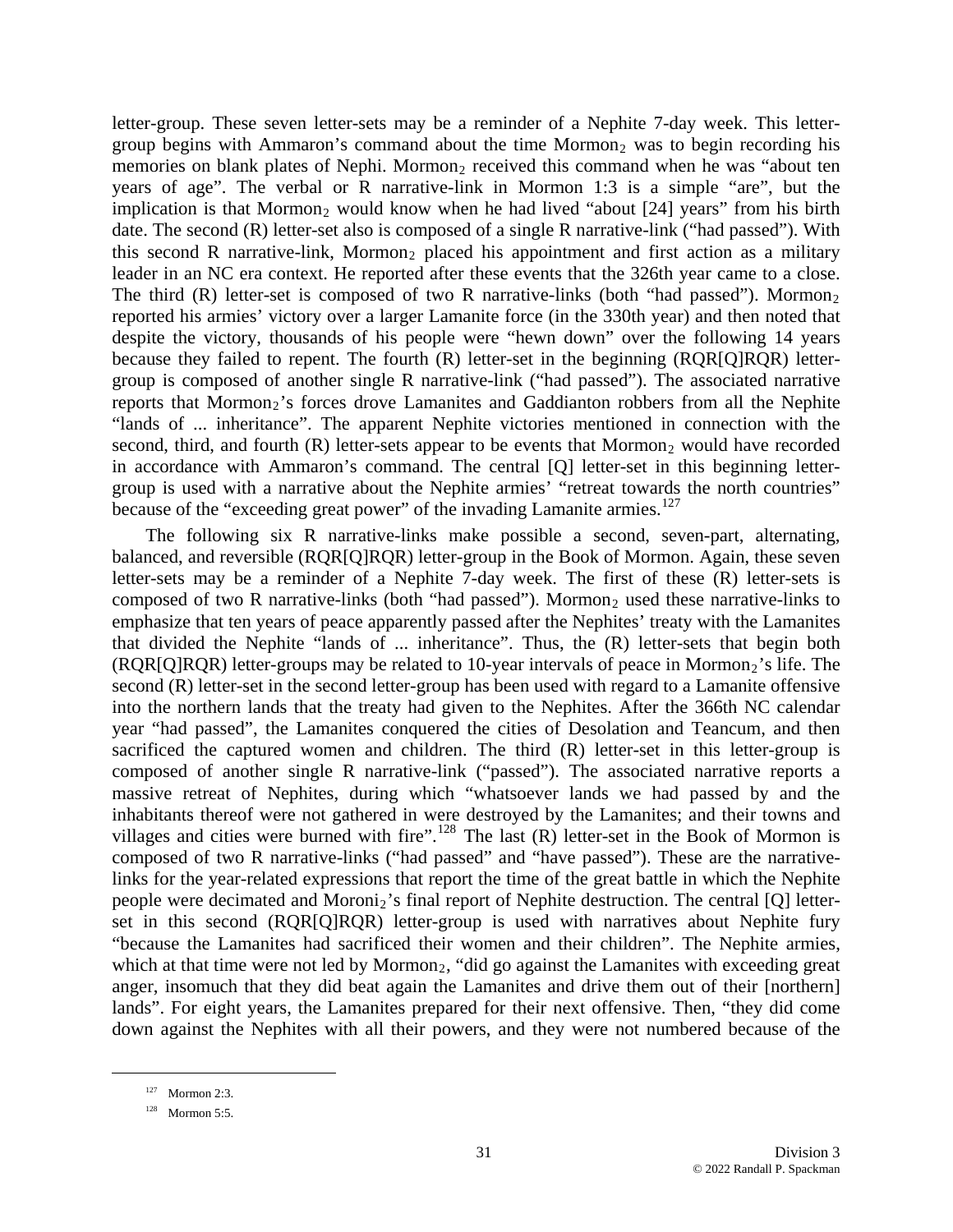letter-group. These seven letter-sets may be a reminder of a Nephite 7-day week. This letter-group begins with Ammaron's command about the time $Mormon_2$ was to begin recording his memories on blank plates of Nephi. $Mormon_2$ received this command when he was "about ten years of age". The verbal or R narrative-link in Mormon 1:3 is a simple "are", but the implication is that $Mormon_2$ would know when he had lived "about [24] years" from his birth date. The second (R) letter-set also is composed of a single R narrative-link ("had passed"). With this second R narrative-link, $Mormon_2$ placed his appointment and first action as a military leader in an NC era context. He reported after these events that the 326th year came to a close. The third (R) letter-set is composed of two R narrative-links (both "had passed"). $Mormon_2$ reported his armies' victory over a larger Lamanite force (in the 330th year) and then noted that despite the victory, thousands of his people were "hewn down" over the following 14 years because they failed to repent. The fourth (R) letter-set in the beginning (RQR[Q]RQR) letter-group is composed of another single R narrative-link ("had passed"). The associated narrative reports that $Mormon_2$'s forces drove Lamanites and Gaddianton robbers from all the Nephite "lands of ... inheritance". The apparent Nephite victories mentioned in connection with the second, third, and fourth (R) letter-sets appear to be events that $Mormon_2$ would have recorded in accordance with Ammaron's command. The central [Q] letter-set in this beginning letter-group is used with a narrative about the Nephite armies' "retreat towards the north countries" because of the "exceeding great power" of the invading Lamanite armies.[127]

The following six R narrative-links make possible a second, seven-part, alternating, balanced, and reversible (RQR[Q]RQR) letter-group in the Book of Mormon. Again, these seven letter-sets may be a reminder of a Nephite 7-day week. The first of these (R) letter-sets is composed of two R narrative-links (both "had passed"). $Mormon_2$ used these narrative-links to emphasize that ten years of peace apparently passed after the Nephites' treaty with the Lamanites that divided the Nephite "lands of ... inheritance". Thus, the (R) letter-sets that begin both (RQR[Q]RQR) letter-groups may be related to 10-year intervals of peace in $Mormon_2$'s life. The second (R) letter-set in the second letter-group has been used with regard to a Lamanite offensive into the northern lands that the treaty had given to the Nephites. After the 366th NC calendar year "had passed", the Lamanites conquered the cities of Desolation and Teancum, and then sacrificed the captured women and children. The third (R) letter-set in this letter-group is composed of another single R narrative-link ("passed"). The associated narrative reports a massive retreat of Nephites, during which "whatsoever lands we had passed by and the inhabitants thereof were not gathered in were destroyed by the Lamanites; and their towns and villages and cities were burned with fire".[128] The last (R) letter-set in the Book of Mormon is composed of two R narrative-links ("had passed" and "have passed"). These are the narrative-links for the year-related expressions that report the time of the great battle in which the Nephite people were decimated and $Moroni_2$'s final report of Nephite destruction. The central [Q] letter-set in this second (RQR[Q]RQR) letter-group is used with narratives about Nephite fury "because the Lamanites had sacrificed their women and their children". The Nephite armies, which at that time were not led by $Mormon_2$, "did go against the Lamanites with exceeding great anger, insomuch that they did beat again the Lamanites and drive them out of their [northern] lands". For eight years, the Lamanites prepared for their next offensive. Then, "they did come down against the Nephites with all their powers, and they were not numbered because of the

[127] Mormon 2:3.

[128] Mormon 5:5.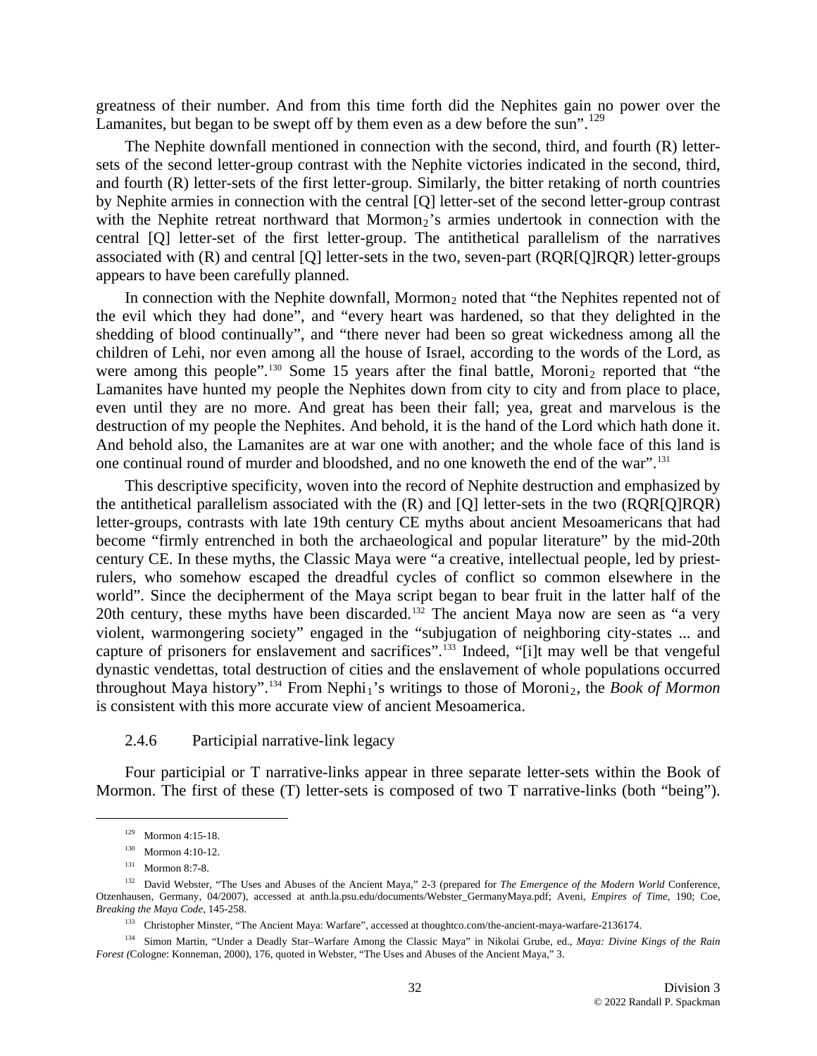greatness of their number. And from this time forth did the Nephites gain no power over the Lamanites, but began to be swept off by them even as a dew before the sun".[129]

The Nephite downfall mentioned in connection with the second, third, and fourth (R) letter-sets of the second letter-group contrast with the Nephite victories indicated in the second, third, and fourth (R) letter-sets of the first letter-group. Similarly, the bitter retaking of north countries by Nephite armies in connection with the central [Q] letter-set of the second letter-group contrast with the Nephite retreat northward that $\text{Mormon}_2$'s armies undertook in connection with the central [Q] letter-set of the first letter-group. The antithetical parallelism of the narratives associated with (R) and central [Q] letter-sets in the two, seven-part (RQR[Q]RQR) letter-groups appears to have been carefully planned.

In connection with the Nephite downfall, $\text{Mormon}_2$ noted that "the Nephites repented not of the evil which they had done", and "every heart was hardened, so that they delighted in the shedding of blood continually", and "there never had been so great wickedness among all the children of Lehi, nor even among all the house of Israel, according to the words of the Lord, as were among this people".[130] Some 15 years after the final battle, $\text{Moroni}_2$ reported that "the Lamanites have hunted my people the Nephites down from city to city and from place to place, even until they are no more. And great has been their fall; yea, great and marvelous is the destruction of my people the Nephites. And behold, it is the hand of the Lord which hath done it. And behold also, the Lamanites are at war one with another; and the whole face of this land is one continual round of murder and bloodshed, and no one knoweth the end of the war".[131]

This descriptive specificity, woven into the record of Nephite destruction and emphasized by the antithetical parallelism associated with the (R) and [Q] letter-sets in the two (RQR[Q]RQR) letter-groups, contrasts with late 19th century CE myths about ancient Mesoamericans that had become "firmly entrenched in both the archaeological and popular literature" by the mid-20th century CE. In these myths, the Classic Maya were "a creative, intellectual people, led by priest-rulers, who somehow escaped the dreadful cycles of conflict so common elsewhere in the world". Since the decipherment of the Maya script began to bear fruit in the latter half of the 20th century, these myths have been discarded.[132] The ancient Maya now are seen as "a very violent, warmongering society" engaged in the "subjugation of neighboring city-states ... and capture of prisoners for enslavement and sacrifices".[133] Indeed, "[i]t may well be that vengeful dynastic vendettas, total destruction of cities and the enslavement of whole populations occurred throughout Maya history".[134] From $\text{Nephi}_1$'s writings to those of $\text{Moroni}_2$, the *Book of Mormon* is consistent with this more accurate view of ancient Mesoamerica.

### 2.4.6 Participial narrative-link legacy

Four participial or T narrative-links appear in three separate letter-sets within the Book of Mormon. The first of these (T) letter-sets is composed of two T narrative-links (both "being").

---

[129] Mormon 4:15-18.

[130] Mormon 4:10-12.

[131] Mormon 8:7-8.

[132] David Webster, "The Uses and Abuses of the Ancient Maya," 2-3 (prepared for *The Emergence of the Modern World* Conference, Otzenhausen, Germany, 04/2007), accessed at anth.la.psu.edu/documents/Webster_GermanyMaya.pdf; Aveni, *Empires of Time*, 190; Coe, *Breaking the Maya Code*, 145-258.

[133] Christopher Minster, "The Ancient Maya: Warfare", accessed at thoughtco.com/the-ancient-maya-warfare-2136174.

[134] Simon Martin, "Under a Deadly Star–Warfare Among the Classic Maya" in Nikolai Grube, ed., *Maya: Divine Kings of the Rain Forest (*Cologne: Konneman, 2000), 176, quoted in Webster, "The Uses and Abuses of the Ancient Maya," 3.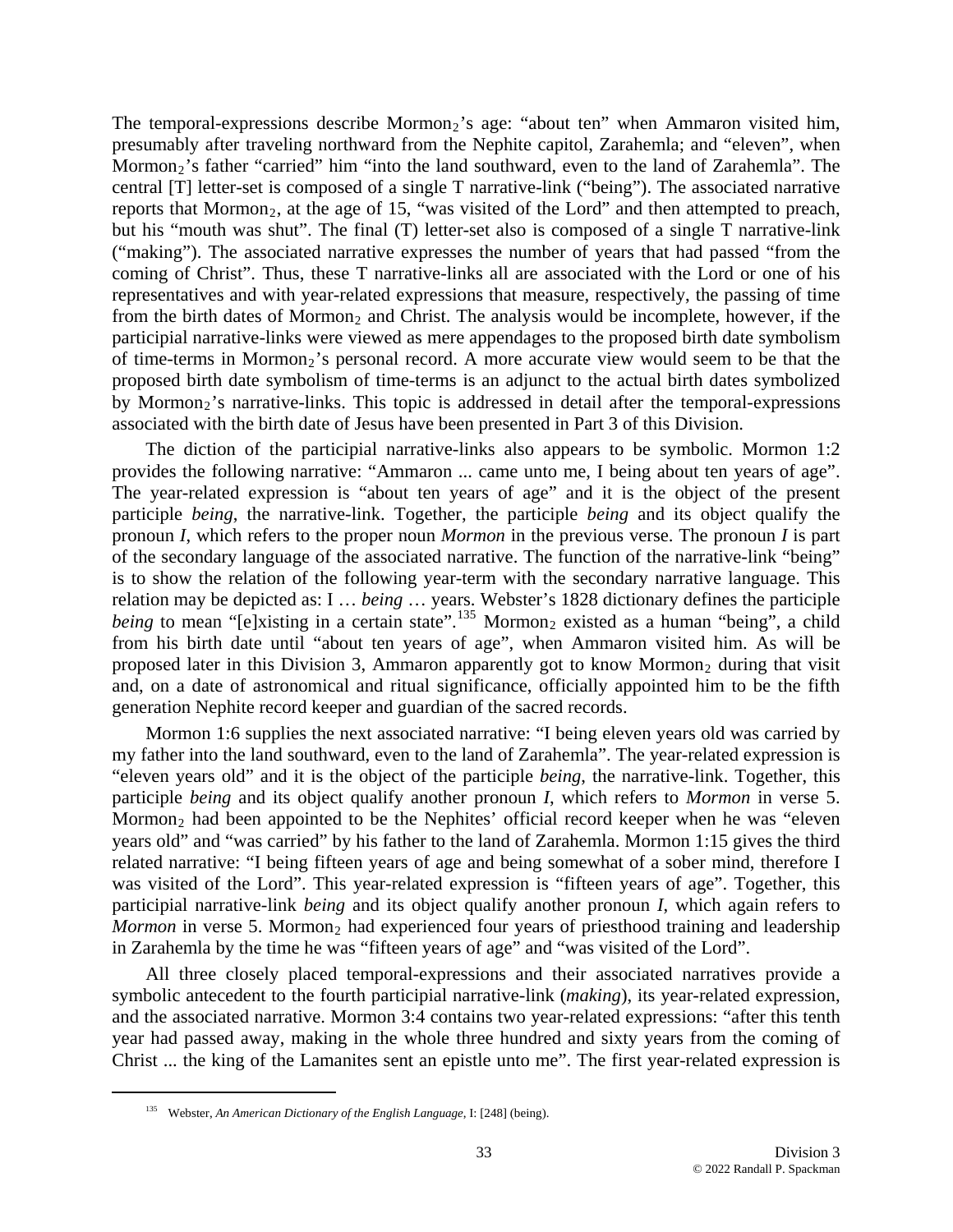The temporal-expressions describe Mormon$_2$'s age: "about ten" when Ammaron visited him, presumably after traveling northward from the Nephite capitol, Zarahemla; and "eleven", when Mormon$_2$'s father "carried" him "into the land southward, even to the land of Zarahemla". The central [T] letter-set is composed of a single T narrative-link ("being"). The associated narrative reports that Mormon$_2$, at the age of 15, "was visited of the Lord" and then attempted to preach, but his "mouth was shut". The final (T) letter-set also is composed of a single T narrative-link ("making"). The associated narrative expresses the number of years that had passed "from the coming of Christ". Thus, these T narrative-links all are associated with the Lord or one of his representatives and with year-related expressions that measure, respectively, the passing of time from the birth dates of Mormon$_2$ and Christ. The analysis would be incomplete, however, if the participial narrative-links were viewed as mere appendages to the proposed birth date symbolism of time-terms in Mormon$_2$'s personal record. A more accurate view would seem to be that the proposed birth date symbolism of time-terms is an adjunct to the actual birth dates symbolized by Mormon$_2$'s narrative-links. This topic is addressed in detail after the temporal-expressions associated with the birth date of Jesus have been presented in Part 3 of this Division.

The diction of the participial narrative-links also appears to be symbolic. Mormon 1:2 provides the following narrative: "Ammaron ... came unto me, I being about ten years of age". The year-related expression is "about ten years of age" and it is the object of the present participle *being*, the narrative-link. Together, the participle *being* and its object qualify the pronoun *I*, which refers to the proper noun *Mormon* in the previous verse. The pronoun *I* is part of the secondary language of the associated narrative. The function of the narrative-link "being" is to show the relation of the following year-term with the secondary narrative language. This relation may be depicted as: I … *being* … years. Webster's 1828 dictionary defines the participle *being* to mean "[e]xisting in a certain state".[135] Mormon$_2$ existed as a human "being", a child from his birth date until "about ten years of age", when Ammaron visited him. As will be proposed later in this Division 3, Ammaron apparently got to know Mormon$_2$ during that visit and, on a date of astronomical and ritual significance, officially appointed him to be the fifth generation Nephite record keeper and guardian of the sacred records.

Mormon 1:6 supplies the next associated narrative: "I being eleven years old was carried by my father into the land southward, even to the land of Zarahemla". The year-related expression is "eleven years old" and it is the object of the participle *being*, the narrative-link. Together, this participle *being* and its object qualify another pronoun *I*, which refers to *Mormon* in verse 5. Mormon$_2$ had been appointed to be the Nephites' official record keeper when he was "eleven years old" and "was carried" by his father to the land of Zarahemla. Mormon 1:15 gives the third related narrative: "I being fifteen years of age and being somewhat of a sober mind, therefore I was visited of the Lord". This year-related expression is "fifteen years of age". Together, this participial narrative-link *being* and its object qualify another pronoun *I*, which again refers to *Mormon* in verse 5. Mormon$_2$ had experienced four years of priesthood training and leadership in Zarahemla by the time he was "fifteen years of age" and "was visited of the Lord".

All three closely placed temporal-expressions and their associated narratives provide a symbolic antecedent to the fourth participial narrative-link (*making*), its year-related expression, and the associated narrative. Mormon 3:4 contains two year-related expressions: "after this tenth year had passed away, making in the whole three hundred and sixty years from the coming of Christ ... the king of the Lamanites sent an epistle unto me". The first year-related expression is

[135] Webster, *An American Dictionary of the English Language*, I: [248] (being).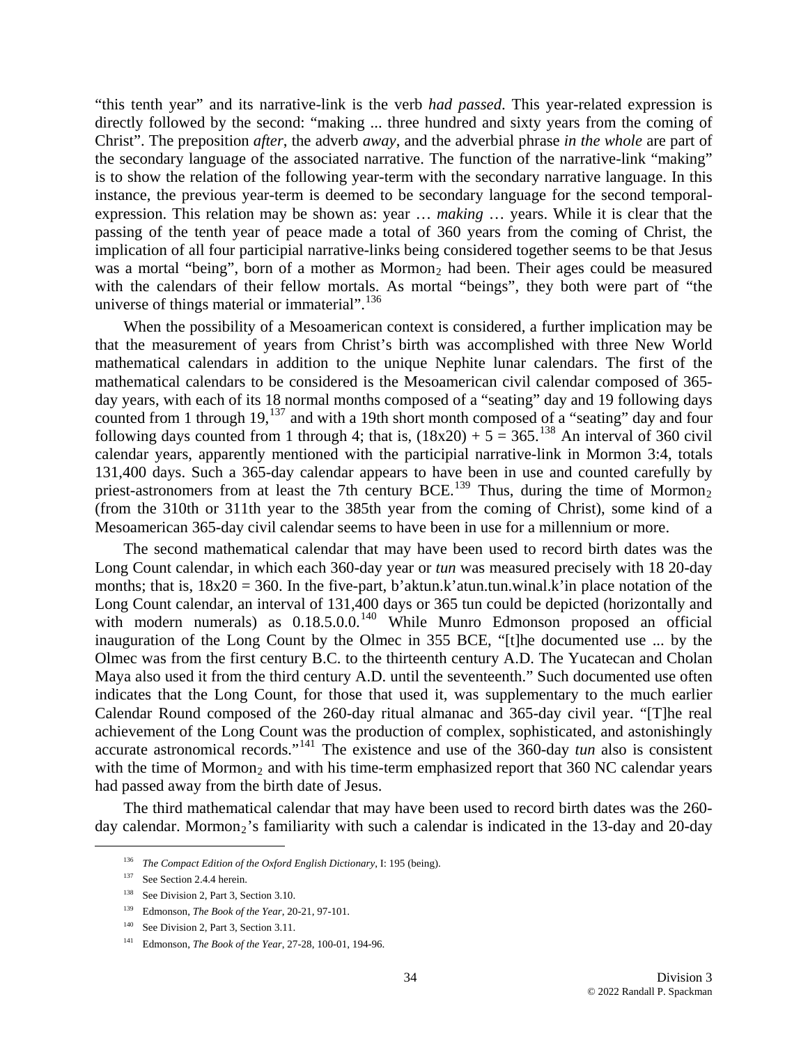"this tenth year" and its narrative-link is the verb *had passed*. This year-related expression is directly followed by the second: "making ... three hundred and sixty years from the coming of Christ". The preposition *after*, the adverb *away*, and the adverbial phrase *in the whole* are part of the secondary language of the associated narrative. The function of the narrative-link "making" is to show the relation of the following year-term with the secondary narrative language. In this instance, the previous year-term is deemed to be secondary language for the second temporal-expression. This relation may be shown as: year … *making* … years. While it is clear that the passing of the tenth year of peace made a total of 360 years from the coming of Christ, the implication of all four participial narrative-links being considered together seems to be that Jesus was a mortal "being", born of a mother as $\text{Mormon}_2$ had been. Their ages could be measured with the calendars of their fellow mortals. As mortal "beings", they both were part of "the universe of things material or immaterial".[136]

When the possibility of a Mesoamerican context is considered, a further implication may be that the measurement of years from Christ's birth was accomplished with three New World mathematical calendars in addition to the unique Nephite lunar calendars. The first of the mathematical calendars to be considered is the Mesoamerican civil calendar composed of 365-day years, with each of its 18 normal months composed of a "seating" day and 19 following days counted from 1 through 19,[137] and with a 19th short month composed of a "seating" day and four following days counted from 1 through 4; that is, $(18\text{x}20) + 5 = 365$.[138] An interval of 360 civil calendar years, apparently mentioned with the participial narrative-link in Mormon 3:4, totals 131,400 days. Such a 365-day calendar appears to have been in use and counted carefully by priest-astronomers from at least the 7th century BCE.[139] Thus, during the time of $\text{Mormon}_2$ (from the 310th or 311th year to the 385th year from the coming of Christ), some kind of a Mesoamerican 365-day civil calendar seems to have been in use for a millennium or more.

The second mathematical calendar that may have been used to record birth dates was the Long Count calendar, in which each 360-day year or *tun* was measured precisely with 18 20-day months; that is, 18x20 = 360. In the five-part, b'aktun.k'atun.tun.winal.k'in place notation of the Long Count calendar, an interval of 131,400 days or 365 tun could be depicted (horizontally and with modern numerals) as 0.18.5.0.0.[140] While Munro Edmonson proposed an official inauguration of the Long Count by the Olmec in 355 BCE, "[t]he documented use ... by the Olmec was from the first century B.C. to the thirteenth century A.D. The Yucatecan and Cholan Maya also used it from the third century A.D. until the seventeenth." Such documented use often indicates that the Long Count, for those that used it, was supplementary to the much earlier Calendar Round composed of the 260-day ritual almanac and 365-day civil year. "[T]he real achievement of the Long Count was the production of complex, sophisticated, and astonishingly accurate astronomical records."[141] The existence and use of the 360-day *tun* also is consistent with the time of $\text{Mormon}_2$ and with his time-term emphasized report that 360 NC calendar years had passed away from the birth date of Jesus.

The third mathematical calendar that may have been used to record birth dates was the 260-day calendar. $\text{Mormon}_2$'s familiarity with such a calendar is indicated in the 13-day and 20-day

---

[136] *The Compact Edition of the Oxford English Dictionary*, I: 195 (being).

[137] See Section 2.4.4 herein.

[138] See Division 2, Part 3, Section 3.10.

[139] Edmonson, *The Book of the Year*, 20-21, 97-101.

[140] See Division 2, Part 3, Section 3.11.

[141] Edmonson, *The Book of the Year*, 27-28, 100-01, 194-96.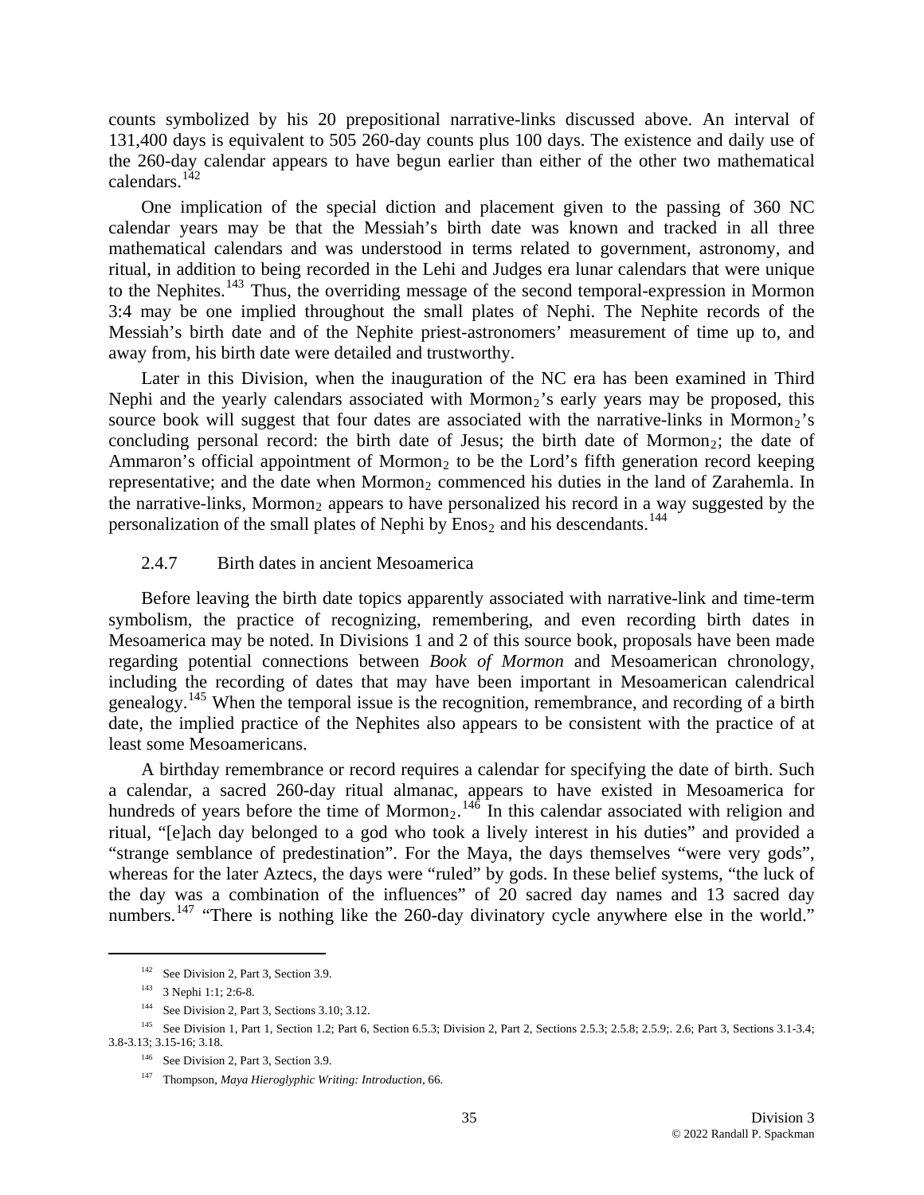counts symbolized by his 20 prepositional narrative-links discussed above. An interval of 131,400 days is equivalent to 505 260-day counts plus 100 days. The existence and daily use of the 260-day calendar appears to have begun earlier than either of the other two mathematical calendars.[142]

One implication of the special diction and placement given to the passing of 360 NC calendar years may be that the Messiah's birth date was known and tracked in all three mathematical calendars and was understood in terms related to government, astronomy, and ritual, in addition to being recorded in the Lehi and Judges era lunar calendars that were unique to the Nephites.[143] Thus, the overriding message of the second temporal-expression in Mormon 3:4 may be one implied throughout the small plates of Nephi. The Nephite records of the Messiah's birth date and of the Nephite priest-astronomers' measurement of time up to, and away from, his birth date were detailed and trustworthy.

Later in this Division, when the inauguration of the NC era has been examined in Third Nephi and the yearly calendars associated with $Mormon_2$'s early years may be proposed, this source book will suggest that four dates are associated with the narrative-links in $Mormon_2$'s concluding personal record: the birth date of Jesus; the birth date of $Mormon_2$; the date of Ammaron's official appointment of $Mormon_2$ to be the Lord's fifth generation record keeping representative; and the date when $Mormon_2$ commenced his duties in the land of Zarahemla. In the narrative-links, $Mormon_2$ appears to have personalized his record in a way suggested by the personalization of the small plates of Nephi by $Enos_2$ and his descendants.[144]

### 2.4.7 Birth dates in ancient Mesoamerica

Before leaving the birth date topics apparently associated with narrative-link and time-term symbolism, the practice of recognizing, remembering, and even recording birth dates in Mesoamerica may be noted. In Divisions 1 and 2 of this source book, proposals have been made regarding potential connections between *Book of Mormon* and Mesoamerican chronology, including the recording of dates that may have been important in Mesoamerican calendrical genealogy.[145] When the temporal issue is the recognition, remembrance, and recording of a birth date, the implied practice of the Nephites also appears to be consistent with the practice of at least some Mesoamericans.

A birthday remembrance or record requires a calendar for specifying the date of birth. Such a calendar, a sacred 260-day ritual almanac, appears to have existed in Mesoamerica for hundreds of years before the time of $Mormon_2$.[146] In this calendar associated with religion and ritual, "[e]ach day belonged to a god who took a lively interest in his duties" and provided a "strange semblance of predestination". For the Maya, the days themselves "were very gods", whereas for the later Aztecs, the days were "ruled" by gods. In these belief systems, "the luck of the day was a combination of the influences" of 20 sacred day names and 13 sacred day numbers.[147] "There is nothing like the 260-day divinatory cycle anywhere else in the world."

---

[142] See Division 2, Part 3, Section 3.9.

[143] 3 Nephi 1:1; 2:6-8.

[144] See Division 2, Part 3, Sections 3.10; 3.12.

[145] See Division 1, Part 1, Section 1.2; Part 6, Section 6.5.3; Division 2, Part 2, Sections 2.5.3; 2.5.8; 2.5.9;. 2.6; Part 3, Sections 3.1-3.4; 3.8-3.13; 3.15-16; 3.18.

[146] See Division 2, Part 3, Section 3.9.

[147] Thompson, *Maya Hieroglyphic Writing: Introduction*, 66.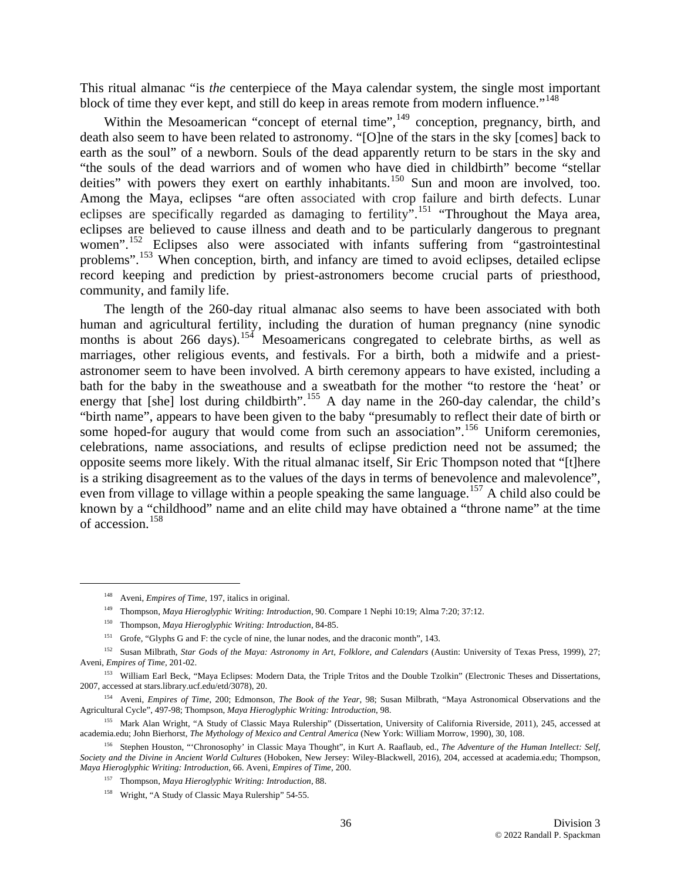This ritual almanac "is *the* centerpiece of the Maya calendar system, the single most important block of time they ever kept, and still do keep in areas remote from modern influence."[148]

Within the Mesoamerican "concept of eternal time",[149] conception, pregnancy, birth, and death also seem to have been related to astronomy. "[O]ne of the stars in the sky [comes] back to earth as the soul" of a newborn. Souls of the dead apparently return to be stars in the sky and "the souls of the dead warriors and of women who have died in childbirth" become "stellar deities" with powers they exert on earthly inhabitants.[150] Sun and moon are involved, too. Among the Maya, eclipses "are often associated with crop failure and birth defects. Lunar eclipses are specifically regarded as damaging to fertility".[151] "Throughout the Maya area, eclipses are believed to cause illness and death and to be particularly dangerous to pregnant women".[152] Eclipses also were associated with infants suffering from "gastrointestinal problems".[153] When conception, birth, and infancy are timed to avoid eclipses, detailed eclipse record keeping and prediction by priest-astronomers become crucial parts of priesthood, community, and family life.

The length of the 260-day ritual almanac also seems to have been associated with both human and agricultural fertility, including the duration of human pregnancy (nine synodic months is about 266 days).[154] Mesoamericans congregated to celebrate births, as well as marriages, other religious events, and festivals. For a birth, both a midwife and a priest-astronomer seem to have been involved. A birth ceremony appears to have existed, including a bath for the baby in the sweathouse and a sweatbath for the mother "to restore the 'heat' or energy that [she] lost during childbirth".[155] A day name in the 260-day calendar, the child's "birth name", appears to have been given to the baby "presumably to reflect their date of birth or some hoped-for augury that would come from such an association".[156] Uniform ceremonies, celebrations, name associations, and results of eclipse prediction need not be assumed; the opposite seems more likely. With the ritual almanac itself, Sir Eric Thompson noted that "[t]here is a striking disagreement as to the values of the days in terms of benevolence and malevolence", even from village to village within a people speaking the same language.[157] A child also could be known by a "childhood" name and an elite child may have obtained a "throne name" at the time of accession.[158]

---

[148] Aveni, *Empires of Time*, 197, italics in original.

[149] Thompson, *Maya Hieroglyphic Writing: Introduction*, 90. Compare 1 Nephi 10:19; Alma 7:20; 37:12.

[150] Thompson, *Maya Hieroglyphic Writing: Introduction*, 84-85.

[151] Grofe, "Glyphs G and F: the cycle of nine, the lunar nodes, and the draconic month", 143.

[152] Susan Milbrath, *Star Gods of the Maya: Astronomy in Art, Folklore, and Calendars* (Austin: University of Texas Press, 1999), 27; Aveni, *Empires of Time*, 201-02.

[153] William Earl Beck, "Maya Eclipses: Modern Data, the Triple Tritos and the Double Tzolkin" (Electronic Theses and Dissertations, 2007, accessed at stars.library.ucf.edu/etd/3078), 20.

[154] Aveni, *Empires of Time*, 200; Edmonson, *The Book of the Year*, 98; Susan Milbrath, "Maya Astronomical Observations and the Agricultural Cycle", 497-98; Thompson, *Maya Hieroglyphic Writing: Introduction*, 98.

[155] Mark Alan Wright, "A Study of Classic Maya Rulership" (Dissertation, University of California Riverside, 2011), 245, accessed at academia.edu; John Bierhorst, *The Mythology of Mexico and Central America* (New York: William Morrow, 1990), 30, 108.

[156] Stephen Houston, "'Chronosophy' in Classic Maya Thought", in Kurt A. Raaflaub, ed., *The Adventure of the Human Intellect: Self, Society and the Divine in Ancient World Cultures* (Hoboken, New Jersey: Wiley-Blackwell, 2016), 204, accessed at academia.edu; Thompson, *Maya Hieroglyphic Writing: Introduction*, 66. Aveni, *Empires of Time*, 200.

[157] Thompson, *Maya Hieroglyphic Writing: Introduction*, 88.

[158] Wright, "A Study of Classic Maya Rulership" 54-55.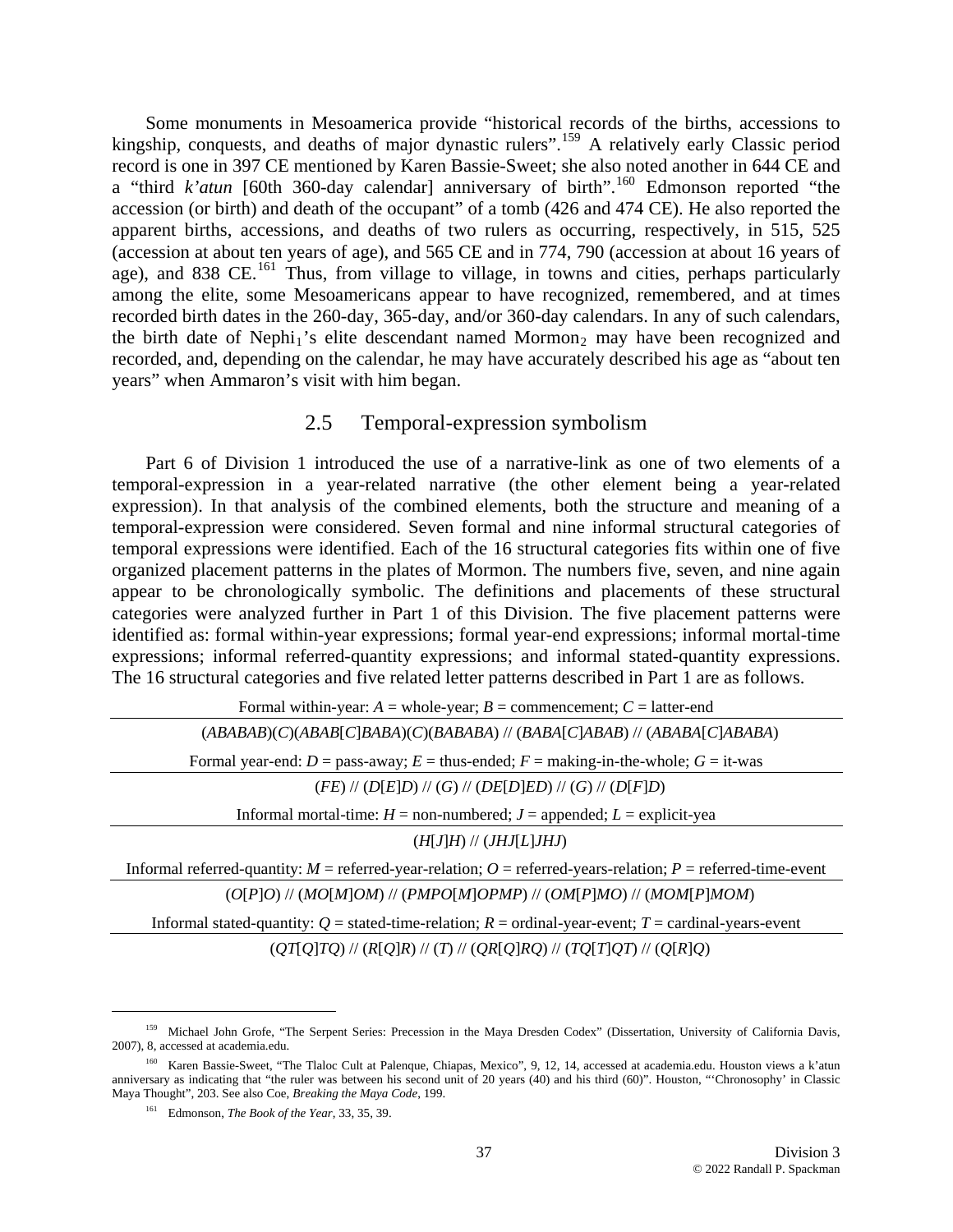Some monuments in Mesoamerica provide "historical records of the births, accessions to kingship, conquests, and deaths of major dynastic rulers".[159] A relatively early Classic period record is one in 397 CE mentioned by Karen Bassie-Sweet; she also noted another in 644 CE and a "third *k'atun* [60th 360-day calendar] anniversary of birth".[160] Edmonson reported "the accession (or birth) and death of the occupant" of a tomb (426 and 474 CE). He also reported the apparent births, accessions, and deaths of two rulers as occurring, respectively, in 515, 525 (accession at about ten years of age), and 565 CE and in 774, 790 (accession at about 16 years of age), and 838 CE.[161] Thus, from village to village, in towns and cities, perhaps particularly among the elite, some Mesoamericans appear to have recognized, remembered, and at times recorded birth dates in the 260-day, 365-day, and/or 360-day calendars. In any of such calendars, the birth date of $\text{Nephi}_1$'s elite descendant named $\text{Mormon}_2$ may have been recognized and recorded, and, depending on the calendar, he may have accurately described his age as "about ten years" when Ammaron's visit with him began.

## 2.5 Temporal-expression symbolism

Part 6 of Division 1 introduced the use of a narrative-link as one of two elements of a temporal-expression in a year-related narrative (the other element being a year-related expression). In that analysis of the combined elements, both the structure and meaning of a temporal-expression were considered. Seven formal and nine informal structural categories of temporal expressions were identified. Each of the 16 structural categories fits within one of five organized placement patterns in the plates of Mormon. The numbers five, seven, and nine again appear to be chronologically symbolic. The definitions and placements of these structural categories were analyzed further in Part 1 of this Division. The five placement patterns were identified as: formal within-year expressions; formal year-end expressions; informal mortal-time expressions; informal referred-quantity expressions; and informal stated-quantity expressions. The 16 structural categories and five related letter patterns described in Part 1 are as follows.

| Formal within-year: *A* = whole-year; *B* = commencement; *C* = latter-end |
|---|
| (*ABABAB*)(*C*)(*ABAB*[*C*]*BABA*)(*C*)(*BABABA*) // (*BABA*[*C*]*ABAB*) // (*ABABA*[*C*]*ABABA*) |
| Formal year-end: *D* = pass-away; *E* = thus-ended; *F* = making-in-the-whole; *G* = it-was |
| (*FE*) // (*D*[*E*]*D*) // (*G*) // (*DE*[*D*]*ED*) // (*G*) // (*D*[*F*]*D*) |
| Informal mortal-time: *H* = non-numbered; *J* = appended; *L* = explicit-yea |
| (*H*[*J*]*H*) // (*JHJ*[*L*]*JHJ*) |
| Informal referred-quantity: *M* = referred-year-relation; *O* = referred-years-relation; *P* = referred-time-event |
| (*O*[*P*]*O*) // (*MO*[*M*]*OM*) // (*PMPO*[*M*]*OPMP*) // (*OM*[*P*]*MO*) // (*MOM*[*P*]*MOM*) |
| Informal stated-quantity: *Q* = stated-time-relation; *R* = ordinal-year-event; *T* = cardinal-years-event |
| (*QT*[*Q*]*TQ*) // (*R*[*Q*]*R*) // (*T*) // (*QR*[*Q*]*RQ*) // (*TQ*[*T*]*QT*) // (*Q*[*R*]*Q*) |

---

[159] Michael John Grofe, "The Serpent Series: Precession in the Maya Dresden Codex" (Dissertation, University of California Davis, 2007), 8, accessed at academia.edu.

[160] Karen Bassie-Sweet, "The Tlaloc Cult at Palenque, Chiapas, Mexico", 9, 12, 14, accessed at academia.edu. Houston views a k'atun anniversary as indicating that "the ruler was between his second unit of 20 years (40) and his third (60)". Houston, "'Chronosophy' in Classic Maya Thought", 203. See also Coe, *Breaking the Maya Code*, 199.

[161] Edmonson, *The Book of the Year*, 33, 35, 39.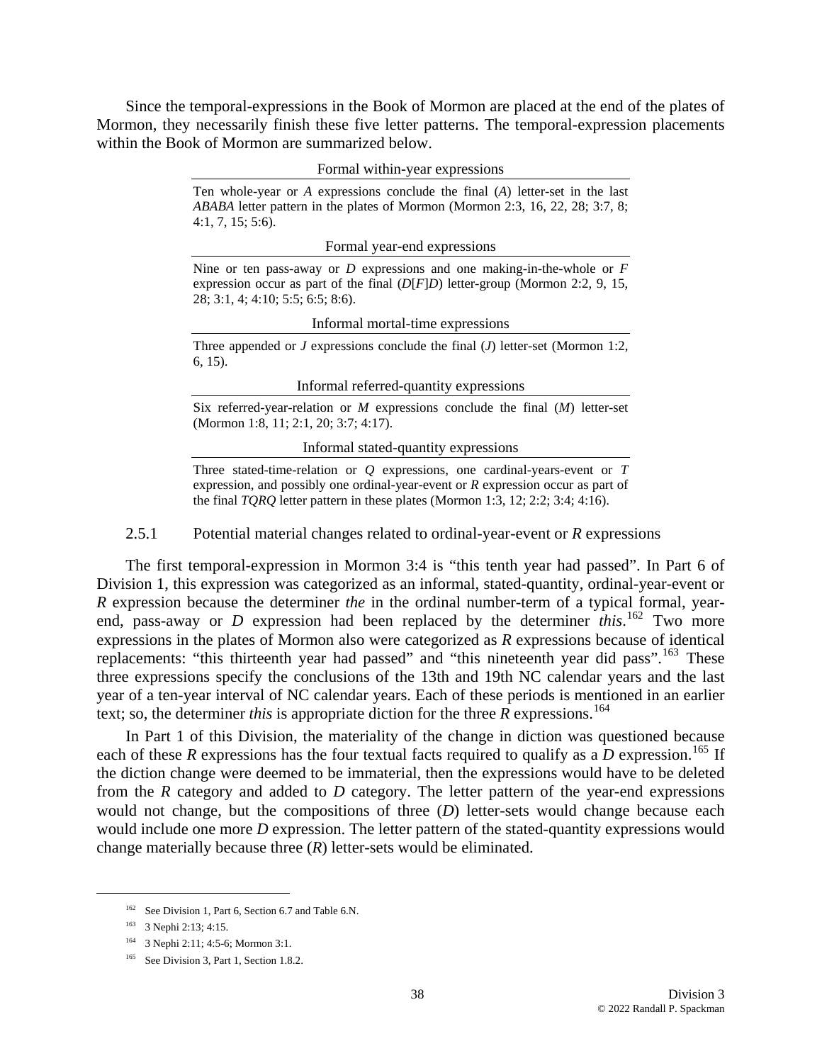Since the temporal-expressions in the Book of Mormon are placed at the end of the plates of Mormon, they necessarily finish these five letter patterns. The temporal-expression placements within the Book of Mormon are summarized below.

| Formal within-year expressions |
|---|
| Ten whole-year or *A* expressions conclude the final (*A*) letter-set in the last *ABABA* letter pattern in the plates of Mormon (Mormon 2:3, 16, 22, 28; 3:7, 8; 4:1, 7, 15; 5:6). |

| Formal year-end expressions |
|---|
| Nine or ten pass-away or *D* expressions and one making-in-the-whole or *F* expression occur as part of the final (*D*[*F*]*D*) letter-group (Mormon 2:2, 9, 15, 28; 3:1, 4; 4:10; 5:5; 6:5; 8:6). |

| Informal mortal-time expressions |
|---|
| Three appended or *J* expressions conclude the final (*J*) letter-set (Mormon 1:2, 6, 15). |

| Informal referred-quantity expressions |
|---|
| Six referred-year-relation or *M* expressions conclude the final (*M*) letter-set (Mormon 1:8, 11; 2:1, 20; 3:7; 4:17). |

| Informal stated-quantity expressions |
|---|
| Three stated-time-relation or *Q* expressions, one cardinal-years-event or *T* expression, and possibly one ordinal-year-event or *R* expression occur as part of the final *TQRQ* letter pattern in these plates (Mormon 1:3, 12; 2:2; 3:4; 4:16). |

### 2.5.1 Potential material changes related to ordinal-year-event or *R* expressions

The first temporal-expression in Mormon 3:4 is "this tenth year had passed". In Part 6 of Division 1, this expression was categorized as an informal, stated-quantity, ordinal-year-event or *R* expression because the determiner *the* in the ordinal number-term of a typical formal, year-end, pass-away or *D* expression had been replaced by the determiner *this*.[162] Two more expressions in the plates of Mormon also were categorized as *R* expressions because of identical replacements: "this thirteenth year had passed" and "this nineteenth year did pass".[163] These three expressions specify the conclusions of the 13th and 19th NC calendar years and the last year of a ten-year interval of NC calendar years. Each of these periods is mentioned in an earlier text; so, the determiner *this* is appropriate diction for the three *R* expressions.[164]

In Part 1 of this Division, the materiality of the change in diction was questioned because each of these *R* expressions has the four textual facts required to qualify as a *D* expression.[165] If the diction change were deemed to be immaterial, then the expressions would have to be deleted from the *R* category and added to *D* category. The letter pattern of the year-end expressions would not change, but the compositions of three (*D*) letter-sets would change because each would include one more *D* expression. The letter pattern of the stated-quantity expressions would change materially because three (*R*) letter-sets would be eliminated.

---

[162] See Division 1, Part 6, Section 6.7 and Table 6.N.

[163] 3 Nephi 2:13; 4:15.

[164] 3 Nephi 2:11; 4:5-6; Mormon 3:1.

[165] See Division 3, Part 1, Section 1.8.2.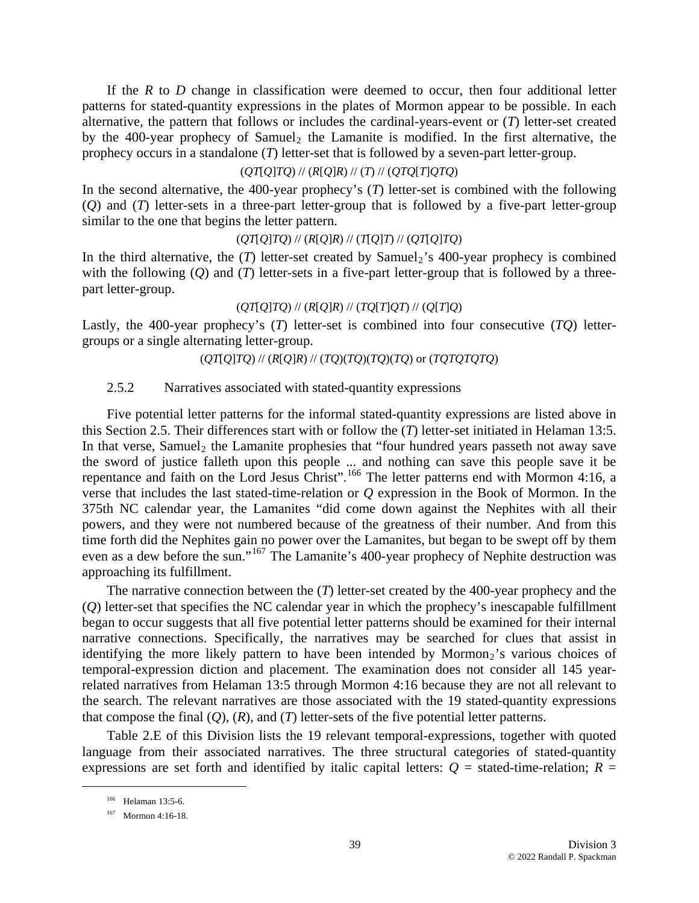If the *R* to *D* change in classification were deemed to occur, then four additional letter patterns for stated-quantity expressions in the plates of Mormon appear to be possible. In each alternative, the pattern that follows or includes the cardinal-years-event or (*T*) letter-set created by the 400-year prophecy of $\text{Samuel}_2$ the Lamanite is modified. In the first alternative, the prophecy occurs in a standalone (*T*) letter-set that is followed by a seven-part letter-group.

(*QT*[*Q*]*TQ*) // (*R*[*Q*]*R*) // (*T*) // (*QTQ*[*T*]*QTQ*)

In the second alternative, the 400-year prophecy's (*T*) letter-set is combined with the following (*Q*) and (*T*) letter-sets in a three-part letter-group that is followed by a five-part letter-group similar to the one that begins the letter pattern.

(*QT*[*Q*]*TQ*) // (*R*[*Q*]*R*) // (*T*[*Q*]*T*) // (*QT*[*Q*]*TQ*)

In the third alternative, the (*T*) letter-set created by $\text{Samuel}_2$'s 400-year prophecy is combined with the following (*Q*) and (*T*) letter-sets in a five-part letter-group that is followed by a three-part letter-group.

(*QT*[*Q*]*TQ*) // (*R*[*Q*]*R*) // (*TQ*[*T*]*QT*) // (*Q*[*T*]*Q*)

Lastly, the 400-year prophecy's (*T*) letter-set is combined into four consecutive (*TQ*) letter-groups or a single alternating letter-group.

(*QT*[*Q*]*TQ*) // (*R*[*Q*]*R*) // (*TQ*)(*TQ*)(*TQ*)(*TQ*) or (*TQTQTQTQ*)

### 2.5.2 Narratives associated with stated-quantity expressions

Five potential letter patterns for the informal stated-quantity expressions are listed above in this Section 2.5. Their differences start with or follow the (*T*) letter-set initiated in Helaman 13:5. In that verse, $\text{Samuel}_2$ the Lamanite prophesies that "four hundred years passeth not away save the sword of justice falleth upon this people ... and nothing can save this people save it be repentance and faith on the Lord Jesus Christ".[166] The letter patterns end with Mormon 4:16, a verse that includes the last stated-time-relation or *Q* expression in the Book of Mormon. In the 375th NC calendar year, the Lamanites "did come down against the Nephites with all their powers, and they were not numbered because of the greatness of their number. And from this time forth did the Nephites gain no power over the Lamanites, but began to be swept off by them even as a dew before the sun."[167] The Lamanite's 400-year prophecy of Nephite destruction was approaching its fulfillment.

The narrative connection between the (*T*) letter-set created by the 400-year prophecy and the (*Q*) letter-set that specifies the NC calendar year in which the prophecy's inescapable fulfillment began to occur suggests that all five potential letter patterns should be examined for their internal narrative connections. Specifically, the narratives may be searched for clues that assist in identifying the more likely pattern to have been intended by $\text{Mormon}_2$'s various choices of temporal-expression diction and placement. The examination does not consider all 145 year-related narratives from Helaman 13:5 through Mormon 4:16 because they are not all relevant to the search. The relevant narratives are those associated with the 19 stated-quantity expressions that compose the final (*Q*), (*R*), and (*T*) letter-sets of the five potential letter patterns.

Table 2.E of this Division lists the 19 relevant temporal-expressions, together with quoted language from their associated narratives. The three structural categories of stated-quantity expressions are set forth and identified by italic capital letters: *Q* = stated-time-relation; *R* =

---

[166] Helaman 13:5-6.

[167] Mormon 4:16-18.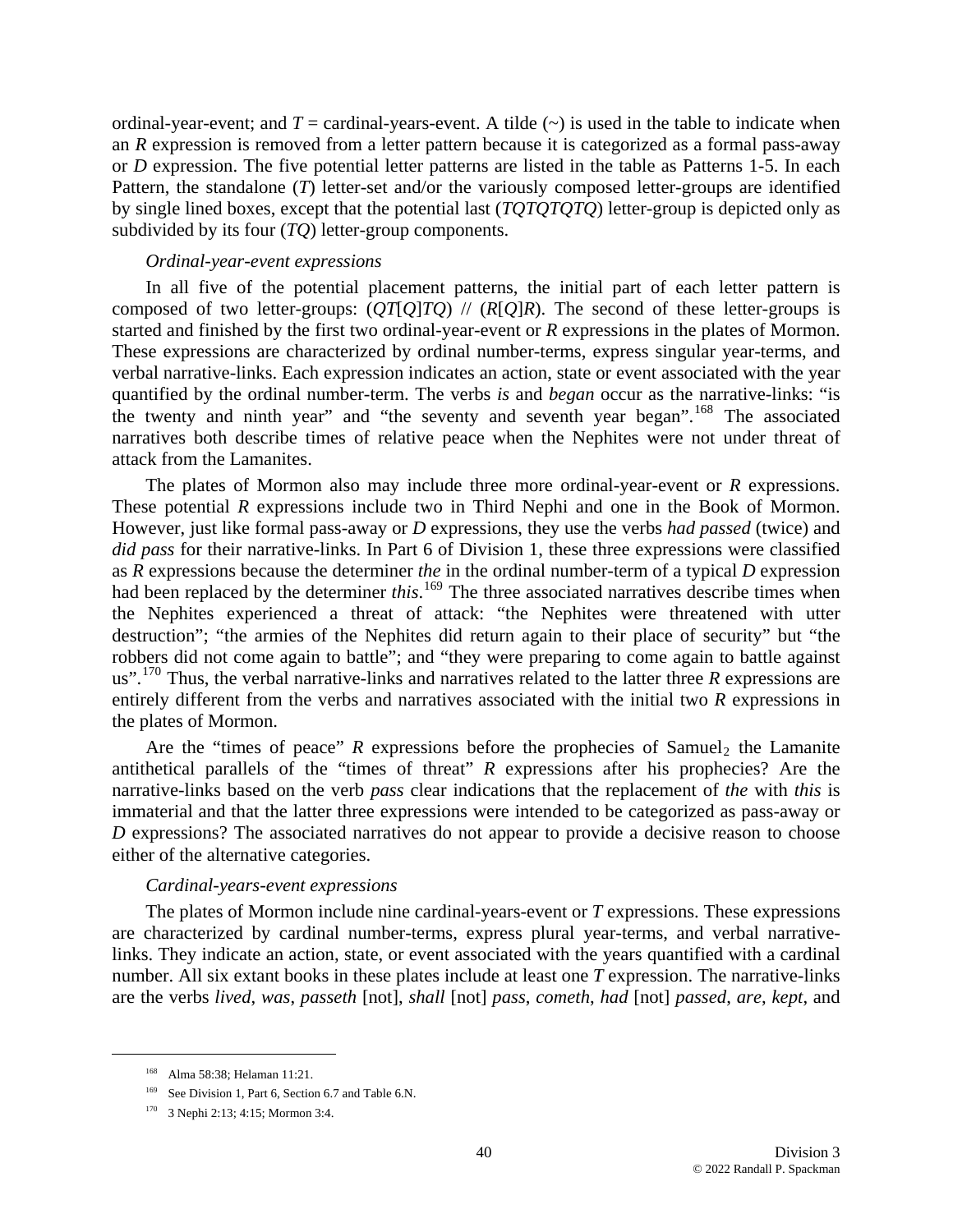ordinal-year-event; and *T* = cardinal-years-event. A tilde (~) is used in the table to indicate when an *R* expression is removed from a letter pattern because it is categorized as a formal pass-away or *D* expression. The five potential letter patterns are listed in the table as Patterns 1-5. In each Pattern, the standalone (*T*) letter-set and/or the variously composed letter-groups are identified by single lined boxes, except that the potential last (*TQTQTQTQ*) letter-group is depicted only as subdivided by its four (*TQ*) letter-group components.

*Ordinal-year-event expressions*

In all five of the potential placement patterns, the initial part of each letter pattern is composed of two letter-groups: (*QT*[*Q*]*TQ*) // (*R*[*Q*]*R*). The second of these letter-groups is started and finished by the first two ordinal-year-event or *R* expressions in the plates of Mormon. These expressions are characterized by ordinal number-terms, express singular year-terms, and verbal narrative-links. Each expression indicates an action, state or event associated with the year quantified by the ordinal number-term. The verbs *is* and *began* occur as the narrative-links: "is the twenty and ninth year" and "the seventy and seventh year began".[168] The associated narratives both describe times of relative peace when the Nephites were not under threat of attack from the Lamanites.

The plates of Mormon also may include three more ordinal-year-event or *R* expressions. These potential *R* expressions include two in Third Nephi and one in the Book of Mormon. However, just like formal pass-away or *D* expressions, they use the verbs *had passed* (twice) and *did pass* for their narrative-links. In Part 6 of Division 1, these three expressions were classified as *R* expressions because the determiner *the* in the ordinal number-term of a typical *D* expression had been replaced by the determiner *this*.[169] The three associated narratives describe times when the Nephites experienced a threat of attack: "the Nephites were threatened with utter destruction"; "the armies of the Nephites did return again to their place of security" but "the robbers did not come again to battle"; and "they were preparing to come again to battle against us".[170] Thus, the verbal narrative-links and narratives related to the latter three *R* expressions are entirely different from the verbs and narratives associated with the initial two *R* expressions in the plates of Mormon.

Are the "times of peace" *R* expressions before the prophecies of Samuel$_2$ the Lamanite antithetical parallels of the "times of threat" *R* expressions after his prophecies? Are the narrative-links based on the verb *pass* clear indications that the replacement of *the* with *this* is immaterial and that the latter three expressions were intended to be categorized as pass-away or *D* expressions? The associated narratives do not appear to provide a decisive reason to choose either of the alternative categories.

*Cardinal-years-event expressions*

The plates of Mormon include nine cardinal-years-event or *T* expressions. These expressions are characterized by cardinal number-terms, express plural year-terms, and verbal narrative-links. They indicate an action, state, or event associated with the years quantified with a cardinal number. All six extant books in these plates include at least one *T* expression. The narrative-links are the verbs *lived*, *was*, *passeth* [not], *shall* [not] *pass*, *cometh*, *had* [not] *passed*, *are*, *kept*, and

---

[168] Alma 58:38; Helaman 11:21.

[169] See Division 1, Part 6, Section 6.7 and Table 6.N.

[170] 3 Nephi 2:13; 4:15; Mormon 3:4.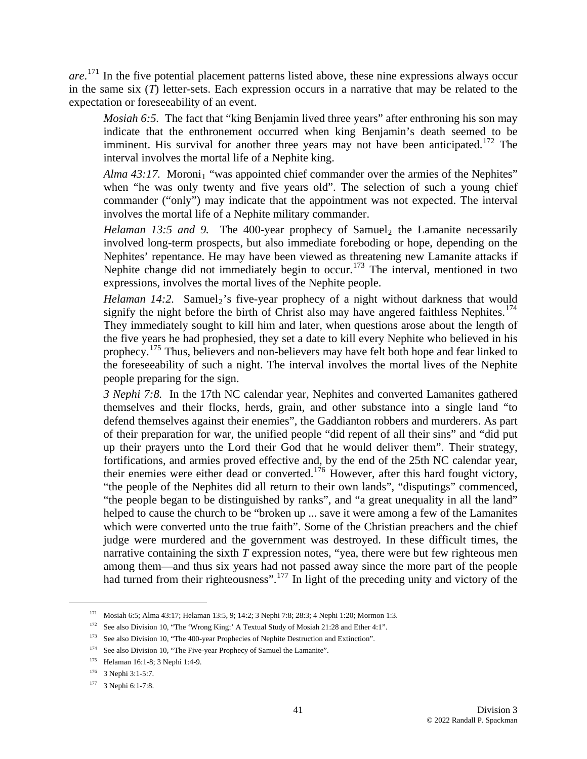*are*.[171] In the five potential placement patterns listed above, these nine expressions always occur in the same six (*T*) letter-sets. Each expression occurs in a narrative that may be related to the expectation or foreseeability of an event.

> *Mosiah 6:5.* The fact that "king Benjamin lived three years" after enthroning his son may indicate that the enthronement occurred when king Benjamin's death seemed to be imminent. His survival for another three years may not have been anticipated.[172] The interval involves the mortal life of a Nephite king.
>
> *Alma 43:17.* Moroni$_1$ "was appointed chief commander over the armies of the Nephites" when "he was only twenty and five years old". The selection of such a young chief commander ("only") may indicate that the appointment was not expected. The interval involves the mortal life of a Nephite military commander.
>
> *Helaman 13:5 and 9.* The 400-year prophecy of Samuel$_2$ the Lamanite necessarily involved long-term prospects, but also immediate foreboding or hope, depending on the Nephites' repentance. He may have been viewed as threatening new Lamanite attacks if Nephite change did not immediately begin to occur.[173] The interval, mentioned in two expressions, involves the mortal lives of the Nephite people.
>
> *Helaman 14:2.* Samuel$_2$'s five-year prophecy of a night without darkness that would signify the night before the birth of Christ also may have angered faithless Nephites.[174] They immediately sought to kill him and later, when questions arose about the length of the five years he had prophesied, they set a date to kill every Nephite who believed in his prophecy.[175] Thus, believers and non-believers may have felt both hope and fear linked to the foreseeability of such a night. The interval involves the mortal lives of the Nephite people preparing for the sign.
>
> *3 Nephi 7:8.* In the 17th NC calendar year, Nephites and converted Lamanites gathered themselves and their flocks, herds, grain, and other substance into a single land "to defend themselves against their enemies", the Gaddianton robbers and murderers. As part of their preparation for war, the unified people "did repent of all their sins" and "did put up their prayers unto the Lord their God that he would deliver them". Their strategy, fortifications, and armies proved effective and, by the end of the 25th NC calendar year, their enemies were either dead or converted.[176] However, after this hard fought victory, "the people of the Nephites did all return to their own lands", "disputings" commenced, "the people began to be distinguished by ranks", and "a great unequality in all the land" helped to cause the church to be "broken up ... save it were among a few of the Lamanites which were converted unto the true faith". Some of the Christian preachers and the chief judge were murdered and the government was destroyed. In these difficult times, the narrative containing the sixth *T* expression notes, "yea, there were but few righteous men among them—and thus six years had not passed away since the more part of the people had turned from their righteousness".[177] In light of the preceding unity and victory of the

---

[171] Mosiah 6:5; Alma 43:17; Helaman 13:5, 9; 14:2; 3 Nephi 7:8; 28:3; 4 Nephi 1:20; Mormon 1:3.

[172] See also Division 10, "The 'Wrong King:' A Textual Study of Mosiah 21:28 and Ether 4:1".

[173] See also Division 10, "The 400-year Prophecies of Nephite Destruction and Extinction".

[174] See also Division 10, "The Five-year Prophecy of Samuel the Lamanite".

[175] Helaman 16:1-8; 3 Nephi 1:4-9.

[176] 3 Nephi 3:1-5:7.

[177] 3 Nephi 6:1-7:8.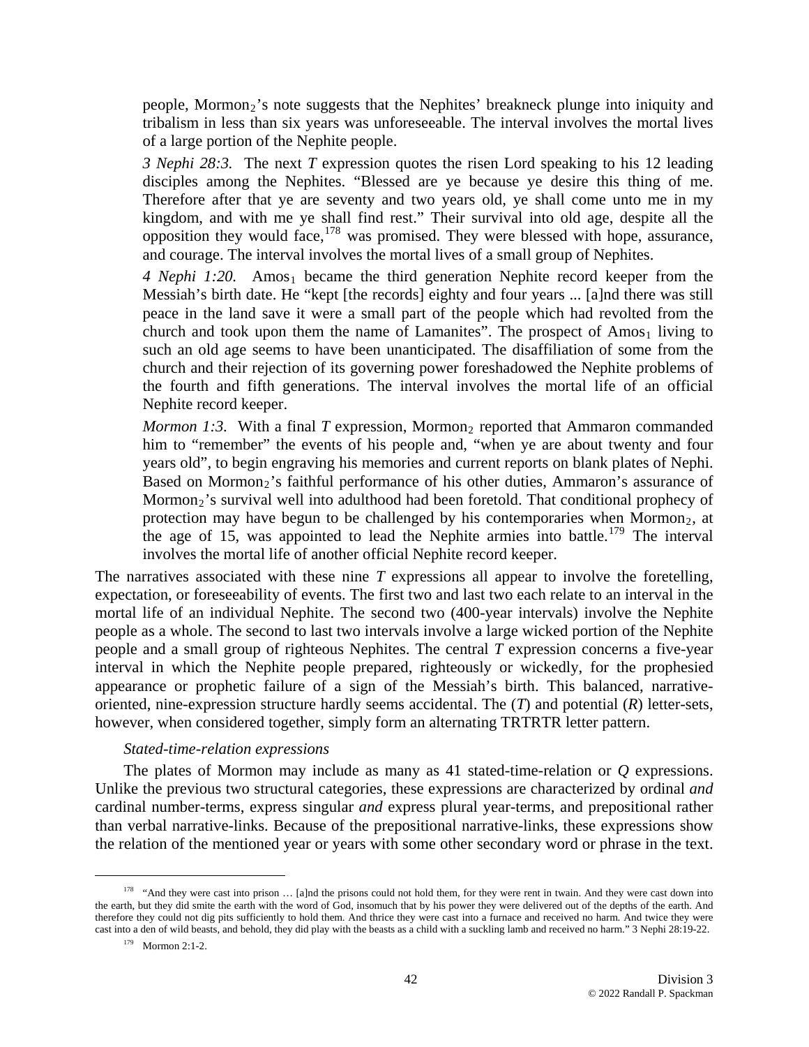people, $\text{Mormon}_2$'s note suggests that the Nephites' breakneck plunge into iniquity and tribalism in less than six years was unforeseeable. The interval involves the mortal lives of a large portion of the Nephite people.

*3 Nephi 28:3.* The next *T* expression quotes the risen Lord speaking to his 12 leading disciples among the Nephites. "Blessed are ye because ye desire this thing of me. Therefore after that ye are seventy and two years old, ye shall come unto me in my kingdom, and with me ye shall find rest." Their survival into old age, despite all the opposition they would face,[178] was promised. They were blessed with hope, assurance, and courage. The interval involves the mortal lives of a small group of Nephites.

*4 Nephi 1:20.* $\text{Amos}_1$ became the third generation Nephite record keeper from the Messiah's birth date. He "kept [the records] eighty and four years ... [a]nd there was still peace in the land save it were a small part of the people which had revolted from the church and took upon them the name of Lamanites". The prospect of $\text{Amos}_1$ living to such an old age seems to have been unanticipated. The disaffiliation of some from the church and their rejection of its governing power foreshadowed the Nephite problems of the fourth and fifth generations. The interval involves the mortal life of an official Nephite record keeper.

*Mormon 1:3.* With a final *T* expression, $\text{Mormon}_2$ reported that Ammaron commanded him to "remember" the events of his people and, "when ye are about twenty and four years old", to begin engraving his memories and current reports on blank plates of Nephi. Based on $\text{Mormon}_2$'s faithful performance of his other duties, Ammaron's assurance of $\text{Mormon}_2$'s survival well into adulthood had been foretold. That conditional prophecy of protection may have begun to be challenged by his contemporaries when $\text{Mormon}_2$, at the age of 15, was appointed to lead the Nephite armies into battle.[179] The interval involves the mortal life of another official Nephite record keeper.

The narratives associated with these nine *T* expressions all appear to involve the foretelling, expectation, or foreseeability of events. The first two and last two each relate to an interval in the mortal life of an individual Nephite. The second two (400-year intervals) involve the Nephite people as a whole. The second to last two intervals involve a large wicked portion of the Nephite people and a small group of righteous Nephites. The central *T* expression concerns a five-year interval in which the Nephite people prepared, righteously or wickedly, for the prophesied appearance or prophetic failure of a sign of the Messiah's birth. This balanced, narrative-oriented, nine-expression structure hardly seems accidental. The (*T*) and potential (*R*) letter-sets, however, when considered together, simply form an alternating TRTRTR letter pattern.

*Stated-time-relation expressions*

The plates of Mormon may include as many as 41 stated-time-relation or *Q* expressions. Unlike the previous two structural categories, these expressions are characterized by ordinal *and* cardinal number-terms, express singular *and* express plural year-terms, and prepositional rather than verbal narrative-links. Because of the prepositional narrative-links, these expressions show the relation of the mentioned year or years with some other secondary word or phrase in the text.

---

[178] "And they were cast into prison … [a]nd the prisons could not hold them, for they were rent in twain. And they were cast down into the earth, but they did smite the earth with the word of God, insomuch that by his power they were delivered out of the depths of the earth. And therefore they could not dig pits sufficiently to hold them. And thrice they were cast into a furnace and received no harm. And twice they were cast into a den of wild beasts, and behold, they did play with the beasts as a child with a suckling lamb and received no harm." 3 Nephi 28:19-22.

[179] Mormon 2:1-2.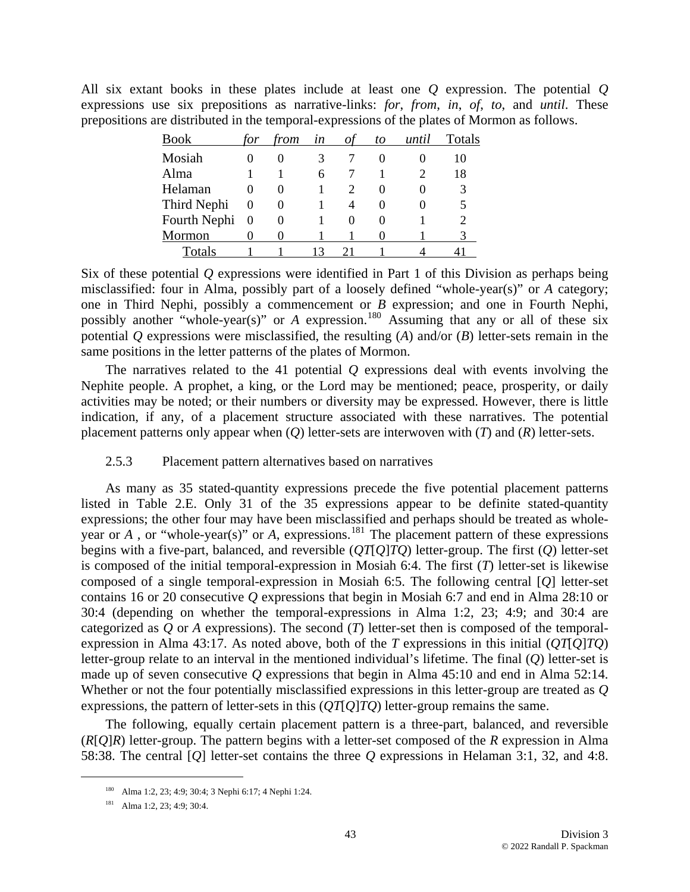All six extant books in these plates include at least one *Q* expression. The potential *Q* expressions use six prepositions as narrative-links: *for*, *from*, *in*, *of*, *to*, and *until*. These prepositions are distributed in the temporal-expressions of the plates of Mormon as follows.

| Book | *for* | *from* | *in* | *of* | *to* | *until* | Totals |
|---|---|---|---|---|---|---|---|
| Mosiah | 0 | 0 | 3 | 7 | 0 | 0 | 10 |
| Alma | 1 | 1 | 6 | 7 | 1 | 2 | 18 |
| Helaman | 0 | 0 | 1 | 2 | 0 | 0 | 3 |
| Third Nephi | 0 | 0 | 1 | 4 | 0 | 0 | 5 |
| Fourth Nephi | 0 | 0 | 1 | 0 | 0 | 1 | 2 |
| Mormon | 0 | 0 | 1 | 1 | 0 | 1 | 3 |
| Totals | 1 | 1 | 13 | 21 | 1 | 4 | 41 |

Six of these potential *Q* expressions were identified in Part 1 of this Division as perhaps being misclassified: four in Alma, possibly part of a loosely defined "whole-year(s)" or *A* category; one in Third Nephi, possibly a commencement or *B* expression; and one in Fourth Nephi, possibly another "whole-year(s)" or *A* expression.[180] Assuming that any or all of these six potential *Q* expressions were misclassified, the resulting (*A*) and/or (*B*) letter-sets remain in the same positions in the letter patterns of the plates of Mormon.

The narratives related to the 41 potential *Q* expressions deal with events involving the Nephite people. A prophet, a king, or the Lord may be mentioned; peace, prosperity, or daily activities may be noted; or their numbers or diversity may be expressed. However, there is little indication, if any, of a placement structure associated with these narratives. The potential placement patterns only appear when (*Q*) letter-sets are interwoven with (*T*) and (*R*) letter-sets.

### 2.5.3 Placement pattern alternatives based on narratives

As many as 35 stated-quantity expressions precede the five potential placement patterns listed in Table 2.E. Only 31 of the 35 expressions appear to be definite stated-quantity expressions; the other four may have been misclassified and perhaps should be treated as whole-year or *A* , or "whole-year(s)" or *A*, expressions.[181] The placement pattern of these expressions begins with a five-part, balanced, and reversible (*QT*[*Q*]*TQ*) letter-group. The first (*Q*) letter-set is composed of the initial temporal-expression in Mosiah 6:4. The first (*T*) letter-set is likewise composed of a single temporal-expression in Mosiah 6:5. The following central [*Q*] letter-set contains 16 or 20 consecutive *Q* expressions that begin in Mosiah 6:7 and end in Alma 28:10 or 30:4 (depending on whether the temporal-expressions in Alma 1:2, 23; 4:9; and 30:4 are categorized as *Q* or *A* expressions). The second (*T*) letter-set then is composed of the temporal-expression in Alma 43:17. As noted above, both of the *T* expressions in this initial (*QT*[*Q*]*TQ*) letter-group relate to an interval in the mentioned individual's lifetime. The final (*Q*) letter-set is made up of seven consecutive *Q* expressions that begin in Alma 45:10 and end in Alma 52:14. Whether or not the four potentially misclassified expressions in this letter-group are treated as *Q* expressions, the pattern of letter-sets in this (*QT*[*Q*]*TQ*) letter-group remains the same.

The following, equally certain placement pattern is a three-part, balanced, and reversible (*R*[*Q*]*R*) letter-group. The pattern begins with a letter-set composed of the *R* expression in Alma 58:38. The central [*Q*] letter-set contains the three *Q* expressions in Helaman 3:1, 32, and 4:8.

---

[180] Alma 1:2, 23; 4:9; 30:4; 3 Nephi 6:17; 4 Nephi 1:24.

[181] Alma 1:2, 23; 4:9; 30:4.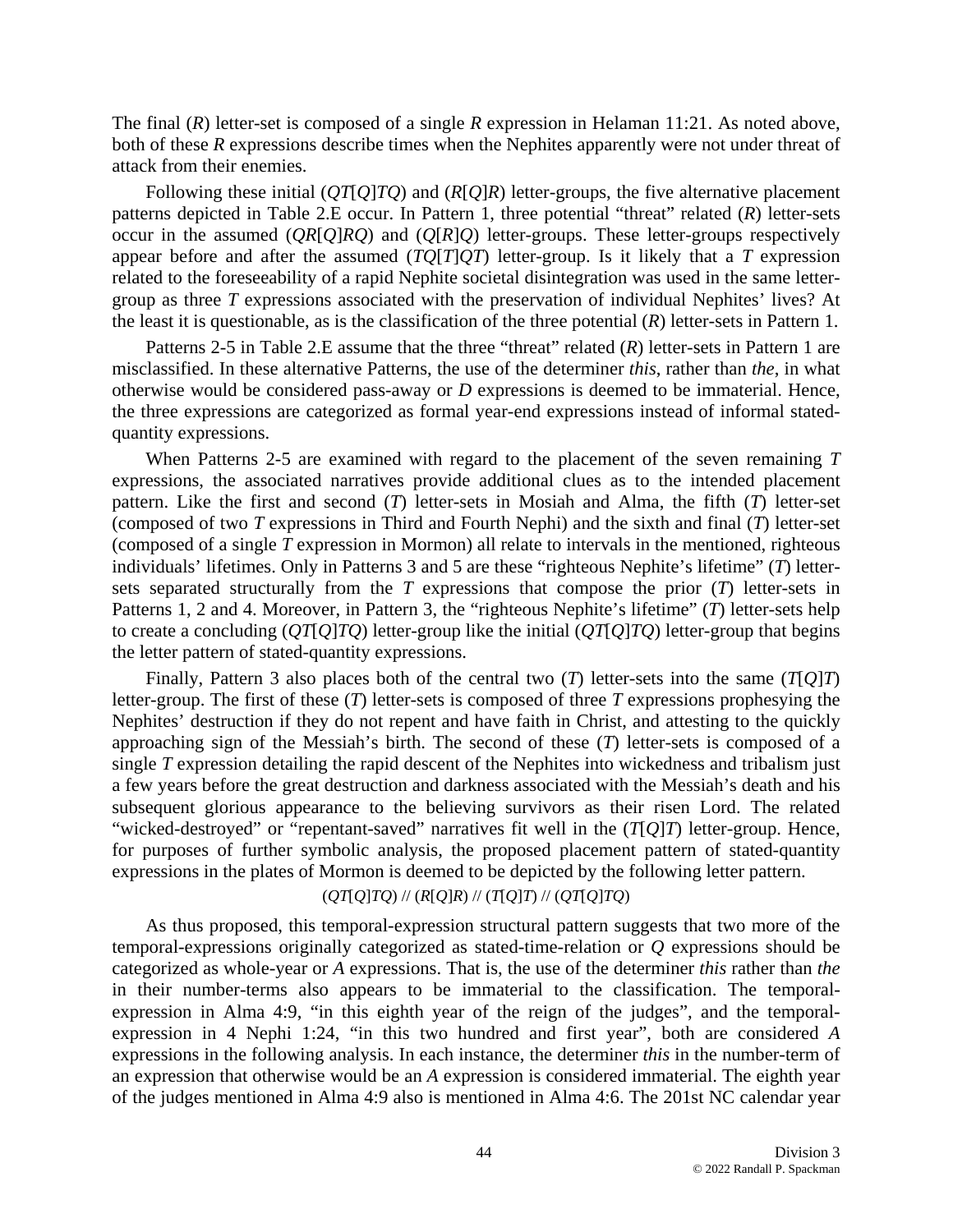The final (*R*) letter-set is composed of a single *R* expression in Helaman 11:21. As noted above, both of these *R* expressions describe times when the Nephites apparently were not under threat of attack from their enemies.

Following these initial (*QT*[*Q*]*TQ*) and (*R*[*Q*]*R*) letter-groups, the five alternative placement patterns depicted in Table 2.E occur. In Pattern 1, three potential "threat" related (*R*) letter-sets occur in the assumed (*QR*[*Q*]*RQ*) and (*Q*[*R*]*Q*) letter-groups. These letter-groups respectively appear before and after the assumed (*TQ*[*T*]*QT*) letter-group. Is it likely that a *T* expression related to the foreseeability of a rapid Nephite societal disintegration was used in the same letter-group as three *T* expressions associated with the preservation of individual Nephites' lives? At the least it is questionable, as is the classification of the three potential (*R*) letter-sets in Pattern 1.

Patterns 2-5 in Table 2.E assume that the three "threat" related (*R*) letter-sets in Pattern 1 are misclassified. In these alternative Patterns, the use of the determiner *this*, rather than *the*, in what otherwise would be considered pass-away or *D* expressions is deemed to be immaterial. Hence, the three expressions are categorized as formal year-end expressions instead of informal stated-quantity expressions.

When Patterns 2-5 are examined with regard to the placement of the seven remaining *T* expressions, the associated narratives provide additional clues as to the intended placement pattern. Like the first and second (*T*) letter-sets in Mosiah and Alma, the fifth (*T*) letter-set (composed of two *T* expressions in Third and Fourth Nephi) and the sixth and final (*T*) letter-set (composed of a single *T* expression in Mormon) all relate to intervals in the mentioned, righteous individuals' lifetimes. Only in Patterns 3 and 5 are these "righteous Nephite's lifetime" (*T*) letter-sets separated structurally from the *T* expressions that compose the prior (*T*) letter-sets in Patterns 1, 2 and 4. Moreover, in Pattern 3, the "righteous Nephite's lifetime" (*T*) letter-sets help to create a concluding (*QT*[*Q*]*TQ*) letter-group like the initial (*QT*[*Q*]*TQ*) letter-group that begins the letter pattern of stated-quantity expressions.

Finally, Pattern 3 also places both of the central two (*T*) letter-sets into the same (*T*[*Q*]*T*) letter-group. The first of these (*T*) letter-sets is composed of three *T* expressions prophesying the Nephites' destruction if they do not repent and have faith in Christ, and attesting to the quickly approaching sign of the Messiah's birth. The second of these (*T*) letter-sets is composed of a single *T* expression detailing the rapid descent of the Nephites into wickedness and tribalism just a few years before the great destruction and darkness associated with the Messiah's death and his subsequent glorious appearance to the believing survivors as their risen Lord. The related "wicked-destroyed" or "repentant-saved" narratives fit well in the (*T*[*Q*]*T*) letter-group. Hence, for purposes of further symbolic analysis, the proposed placement pattern of stated-quantity expressions in the plates of Mormon is deemed to be depicted by the following letter pattern.

(*QT*[*Q*]*TQ*) // (*R*[*Q*]*R*) // (*T*[*Q*]*T*) // (*QT*[*Q*]*TQ*)

As thus proposed, this temporal-expression structural pattern suggests that two more of the temporal-expressions originally categorized as stated-time-relation or *Q* expressions should be categorized as whole-year or *A* expressions. That is, the use of the determiner *this* rather than *the* in their number-terms also appears to be immaterial to the classification. The temporal-expression in Alma 4:9, "in this eighth year of the reign of the judges", and the temporal-expression in 4 Nephi 1:24, "in this two hundred and first year", both are considered *A* expressions in the following analysis. In each instance, the determiner *this* in the number-term of an expression that otherwise would be an *A* expression is considered immaterial. The eighth year of the judges mentioned in Alma 4:9 also is mentioned in Alma 4:6. The 201st NC calendar year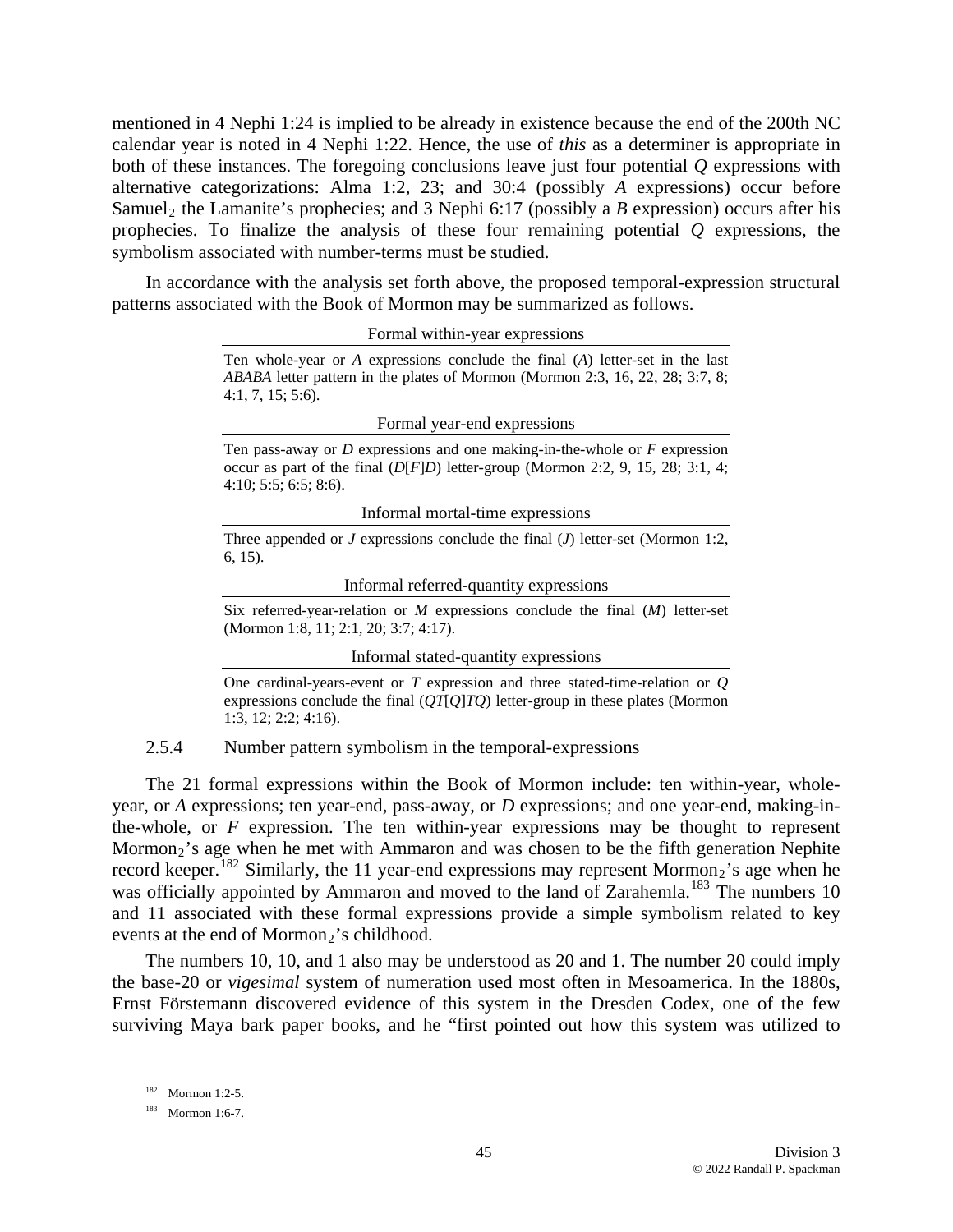mentioned in 4 Nephi 1:24 is implied to be already in existence because the end of the 200th NC calendar year is noted in 4 Nephi 1:22. Hence, the use of *this* as a determiner is appropriate in both of these instances. The foregoing conclusions leave just four potential *Q* expressions with alternative categorizations: Alma 1:2, 23; and 30:4 (possibly *A* expressions) occur before Samuel$_2$ the Lamanite's prophecies; and 3 Nephi 6:17 (possibly a *B* expression) occurs after his prophecies. To finalize the analysis of these four remaining potential *Q* expressions, the symbolism associated with number-terms must be studied.

In accordance with the analysis set forth above, the proposed temporal-expression structural patterns associated with the Book of Mormon may be summarized as follows.

| Formal within-year expressions |
|---|
| Ten whole-year or *A* expressions conclude the final (*A*) letter-set in the last *ABABA* letter pattern in the plates of Mormon (Mormon 2:3, 16, 22, 28; 3:7, 8; 4:1, 7, 15; 5:6). |

| Formal year-end expressions |
|---|
| Ten pass-away or *D* expressions and one making-in-the-whole or *F* expression occur as part of the final (*D*[*F*]*D*) letter-group (Mormon 2:2, 9, 15, 28; 3:1, 4; 4:10; 5:5; 6:5; 8:6). |

| Informal mortal-time expressions |
|---|
| Three appended or *J* expressions conclude the final (*J*) letter-set (Mormon 1:2, 6, 15). |

| Informal referred-quantity expressions |
|---|
| Six referred-year-relation or *M* expressions conclude the final (*M*) letter-set (Mormon 1:8, 11; 2:1, 20; 3:7; 4:17). |

| Informal stated-quantity expressions |
|---|
| One cardinal-years-event or *T* expression and three stated-time-relation or *Q* expressions conclude the final (*QT*[*Q*]*TQ*) letter-group in these plates (Mormon 1:3, 12; 2:2; 4:16). |

### 2.5.4 Number pattern symbolism in the temporal-expressions

The 21 formal expressions within the Book of Mormon include: ten within-year, whole-year, or *A* expressions; ten year-end, pass-away, or *D* expressions; and one year-end, making-in-the-whole, or *F* expression. The ten within-year expressions may be thought to represent Mormon$_2$'s age when he met with Ammaron and was chosen to be the fifth generation Nephite record keeper.[182] Similarly, the 11 year-end expressions may represent Mormon$_2$'s age when he was officially appointed by Ammaron and moved to the land of Zarahemla.[183] The numbers 10 and 11 associated with these formal expressions provide a simple symbolism related to key events at the end of Mormon$_2$'s childhood.

The numbers 10, 10, and 1 also may be understood as 20 and 1. The number 20 could imply the base-20 or *vigesimal* system of numeration used most often in Mesoamerica. In the 1880s, Ernst Förstemann discovered evidence of this system in the Dresden Codex, one of the few surviving Maya bark paper books, and he "first pointed out how this system was utilized to

[182] Mormon 1:2-5.

[183] Mormon 1:6-7.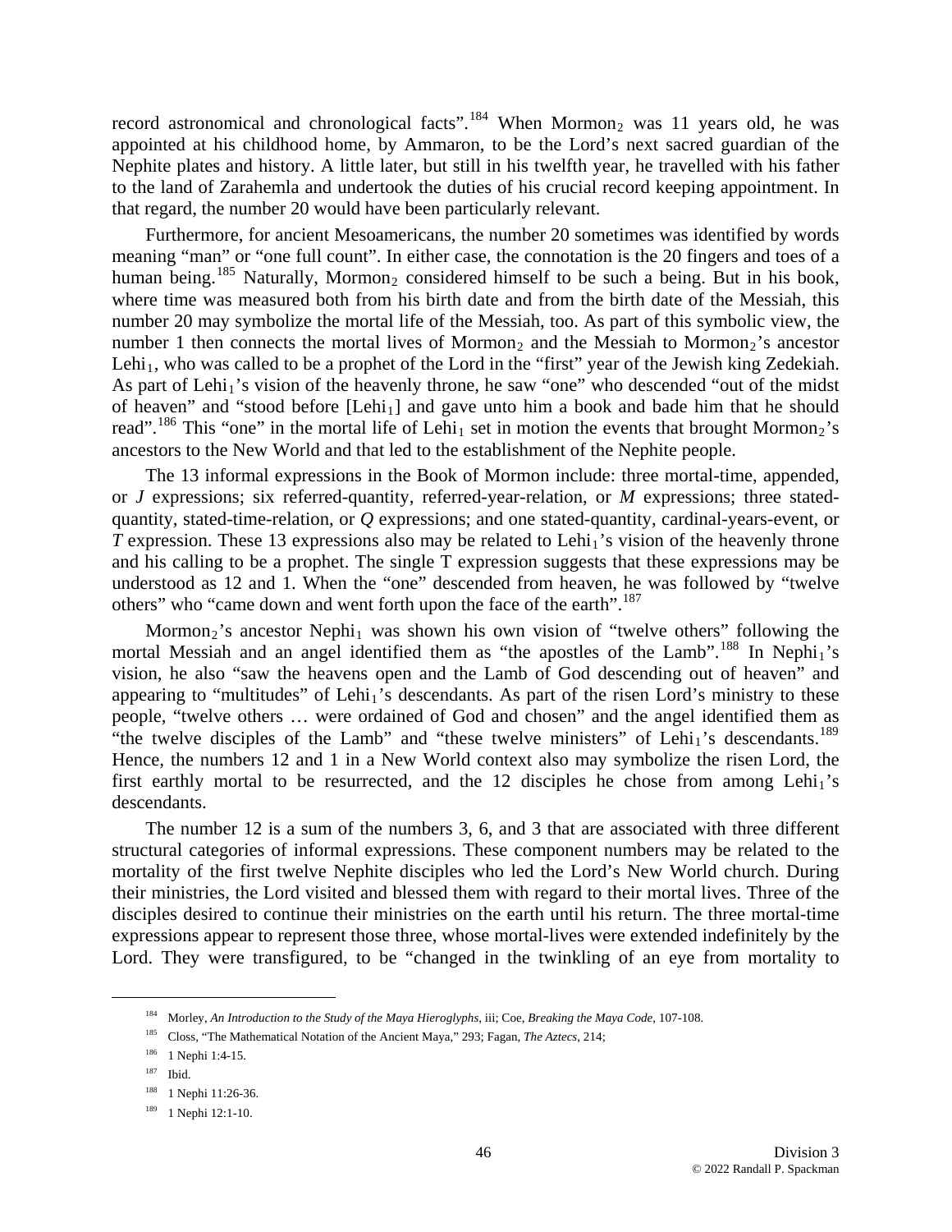record astronomical and chronological facts".[184] When Mormon$_2$ was 11 years old, he was appointed at his childhood home, by Ammaron, to be the Lord's next sacred guardian of the Nephite plates and history. A little later, but still in his twelfth year, he travelled with his father to the land of Zarahemla and undertook the duties of his crucial record keeping appointment. In that regard, the number 20 would have been particularly relevant.

Furthermore, for ancient Mesoamericans, the number 20 sometimes was identified by words meaning "man" or "one full count". In either case, the connotation is the 20 fingers and toes of a human being.[185] Naturally, Mormon$_2$ considered himself to be such a being. But in his book, where time was measured both from his birth date and from the birth date of the Messiah, this number 20 may symbolize the mortal life of the Messiah, too. As part of this symbolic view, the number 1 then connects the mortal lives of Mormon$_2$ and the Messiah to Mormon$_2$'s ancestor Lehi$_1$, who was called to be a prophet of the Lord in the "first" year of the Jewish king Zedekiah. As part of Lehi$_1$'s vision of the heavenly throne, he saw "one" who descended "out of the midst of heaven" and "stood before [Lehi$_1$] and gave unto him a book and bade him that he should read".[186] This "one" in the mortal life of Lehi$_1$ set in motion the events that brought Mormon$_2$'s ancestors to the New World and that led to the establishment of the Nephite people.

The 13 informal expressions in the Book of Mormon include: three mortal-time, appended, or *J* expressions; six referred-quantity, referred-year-relation, or *M* expressions; three stated-quantity, stated-time-relation, or *Q* expressions; and one stated-quantity, cardinal-years-event, or *T* expression. These 13 expressions also may be related to Lehi$_1$'s vision of the heavenly throne and his calling to be a prophet. The single T expression suggests that these expressions may be understood as 12 and 1. When the "one" descended from heaven, he was followed by "twelve others" who "came down and went forth upon the face of the earth".[187]

Mormon$_2$'s ancestor Nephi$_1$ was shown his own vision of "twelve others" following the mortal Messiah and an angel identified them as "the apostles of the Lamb".[188] In Nephi$_1$'s vision, he also "saw the heavens open and the Lamb of God descending out of heaven" and appearing to "multitudes" of Lehi$_1$'s descendants. As part of the risen Lord's ministry to these people, "twelve others … were ordained of God and chosen" and the angel identified them as "the twelve disciples of the Lamb" and "these twelve ministers" of Lehi$_1$'s descendants.[189] Hence, the numbers 12 and 1 in a New World context also may symbolize the risen Lord, the first earthly mortal to be resurrected, and the 12 disciples he chose from among Lehi$_1$'s descendants.

The number 12 is a sum of the numbers 3, 6, and 3 that are associated with three different structural categories of informal expressions. These component numbers may be related to the mortality of the first twelve Nephite disciples who led the Lord's New World church. During their ministries, the Lord visited and blessed them with regard to their mortal lives. Three of the disciples desired to continue their ministries on the earth until his return. The three mortal-time expressions appear to represent those three, whose mortal-lives were extended indefinitely by the Lord. They were transfigured, to be "changed in the twinkling of an eye from mortality to

---

[184] Morley, *An Introduction to the Study of the Maya Hieroglyphs*, iii; Coe, *Breaking the Maya Code*, 107-108.

[185] Closs, "The Mathematical Notation of the Ancient Maya," 293; Fagan, *The Aztecs*, 214;

[186] 1 Nephi 1:4-15.

[187] Ibid.

[188] 1 Nephi 11:26-36.

[189] 1 Nephi 12:1-10.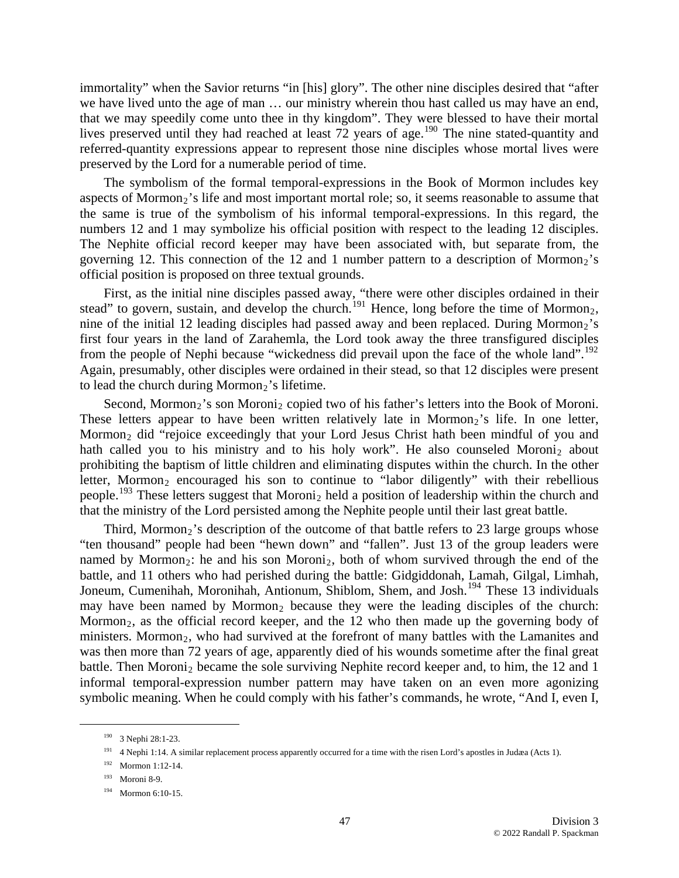immortality" when the Savior returns "in [his] glory". The other nine disciples desired that "after we have lived unto the age of man … our ministry wherein thou hast called us may have an end, that we may speedily come unto thee in thy kingdom". They were blessed to have their mortal lives preserved until they had reached at least 72 years of age.[190] The nine stated-quantity and referred-quantity expressions appear to represent those nine disciples whose mortal lives were preserved by the Lord for a numerable period of time.

The symbolism of the formal temporal-expressions in the Book of Mormon includes key aspects of $\text{Mormon}_2$'s life and most important mortal role; so, it seems reasonable to assume that the same is true of the symbolism of his informal temporal-expressions. In this regard, the numbers 12 and 1 may symbolize his official position with respect to the leading 12 disciples. The Nephite official record keeper may have been associated with, but separate from, the governing 12. This connection of the 12 and 1 number pattern to a description of $\text{Mormon}_2$'s official position is proposed on three textual grounds.

First, as the initial nine disciples passed away, "there were other disciples ordained in their stead" to govern, sustain, and develop the church.[191] Hence, long before the time of $\text{Mormon}_2$, nine of the initial 12 leading disciples had passed away and been replaced. During $\text{Mormon}_2$'s first four years in the land of Zarahemla, the Lord took away the three transfigured disciples from the people of Nephi because "wickedness did prevail upon the face of the whole land".[192] Again, presumably, other disciples were ordained in their stead, so that 12 disciples were present to lead the church during $\text{Mormon}_2$'s lifetime.

Second, $\text{Mormon}_2$'s son $\text{Moroni}_2$ copied two of his father's letters into the Book of Moroni. These letters appear to have been written relatively late in $\text{Mormon}_2$'s life. In one letter, $\text{Mormon}_2$ did "rejoice exceedingly that your Lord Jesus Christ hath been mindful of you and hath called you to his ministry and to his holy work". He also counseled $\text{Moroni}_2$ about prohibiting the baptism of little children and eliminating disputes within the church. In the other letter, $\text{Mormon}_2$ encouraged his son to continue to "labor diligently" with their rebellious people.[193] These letters suggest that $\text{Moroni}_2$ held a position of leadership within the church and that the ministry of the Lord persisted among the Nephite people until their last great battle.

Third, $\text{Mormon}_2$'s description of the outcome of that battle refers to 23 large groups whose "ten thousand" people had been "hewn down" and "fallen". Just 13 of the group leaders were named by $\text{Mormon}_2$: he and his son $\text{Moroni}_2$, both of whom survived through the end of the battle, and 11 others who had perished during the battle: Gidgiddonah, Lamah, Gilgal, Limhah, Joneum, Cumenihah, Moronihah, Antionum, Shiblom, Shem, and Josh.[194] These 13 individuals may have been named by $\text{Mormon}_2$ because they were the leading disciples of the church: $\text{Mormon}_2$, as the official record keeper, and the 12 who then made up the governing body of ministers. $\text{Mormon}_2$, who had survived at the forefront of many battles with the Lamanites and was then more than 72 years of age, apparently died of his wounds sometime after the final great battle. Then $\text{Moroni}_2$ became the sole surviving Nephite record keeper and, to him, the 12 and 1 informal temporal-expression number pattern may have taken on an even more agonizing symbolic meaning. When he could comply with his father's commands, he wrote, "And I, even I,

---

[190] 3 Nephi 28:1-23.

[191] 4 Nephi 1:14. A similar replacement process apparently occurred for a time with the risen Lord's apostles in Judæa (Acts 1).

[192] Mormon 1:12-14.

[193] Moroni 8-9.

[194] Mormon 6:10-15.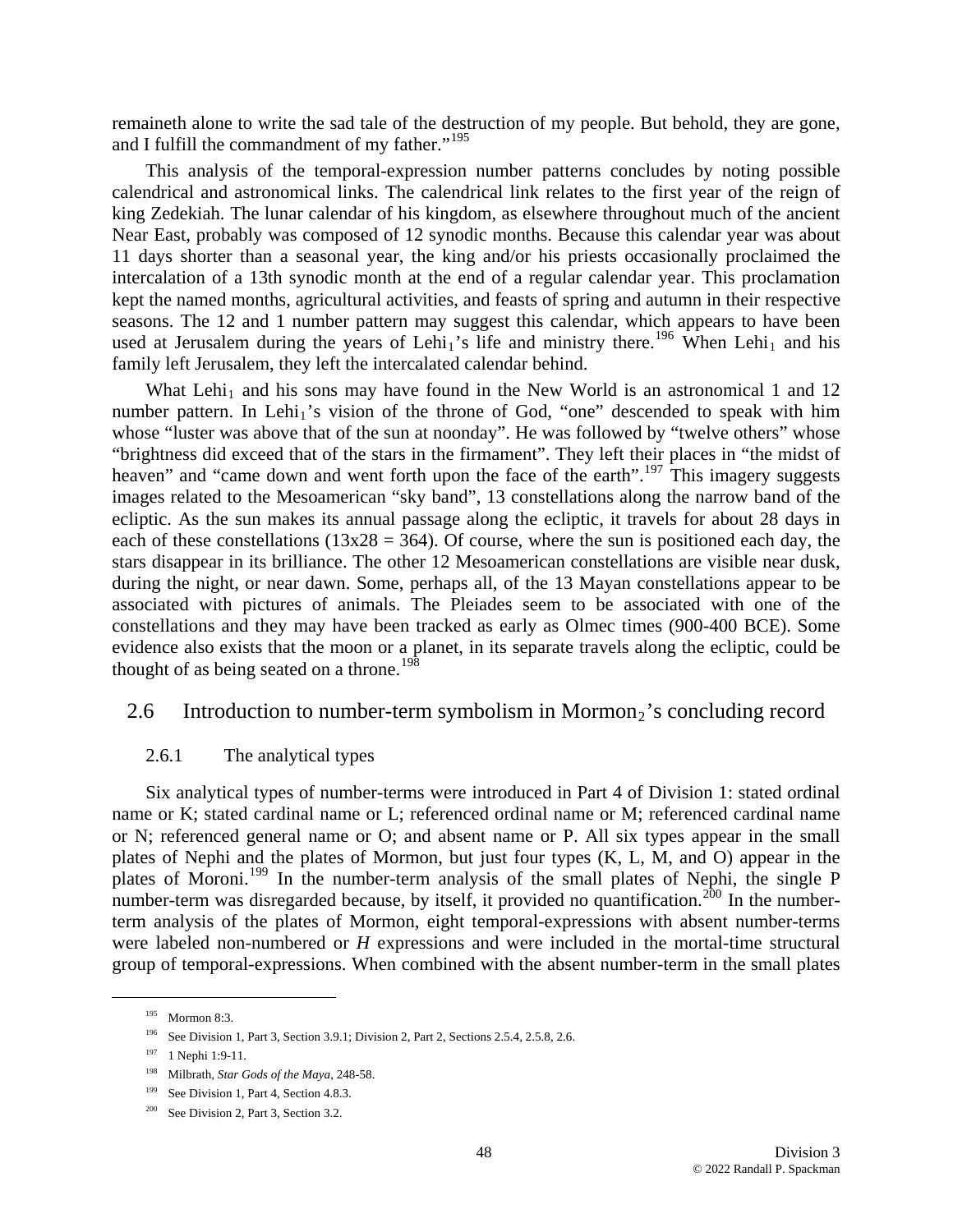remaineth alone to write the sad tale of the destruction of my people. But behold, they are gone, and I fulfill the commandment of my father."[195]

This analysis of the temporal-expression number patterns concludes by noting possible calendrical and astronomical links. The calendrical link relates to the first year of the reign of king Zedekiah. The lunar calendar of his kingdom, as elsewhere throughout much of the ancient Near East, probably was composed of 12 synodic months. Because this calendar year was about 11 days shorter than a seasonal year, the king and/or his priests occasionally proclaimed the intercalation of a 13th synodic month at the end of a regular calendar year. This proclamation kept the named months, agricultural activities, and feasts of spring and autumn in their respective seasons. The 12 and 1 number pattern may suggest this calendar, which appears to have been used at Jerusalem during the years of $Lehi_1$'s life and ministry there.[196] When $Lehi_1$ and his family left Jerusalem, they left the intercalated calendar behind.

What $Lehi_1$ and his sons may have found in the New World is an astronomical 1 and 12 number pattern. In $Lehi_1$'s vision of the throne of God, "one" descended to speak with him whose "luster was above that of the sun at noonday". He was followed by "twelve others" whose "brightness did exceed that of the stars in the firmament". They left their places in "the midst of heaven" and "came down and went forth upon the face of the earth".[197] This imagery suggests images related to the Mesoamerican "sky band", 13 constellations along the narrow band of the ecliptic. As the sun makes its annual passage along the ecliptic, it travels for about 28 days in each of these constellations (13x28 = 364). Of course, where the sun is positioned each day, the stars disappear in its brilliance. The other 12 Mesoamerican constellations are visible near dusk, during the night, or near dawn. Some, perhaps all, of the 13 Mayan constellations appear to be associated with pictures of animals. The Pleiades seem to be associated with one of the constellations and they may have been tracked as early as Olmec times (900-400 BCE). Some evidence also exists that the moon or a planet, in its separate travels along the ecliptic, could be thought of as being seated on a throne.[198]

## 2.6 Introduction to number-term symbolism in $Mormon_2$'s concluding record

### 2.6.1 The analytical types

Six analytical types of number-terms were introduced in Part 4 of Division 1: stated ordinal name or K; stated cardinal name or L; referenced ordinal name or M; referenced cardinal name or N; referenced general name or O; and absent name or P. All six types appear in the small plates of Nephi and the plates of Mormon, but just four types (K, L, M, and O) appear in the plates of Moroni.[199] In the number-term analysis of the small plates of Nephi, the single P number-term was disregarded because, by itself, it provided no quantification.[200] In the number-term analysis of the plates of Mormon, eight temporal-expressions with absent number-terms were labeled non-numbered or *H* expressions and were included in the mortal-time structural group of temporal-expressions. When combined with the absent number-term in the small plates

---

[195] Mormon 8:3.

[196] See Division 1, Part 3, Section 3.9.1; Division 2, Part 2, Sections 2.5.4, 2.5.8, 2.6.

[197] 1 Nephi 1:9-11.

[198] Milbrath, *Star Gods of the Maya*, 248-58.

[199] See Division 1, Part 4, Section 4.8.3.

[200] See Division 2, Part 3, Section 3.2.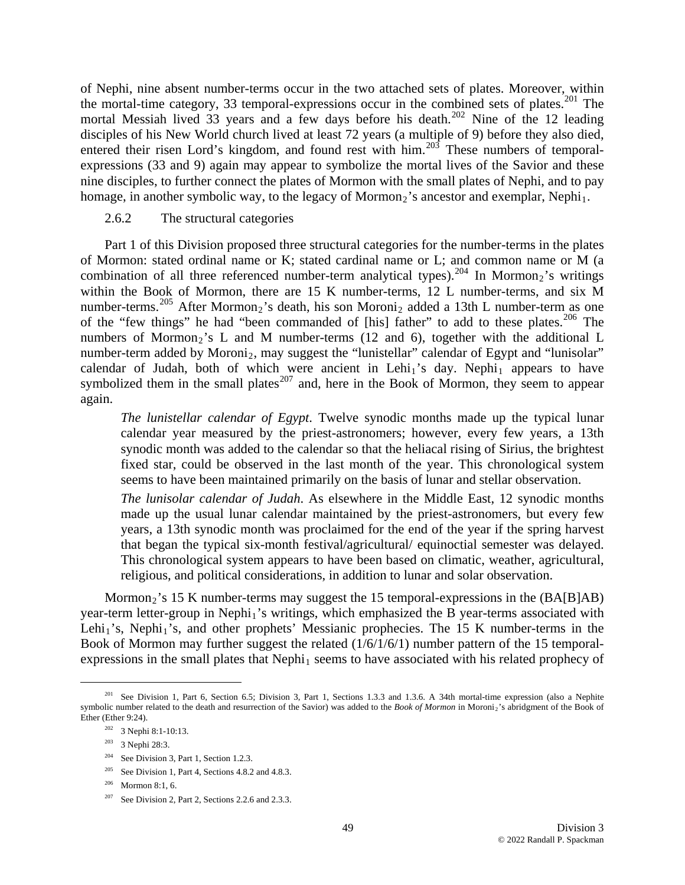of Nephi, nine absent number-terms occur in the two attached sets of plates. Moreover, within the mortal-time category, 33 temporal-expressions occur in the combined sets of plates.[201] The mortal Messiah lived 33 years and a few days before his death.[202] Nine of the 12 leading disciples of his New World church lived at least 72 years (a multiple of 9) before they also died, entered their risen Lord's kingdom, and found rest with him.[203] These numbers of temporal-expressions (33 and 9) again may appear to symbolize the mortal lives of the Savior and these nine disciples, to further connect the plates of Mormon with the small plates of Nephi, and to pay homage, in another symbolic way, to the legacy of Mormon$_2$'s ancestor and exemplar, Nephi$_1$.

### 2.6.2 The structural categories

Part 1 of this Division proposed three structural categories for the number-terms in the plates of Mormon: stated ordinal name or K; stated cardinal name or L; and common name or M (a combination of all three referenced number-term analytical types).[204] In Mormon$_2$'s writings within the Book of Mormon, there are 15 K number-terms, 12 L number-terms, and six M number-terms.[205] After Mormon$_2$'s death, his son Moroni$_2$ added a 13th L number-term as one of the "few things" he had "been commanded of [his] father" to add to these plates.[206] The numbers of Mormon$_2$'s L and M number-terms (12 and 6), together with the additional L number-term added by Moroni$_2$, may suggest the "lunistellar" calendar of Egypt and "lunisolar" calendar of Judah, both of which were ancient in Lehi$_1$'s day. Nephi$_1$ appears to have symbolized them in the small plates[207] and, here in the Book of Mormon, they seem to appear again.

> *The lunistellar calendar of Egypt*. Twelve synodic months made up the typical lunar calendar year measured by the priest-astronomers; however, every few years, a 13th synodic month was added to the calendar so that the heliacal rising of Sirius, the brightest fixed star, could be observed in the last month of the year. This chronological system seems to have been maintained primarily on the basis of lunar and stellar observation.
>
> *The lunisolar calendar of Judah*. As elsewhere in the Middle East, 12 synodic months made up the usual lunar calendar maintained by the priest-astronomers, but every few years, a 13th synodic month was proclaimed for the end of the year if the spring harvest that began the typical six-month festival/agricultural/ equinoctial semester was delayed. This chronological system appears to have been based on climatic, weather, agricultural, religious, and political considerations, in addition to lunar and solar observation.

Mormon$_2$'s 15 K number-terms may suggest the 15 temporal-expressions in the (BA[B]AB) year-term letter-group in Nephi$_1$'s writings, which emphasized the B year-terms associated with Lehi$_1$'s, Nephi$_1$'s, and other prophets' Messianic prophecies. The 15 K number-terms in the Book of Mormon may further suggest the related (1/6/1/6/1) number pattern of the 15 temporal-expressions in the small plates that Nephi$_1$ seems to have associated with his related prophecy of

---

[201] See Division 1, Part 6, Section 6.5; Division 3, Part 1, Sections 1.3.3 and 1.3.6. A 34th mortal-time expression (also a Nephite symbolic number related to the death and resurrection of the Savior) was added to the *Book of Mormon* in Moroni$_2$'s abridgment of the Book of Ether (Ether 9:24).

[202] 3 Nephi 8:1-10:13.

[203] 3 Nephi 28:3.

[204] See Division 3, Part 1, Section 1.2.3.

[205] See Division 1, Part 4, Sections 4.8.2 and 4.8.3.

[206] Mormon 8:1, 6.

[207] See Division 2, Part 2, Sections 2.2.6 and 2.3.3.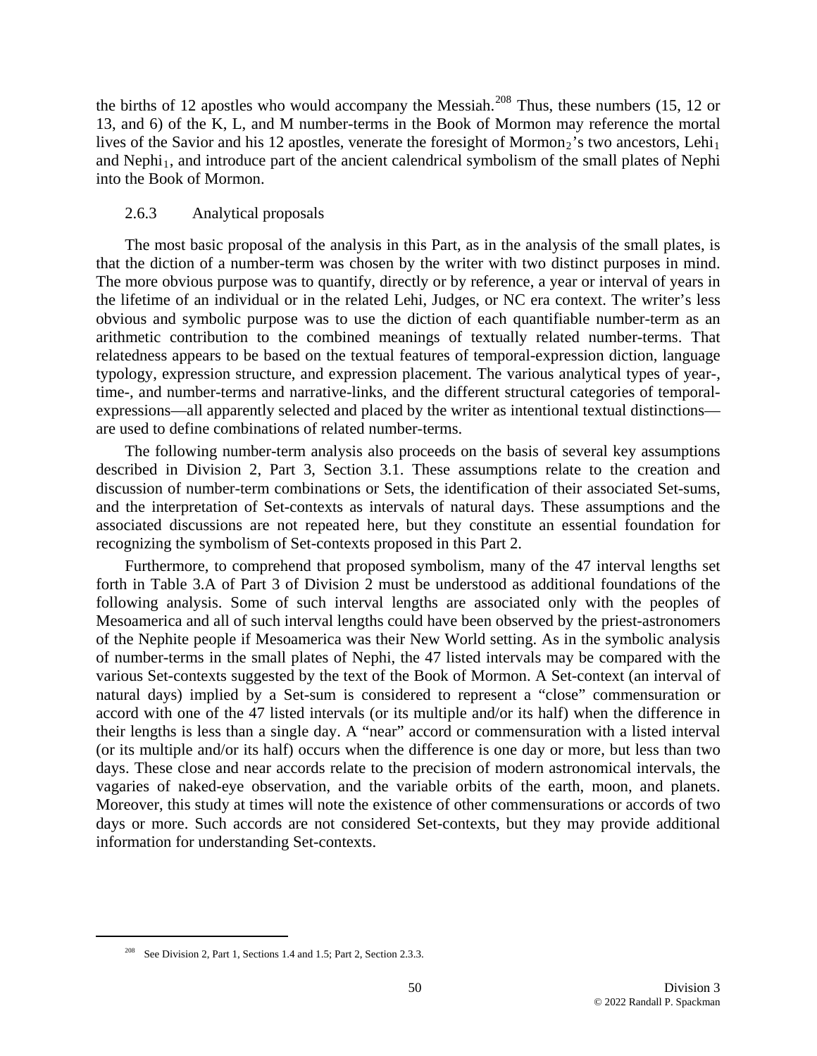the births of 12 apostles who would accompany the Messiah.[208] Thus, these numbers (15, 12 or 13, and 6) of the K, L, and M number-terms in the Book of Mormon may reference the mortal lives of the Savior and his 12 apostles, venerate the foresight of Mormon$_2$'s two ancestors, Lehi$_1$ and Nephi$_1$, and introduce part of the ancient calendrical symbolism of the small plates of Nephi into the Book of Mormon.

### 2.6.3 Analytical proposals

The most basic proposal of the analysis in this Part, as in the analysis of the small plates, is that the diction of a number-term was chosen by the writer with two distinct purposes in mind. The more obvious purpose was to quantify, directly or by reference, a year or interval of years in the lifetime of an individual or in the related Lehi, Judges, or NC era context. The writer's less obvious and symbolic purpose was to use the diction of each quantifiable number-term as an arithmetic contribution to the combined meanings of textually related number-terms. That relatedness appears to be based on the textual features of temporal-expression diction, language typology, expression structure, and expression placement. The various analytical types of year-, time-, and number-terms and narrative-links, and the different structural categories of temporal-expressions—all apparently selected and placed by the writer as intentional textual distinctions—are used to define combinations of related number-terms.

The following number-term analysis also proceeds on the basis of several key assumptions described in Division 2, Part 3, Section 3.1. These assumptions relate to the creation and discussion of number-term combinations or Sets, the identification of their associated Set-sums, and the interpretation of Set-contexts as intervals of natural days. These assumptions and the associated discussions are not repeated here, but they constitute an essential foundation for recognizing the symbolism of Set-contexts proposed in this Part 2.

Furthermore, to comprehend that proposed symbolism, many of the 47 interval lengths set forth in Table 3.A of Part 3 of Division 2 must be understood as additional foundations of the following analysis. Some of such interval lengths are associated only with the peoples of Mesoamerica and all of such interval lengths could have been observed by the priest-astronomers of the Nephite people if Mesoamerica was their New World setting. As in the symbolic analysis of number-terms in the small plates of Nephi, the 47 listed intervals may be compared with the various Set-contexts suggested by the text of the Book of Mormon. A Set-context (an interval of natural days) implied by a Set-sum is considered to represent a "close" commensuration or accord with one of the 47 listed intervals (or its multiple and/or its half) when the difference in their lengths is less than a single day. A "near" accord or commensuration with a listed interval (or its multiple and/or its half) occurs when the difference is one day or more, but less than two days. These close and near accords relate to the precision of modern astronomical intervals, the vagaries of naked-eye observation, and the variable orbits of the earth, moon, and planets. Moreover, this study at times will note the existence of other commensurations or accords of two days or more. Such accords are not considered Set-contexts, but they may provide additional information for understanding Set-contexts.

---

[208] See Division 2, Part 1, Sections 1.4 and 1.5; Part 2, Section 2.3.3.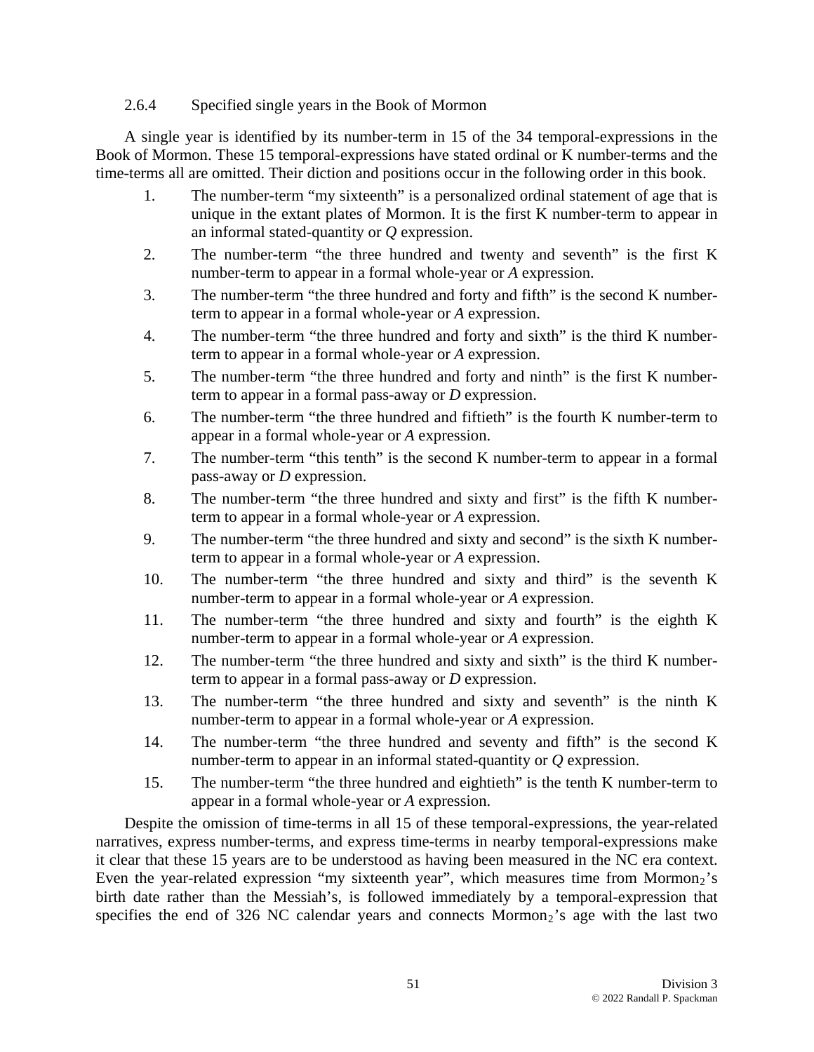### 2.6.4 Specified single years in the Book of Mormon

A single year is identified by its number-term in 15 of the 34 temporal-expressions in the Book of Mormon. These 15 temporal-expressions have stated ordinal or K number-terms and the time-terms all are omitted. Their diction and positions occur in the following order in this book.

1. The number-term “my sixteenth” is a personalized ordinal statement of age that is unique in the extant plates of Mormon. It is the first K number-term to appear in an informal stated-quantity or *Q* expression.
2. The number-term “the three hundred and twenty and seventh” is the first K number-term to appear in a formal whole-year or *A* expression.
3. The number-term “the three hundred and forty and fifth” is the second K number-term to appear in a formal whole-year or *A* expression.
4. The number-term “the three hundred and forty and sixth” is the third K number-term to appear in a formal whole-year or *A* expression.
5. The number-term “the three hundred and forty and ninth” is the first K number-term to appear in a formal pass-away or *D* expression.
6. The number-term “the three hundred and fiftieth” is the fourth K number-term to appear in a formal whole-year or *A* expression.
7. The number-term “this tenth” is the second K number-term to appear in a formal pass-away or *D* expression.
8. The number-term “the three hundred and sixty and first” is the fifth K number-term to appear in a formal whole-year or *A* expression.
9. The number-term “the three hundred and sixty and second” is the sixth K number-term to appear in a formal whole-year or *A* expression.
10. The number-term “the three hundred and sixty and third” is the seventh K number-term to appear in a formal whole-year or *A* expression.
11. The number-term “the three hundred and sixty and fourth” is the eighth K number-term to appear in a formal whole-year or *A* expression.
12. The number-term “the three hundred and sixty and sixth” is the third K number-term to appear in a formal pass-away or *D* expression.
13. The number-term “the three hundred and sixty and seventh” is the ninth K number-term to appear in a formal whole-year or *A* expression.
14. The number-term “the three hundred and seventy and fifth” is the second K number-term to appear in an informal stated-quantity or *Q* expression.
15. The number-term “the three hundred and eightieth” is the tenth K number-term to appear in a formal whole-year or *A* expression.

Despite the omission of time-terms in all 15 of these temporal-expressions, the year-related narratives, express number-terms, and express time-terms in nearby temporal-expressions make it clear that these 15 years are to be understood as having been measured in the NC era context. Even the year-related expression “my sixteenth year”, which measures time from Mormon$_2$’s birth date rather than the Messiah’s, is followed immediately by a temporal-expression that specifies the end of 326 NC calendar years and connects Mormon$_2$’s age with the last two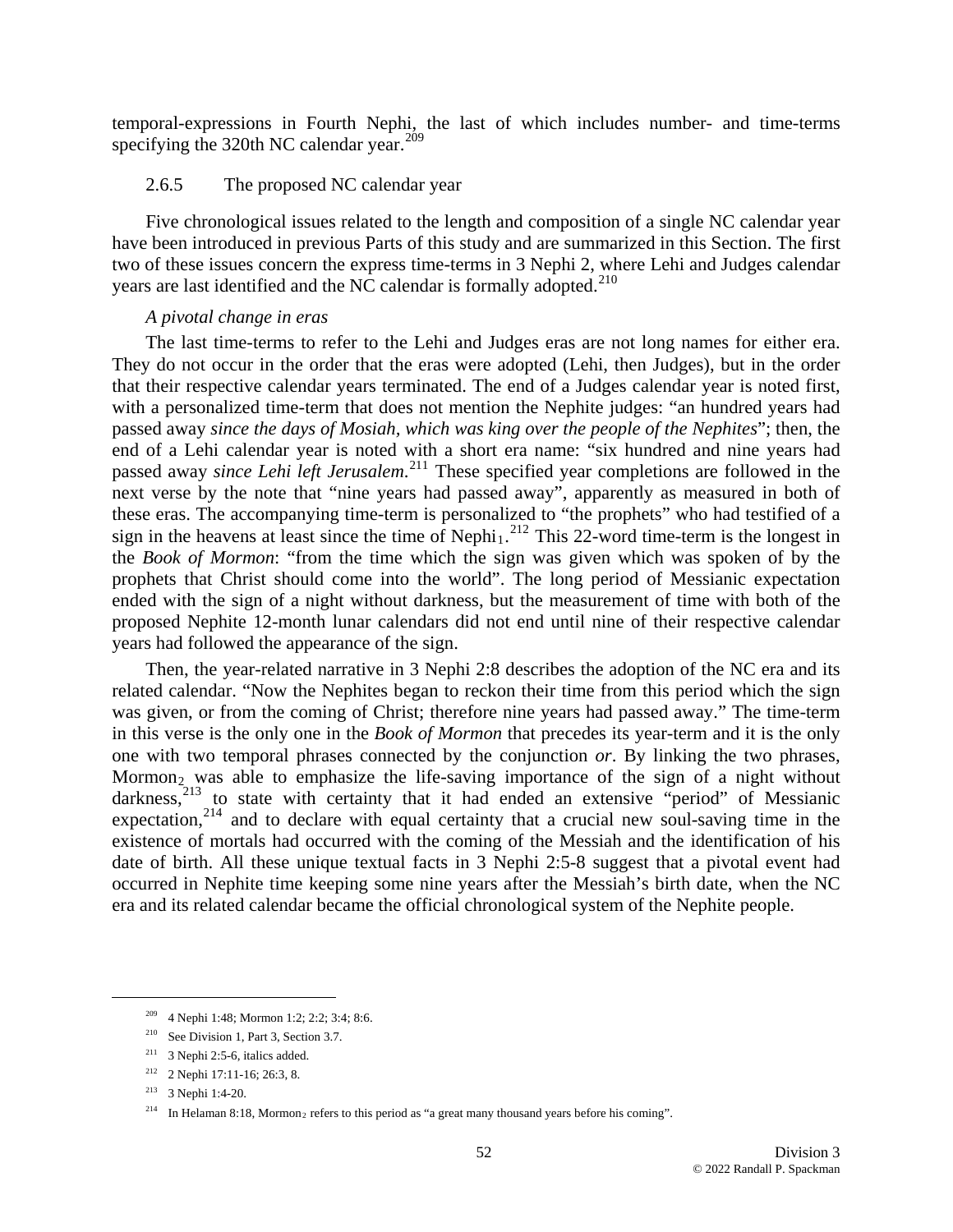temporal-expressions in Fourth Nephi, the last of which includes number- and time-terms specifying the 320th NC calendar year.[209]

### 2.6.5 The proposed NC calendar year

Five chronological issues related to the length and composition of a single NC calendar year have been introduced in previous Parts of this study and are summarized in this Section. The first two of these issues concern the express time-terms in 3 Nephi 2, where Lehi and Judges calendar years are last identified and the NC calendar is formally adopted.[210]

*A pivotal change in eras*

The last time-terms to refer to the Lehi and Judges eras are not long names for either era. They do not occur in the order that the eras were adopted (Lehi, then Judges), but in the order that their respective calendar years terminated. The end of a Judges calendar year is noted first, with a personalized time-term that does not mention the Nephite judges: "an hundred years had passed away *since the days of Mosiah, which was king over the people of the Nephites*"; then, the end of a Lehi calendar year is noted with a short era name: "six hundred and nine years had passed away *since Lehi left Jerusalem.*[211] These specified year completions are followed in the next verse by the note that "nine years had passed away", apparently as measured in both of these eras. The accompanying time-term is personalized to "the prophets" who had testified of a sign in the heavens at least since the time of Nephi$_1$.[212] This 22-word time-term is the longest in the *Book of Mormon*: "from the time which the sign was given which was spoken of by the prophets that Christ should come into the world". The long period of Messianic expectation ended with the sign of a night without darkness, but the measurement of time with both of the proposed Nephite 12-month lunar calendars did not end until nine of their respective calendar years had followed the appearance of the sign.

Then, the year-related narrative in 3 Nephi 2:8 describes the adoption of the NC era and its related calendar. "Now the Nephites began to reckon their time from this period which the sign was given, or from the coming of Christ; therefore nine years had passed away." The time-term in this verse is the only one in the *Book of Mormon* that precedes its year-term and it is the only one with two temporal phrases connected by the conjunction *or*. By linking the two phrases, Mormon$_2$ was able to emphasize the life-saving importance of the sign of a night without darkness,[213] to state with certainty that it had ended an extensive "period" of Messianic expectation,[214] and to declare with equal certainty that a crucial new soul-saving time in the existence of mortals had occurred with the coming of the Messiah and the identification of his date of birth. All these unique textual facts in 3 Nephi 2:5-8 suggest that a pivotal event had occurred in Nephite time keeping some nine years after the Messiah's birth date, when the NC era and its related calendar became the official chronological system of the Nephite people.

---

[209] 4 Nephi 1:48; Mormon 1:2; 2:2; 3:4; 8:6.

[210] See Division 1, Part 3, Section 3.7.

[211] 3 Nephi 2:5-6, italics added.

[212] 2 Nephi 17:11-16; 26:3, 8.

[213] 3 Nephi 1:4-20.

[214] In Helaman 8:18, Mormon$_2$ refers to this period as "a great many thousand years before his coming".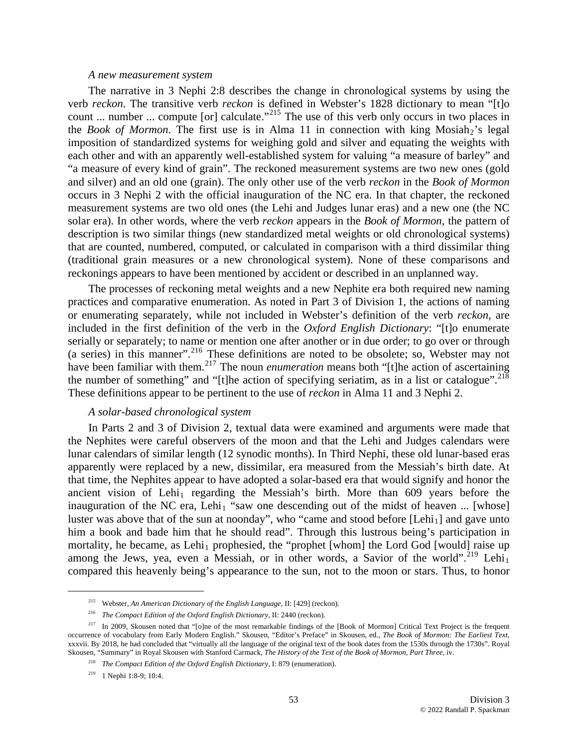*A new measurement system*

The narrative in 3 Nephi 2:8 describes the change in chronological systems by using the verb *reckon*. The transitive verb *reckon* is defined in Webster's 1828 dictionary to mean "[t]o count ... number ... compute [or] calculate."[215] The use of this verb only occurs in two places in the *Book of Mormon*. The first use is in Alma 11 in connection with king Mosiah$_2$'s legal imposition of standardized systems for weighing gold and silver and equating the weights with each other and with an apparently well-established system for valuing "a measure of barley" and "a measure of every kind of grain". The reckoned measurement systems are two new ones (gold and silver) and an old one (grain). The only other use of the verb *reckon* in the *Book of Mormon* occurs in 3 Nephi 2 with the official inauguration of the NC era. In that chapter, the reckoned measurement systems are two old ones (the Lehi and Judges lunar eras) and a new one (the NC solar era). In other words, where the verb *reckon* appears in the *Book of Mormon*, the pattern of description is two similar things (new standardized metal weights or old chronological systems) that are counted, numbered, computed, or calculated in comparison with a third dissimilar thing (traditional grain measures or a new chronological system). None of these comparisons and reckonings appears to have been mentioned by accident or described in an unplanned way.

The processes of reckoning metal weights and a new Nephite era both required new naming practices and comparative enumeration. As noted in Part 3 of Division 1, the actions of naming or enumerating separately, while not included in Webster's definition of the verb *reckon*, are included in the first definition of the verb in the *Oxford English Dictionary*: "[t]o enumerate serially or separately; to name or mention one after another or in due order; to go over or through (a series) in this manner".[216] These definitions are noted to be obsolete; so, Webster may not have been familiar with them.[217] The noun *enumeration* means both "[t]he action of ascertaining the number of something" and "[t]he action of specifying seriatim, as in a list or catalogue".[218] These definitions appear to be pertinent to the use of *reckon* in Alma 11 and 3 Nephi 2.

*A solar-based chronological system*

In Parts 2 and 3 of Division 2, textual data were examined and arguments were made that the Nephites were careful observers of the moon and that the Lehi and Judges calendars were lunar calendars of similar length (12 synodic months). In Third Nephi, these old lunar-based eras apparently were replaced by a new, dissimilar, era measured from the Messiah's birth date. At that time, the Nephites appear to have adopted a solar-based era that would signify and honor the ancient vision of Lehi$_1$ regarding the Messiah's birth. More than 609 years before the inauguration of the NC era, Lehi$_1$ "saw one descending out of the midst of heaven ... [whose] luster was above that of the sun at noonday", who "came and stood before [Lehi$_1$] and gave unto him a book and bade him that he should read". Through this lustrous being's participation in mortality, he became, as Lehi$_1$ prophesied, the "prophet [whom] the Lord God [would] raise up among the Jews, yea, even a Messiah, or in other words, a Savior of the world".[219] Lehi$_1$ compared this heavenly being's appearance to the sun, not to the moon or stars. Thus, to honor

---

[215] Webster, *An American Dictionary of the English Language*, II: [429] (reckon).

[216] *The Compact Edition of the Oxford English Dictionary*, II: 2440 (reckon).

[217] In 2009, Skousen noted that "[o]ne of the most remarkable findings of the [Book of Mormon] Critical Text Project is the frequent occurrence of vocabulary from Early Modern English." Skousen, "Editor's Preface" in Skousen, ed., *The Book of Mormon: The Earliest Text*, xxxvii. By 2018, he had concluded that "virtually all the language of the original text of the book dates from the 1530s through the 1730s". Royal Skousen, "Summary" in Royal Skousen with Stanford Carmack, *The History of the Text of the Book of Mormon, Part Three*, iv.

[218] *The Compact Edition of the Oxford English Dictionary*, I: 879 (enumeration).

[219] 1 Nephi 1:8-9; 10:4.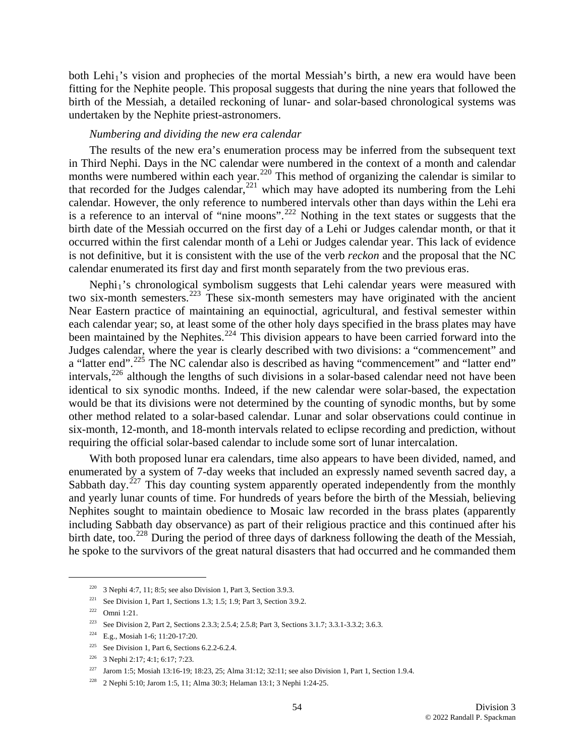both Lehi$_1$'s vision and prophecies of the mortal Messiah's birth, a new era would have been fitting for the Nephite people. This proposal suggests that during the nine years that followed the birth of the Messiah, a detailed reckoning of lunar- and solar-based chronological systems was undertaken by the Nephite priest-astronomers.

*Numbering and dividing the new era calendar*

The results of the new era's enumeration process may be inferred from the subsequent text in Third Nephi. Days in the NC calendar were numbered in the context of a month and calendar months were numbered within each year.[220] This method of organizing the calendar is similar to that recorded for the Judges calendar,[221] which may have adopted its numbering from the Lehi calendar. However, the only reference to numbered intervals other than days within the Lehi era is a reference to an interval of "nine moons".[222] Nothing in the text states or suggests that the birth date of the Messiah occurred on the first day of a Lehi or Judges calendar month, or that it occurred within the first calendar month of a Lehi or Judges calendar year. This lack of evidence is not definitive, but it is consistent with the use of the verb *reckon* and the proposal that the NC calendar enumerated its first day and first month separately from the two previous eras.

Nephi$_1$'s chronological symbolism suggests that Lehi calendar years were measured with two six-month semesters.[223] These six-month semesters may have originated with the ancient Near Eastern practice of maintaining an equinoctial, agricultural, and festival semester within each calendar year; so, at least some of the other holy days specified in the brass plates may have been maintained by the Nephites.[224] This division appears to have been carried forward into the Judges calendar, where the year is clearly described with two divisions: a "commencement" and a "latter end".[225] The NC calendar also is described as having "commencement" and "latter end" intervals,[226] although the lengths of such divisions in a solar-based calendar need not have been identical to six synodic months. Indeed, if the new calendar were solar-based, the expectation would be that its divisions were not determined by the counting of synodic months, but by some other method related to a solar-based calendar. Lunar and solar observations could continue in six-month, 12-month, and 18-month intervals related to eclipse recording and prediction, without requiring the official solar-based calendar to include some sort of lunar intercalation.

With both proposed lunar era calendars, time also appears to have been divided, named, and enumerated by a system of 7-day weeks that included an expressly named seventh sacred day, a Sabbath day.[227] This day counting system apparently operated independently from the monthly and yearly lunar counts of time. For hundreds of years before the birth of the Messiah, believing Nephites sought to maintain obedience to Mosaic law recorded in the brass plates (apparently including Sabbath day observance) as part of their religious practice and this continued after his birth date, too.[228] During the period of three days of darkness following the death of the Messiah, he spoke to the survivors of the great natural disasters that had occurred and he commanded them

---

[220] 3 Nephi 4:7, 11; 8:5; see also Division 1, Part 3, Section 3.9.3.

[221] See Division 1, Part 1, Sections 1.3; 1.5; 1.9; Part 3, Section 3.9.2.

[222] Omni 1:21.

[223] See Division 2, Part 2, Sections 2.3.3; 2.5.4; 2.5.8; Part 3, Sections 3.1.7; 3.3.1-3.3.2; 3.6.3.

[224] E.g., Mosiah 1-6; 11:20-17:20.

[225] See Division 1, Part 6, Sections 6.2.2-6.2.4.

[226] 3 Nephi 2:17; 4:1; 6:17; 7:23.

[227] Jarom 1:5; Mosiah 13:16-19; 18:23, 25; Alma 31:12; 32:11; see also Division 1, Part 1, Section 1.9.4.

[228] 2 Nephi 5:10; Jarom 1:5, 11; Alma 30:3; Helaman 13:1; 3 Nephi 1:24-25.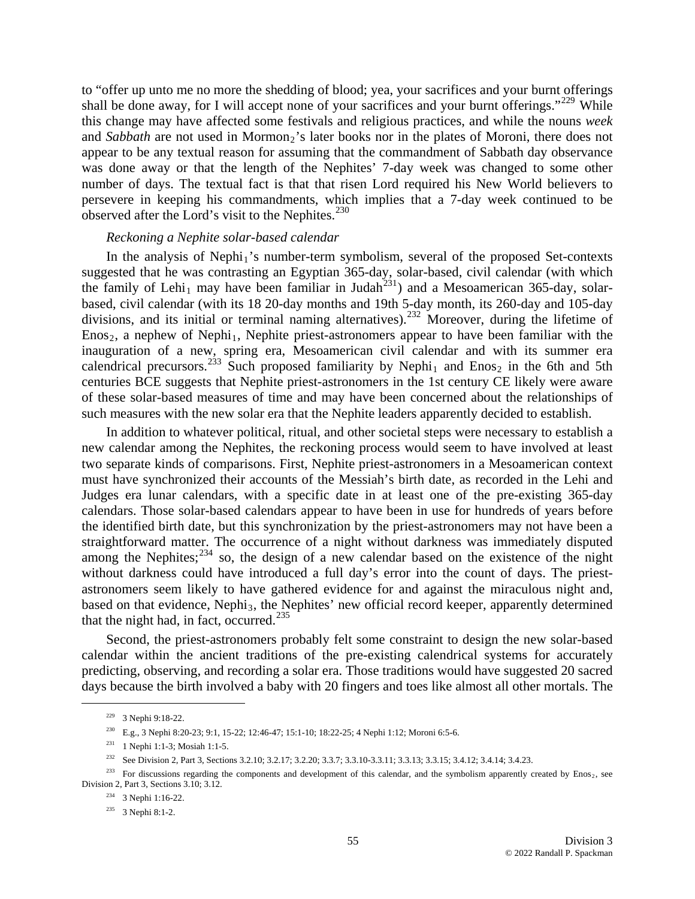to "offer up unto me no more the shedding of blood; yea, your sacrifices and your burnt offerings shall be done away, for I will accept none of your sacrifices and your burnt offerings."[229] While this change may have affected some festivals and religious practices, and while the nouns *week* and *Sabbath* are not used in Mormon$_2$'s later books nor in the plates of Moroni, there does not appear to be any textual reason for assuming that the commandment of Sabbath day observance was done away or that the length of the Nephites' 7-day week was changed to some other number of days. The textual fact is that that risen Lord required his New World believers to persevere in keeping his commandments, which implies that a 7-day week continued to be observed after the Lord's visit to the Nephites.[230]

*Reckoning a Nephite solar-based calendar*

In the analysis of Nephi$_1$'s number-term symbolism, several of the proposed Set-contexts suggested that he was contrasting an Egyptian 365-day, solar-based, civil calendar (with which the family of Lehi$_1$ may have been familiar in Judah[231]) and a Mesoamerican 365-day, solar-based, civil calendar (with its 18 20-day months and 19th 5-day month, its 260-day and 105-day divisions, and its initial or terminal naming alternatives).[232] Moreover, during the lifetime of Enos$_2$, a nephew of Nephi$_1$, Nephite priest-astronomers appear to have been familiar with the inauguration of a new, spring era, Mesoamerican civil calendar and with its summer era calendrical precursors.[233] Such proposed familiarity by Nephi$_1$ and Enos$_2$ in the 6th and 5th centuries BCE suggests that Nephite priest-astronomers in the 1st century CE likely were aware of these solar-based measures of time and may have been concerned about the relationships of such measures with the new solar era that the Nephite leaders apparently decided to establish.

In addition to whatever political, ritual, and other societal steps were necessary to establish a new calendar among the Nephites, the reckoning process would seem to have involved at least two separate kinds of comparisons. First, Nephite priest-astronomers in a Mesoamerican context must have synchronized their accounts of the Messiah's birth date, as recorded in the Lehi and Judges era lunar calendars, with a specific date in at least one of the pre-existing 365-day calendars. Those solar-based calendars appear to have been in use for hundreds of years before the identified birth date, but this synchronization by the priest-astronomers may not have been a straightforward matter. The occurrence of a night without darkness was immediately disputed among the Nephites;[234] so, the design of a new calendar based on the existence of the night without darkness could have introduced a full day's error into the count of days. The priest-astronomers seem likely to have gathered evidence for and against the miraculous night and, based on that evidence, Nephi$_3$, the Nephites' new official record keeper, apparently determined that the night had, in fact, occurred.[235]

Second, the priest-astronomers probably felt some constraint to design the new solar-based calendar within the ancient traditions of the pre-existing calendrical systems for accurately predicting, observing, and recording a solar era. Those traditions would have suggested 20 sacred days because the birth involved a baby with 20 fingers and toes like almost all other mortals. The

---

[229] 3 Nephi 9:18-22.

[230] E.g., 3 Nephi 8:20-23; 9:1, 15-22; 12:46-47; 15:1-10; 18:22-25; 4 Nephi 1:12; Moroni 6:5-6.

[231] 1 Nephi 1:1-3; Mosiah 1:1-5.

[232] See Division 2, Part 3, Sections 3.2.10; 3.2.17; 3.2.20; 3.3.7; 3.3.10-3.3.11; 3.3.13; 3.3.15; 3.4.12; 3.4.14; 3.4.23.

[233] For discussions regarding the components and development of this calendar, and the symbolism apparently created by Enos$_2$, see Division 2, Part 3, Sections 3.10; 3.12.

[234] 3 Nephi 1:16-22.

[235] 3 Nephi 8:1-2.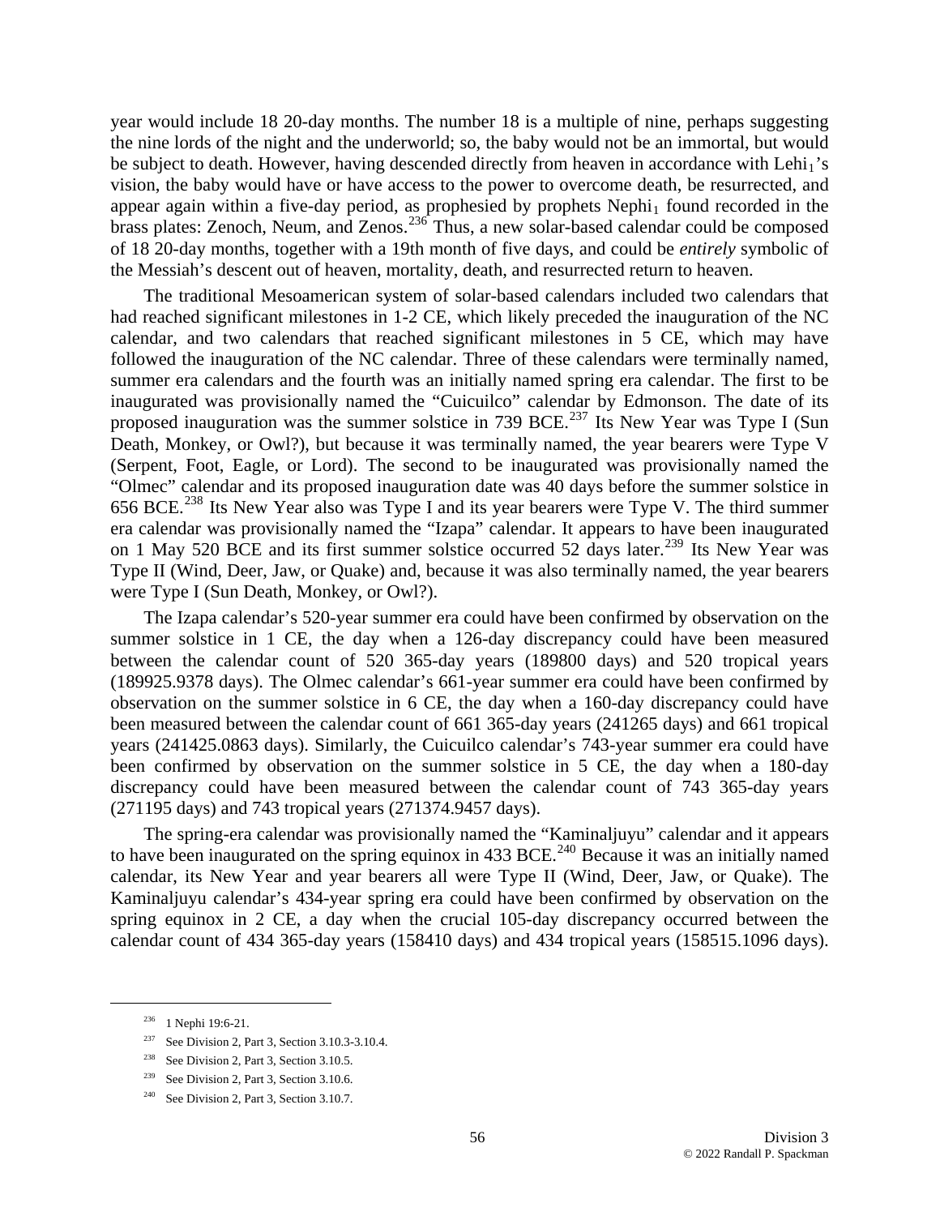year would include 18 20-day months. The number 18 is a multiple of nine, perhaps suggesting the nine lords of the night and the underworld; so, the baby would not be an immortal, but would be subject to death. However, having descended directly from heaven in accordance with $\text{Lehi}_1$'s vision, the baby would have or have access to the power to overcome death, be resurrected, and appear again within a five-day period, as prophesied by prophets $\text{Nephi}_1$ found recorded in the brass plates: Zenoch, Neum, and Zenos.[236] Thus, a new solar-based calendar could be composed of 18 20-day months, together with a 19th month of five days, and could be *entirely* symbolic of the Messiah's descent out of heaven, mortality, death, and resurrected return to heaven.

The traditional Mesoamerican system of solar-based calendars included two calendars that had reached significant milestones in 1-2 CE, which likely preceded the inauguration of the NC calendar, and two calendars that reached significant milestones in 5 CE, which may have followed the inauguration of the NC calendar. Three of these calendars were terminally named, summer era calendars and the fourth was an initially named spring era calendar. The first to be inaugurated was provisionally named the "Cuicuilco" calendar by Edmonson. The date of its proposed inauguration was the summer solstice in 739 BCE.[237] Its New Year was Type I (Sun Death, Monkey, or Owl?), but because it was terminally named, the year bearers were Type V (Serpent, Foot, Eagle, or Lord). The second to be inaugurated was provisionally named the "Olmec" calendar and its proposed inauguration date was 40 days before the summer solstice in 656 BCE.[238] Its New Year also was Type I and its year bearers were Type V. The third summer era calendar was provisionally named the "Izapa" calendar. It appears to have been inaugurated on 1 May 520 BCE and its first summer solstice occurred 52 days later.[239] Its New Year was Type II (Wind, Deer, Jaw, or Quake) and, because it was also terminally named, the year bearers were Type I (Sun Death, Monkey, or Owl?).

The Izapa calendar's 520-year summer era could have been confirmed by observation on the summer solstice in 1 CE, the day when a 126-day discrepancy could have been measured between the calendar count of 520 365-day years (189800 days) and 520 tropical years (189925.9378 days). The Olmec calendar's 661-year summer era could have been confirmed by observation on the summer solstice in 6 CE, the day when a 160-day discrepancy could have been measured between the calendar count of 661 365-day years (241265 days) and 661 tropical years (241425.0863 days). Similarly, the Cuicuilco calendar's 743-year summer era could have been confirmed by observation on the summer solstice in 5 CE, the day when a 180-day discrepancy could have been measured between the calendar count of 743 365-day years (271195 days) and 743 tropical years (271374.9457 days).

The spring-era calendar was provisionally named the "Kaminaljuyu" calendar and it appears to have been inaugurated on the spring equinox in 433 BCE.[240] Because it was an initially named calendar, its New Year and year bearers all were Type II (Wind, Deer, Jaw, or Quake). The Kaminaljuyu calendar's 434-year spring era could have been confirmed by observation on the spring equinox in 2 CE, a day when the crucial 105-day discrepancy occurred between the calendar count of 434 365-day years (158410 days) and 434 tropical years (158515.1096 days).

---

[236] 1 Nephi 19:6-21.

[237] See Division 2, Part 3, Section 3.10.3-3.10.4.

[238] See Division 2, Part 3, Section 3.10.5.

[239] See Division 2, Part 3, Section 3.10.6.

[240] See Division 2, Part 3, Section 3.10.7.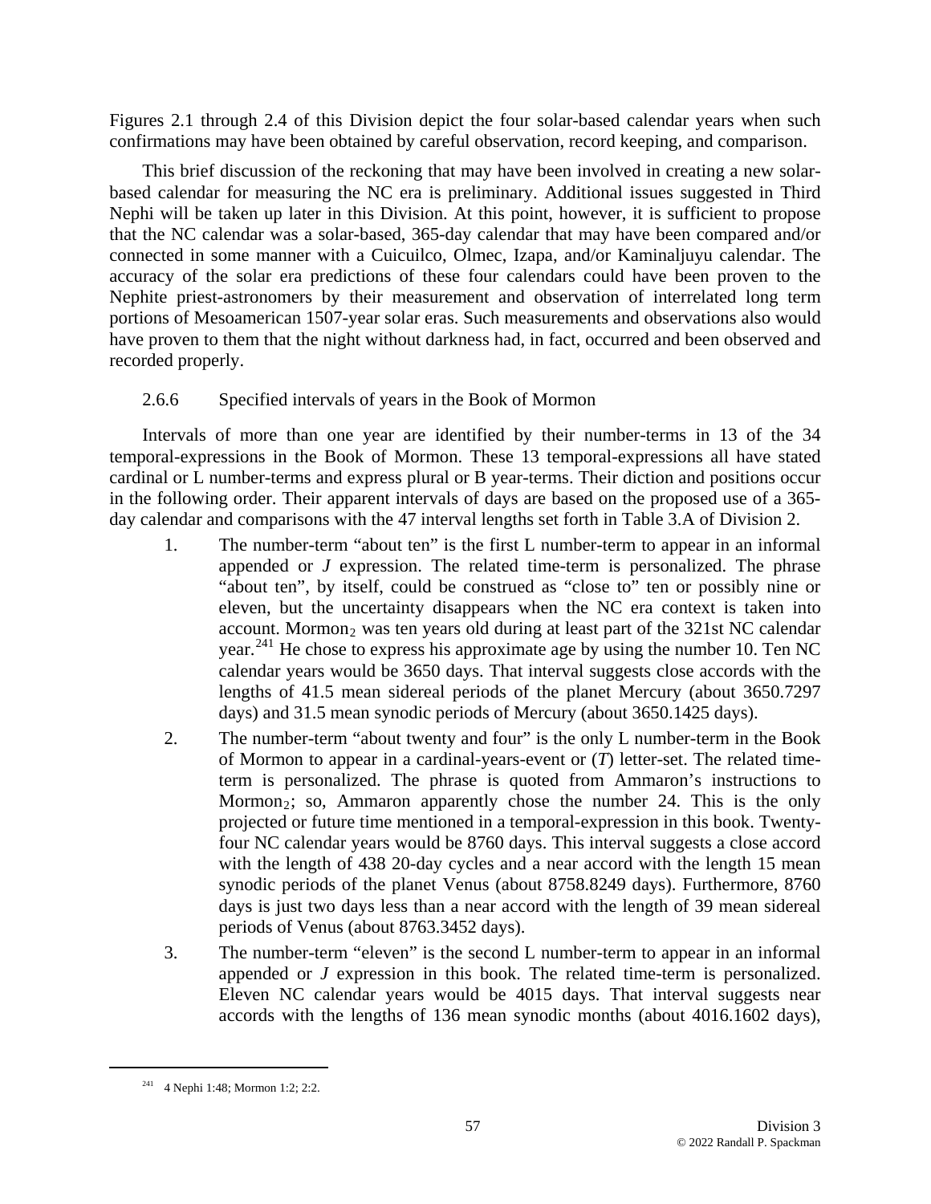Figures 2.1 through 2.4 of this Division depict the four solar-based calendar years when such confirmations may have been obtained by careful observation, record keeping, and comparison.

This brief discussion of the reckoning that may have been involved in creating a new solar-based calendar for measuring the NC era is preliminary. Additional issues suggested in Third Nephi will be taken up later in this Division. At this point, however, it is sufficient to propose that the NC calendar was a solar-based, 365-day calendar that may have been compared and/or connected in some manner with a Cuicuilco, Olmec, Izapa, and/or Kaminaljuyu calendar. The accuracy of the solar era predictions of these four calendars could have been proven to the Nephite priest-astronomers by their measurement and observation of interrelated long term portions of Mesoamerican 1507-year solar eras. Such measurements and observations also would have proven to them that the night without darkness had, in fact, occurred and been observed and recorded properly.

### 2.6.6 Specified intervals of years in the Book of Mormon

Intervals of more than one year are identified by their number-terms in 13 of the 34 temporal-expressions in the Book of Mormon. These 13 temporal-expressions all have stated cardinal or L number-terms and express plural or B year-terms. Their diction and positions occur in the following order. Their apparent intervals of days are based on the proposed use of a 365-day calendar and comparisons with the 47 interval lengths set forth in Table 3.A of Division 2.

1. The number-term "about ten" is the first L number-term to appear in an informal appended or *J* expression. The related time-term is personalized. The phrase "about ten", by itself, could be construed as "close to" ten or possibly nine or eleven, but the uncertainty disappears when the NC era context is taken into account. $\text{Mormon}_2$ was ten years old during at least part of the 321st NC calendar year.[241] He chose to express his approximate age by using the number 10. Ten NC calendar years would be 3650 days. That interval suggests close accords with the lengths of 41.5 mean sidereal periods of the planet Mercury (about 3650.7297 days) and 31.5 mean synodic periods of Mercury (about 3650.1425 days).
2. The number-term "about twenty and four" is the only L number-term in the Book of Mormon to appear in a cardinal-years-event or (*T*) letter-set. The related time-term is personalized. The phrase is quoted from Ammaron's instructions to $\text{Mormon}_2$; so, Ammaron apparently chose the number 24. This is the only projected or future time mentioned in a temporal-expression in this book. Twenty-four NC calendar years would be 8760 days. This interval suggests a close accord with the length of 438 20-day cycles and a near accord with the length 15 mean synodic periods of the planet Venus (about 8758.8249 days). Furthermore, 8760 days is just two days less than a near accord with the length of 39 mean sidereal periods of Venus (about 8763.3452 days).
3. The number-term "eleven" is the second L number-term to appear in an informal appended or *J* expression in this book. The related time-term is personalized. Eleven NC calendar years would be 4015 days. That interval suggests near accords with the lengths of 136 mean synodic months (about 4016.1602 days),

[241] 4 Nephi 1:48; Mormon 1:2; 2:2.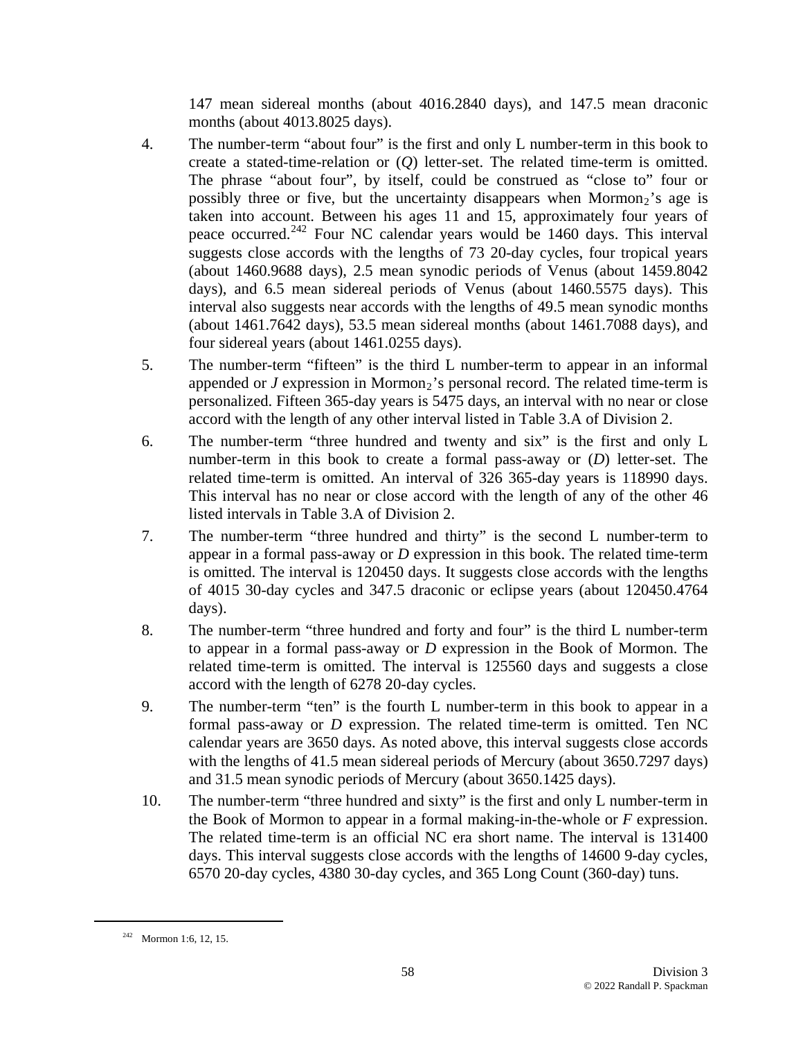147 mean sidereal months (about 4016.2840 days), and 147.5 mean draconic months (about 4013.8025 days).

4. The number-term "about four" is the first and only L number-term in this book to create a stated-time-relation or (*Q*) letter-set. The related time-term is omitted. The phrase "about four", by itself, could be construed as "close to" four or possibly three or five, but the uncertainty disappears when $\text{Mormon}_2$'s age is taken into account. Between his ages 11 and 15, approximately four years of peace occurred.[242] Four NC calendar years would be 1460 days. This interval suggests close accords with the lengths of 73 20-day cycles, four tropical years (about 1460.9688 days), 2.5 mean synodic periods of Venus (about 1459.8042 days), and 6.5 mean sidereal periods of Venus (about 1460.5575 days). This interval also suggests near accords with the lengths of 49.5 mean synodic months (about 1461.7642 days), 53.5 mean sidereal months (about 1461.7088 days), and four sidereal years (about 1461.0255 days).

5. The number-term "fifteen" is the third L number-term to appear in an informal appended or *J* expression in $\text{Mormon}_2$'s personal record. The related time-term is personalized. Fifteen 365-day years is 5475 days, an interval with no near or close accord with the length of any other interval listed in Table 3.A of Division 2.

6. The number-term "three hundred and twenty and six" is the first and only L number-term in this book to create a formal pass-away or (*D*) letter-set. The related time-term is omitted. An interval of 326 365-day years is 118990 days. This interval has no near or close accord with the length of any of the other 46 listed intervals in Table 3.A of Division 2.

7. The number-term "three hundred and thirty" is the second L number-term to appear in a formal pass-away or *D* expression in this book. The related time-term is omitted. The interval is 120450 days. It suggests close accords with the lengths of 4015 30-day cycles and 347.5 draconic or eclipse years (about 120450.4764 days).

8. The number-term "three hundred and forty and four" is the third L number-term to appear in a formal pass-away or *D* expression in the Book of Mormon. The related time-term is omitted. The interval is 125560 days and suggests a close accord with the length of 6278 20-day cycles.

9. The number-term "ten" is the fourth L number-term in this book to appear in a formal pass-away or *D* expression. The related time-term is omitted. Ten NC calendar years are 3650 days. As noted above, this interval suggests close accords with the lengths of 41.5 mean sidereal periods of Mercury (about 3650.7297 days) and 31.5 mean synodic periods of Mercury (about 3650.1425 days).

10. The number-term "three hundred and sixty" is the first and only L number-term in the Book of Mormon to appear in a formal making-in-the-whole or *F* expression. The related time-term is an official NC era short name. The interval is 131400 days. This interval suggests close accords with the lengths of 14600 9-day cycles, 6570 20-day cycles, 4380 30-day cycles, and 365 Long Count (360-day) tuns.

---

[242] Mormon 1:6, 12, 15.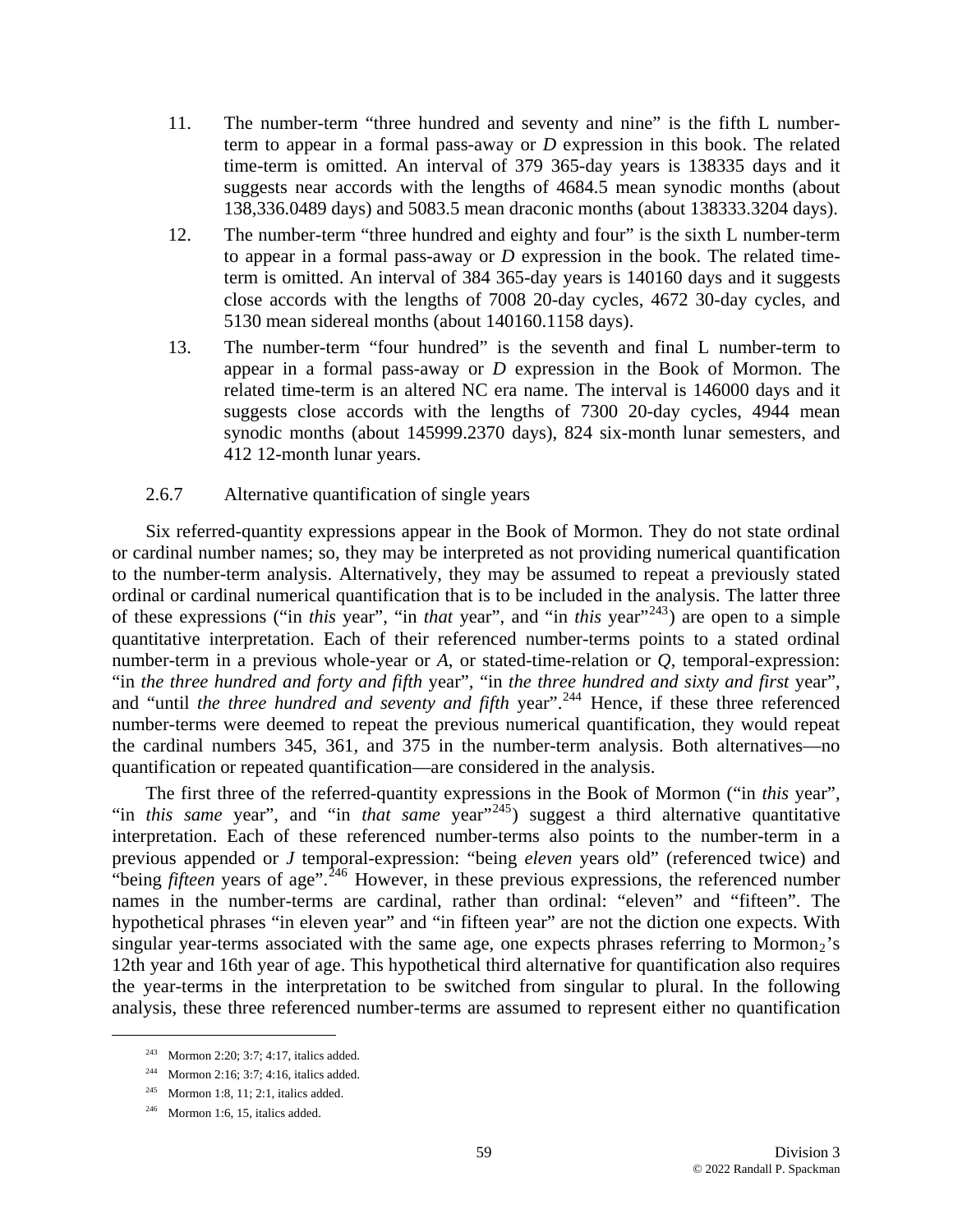11. The number-term “three hundred and seventy and nine” is the fifth L number-term to appear in a formal pass-away or *D* expression in this book. The related time-term is omitted. An interval of 379 365-day years is 138335 days and it suggests near accords with the lengths of 4684.5 mean synodic months (about 138,336.0489 days) and 5083.5 mean draconic months (about 138333.3204 days).
12. The number-term “three hundred and eighty and four” is the sixth L number-term to appear in a formal pass-away or *D* expression in the book. The related time-term is omitted. An interval of 384 365-day years is 140160 days and it suggests close accords with the lengths of 7008 20-day cycles, 4672 30-day cycles, and 5130 mean sidereal months (about 140160.1158 days).
13. The number-term “four hundred” is the seventh and final L number-term to appear in a formal pass-away or *D* expression in the Book of Mormon. The related time-term is an altered NC era name. The interval is 146000 days and it suggests close accords with the lengths of 7300 20-day cycles, 4944 mean synodic months (about 145999.2370 days), 824 six-month lunar semesters, and 412 12-month lunar years.

### 2.6.7 Alternative quantification of single years

Six referred-quantity expressions appear in the Book of Mormon. They do not state ordinal or cardinal number names; so, they may be interpreted as not providing numerical quantification to the number-term analysis. Alternatively, they may be assumed to repeat a previously stated ordinal or cardinal numerical quantification that is to be included in the analysis. The latter three of these expressions (“in *this* year”, “in *that* year”, and “in *this* year”[243]) are open to a simple quantitative interpretation. Each of their referenced number-terms points to a stated ordinal number-term in a previous whole-year or *A*, or stated-time-relation or *Q*, temporal-expression: “in *the three hundred and forty and fifth* year”, “in *the three hundred and sixty and first* year”, and “until *the three hundred and seventy and fifth* year”.[244] Hence, if these three referenced number-terms were deemed to repeat the previous numerical quantification, they would repeat the cardinal numbers 345, 361, and 375 in the number-term analysis. Both alternatives—no quantification or repeated quantification—are considered in the analysis.

The first three of the referred-quantity expressions in the Book of Mormon (“in *this* year”, “in *this same* year”, and “in *that same* year”[245]) suggest a third alternative quantitative interpretation. Each of these referenced number-terms also points to the number-term in a previous appended or *J* temporal-expression: “being *eleven* years old” (referenced twice) and “being *fifteen* years of age”.[246] However, in these previous expressions, the referenced number names in the number-terms are cardinal, rather than ordinal: “eleven” and “fifteen”. The hypothetical phrases “in eleven year” and “in fifteen year” are not the diction one expects. With singular year-terms associated with the same age, one expects phrases referring to Mormon$_2$’s 12th year and 16th year of age. This hypothetical third alternative for quantification also requires the year-terms in the interpretation to be switched from singular to plural. In the following analysis, these three referenced number-terms are assumed to represent either no quantification

---

[243] Mormon 2:20; 3:7; 4:17, italics added.

[244] Mormon 2:16; 3:7; 4:16, italics added.

[245] Mormon 1:8, 11; 2:1, italics added.

[246] Mormon 1:6, 15, italics added.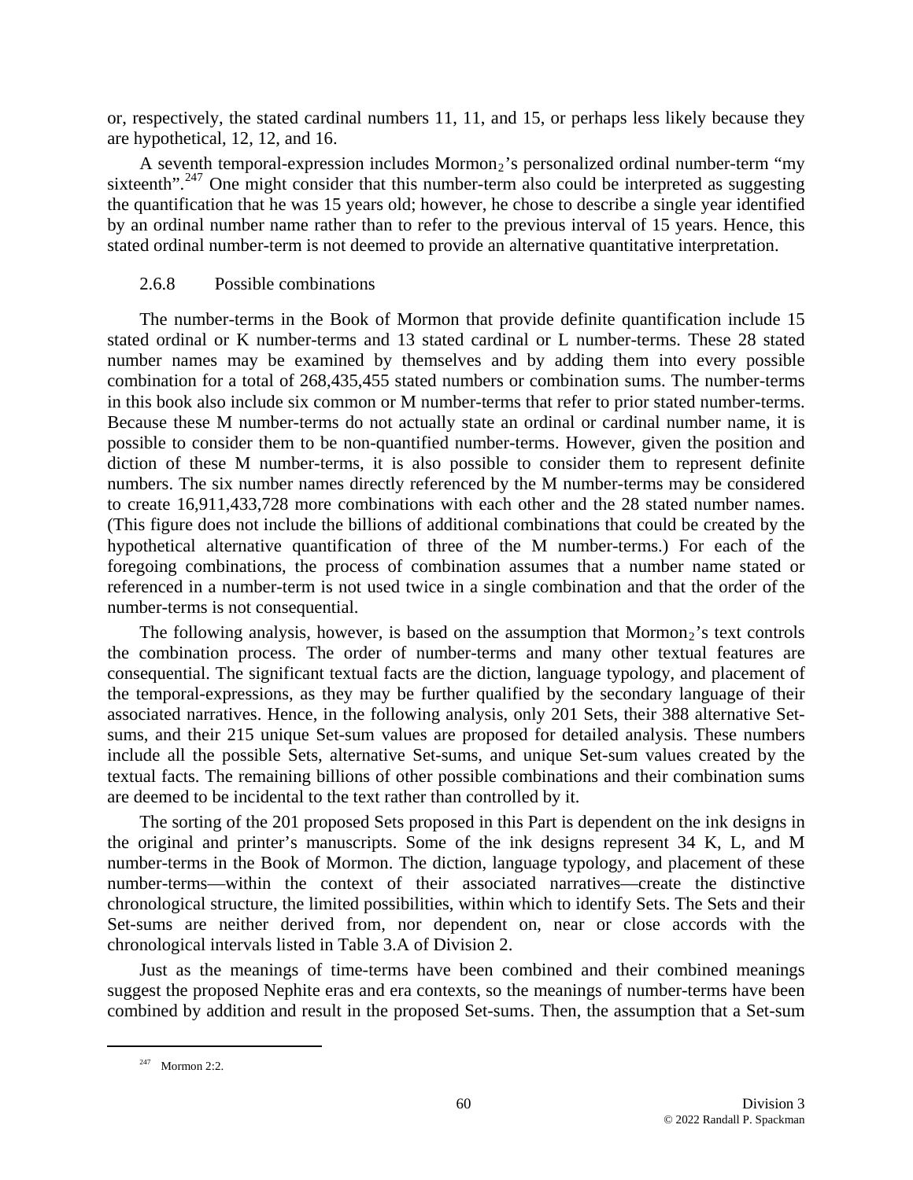or, respectively, the stated cardinal numbers 11, 11, and 15, or perhaps less likely because they are hypothetical, 12, 12, and 16.

A seventh temporal-expression includes Mormon$_2$'s personalized ordinal number-term "my sixteenth".[247] One might consider that this number-term also could be interpreted as suggesting the quantification that he was 15 years old; however, he chose to describe a single year identified by an ordinal number name rather than to refer to the previous interval of 15 years. Hence, this stated ordinal number-term is not deemed to provide an alternative quantitative interpretation.

### 2.6.8 Possible combinations

The number-terms in the Book of Mormon that provide definite quantification include 15 stated ordinal or K number-terms and 13 stated cardinal or L number-terms. These 28 stated number names may be examined by themselves and by adding them into every possible combination for a total of 268,435,455 stated numbers or combination sums. The number-terms in this book also include six common or M number-terms that refer to prior stated number-terms. Because these M number-terms do not actually state an ordinal or cardinal number name, it is possible to consider them to be non-quantified number-terms. However, given the position and diction of these M number-terms, it is also possible to consider them to represent definite numbers. The six number names directly referenced by the M number-terms may be considered to create 16,911,433,728 more combinations with each other and the 28 stated number names. (This figure does not include the billions of additional combinations that could be created by the hypothetical alternative quantification of three of the M number-terms.) For each of the foregoing combinations, the process of combination assumes that a number name stated or referenced in a number-term is not used twice in a single combination and that the order of the number-terms is not consequential.

The following analysis, however, is based on the assumption that Mormon$_2$'s text controls the combination process. The order of number-terms and many other textual features are consequential. The significant textual facts are the diction, language typology, and placement of the temporal-expressions, as they may be further qualified by the secondary language of their associated narratives. Hence, in the following analysis, only 201 Sets, their 388 alternative Set-sums, and their 215 unique Set-sum values are proposed for detailed analysis. These numbers include all the possible Sets, alternative Set-sums, and unique Set-sum values created by the textual facts. The remaining billions of other possible combinations and their combination sums are deemed to be incidental to the text rather than controlled by it.

The sorting of the 201 proposed Sets proposed in this Part is dependent on the ink designs in the original and printer's manuscripts. Some of the ink designs represent 34 K, L, and M number-terms in the Book of Mormon. The diction, language typology, and placement of these number-terms—within the context of their associated narratives—create the distinctive chronological structure, the limited possibilities, within which to identify Sets. The Sets and their Set-sums are neither derived from, nor dependent on, near or close accords with the chronological intervals listed in Table 3.A of Division 2.

Just as the meanings of time-terms have been combined and their combined meanings suggest the proposed Nephite eras and era contexts, so the meanings of number-terms have been combined by addition and result in the proposed Set-sums. Then, the assumption that a Set-sum

[247] Mormon 2:2.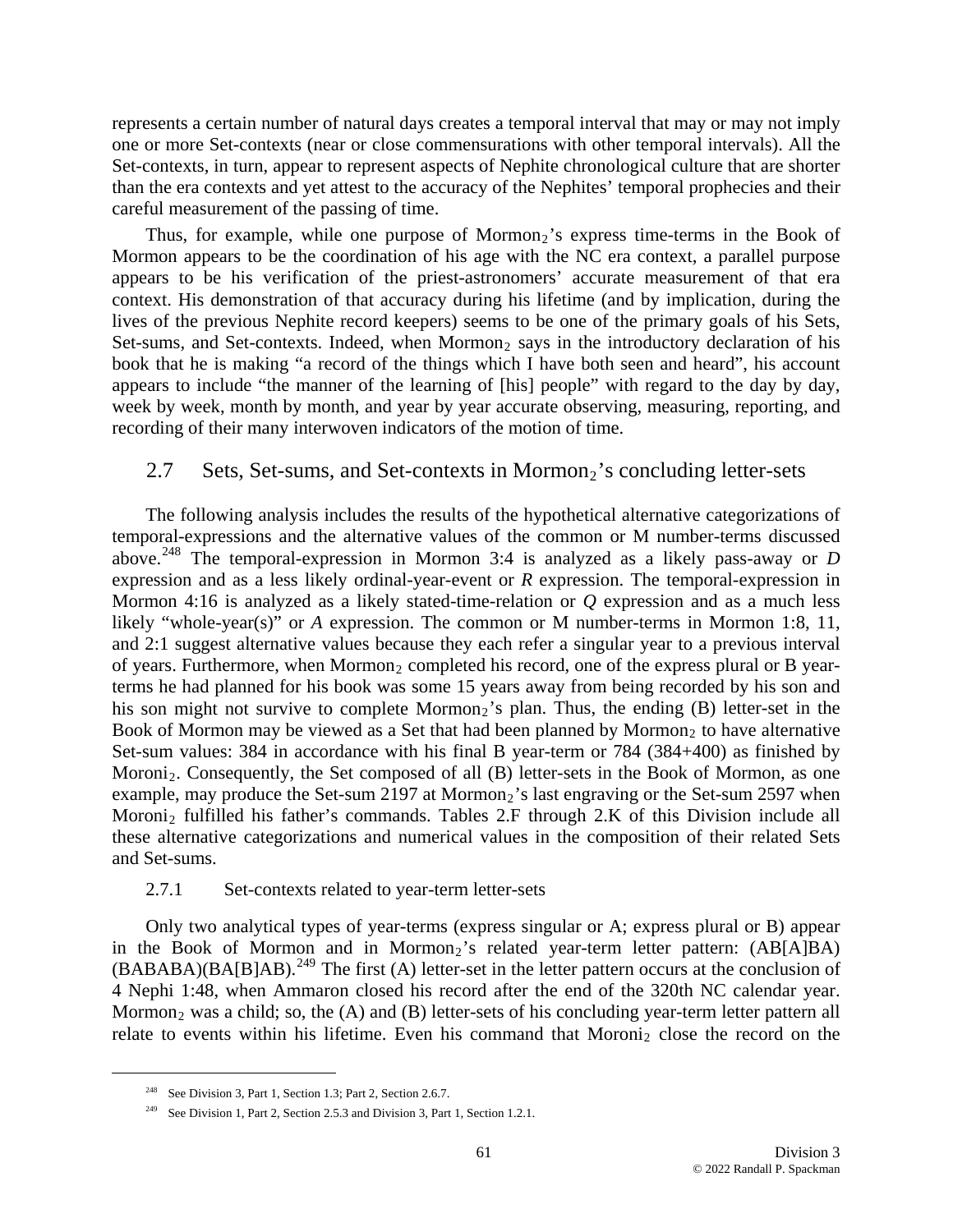represents a certain number of natural days creates a temporal interval that may or may not imply one or more Set-contexts (near or close commensurations with other temporal intervals). All the Set-contexts, in turn, appear to represent aspects of Nephite chronological culture that are shorter than the era contexts and yet attest to the accuracy of the Nephites' temporal prophecies and their careful measurement of the passing of time.

Thus, for example, while one purpose of $\text{Mormon}_2$'s express time-terms in the Book of Mormon appears to be the coordination of his age with the NC era context, a parallel purpose appears to be his verification of the priest-astronomers' accurate measurement of that era context. His demonstration of that accuracy during his lifetime (and by implication, during the lives of the previous Nephite record keepers) seems to be one of the primary goals of his Sets, Set-sums, and Set-contexts. Indeed, when $\text{Mormon}_2$ says in the introductory declaration of his book that he is making "a record of the things which I have both seen and heard", his account appears to include "the manner of the learning of [his] people" with regard to the day by day, week by week, month by month, and year by year accurate observing, measuring, reporting, and recording of their many interwoven indicators of the motion of time.

## 2.7 Sets, Set-sums, and Set-contexts in $\text{Mormon}_2$'s concluding letter-sets

The following analysis includes the results of the hypothetical alternative categorizations of temporal-expressions and the alternative values of the common or M number-terms discussed above.[248] The temporal-expression in Mormon 3:4 is analyzed as a likely pass-away or *D* expression and as a less likely ordinal-year-event or *R* expression. The temporal-expression in Mormon 4:16 is analyzed as a likely stated-time-relation or *Q* expression and as a much less likely "whole-year(s)" or *A* expression. The common or M number-terms in Mormon 1:8, 11, and 2:1 suggest alternative values because they each refer a singular year to a previous interval of years. Furthermore, when $\text{Mormon}_2$ completed his record, one of the express plural or B year-terms he had planned for his book was some 15 years away from being recorded by his son and his son might not survive to complete $\text{Mormon}_2$'s plan. Thus, the ending (B) letter-set in the Book of Mormon may be viewed as a Set that had been planned by $\text{Mormon}_2$ to have alternative Set-sum values: 384 in accordance with his final B year-term or 784 (384+400) as finished by $\text{Moroni}_2$. Consequently, the Set composed of all (B) letter-sets in the Book of Mormon, as one example, may produce the Set-sum 2197 at $\text{Mormon}_2$'s last engraving or the Set-sum 2597 when $\text{Moroni}_2$ fulfilled his father's commands. Tables 2.F through 2.K of this Division include all these alternative categorizations and numerical values in the composition of their related Sets and Set-sums.

### 2.7.1 Set-contexts related to year-term letter-sets

Only two analytical types of year-terms (express singular or A; express plural or B) appear in the Book of Mormon and in $\text{Mormon}_2$'s related year-term letter pattern: (AB[A]BA)(BABABA)(BA[B]AB).[249] The first (A) letter-set in the letter pattern occurs at the conclusion of 4 Nephi 1:48, when Ammaron closed his record after the end of the 320th NC calendar year. $\text{Mormon}_2$ was a child; so, the (A) and (B) letter-sets of his concluding year-term letter pattern all relate to events within his lifetime. Even his command that $\text{Moroni}_2$ close the record on the

[248] See Division 3, Part 1, Section 1.3; Part 2, Section 2.6.7.

[249] See Division 1, Part 2, Section 2.5.3 and Division 3, Part 1, Section 1.2.1.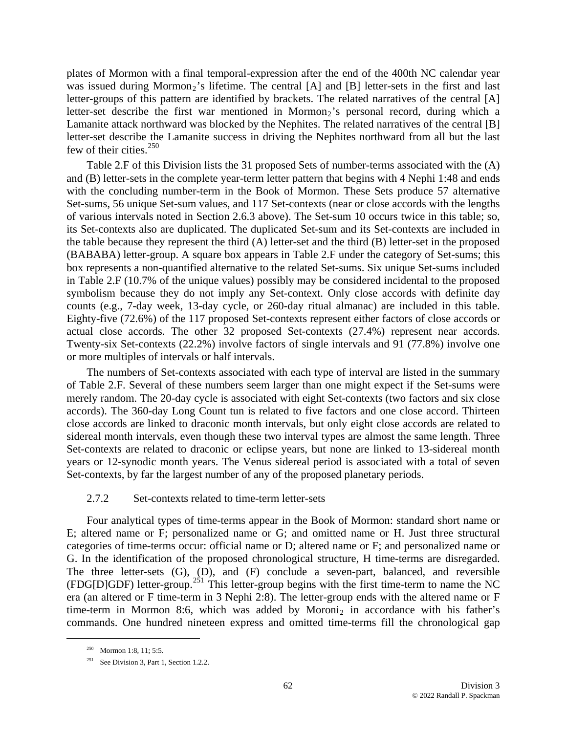plates of Mormon with a final temporal-expression after the end of the 400th NC calendar year was issued during Mormon$_2$'s lifetime. The central [A] and [B] letter-sets in the first and last letter-groups of this pattern are identified by brackets. The related narratives of the central [A] letter-set describe the first war mentioned in Mormon$_2$'s personal record, during which a Lamanite attack northward was blocked by the Nephites. The related narratives of the central [B] letter-set describe the Lamanite success in driving the Nephites northward from all but the last few of their cities.[250]

Table 2.F of this Division lists the 31 proposed Sets of number-terms associated with the (A) and (B) letter-sets in the complete year-term letter pattern that begins with 4 Nephi 1:48 and ends with the concluding number-term in the Book of Mormon. These Sets produce 57 alternative Set-sums, 56 unique Set-sum values, and 117 Set-contexts (near or close accords with the lengths of various intervals noted in Section 2.6.3 above). The Set-sum 10 occurs twice in this table; so, its Set-contexts also are duplicated. The duplicated Set-sum and its Set-contexts are included in the table because they represent the third (A) letter-set and the third (B) letter-set in the proposed (BABABA) letter-group. A square box appears in Table 2.F under the category of Set-sums; this box represents a non-quantified alternative to the related Set-sums. Six unique Set-sums included in Table 2.F (10.7% of the unique values) possibly may be considered incidental to the proposed symbolism because they do not imply any Set-context. Only close accords with definite day counts (e.g., 7-day week, 13-day cycle, or 260-day ritual almanac) are included in this table. Eighty-five (72.6%) of the 117 proposed Set-contexts represent either factors of close accords or actual close accords. The other 32 proposed Set-contexts (27.4%) represent near accords. Twenty-six Set-contexts (22.2%) involve factors of single intervals and 91 (77.8%) involve one or more multiples of intervals or half intervals.

The numbers of Set-contexts associated with each type of interval are listed in the summary of Table 2.F. Several of these numbers seem larger than one might expect if the Set-sums were merely random. The 20-day cycle is associated with eight Set-contexts (two factors and six close accords). The 360-day Long Count tun is related to five factors and one close accord. Thirteen close accords are linked to draconic month intervals, but only eight close accords are related to sidereal month intervals, even though these two interval types are almost the same length. Three Set-contexts are related to draconic or eclipse years, but none are linked to 13-sidereal month years or 12-synodic month years. The Venus sidereal period is associated with a total of seven Set-contexts, by far the largest number of any of the proposed planetary periods.

### 2.7.2 Set-contexts related to time-term letter-sets

Four analytical types of time-terms appear in the Book of Mormon: standard short name or E; altered name or F; personalized name or G; and omitted name or H. Just three structural categories of time-terms occur: official name or D; altered name or F; and personalized name or G. In the identification of the proposed chronological structure, H time-terms are disregarded. The three letter-sets (G), (D), and (F) conclude a seven-part, balanced, and reversible (FDG[D]GDF) letter-group.[251] This letter-group begins with the first time-term to name the NC era (an altered or F time-term in 3 Nephi 2:8). The letter-group ends with the altered name or F time-term in Mormon 8:6, which was added by Moroni$_2$ in accordance with his father's commands. One hundred nineteen express and omitted time-terms fill the chronological gap

[250] Mormon 1:8, 11; 5:5.

[251] See Division 3, Part 1, Section 1.2.2.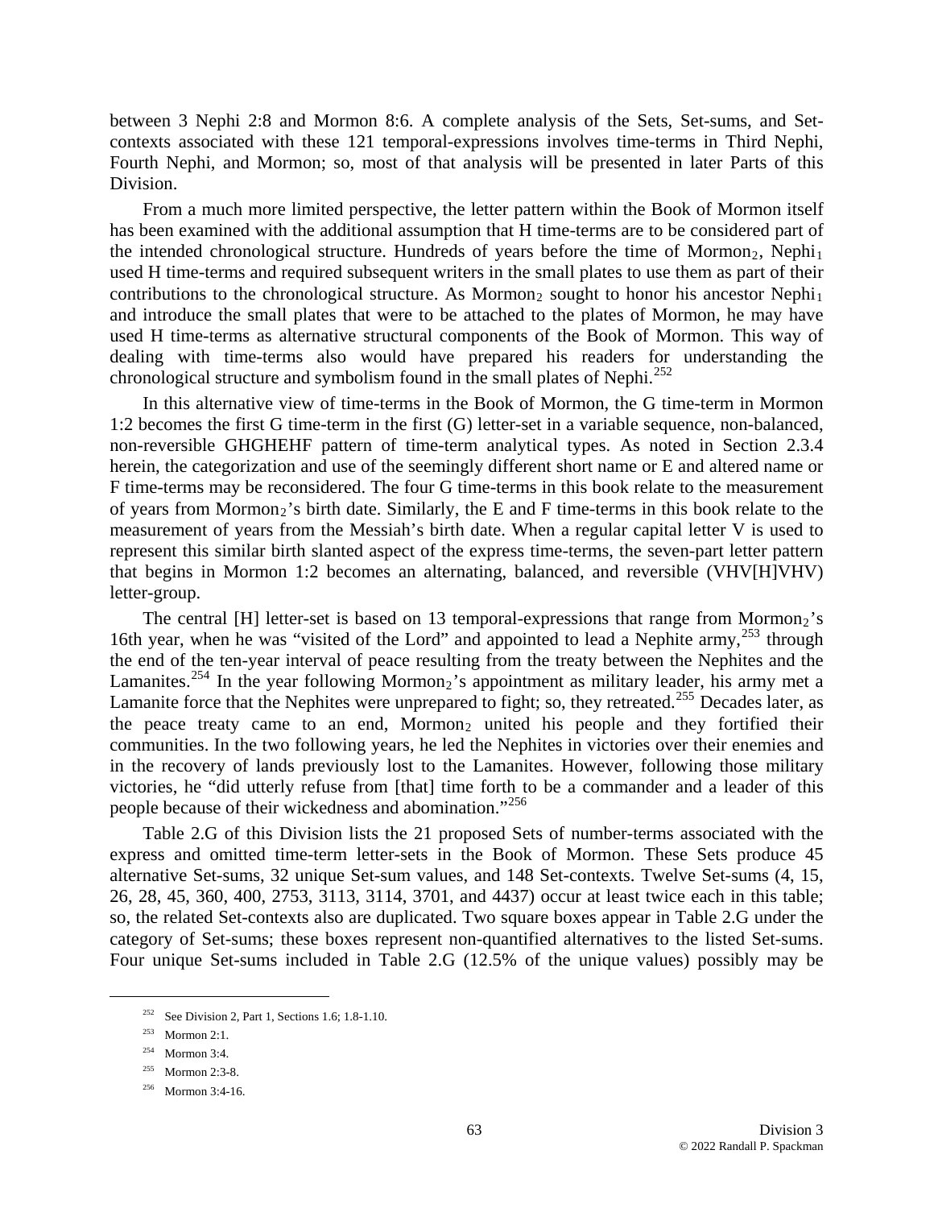between 3 Nephi 2:8 and Mormon 8:6. A complete analysis of the Sets, Set-sums, and Set-contexts associated with these 121 temporal-expressions involves time-terms in Third Nephi, Fourth Nephi, and Mormon; so, most of that analysis will be presented in later Parts of this Division.

From a much more limited perspective, the letter pattern within the Book of Mormon itself has been examined with the additional assumption that H time-terms are to be considered part of the intended chronological structure. Hundreds of years before the time of $\text{Mormon}_2$, $\text{Nephi}_1$ used H time-terms and required subsequent writers in the small plates to use them as part of their contributions to the chronological structure. As $\text{Mormon}_2$ sought to honor his ancestor $\text{Nephi}_1$ and introduce the small plates that were to be attached to the plates of Mormon, he may have used H time-terms as alternative structural components of the Book of Mormon. This way of dealing with time-terms also would have prepared his readers for understanding the chronological structure and symbolism found in the small plates of Nephi.[252]

In this alternative view of time-terms in the Book of Mormon, the G time-term in Mormon 1:2 becomes the first G time-term in the first (G) letter-set in a variable sequence, non-balanced, non-reversible GHGHEHF pattern of time-term analytical types. As noted in Section 2.3.4 herein, the categorization and use of the seemingly different short name or E and altered name or F time-terms may be reconsidered. The four G time-terms in this book relate to the measurement of years from $\text{Mormon}_2$'s birth date. Similarly, the E and F time-terms in this book relate to the measurement of years from the Messiah's birth date. When a regular capital letter V is used to represent this similar birth slanted aspect of the express time-terms, the seven-part letter pattern that begins in Mormon 1:2 becomes an alternating, balanced, and reversible (VHV[H]VHV) letter-group.

The central [H] letter-set is based on 13 temporal-expressions that range from $\text{Mormon}_2$'s 16th year, when he was "visited of the Lord" and appointed to lead a Nephite army,[253] through the end of the ten-year interval of peace resulting from the treaty between the Nephites and the Lamanites.[254] In the year following $\text{Mormon}_2$'s appointment as military leader, his army met a Lamanite force that the Nephites were unprepared to fight; so, they retreated.[255] Decades later, as the peace treaty came to an end, $\text{Mormon}_2$ united his people and they fortified their communities. In the two following years, he led the Nephites in victories over their enemies and in the recovery of lands previously lost to the Lamanites. However, following those military victories, he "did utterly refuse from [that] time forth to be a commander and a leader of this people because of their wickedness and abomination."[256]

Table 2.G of this Division lists the 21 proposed Sets of number-terms associated with the express and omitted time-term letter-sets in the Book of Mormon. These Sets produce 45 alternative Set-sums, 32 unique Set-sum values, and 148 Set-contexts. Twelve Set-sums (4, 15, 26, 28, 45, 360, 400, 2753, 3113, 3114, 3701, and 4437) occur at least twice each in this table; so, the related Set-contexts also are duplicated. Two square boxes appear in Table 2.G under the category of Set-sums; these boxes represent non-quantified alternatives to the listed Set-sums. Four unique Set-sums included in Table 2.G (12.5% of the unique values) possibly may be

---

[252] See Division 2, Part 1, Sections 1.6; 1.8-1.10.

[253] Mormon 2:1.

[254] Mormon 3:4.

[255] Mormon 2:3-8.

[256] Mormon 3:4-16.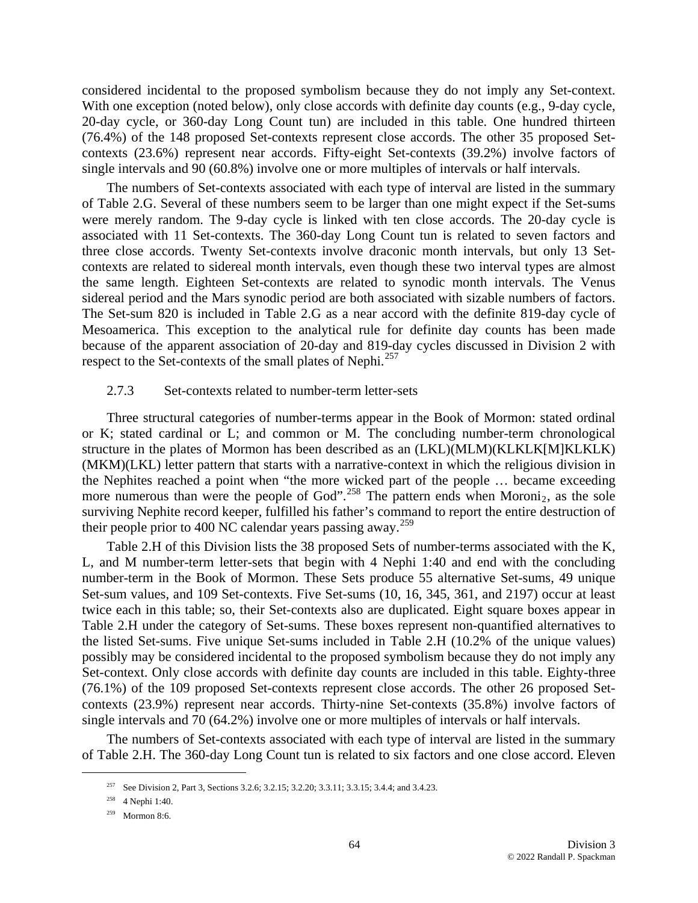considered incidental to the proposed symbolism because they do not imply any Set-context. With one exception (noted below), only close accords with definite day counts (e.g., 9-day cycle, 20-day cycle, or 360-day Long Count tun) are included in this table. One hundred thirteen (76.4%) of the 148 proposed Set-contexts represent close accords. The other 35 proposed Set-contexts (23.6%) represent near accords. Fifty-eight Set-contexts (39.2%) involve factors of single intervals and 90 (60.8%) involve one or more multiples of intervals or half intervals.

The numbers of Set-contexts associated with each type of interval are listed in the summary of Table 2.G. Several of these numbers seem to be larger than one might expect if the Set-sums were merely random. The 9-day cycle is linked with ten close accords. The 20-day cycle is associated with 11 Set-contexts. The 360-day Long Count tun is related to seven factors and three close accords. Twenty Set-contexts involve draconic month intervals, but only 13 Set-contexts are related to sidereal month intervals, even though these two interval types are almost the same length. Eighteen Set-contexts are related to synodic month intervals. The Venus sidereal period and the Mars synodic period are both associated with sizable numbers of factors. The Set-sum 820 is included in Table 2.G as a near accord with the definite 819-day cycle of Mesoamerica. This exception to the analytical rule for definite day counts has been made because of the apparent association of 20-day and 819-day cycles discussed in Division 2 with respect to the Set-contexts of the small plates of Nephi.[257]

### 2.7.3 Set-contexts related to number-term letter-sets

Three structural categories of number-terms appear in the Book of Mormon: stated ordinal or K; stated cardinal or L; and common or M. The concluding number-term chronological structure in the plates of Mormon has been described as an (LKL)(MLM)(KLKLK[M]KLKLK)(MKM)(LKL) letter pattern that starts with a narrative-context in which the religious division in the Nephites reached a point when "the more wicked part of the people … became exceeding more numerous than were the people of God".[258] The pattern ends when Moroni$_2$, as the sole surviving Nephite record keeper, fulfilled his father's command to report the entire destruction of their people prior to 400 NC calendar years passing away.[259]

Table 2.H of this Division lists the 38 proposed Sets of number-terms associated with the K, L, and M number-term letter-sets that begin with 4 Nephi 1:40 and end with the concluding number-term in the Book of Mormon. These Sets produce 55 alternative Set-sums, 49 unique Set-sum values, and 109 Set-contexts. Five Set-sums (10, 16, 345, 361, and 2197) occur at least twice each in this table; so, their Set-contexts also are duplicated. Eight square boxes appear in Table 2.H under the category of Set-sums. These boxes represent non-quantified alternatives to the listed Set-sums. Five unique Set-sums included in Table 2.H (10.2% of the unique values) possibly may be considered incidental to the proposed symbolism because they do not imply any Set-context. Only close accords with definite day counts are included in this table. Eighty-three (76.1%) of the 109 proposed Set-contexts represent close accords. The other 26 proposed Set-contexts (23.9%) represent near accords. Thirty-nine Set-contexts (35.8%) involve factors of single intervals and 70 (64.2%) involve one or more multiples of intervals or half intervals.

The numbers of Set-contexts associated with each type of interval are listed in the summary of Table 2.H. The 360-day Long Count tun is related to six factors and one close accord. Eleven

[257] See Division 2, Part 3, Sections 3.2.6; 3.2.15; 3.2.20; 3.3.11; 3.3.15; 3.4.4; and 3.4.23.

[258] 4 Nephi 1:40.

[259] Mormon 8:6.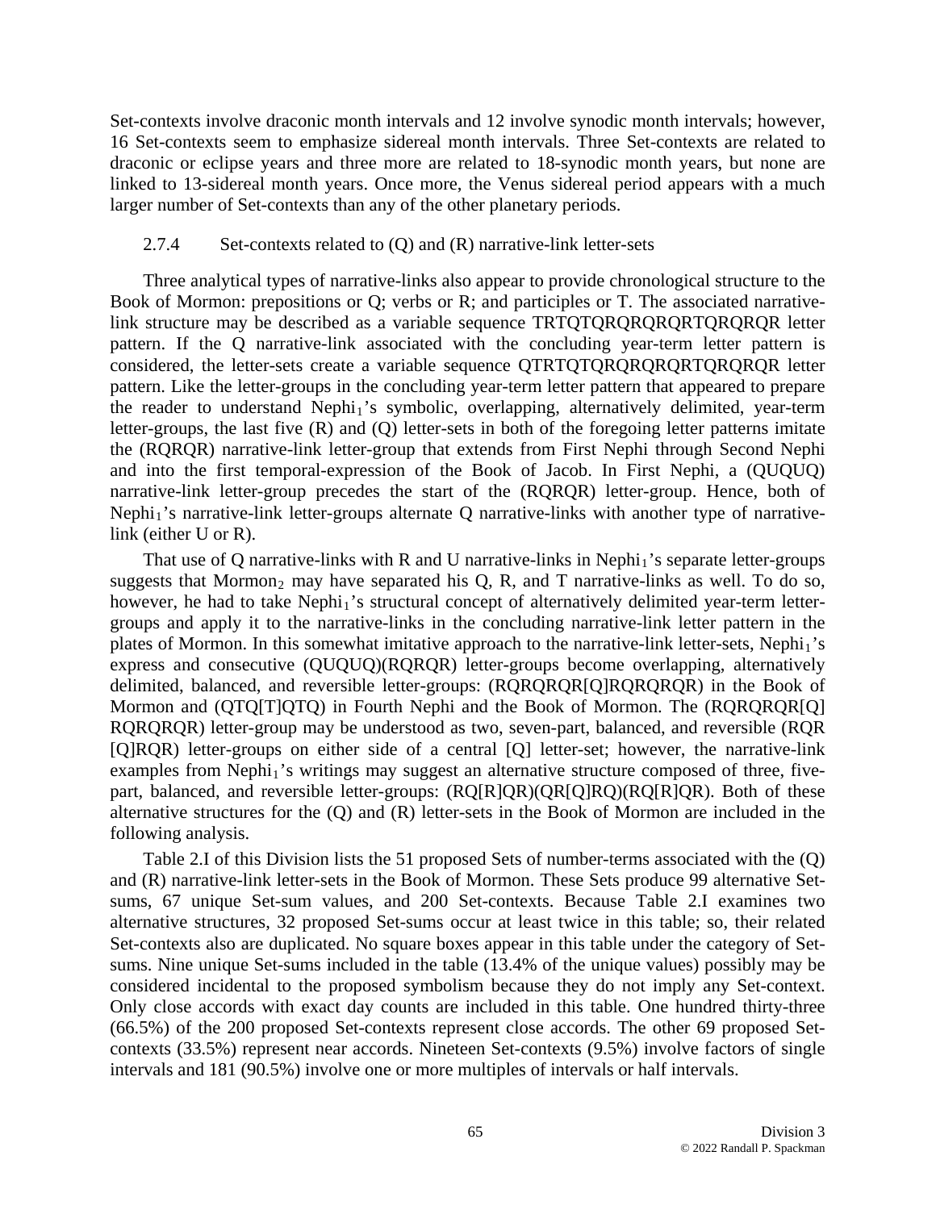Set-contexts involve draconic month intervals and 12 involve synodic month intervals; however, 16 Set-contexts seem to emphasize sidereal month intervals. Three Set-contexts are related to draconic or eclipse years and three more are related to 18-synodic month years, but none are linked to 13-sidereal month years. Once more, the Venus sidereal period appears with a much larger number of Set-contexts than any of the other planetary periods.

### 2.7.4 Set-contexts related to (Q) and (R) narrative-link letter-sets

Three analytical types of narrative-links also appear to provide chronological structure to the Book of Mormon: prepositions or Q; verbs or R; and participles or T. The associated narrative-link structure may be described as a variable sequence TRTQTQRQRQRQRTQRQRQR letter pattern. If the Q narrative-link associated with the concluding year-term letter pattern is considered, the letter-sets create a variable sequence QTRTQTQRQRQRQRTQRQRQR letter pattern. Like the letter-groups in the concluding year-term letter pattern that appeared to prepare the reader to understand Nephi$_1$'s symbolic, overlapping, alternatively delimited, year-term letter-groups, the last five (R) and (Q) letter-sets in both of the foregoing letter patterns imitate the (RQRQR) narrative-link letter-group that extends from First Nephi through Second Nephi and into the first temporal-expression of the Book of Jacob. In First Nephi, a (QUQUQ) narrative-link letter-group precedes the start of the (RQRQR) letter-group. Hence, both of Nephi$_1$'s narrative-link letter-groups alternate Q narrative-links with another type of narrative-link (either U or R).

That use of Q narrative-links with R and U narrative-links in Nephi$_1$'s separate letter-groups suggests that Mormon$_2$ may have separated his Q, R, and T narrative-links as well. To do so, however, he had to take Nephi$_1$'s structural concept of alternatively delimited year-term letter-groups and apply it to the narrative-links in the concluding narrative-link letter pattern in the plates of Mormon. In this somewhat imitative approach to the narrative-link letter-sets, Nephi$_1$'s express and consecutive (QUQUQ)(RQRQR) letter-groups become overlapping, alternatively delimited, balanced, and reversible letter-groups: (RQRQRQR[Q]RQRQRQR) in the Book of Mormon and (QTQ[T]QTQ) in Fourth Nephi and the Book of Mormon. The (RQRQRQR[Q] RQRQRQR) letter-group may be understood as two, seven-part, balanced, and reversible (RQR [Q]RQR) letter-groups on either side of a central [Q] letter-set; however, the narrative-link examples from Nephi$_1$'s writings may suggest an alternative structure composed of three, five-part, balanced, and reversible letter-groups: (RQ[R]QR)(QR[Q]RQ)(RQ[R]QR). Both of these alternative structures for the (Q) and (R) letter-sets in the Book of Mormon are included in the following analysis.

Table 2.I of this Division lists the 51 proposed Sets of number-terms associated with the (Q) and (R) narrative-link letter-sets in the Book of Mormon. These Sets produce 99 alternative Set-sums, 67 unique Set-sum values, and 200 Set-contexts. Because Table 2.I examines two alternative structures, 32 proposed Set-sums occur at least twice in this table; so, their related Set-contexts also are duplicated. No square boxes appear in this table under the category of Set-sums. Nine unique Set-sums included in the table (13.4% of the unique values) possibly may be considered incidental to the proposed symbolism because they do not imply any Set-context. Only close accords with exact day counts are included in this table. One hundred thirty-three (66.5%) of the 200 proposed Set-contexts represent close accords. The other 69 proposed Set-contexts (33.5%) represent near accords. Nineteen Set-contexts (9.5%) involve factors of single intervals and 181 (90.5%) involve one or more multiples of intervals or half intervals.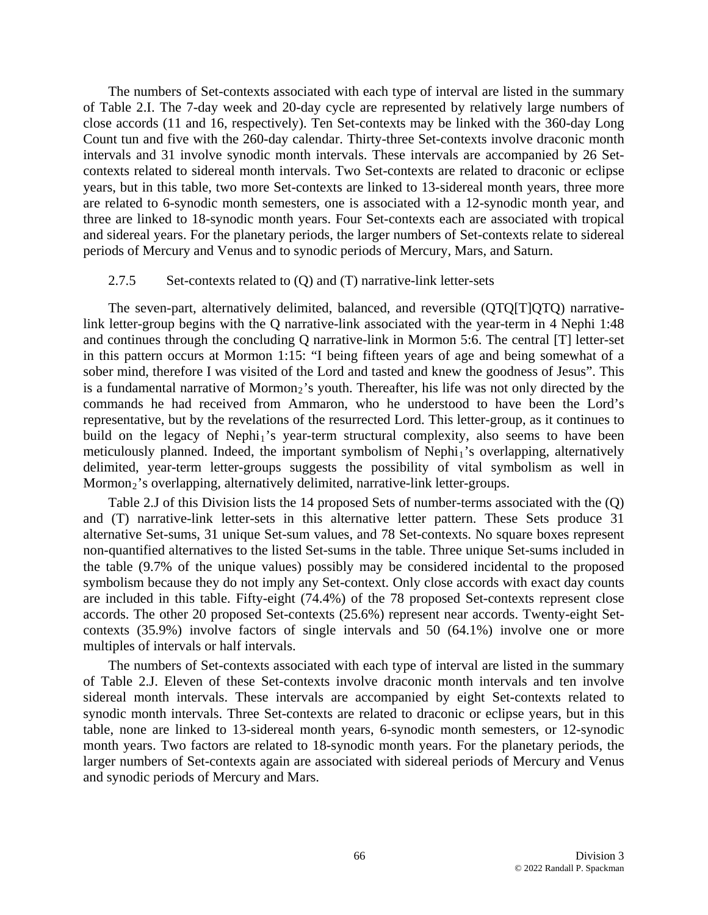The numbers of Set-contexts associated with each type of interval are listed in the summary of Table 2.I. The 7-day week and 20-day cycle are represented by relatively large numbers of close accords (11 and 16, respectively). Ten Set-contexts may be linked with the 360-day Long Count tun and five with the 260-day calendar. Thirty-three Set-contexts involve draconic month intervals and 31 involve synodic month intervals. These intervals are accompanied by 26 Set-contexts related to sidereal month intervals. Two Set-contexts are related to draconic or eclipse years, but in this table, two more Set-contexts are linked to 13-sidereal month years, three more are related to 6-synodic month semesters, one is associated with a 12-synodic month year, and three are linked to 18-synodic month years. Four Set-contexts each are associated with tropical and sidereal years. For the planetary periods, the larger numbers of Set-contexts relate to sidereal periods of Mercury and Venus and to synodic periods of Mercury, Mars, and Saturn.

### 2.7.5 Set-contexts related to (Q) and (T) narrative-link letter-sets

The seven-part, alternatively delimited, balanced, and reversible (QTQ[T]QTQ) narrative-link letter-group begins with the Q narrative-link associated with the year-term in 4 Nephi 1:48 and continues through the concluding Q narrative-link in Mormon 5:6. The central [T] letter-set in this pattern occurs at Mormon 1:15: "I being fifteen years of age and being somewhat of a sober mind, therefore I was visited of the Lord and tasted and knew the goodness of Jesus". This is a fundamental narrative of $Mormon_2$'s youth. Thereafter, his life was not only directed by the commands he had received from Ammaron, who he understood to have been the Lord's representative, but by the revelations of the resurrected Lord. This letter-group, as it continues to build on the legacy of $Nephi_1$'s year-term structural complexity, also seems to have been meticulously planned. Indeed, the important symbolism of $Nephi_1$'s overlapping, alternatively delimited, year-term letter-groups suggests the possibility of vital symbolism as well in $Mormon_2$'s overlapping, alternatively delimited, narrative-link letter-groups.

Table 2.J of this Division lists the 14 proposed Sets of number-terms associated with the (Q) and (T) narrative-link letter-sets in this alternative letter pattern. These Sets produce 31 alternative Set-sums, 31 unique Set-sum values, and 78 Set-contexts. No square boxes represent non-quantified alternatives to the listed Set-sums in the table. Three unique Set-sums included in the table (9.7% of the unique values) possibly may be considered incidental to the proposed symbolism because they do not imply any Set-context. Only close accords with exact day counts are included in this table. Fifty-eight (74.4%) of the 78 proposed Set-contexts represent close accords. The other 20 proposed Set-contexts (25.6%) represent near accords. Twenty-eight Set-contexts (35.9%) involve factors of single intervals and 50 (64.1%) involve one or more multiples of intervals or half intervals.

The numbers of Set-contexts associated with each type of interval are listed in the summary of Table 2.J. Eleven of these Set-contexts involve draconic month intervals and ten involve sidereal month intervals. These intervals are accompanied by eight Set-contexts related to synodic month intervals. Three Set-contexts are related to draconic or eclipse years, but in this table, none are linked to 13-sidereal month years, 6-synodic month semesters, or 12-synodic month years. Two factors are related to 18-synodic month years. For the planetary periods, the larger numbers of Set-contexts again are associated with sidereal periods of Mercury and Venus and synodic periods of Mercury and Mars.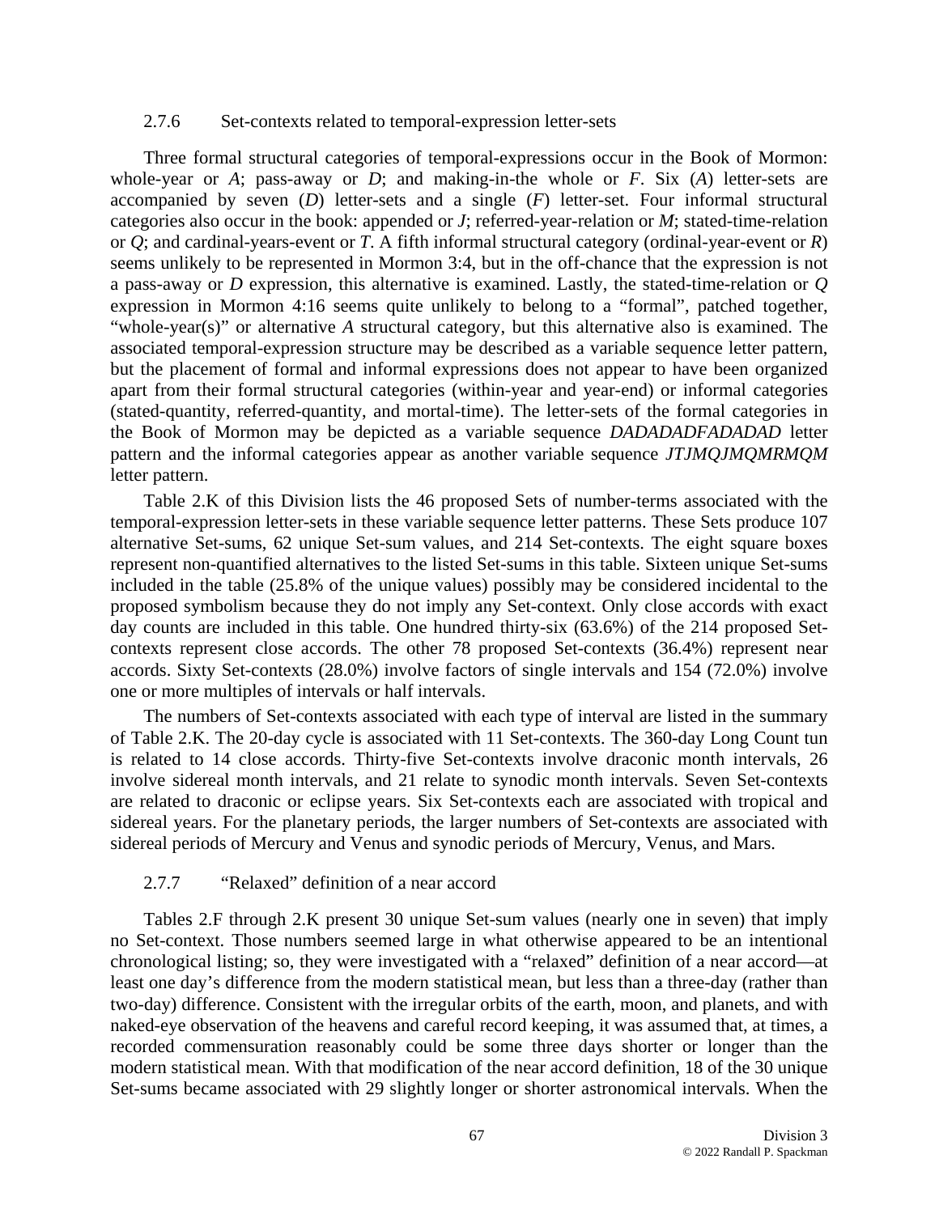### 2.7.6 Set-contexts related to temporal-expression letter-sets

Three formal structural categories of temporal-expressions occur in the Book of Mormon: whole-year or *A*; pass-away or *D*; and making-in-the whole or *F*. Six (*A*) letter-sets are accompanied by seven (*D*) letter-sets and a single (*F*) letter-set. Four informal structural categories also occur in the book: appended or *J*; referred-year-relation or *M*; stated-time-relation or *Q*; and cardinal-years-event or *T*. A fifth informal structural category (ordinal-year-event or *R*) seems unlikely to be represented in Mormon 3:4, but in the off-chance that the expression is not a pass-away or *D* expression, this alternative is examined. Lastly, the stated-time-relation or *Q* expression in Mormon 4:16 seems quite unlikely to belong to a "formal", patched together, "whole-year(s)" or alternative *A* structural category, but this alternative also is examined. The associated temporal-expression structure may be described as a variable sequence letter pattern, but the placement of formal and informal expressions does not appear to have been organized apart from their formal structural categories (within-year and year-end) or informal categories (stated-quantity, referred-quantity, and mortal-time). The letter-sets of the formal categories in the Book of Mormon may be depicted as a variable sequence *DADADADFADADAD* letter pattern and the informal categories appear as another variable sequence *JTJMQJMQMRMQM* letter pattern.

Table 2.K of this Division lists the 46 proposed Sets of number-terms associated with the temporal-expression letter-sets in these variable sequence letter patterns. These Sets produce 107 alternative Set-sums, 62 unique Set-sum values, and 214 Set-contexts. The eight square boxes represent non-quantified alternatives to the listed Set-sums in this table. Sixteen unique Set-sums included in the table (25.8% of the unique values) possibly may be considered incidental to the proposed symbolism because they do not imply any Set-context. Only close accords with exact day counts are included in this table. One hundred thirty-six (63.6%) of the 214 proposed Set-contexts represent close accords. The other 78 proposed Set-contexts (36.4%) represent near accords. Sixty Set-contexts (28.0%) involve factors of single intervals and 154 (72.0%) involve one or more multiples of intervals or half intervals.

The numbers of Set-contexts associated with each type of interval are listed in the summary of Table 2.K. The 20-day cycle is associated with 11 Set-contexts. The 360-day Long Count tun is related to 14 close accords. Thirty-five Set-contexts involve draconic month intervals, 26 involve sidereal month intervals, and 21 relate to synodic month intervals. Seven Set-contexts are related to draconic or eclipse years. Six Set-contexts each are associated with tropical and sidereal years. For the planetary periods, the larger numbers of Set-contexts are associated with sidereal periods of Mercury and Venus and synodic periods of Mercury, Venus, and Mars.

### 2.7.7 "Relaxed" definition of a near accord

Tables 2.F through 2.K present 30 unique Set-sum values (nearly one in seven) that imply no Set-context. Those numbers seemed large in what otherwise appeared to be an intentional chronological listing; so, they were investigated with a "relaxed" definition of a near accord—at least one day's difference from the modern statistical mean, but less than a three-day (rather than two-day) difference. Consistent with the irregular orbits of the earth, moon, and planets, and with naked-eye observation of the heavens and careful record keeping, it was assumed that, at times, a recorded commensuration reasonably could be some three days shorter or longer than the modern statistical mean. With that modification of the near accord definition, 18 of the 30 unique Set-sums became associated with 29 slightly longer or shorter astronomical intervals. When the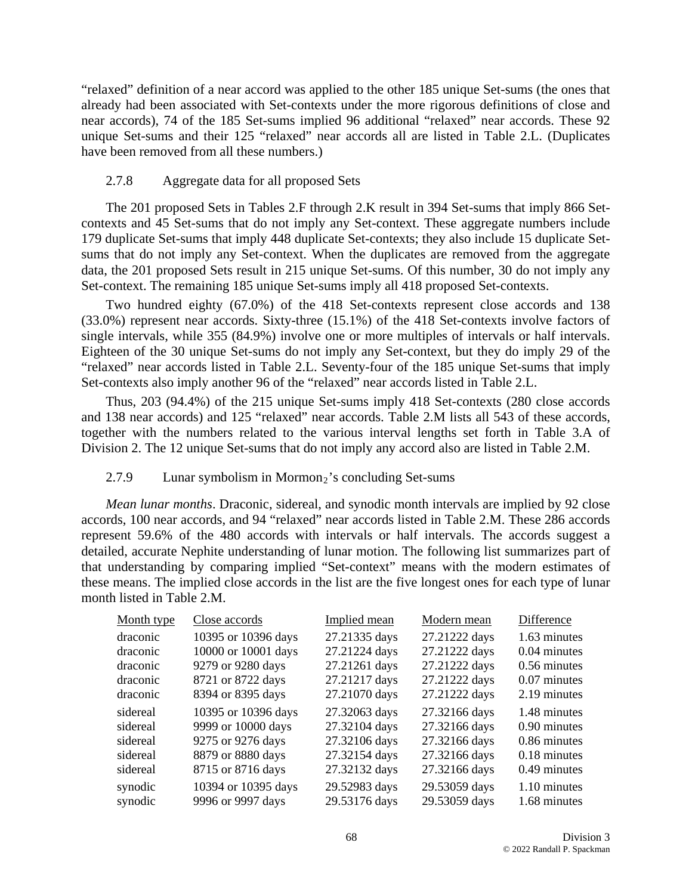"relaxed" definition of a near accord was applied to the other 185 unique Set-sums (the ones that already had been associated with Set-contexts under the more rigorous definitions of close and near accords), 74 of the 185 Set-sums implied 96 additional "relaxed" near accords. These 92 unique Set-sums and their 125 "relaxed" near accords all are listed in Table 2.L. (Duplicates have been removed from all these numbers.)

### 2.7.8 Aggregate data for all proposed Sets

The 201 proposed Sets in Tables 2.F through 2.K result in 394 Set-sums that imply 866 Set-contexts and 45 Set-sums that do not imply any Set-context. These aggregate numbers include 179 duplicate Set-sums that imply 448 duplicate Set-contexts; they also include 15 duplicate Set-sums that do not imply any Set-context. When the duplicates are removed from the aggregate data, the 201 proposed Sets result in 215 unique Set-sums. Of this number, 30 do not imply any Set-context. The remaining 185 unique Set-sums imply all 418 proposed Set-contexts.

Two hundred eighty (67.0%) of the 418 Set-contexts represent close accords and 138 (33.0%) represent near accords. Sixty-three (15.1%) of the 418 Set-contexts involve factors of single intervals, while 355 (84.9%) involve one or more multiples of intervals or half intervals. Eighteen of the 30 unique Set-sums do not imply any Set-context, but they do imply 29 of the "relaxed" near accords listed in Table 2.L. Seventy-four of the 185 unique Set-sums that imply Set-contexts also imply another 96 of the "relaxed" near accords listed in Table 2.L.

Thus, 203 (94.4%) of the 215 unique Set-sums imply 418 Set-contexts (280 close accords and 138 near accords) and 125 "relaxed" near accords. Table 2.M lists all 543 of these accords, together with the numbers related to the various interval lengths set forth in Table 3.A of Division 2. The 12 unique Set-sums that do not imply any accord also are listed in Table 2.M.

### 2.7.9 Lunar symbolism in Mormon$_2$'s concluding Set-sums

*Mean lunar months*. Draconic, sidereal, and synodic month intervals are implied by 92 close accords, 100 near accords, and 94 "relaxed" near accords listed in Table 2.M. These 286 accords represent 59.6% of the 480 accords with intervals or half intervals. The accords suggest a detailed, accurate Nephite understanding of lunar motion. The following list summarizes part of that understanding by comparing implied "Set-context" means with the modern estimates of these means. The implied close accords in the list are the five longest ones for each type of lunar month listed in Table 2.M.

| Month type | Close accords | Implied mean | Modern mean | Difference |
|---|---|---|---|---|
| draconic | 10395 or 10396 days | 27.21335 days | 27.21222 days | 1.63 minutes |
| draconic | 10000 or 10001 days | 27.21224 days | 27.21222 days | 0.04 minutes |
| draconic | 9279 or 9280 days | 27.21261 days | 27.21222 days | 0.56 minutes |
| draconic | 8721 or 8722 days | 27.21217 days | 27.21222 days | 0.07 minutes |
| draconic | 8394 or 8395 days | 27.21070 days | 27.21222 days | 2.19 minutes |
| sidereal | 10395 or 10396 days | 27.32063 days | 27.32166 days | 1.48 minutes |
| sidereal | 9999 or 10000 days | 27.32104 days | 27.32166 days | 0.90 minutes |
| sidereal | 9275 or 9276 days | 27.32106 days | 27.32166 days | 0.86 minutes |
| sidereal | 8879 or 8880 days | 27.32154 days | 27.32166 days | 0.18 minutes |
| sidereal | 8715 or 8716 days | 27.32132 days | 27.32166 days | 0.49 minutes |
| synodic | 10394 or 10395 days | 29.52983 days | 29.53059 days | 1.10 minutes |
| synodic | 9996 or 9997 days | 29.53176 days | 29.53059 days | 1.68 minutes |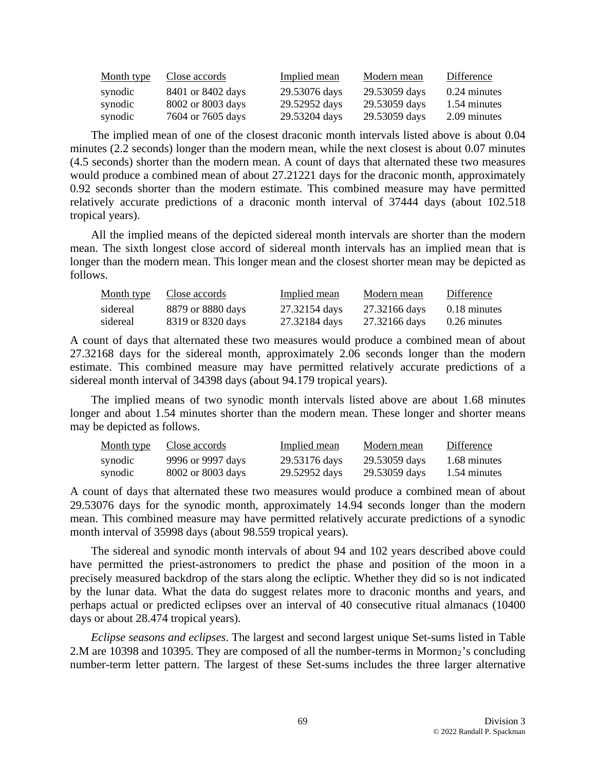| Month type | Close accords | Implied mean | Modern mean | Difference |
|---|---|---|---|---|
| synodic | 8401 or 8402 days | 29.53076 days | 29.53059 days | 0.24 minutes |
| synodic | 8002 or 8003 days | 29.52952 days | 29.53059 days | 1.54 minutes |
| synodic | 7604 or 7605 days | 29.53204 days | 29.53059 days | 2.09 minutes |

The implied mean of one of the closest draconic month intervals listed above is about 0.04 minutes (2.2 seconds) longer than the modern mean, while the next closest is about 0.07 minutes (4.5 seconds) shorter than the modern mean. A count of days that alternated these two measures would produce a combined mean of about 27.21221 days for the draconic month, approximately 0.92 seconds shorter than the modern estimate. This combined measure may have permitted relatively accurate predictions of a draconic month interval of 37444 days (about 102.518 tropical years).

All the implied means of the depicted sidereal month intervals are shorter than the modern mean. The sixth longest close accord of sidereal month intervals has an implied mean that is longer than the modern mean. This longer mean and the closest shorter mean may be depicted as follows.

| Month type | Close accords | Implied mean | Modern mean | Difference |
|---|---|---|---|---|
| sidereal | 8879 or 8880 days | 27.32154 days | 27.32166 days | 0.18 minutes |
| sidereal | 8319 or 8320 days | 27.32184 days | 27.32166 days | 0.26 minutes |

A count of days that alternated these two measures would produce a combined mean of about 27.32168 days for the sidereal month, approximately 2.06 seconds longer than the modern estimate. This combined measure may have permitted relatively accurate predictions of a sidereal month interval of 34398 days (about 94.179 tropical years).

The implied means of two synodic month intervals listed above are about 1.68 minutes longer and about 1.54 minutes shorter than the modern mean. These longer and shorter means may be depicted as follows.

| Month type | Close accords | Implied mean | Modern mean | Difference |
|---|---|---|---|---|
| synodic | 9996 or 9997 days | 29.53176 days | 29.53059 days | 1.68 minutes |
| synodic | 8002 or 8003 days | 29.52952 days | 29.53059 days | 1.54 minutes |

A count of days that alternated these two measures would produce a combined mean of about 29.53076 days for the synodic month, approximately 14.94 seconds longer than the modern mean. This combined measure may have permitted relatively accurate predictions of a synodic month interval of 35998 days (about 98.559 tropical years).

The sidereal and synodic month intervals of about 94 and 102 years described above could have permitted the priest-astronomers to predict the phase and position of the moon in a precisely measured backdrop of the stars along the ecliptic. Whether they did so is not indicated by the lunar data. What the data do suggest relates more to draconic months and years, and perhaps actual or predicted eclipses over an interval of 40 consecutive ritual almanacs (10400 days or about 28.474 tropical years).

*Eclipse seasons and eclipses*. The largest and second largest unique Set-sums listed in Table 2.M are 10398 and 10395. They are composed of all the number-terms in Mormon$_2$'s concluding number-term letter pattern. The largest of these Set-sums includes the three larger alternative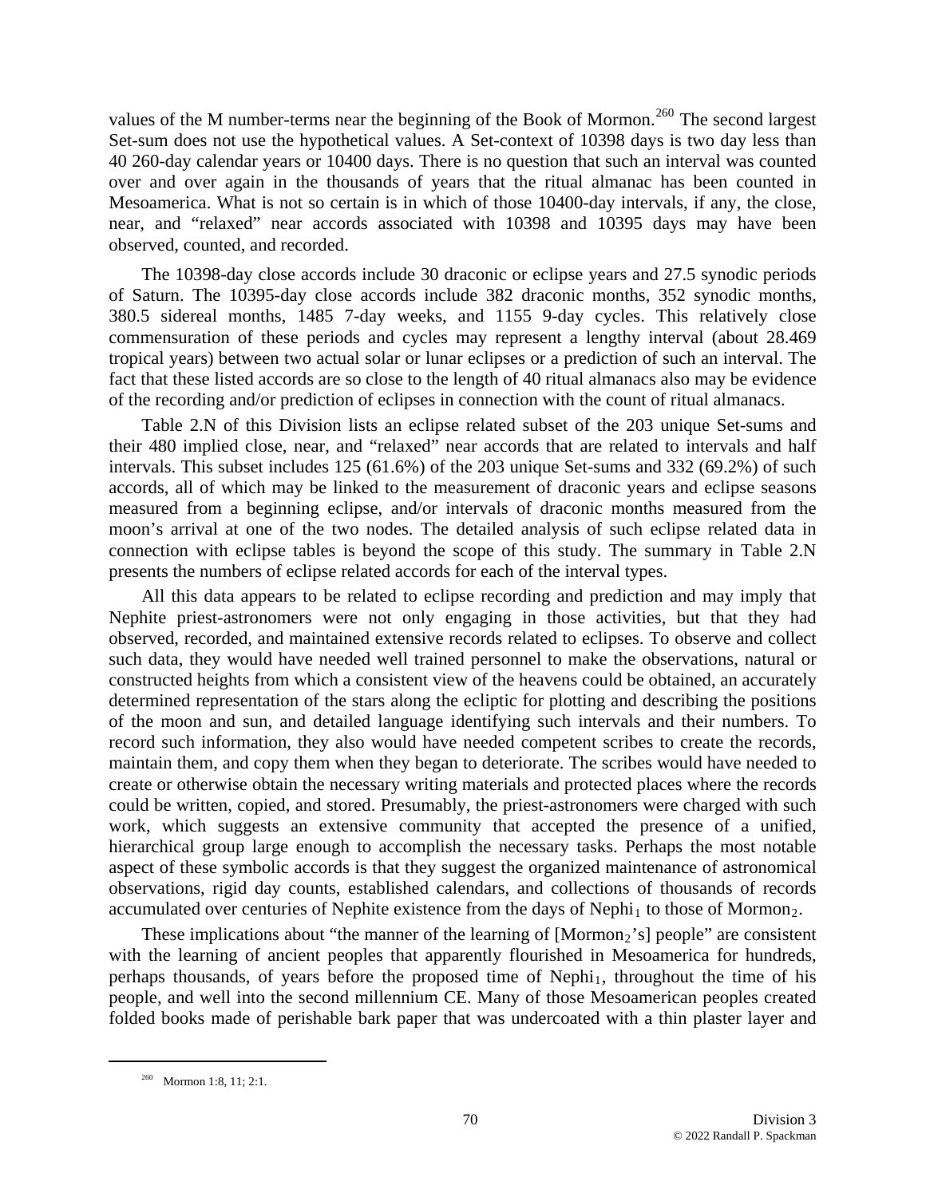values of the M number-terms near the beginning of the Book of Mormon.[260] The second largest Set-sum does not use the hypothetical values. A Set-context of 10398 days is two day less than 40 260-day calendar years or 10400 days. There is no question that such an interval was counted over and over again in the thousands of years that the ritual almanac has been counted in Mesoamerica. What is not so certain is in which of those 10400-day intervals, if any, the close, near, and "relaxed" near accords associated with 10398 and 10395 days may have been observed, counted, and recorded.

The 10398-day close accords include 30 draconic or eclipse years and 27.5 synodic periods of Saturn. The 10395-day close accords include 382 draconic months, 352 synodic months, 380.5 sidereal months, 1485 7-day weeks, and 1155 9-day cycles. This relatively close commensuration of these periods and cycles may represent a lengthy interval (about 28.469 tropical years) between two actual solar or lunar eclipses or a prediction of such an interval. The fact that these listed accords are so close to the length of 40 ritual almanacs also may be evidence of the recording and/or prediction of eclipses in connection with the count of ritual almanacs.

Table 2.N of this Division lists an eclipse related subset of the 203 unique Set-sums and their 480 implied close, near, and "relaxed" near accords that are related to intervals and half intervals. This subset includes 125 (61.6%) of the 203 unique Set-sums and 332 (69.2%) of such accords, all of which may be linked to the measurement of draconic years and eclipse seasons measured from a beginning eclipse, and/or intervals of draconic months measured from the moon's arrival at one of the two nodes. The detailed analysis of such eclipse related data in connection with eclipse tables is beyond the scope of this study. The summary in Table 2.N presents the numbers of eclipse related accords for each of the interval types.

All this data appears to be related to eclipse recording and prediction and may imply that Nephite priest-astronomers were not only engaging in those activities, but that they had observed, recorded, and maintained extensive records related to eclipses. To observe and collect such data, they would have needed well trained personnel to make the observations, natural or constructed heights from which a consistent view of the heavens could be obtained, an accurately determined representation of the stars along the ecliptic for plotting and describing the positions of the moon and sun, and detailed language identifying such intervals and their numbers. To record such information, they also would have needed competent scribes to create the records, maintain them, and copy them when they began to deteriorate. The scribes would have needed to create or otherwise obtain the necessary writing materials and protected places where the records could be written, copied, and stored. Presumably, the priest-astronomers were charged with such work, which suggests an extensive community that accepted the presence of a unified, hierarchical group large enough to accomplish the necessary tasks. Perhaps the most notable aspect of these symbolic accords is that they suggest the organized maintenance of astronomical observations, rigid day counts, established calendars, and collections of thousands of records accumulated over centuries of Nephite existence from the days of $\text{Nephi}_1$ to those of $\text{Mormon}_2$.

These implications about "the manner of the learning of [$\text{Mormon}_2$'s] people" are consistent with the learning of ancient peoples that apparently flourished in Mesoamerica for hundreds, perhaps thousands, of years before the proposed time of $\text{Nephi}_1$, throughout the time of his people, and well into the second millennium CE. Many of those Mesoamerican peoples created folded books made of perishable bark paper that was undercoated with a thin plaster layer and

[260] Mormon 1:8, 11; 2:1.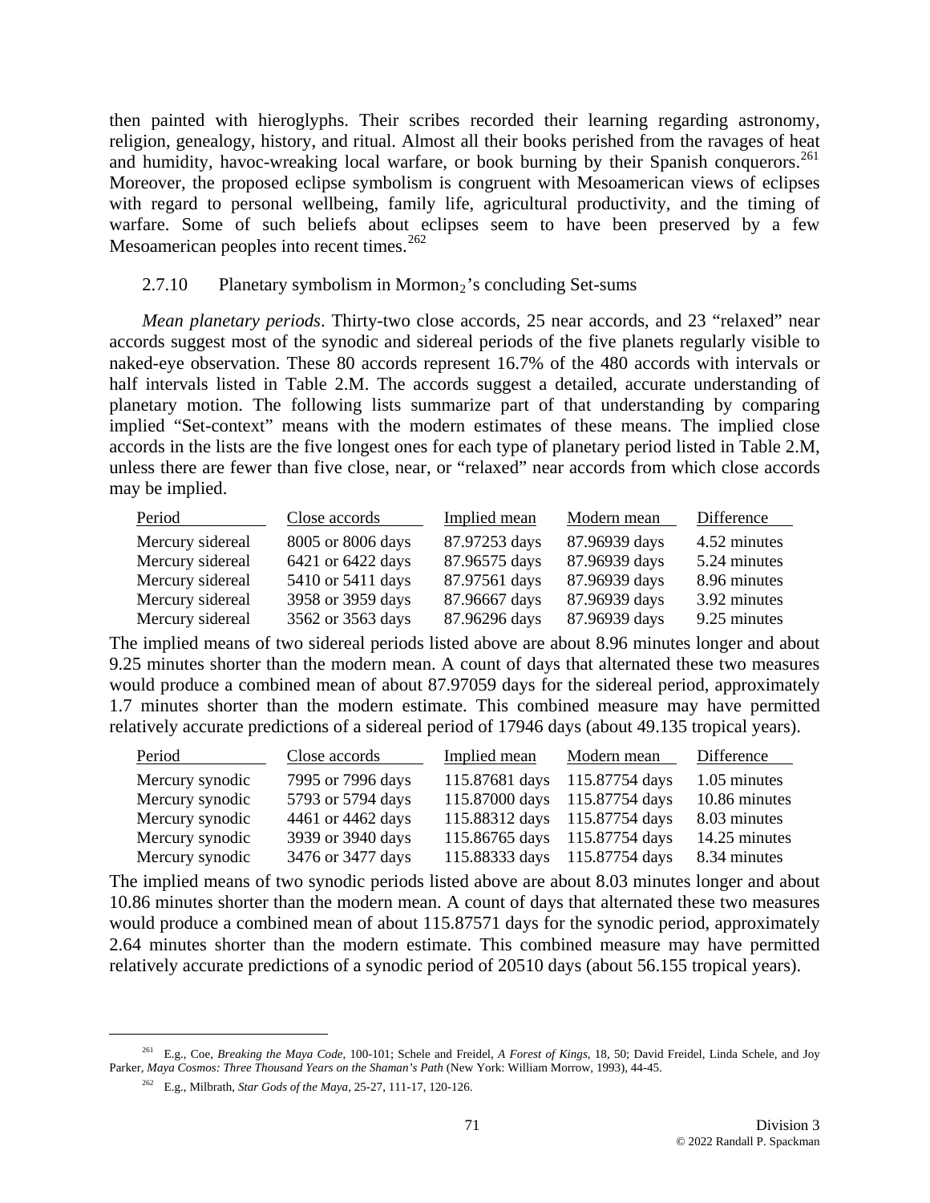then painted with hieroglyphs. Their scribes recorded their learning regarding astronomy, religion, genealogy, history, and ritual. Almost all their books perished from the ravages of heat and humidity, havoc-wreaking local warfare, or book burning by their Spanish conquerors.[261] Moreover, the proposed eclipse symbolism is congruent with Mesoamerican views of eclipses with regard to personal wellbeing, family life, agricultural productivity, and the timing of warfare. Some of such beliefs about eclipses seem to have been preserved by a few Mesoamerican peoples into recent times.[262]

### 2.7.10 Planetary symbolism in Mormon$_2$'s concluding Set-sums

*Mean planetary periods*. Thirty-two close accords, 25 near accords, and 23 "relaxed" near accords suggest most of the synodic and sidereal periods of the five planets regularly visible to naked-eye observation. These 80 accords represent 16.7% of the 480 accords with intervals or half intervals listed in Table 2.M. The accords suggest a detailed, accurate understanding of planetary motion. The following lists summarize part of that understanding by comparing implied "Set-context" means with the modern estimates of these means. The implied close accords in the lists are the five longest ones for each type of planetary period listed in Table 2.M, unless there are fewer than five close, near, or "relaxed" near accords from which close accords may be implied.

| Period | Close accords | Implied mean | Modern mean | Difference |
|---|---|---|---|---|
| Mercury sidereal | 8005 or 8006 days | 87.97253 days | 87.96939 days | 4.52 minutes |
| Mercury sidereal | 6421 or 6422 days | 87.96575 days | 87.96939 days | 5.24 minutes |
| Mercury sidereal | 5410 or 5411 days | 87.97561 days | 87.96939 days | 8.96 minutes |
| Mercury sidereal | 3958 or 3959 days | 87.96667 days | 87.96939 days | 3.92 minutes |
| Mercury sidereal | 3562 or 3563 days | 87.96296 days | 87.96939 days | 9.25 minutes |

The implied means of two sidereal periods listed above are about 8.96 minutes longer and about 9.25 minutes shorter than the modern mean. A count of days that alternated these two measures would produce a combined mean of about 87.97059 days for the sidereal period, approximately 1.7 minutes shorter than the modern estimate. This combined measure may have permitted relatively accurate predictions of a sidereal period of 17946 days (about 49.135 tropical years).

| Period | Close accords | Implied mean | Modern mean | Difference |
|---|---|---|---|---|
| Mercury synodic | 7995 or 7996 days | 115.87681 days | 115.87754 days | 1.05 minutes |
| Mercury synodic | 5793 or 5794 days | 115.87000 days | 115.87754 days | 10.86 minutes |
| Mercury synodic | 4461 or 4462 days | 115.88312 days | 115.87754 days | 8.03 minutes |
| Mercury synodic | 3939 or 3940 days | 115.86765 days | 115.87754 days | 14.25 minutes |
| Mercury synodic | 3476 or 3477 days | 115.88333 days | 115.87754 days | 8.34 minutes |

The implied means of two synodic periods listed above are about 8.03 minutes longer and about 10.86 minutes shorter than the modern mean. A count of days that alternated these two measures would produce a combined mean of about 115.87571 days for the synodic period, approximately 2.64 minutes shorter than the modern estimate. This combined measure may have permitted relatively accurate predictions of a synodic period of 20510 days (about 56.155 tropical years).

---

[261] E.g., Coe, *Breaking the Maya Code*, 100-101; Schele and Freidel, *A Forest of Kings*, 18, 50; David Freidel, Linda Schele, and Joy Parker, *Maya Cosmos: Three Thousand Years on the Shaman's Path* (New York: William Morrow, 1993), 44-45.

[262] E.g., Milbrath, *Star Gods of the Maya*, 25-27, 111-17, 120-126.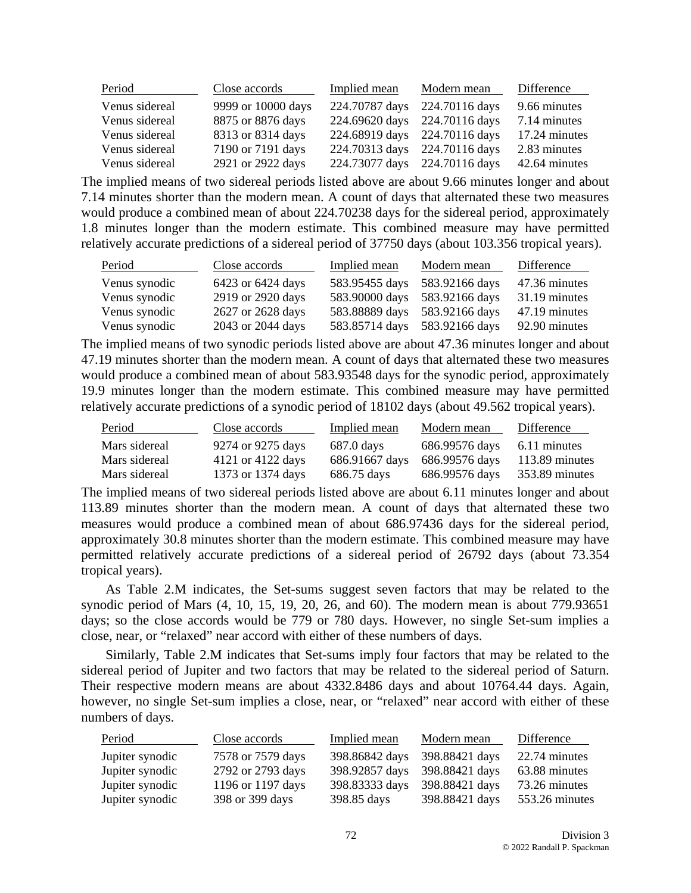| Period | Close accords | Implied mean | Modern mean | Difference |
|---|---|---|---|---|
| Venus sidereal | 9999 or 10000 days | 224.70787 days | 224.70116 days | 9.66 minutes |
| Venus sidereal | 8875 or 8876 days | 224.69620 days | 224.70116 days | 7.14 minutes |
| Venus sidereal | 8313 or 8314 days | 224.68919 days | 224.70116 days | 17.24 minutes |
| Venus sidereal | 7190 or 7191 days | 224.70313 days | 224.70116 days | 2.83 minutes |
| Venus sidereal | 2921 or 2922 days | 224.73077 days | 224.70116 days | 42.64 minutes |

The implied means of two sidereal periods listed above are about 9.66 minutes longer and about 7.14 minutes shorter than the modern mean. A count of days that alternated these two measures would produce a combined mean of about 224.70238 days for the sidereal period, approximately 1.8 minutes longer than the modern estimate. This combined measure may have permitted relatively accurate predictions of a sidereal period of 37750 days (about 103.356 tropical years).

| Period | Close accords | Implied mean | Modern mean | Difference |
|---|---|---|---|---|
| Venus synodic | 6423 or 6424 days | 583.95455 days | 583.92166 days | 47.36 minutes |
| Venus synodic | 2919 or 2920 days | 583.90000 days | 583.92166 days | 31.19 minutes |
| Venus synodic | 2627 or 2628 days | 583.88889 days | 583.92166 days | 47.19 minutes |
| Venus synodic | 2043 or 2044 days | 583.85714 days | 583.92166 days | 92.90 minutes |

The implied means of two synodic periods listed above are about 47.36 minutes longer and about 47.19 minutes shorter than the modern mean. A count of days that alternated these two measures would produce a combined mean of about 583.93548 days for the synodic period, approximately 19.9 minutes longer than the modern estimate. This combined measure may have permitted relatively accurate predictions of a synodic period of 18102 days (about 49.562 tropical years).

| Period | Close accords | Implied mean | Modern mean | Difference |
|---|---|---|---|---|
| Mars sidereal | 9274 or 9275 days | 687.0 days | 686.99576 days | 6.11 minutes |
| Mars sidereal | 4121 or 4122 days | 686.91667 days | 686.99576 days | 113.89 minutes |
| Mars sidereal | 1373 or 1374 days | 686.75 days | 686.99576 days | 353.89 minutes |

The implied means of two sidereal periods listed above are about 6.11 minutes longer and about 113.89 minutes shorter than the modern mean. A count of days that alternated these two measures would produce a combined mean of about 686.97436 days for the sidereal period, approximately 30.8 minutes shorter than the modern estimate. This combined measure may have permitted relatively accurate predictions of a sidereal period of 26792 days (about 73.354 tropical years).

As Table 2.M indicates, the Set-sums suggest seven factors that may be related to the synodic period of Mars (4, 10, 15, 19, 20, 26, and 60). The modern mean is about 779.93651 days; so the close accords would be 779 or 780 days. However, no single Set-sum implies a close, near, or "relaxed" near accord with either of these numbers of days.

Similarly, Table 2.M indicates that Set-sums imply four factors that may be related to the sidereal period of Jupiter and two factors that may be related to the sidereal period of Saturn. Their respective modern means are about 4332.8486 days and about 10764.44 days. Again, however, no single Set-sum implies a close, near, or "relaxed" near accord with either of these numbers of days.

| Period | Close accords | Implied mean | Modern mean | Difference |
|---|---|---|---|---|
| Jupiter synodic | 7578 or 7579 days | 398.86842 days | 398.88421 days | 22.74 minutes |
| Jupiter synodic | 2792 or 2793 days | 398.92857 days | 398.88421 days | 63.88 minutes |
| Jupiter synodic | 1196 or 1197 days | 398.83333 days | 398.88421 days | 73.26 minutes |
| Jupiter synodic | 398 or 399 days | 398.85 days | 398.88421 days | 553.26 minutes |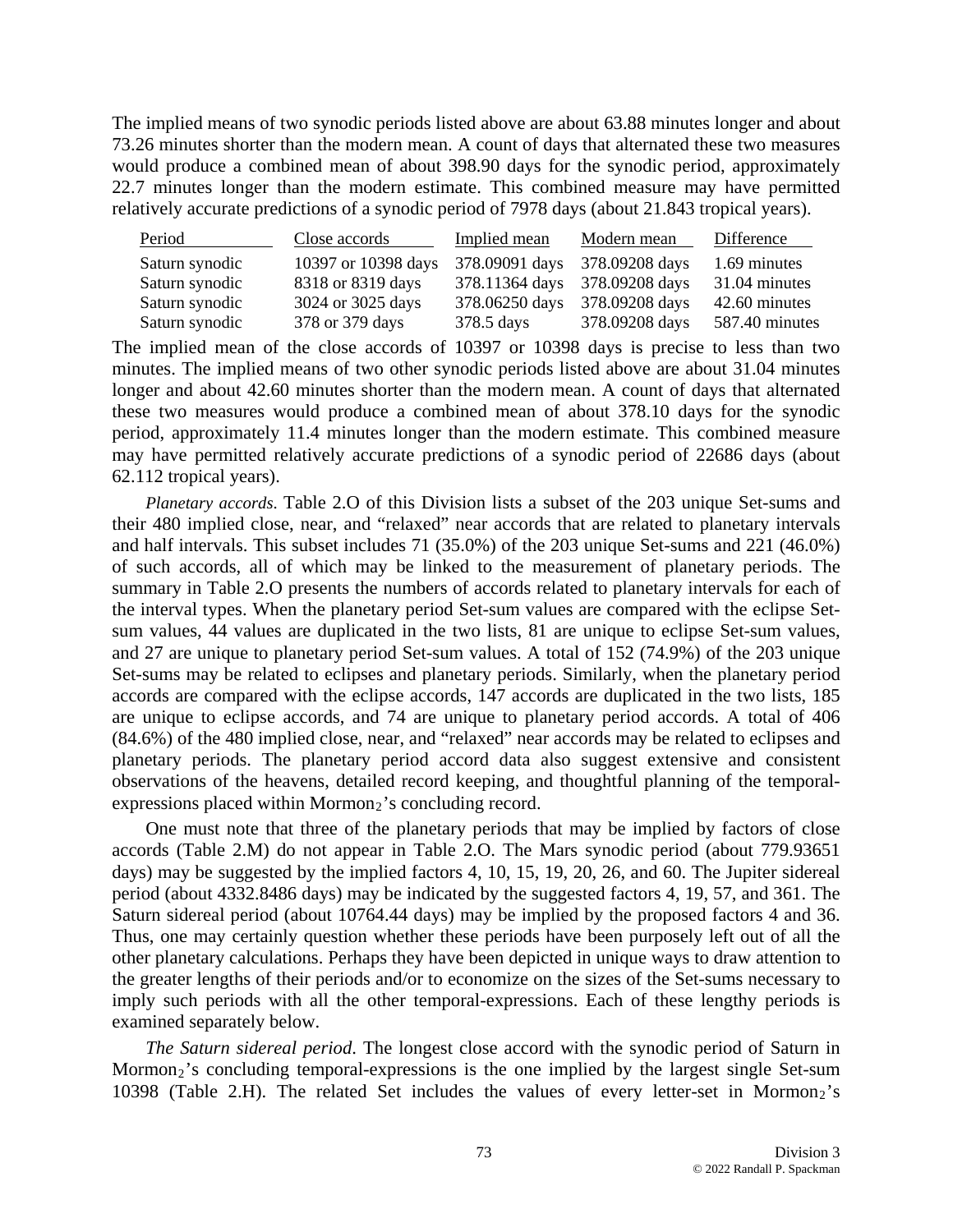The implied means of two synodic periods listed above are about 63.88 minutes longer and about 73.26 minutes shorter than the modern mean. A count of days that alternated these two measures would produce a combined mean of about 398.90 days for the synodic period, approximately 22.7 minutes longer than the modern estimate. This combined measure may have permitted relatively accurate predictions of a synodic period of 7978 days (about 21.843 tropical years).

| Period | Close accords | Implied mean | Modern mean | Difference |
|---|---|---|---|---|
| Saturn synodic | 10397 or 10398 days | 378.09091 days | 378.09208 days | 1.69 minutes |
| Saturn synodic | 8318 or 8319 days | 378.11364 days | 378.09208 days | 31.04 minutes |
| Saturn synodic | 3024 or 3025 days | 378.06250 days | 378.09208 days | 42.60 minutes |
| Saturn synodic | 378 or 379 days | 378.5 days | 378.09208 days | 587.40 minutes |

The implied mean of the close accords of 10397 or 10398 days is precise to less than two minutes. The implied means of two other synodic periods listed above are about 31.04 minutes longer and about 42.60 minutes shorter than the modern mean. A count of days that alternated these two measures would produce a combined mean of about 378.10 days for the synodic period, approximately 11.4 minutes longer than the modern estimate. This combined measure may have permitted relatively accurate predictions of a synodic period of 22686 days (about 62.112 tropical years).

*Planetary accords.* Table 2.O of this Division lists a subset of the 203 unique Set-sums and their 480 implied close, near, and "relaxed" near accords that are related to planetary intervals and half intervals. This subset includes 71 (35.0%) of the 203 unique Set-sums and 221 (46.0%) of such accords, all of which may be linked to the measurement of planetary periods. The summary in Table 2.O presents the numbers of accords related to planetary intervals for each of the interval types. When the planetary period Set-sum values are compared with the eclipse Set-sum values, 44 values are duplicated in the two lists, 81 are unique to eclipse Set-sum values, and 27 are unique to planetary period Set-sum values. A total of 152 (74.9%) of the 203 unique Set-sums may be related to eclipses and planetary periods. Similarly, when the planetary period accords are compared with the eclipse accords, 147 accords are duplicated in the two lists, 185 are unique to eclipse accords, and 74 are unique to planetary period accords. A total of 406 (84.6%) of the 480 implied close, near, and "relaxed" near accords may be related to eclipses and planetary periods. The planetary period accord data also suggest extensive and consistent observations of the heavens, detailed record keeping, and thoughtful planning of the temporal-expressions placed within Mormon$_2$'s concluding record.

One must note that three of the planetary periods that may be implied by factors of close accords (Table 2.M) do not appear in Table 2.O. The Mars synodic period (about 779.93651 days) may be suggested by the implied factors 4, 10, 15, 19, 20, 26, and 60. The Jupiter sidereal period (about 4332.8486 days) may be indicated by the suggested factors 4, 19, 57, and 361. The Saturn sidereal period (about 10764.44 days) may be implied by the proposed factors 4 and 36. Thus, one may certainly question whether these periods have been purposely left out of all the other planetary calculations. Perhaps they have been depicted in unique ways to draw attention to the greater lengths of their periods and/or to economize on the sizes of the Set-sums necessary to imply such periods with all the other temporal-expressions. Each of these lengthy periods is examined separately below.

*The Saturn sidereal period.* The longest close accord with the synodic period of Saturn in Mormon$_2$'s concluding temporal-expressions is the one implied by the largest single Set-sum 10398 (Table 2.H). The related Set includes the values of every letter-set in Mormon$_2$'s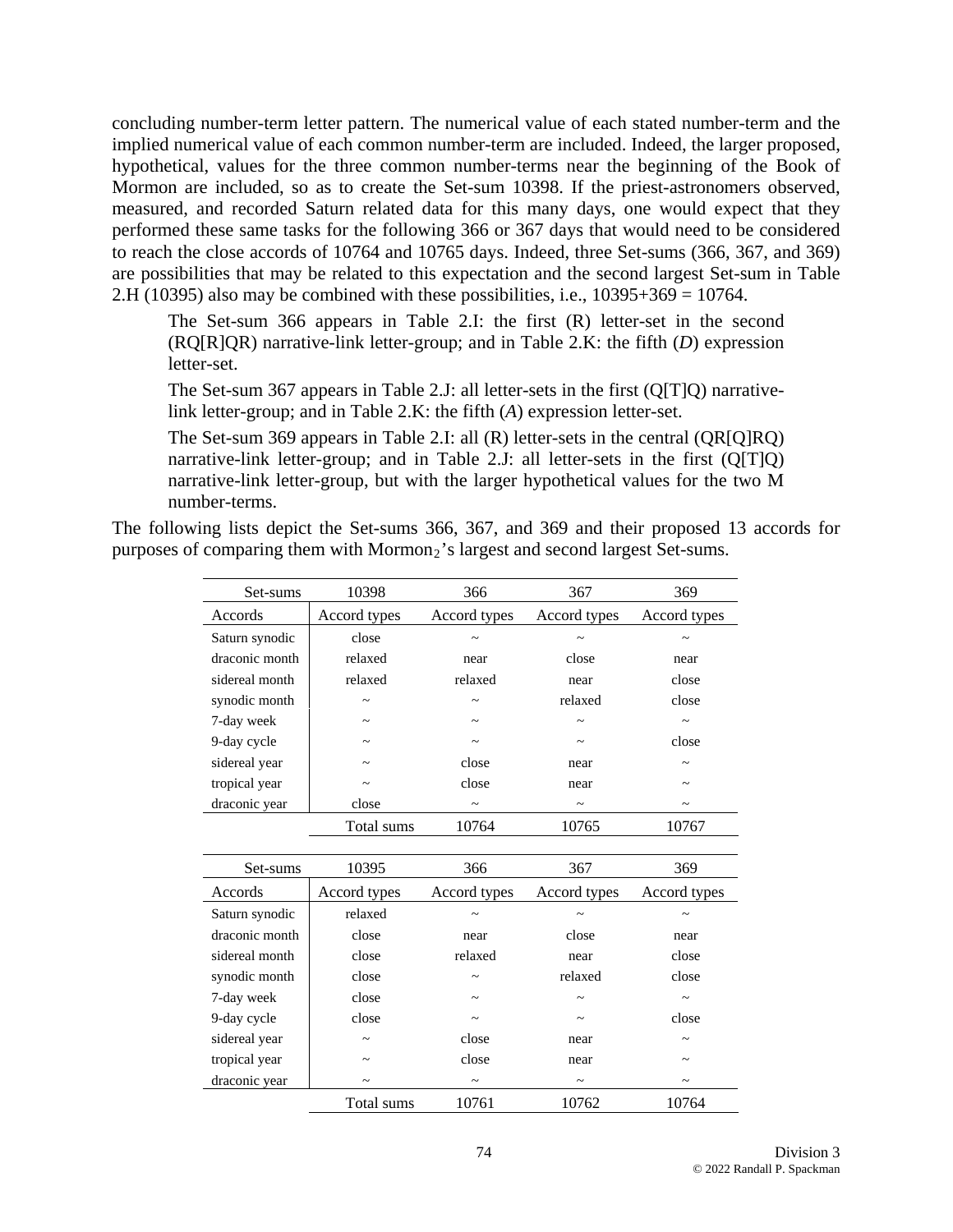concluding number-term letter pattern. The numerical value of each stated number-term and the implied numerical value of each common number-term are included. Indeed, the larger proposed, hypothetical, values for the three common number-terms near the beginning of the Book of Mormon are included, so as to create the Set-sum 10398. If the priest-astronomers observed, measured, and recorded Saturn related data for this many days, one would expect that they performed these same tasks for the following 366 or 367 days that would need to be considered to reach the close accords of 10764 and 10765 days. Indeed, three Set-sums (366, 367, and 369) are possibilities that may be related to this expectation and the second largest Set-sum in Table 2.H (10395) also may be combined with these possibilities, i.e., 10395+369 = 10764.

> The Set-sum 366 appears in Table 2.I: the first (R) letter-set in the second (RQ[R]QR) narrative-link letter-group; and in Table 2.K: the fifth (*D*) expression letter-set.
>
> The Set-sum 367 appears in Table 2.J: all letter-sets in the first (Q[T]Q) narrative-link letter-group; and in Table 2.K: the fifth (*A*) expression letter-set.
>
> The Set-sum 369 appears in Table 2.I: all (R) letter-sets in the central (QR[Q]RQ) narrative-link letter-group; and in Table 2.J: all letter-sets in the first (Q[T]Q) narrative-link letter-group, but with the larger hypothetical values for the two M number-terms.

The following lists depict the Set-sums 366, 367, and 369 and their proposed 13 accords for purposes of comparing them with Mormon$_2$'s largest and second largest Set-sums.

| Set-sums | 10398 | 366 | 367 | 369 |
|---|---|---|---|---|
| Accords | Accord types | Accord types | Accord types | Accord types |
| Saturn synodic | close | ~ | ~ | ~ |
| draconic month | relaxed | near | close | near |
| sidereal month | relaxed | relaxed | near | close |
| synodic month | ~ | ~ | relaxed | close |
| 7-day week | ~ | ~ | ~ | ~ |
| 9-day cycle | ~ | ~ | ~ | close |
| sidereal year | ~ | close | near | ~ |
| tropical year | ~ | close | near | ~ |
| draconic year | close | ~ | ~ | ~ |
| | Total sums | 10764 | 10765 | 10767 |

| Set-sums | 10395 | 366 | 367 | 369 |
|---|---|---|---|---|
| Accords | Accord types | Accord types | Accord types | Accord types |
| Saturn synodic | relaxed | ~ | ~ | ~ |
| draconic month | close | near | close | near |
| sidereal month | close | relaxed | near | close |
| synodic month | close | ~ | relaxed | close |
| 7-day week | close | ~ | ~ | ~ |
| 9-day cycle | close | ~ | ~ | close |
| sidereal year | ~ | close | near | ~ |
| tropical year | ~ | close | near | ~ |
| draconic year | ~ | ~ | ~ | ~ |
| | Total sums | 10761 | 10762 | 10764 |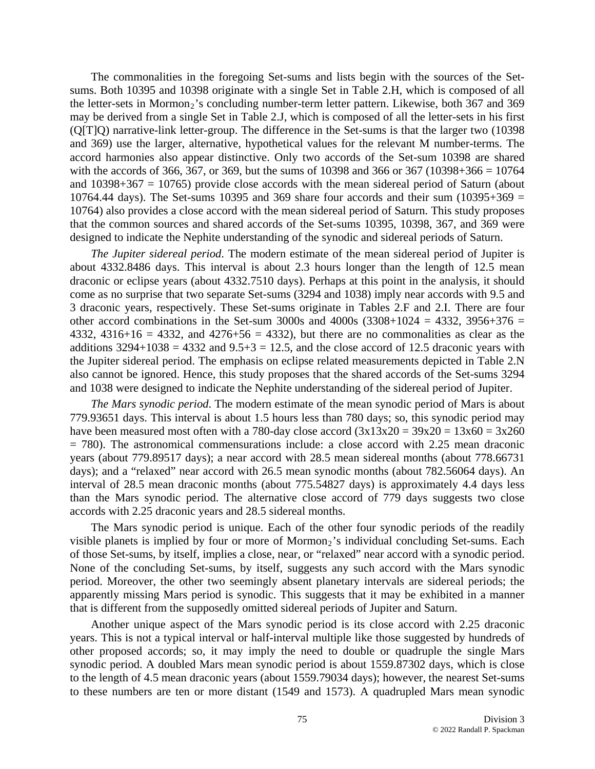The commonalities in the foregoing Set-sums and lists begin with the sources of the Set-sums. Both 10395 and 10398 originate with a single Set in Table 2.H, which is composed of all the letter-sets in Mormon$_2$'s concluding number-term letter pattern. Likewise, both 367 and 369 may be derived from a single Set in Table 2.J, which is composed of all the letter-sets in his first (Q[T]Q) narrative-link letter-group. The difference in the Set-sums is that the larger two (10398 and 369) use the larger, alternative, hypothetical values for the relevant M number-terms. The accord harmonies also appear distinctive. Only two accords of the Set-sum 10398 are shared with the accords of 366, 367, or 369, but the sums of 10398 and 366 or 367 (10398+366 = 10764 and 10398+367 = 10765) provide close accords with the mean sidereal period of Saturn (about 10764.44 days). The Set-sums 10395 and 369 share four accords and their sum (10395+369 = 10764) also provides a close accord with the mean sidereal period of Saturn. This study proposes that the common sources and shared accords of the Set-sums 10395, 10398, 367, and 369 were designed to indicate the Nephite understanding of the synodic and sidereal periods of Saturn.

*The Jupiter sidereal period*. The modern estimate of the mean sidereal period of Jupiter is about 4332.8486 days. This interval is about 2.3 hours longer than the length of 12.5 mean draconic or eclipse years (about 4332.7510 days). Perhaps at this point in the analysis, it should come as no surprise that two separate Set-sums (3294 and 1038) imply near accords with 9.5 and 3 draconic years, respectively. These Set-sums originate in Tables 2.F and 2.I. There are four other accord combinations in the Set-sum 3000s and 4000s (3308+1024 = 4332, 3956+376 = 4332, 4316+16 = 4332, and 4276+56 = 4332), but there are no commonalities as clear as the additions 3294+1038 = 4332 and 9.5+3 = 12.5, and the close accord of 12.5 draconic years with the Jupiter sidereal period. The emphasis on eclipse related measurements depicted in Table 2.N also cannot be ignored. Hence, this study proposes that the shared accords of the Set-sums 3294 and 1038 were designed to indicate the Nephite understanding of the sidereal period of Jupiter.

*The Mars synodic period*. The modern estimate of the mean synodic period of Mars is about 779.93651 days. This interval is about 1.5 hours less than 780 days; so, this synodic period may have been measured most often with a 780-day close accord (3x13x20 = 39x20 = 13x60 = 3x260 = 780). The astronomical commensurations include: a close accord with 2.25 mean draconic years (about 779.89517 days); a near accord with 28.5 mean sidereal months (about 778.66731 days); and a "relaxed" near accord with 26.5 mean synodic months (about 782.56064 days). An interval of 28.5 mean draconic months (about 775.54827 days) is approximately 4.4 days less than the Mars synodic period. The alternative close accord of 779 days suggests two close accords with 2.25 draconic years and 28.5 sidereal months.

The Mars synodic period is unique. Each of the other four synodic periods of the readily visible planets is implied by four or more of Mormon$_2$'s individual concluding Set-sums. Each of those Set-sums, by itself, implies a close, near, or "relaxed" near accord with a synodic period. None of the concluding Set-sums, by itself, suggests any such accord with the Mars synodic period. Moreover, the other two seemingly absent planetary intervals are sidereal periods; the apparently missing Mars period is synodic. This suggests that it may be exhibited in a manner that is different from the supposedly omitted sidereal periods of Jupiter and Saturn.

Another unique aspect of the Mars synodic period is its close accord with 2.25 draconic years. This is not a typical interval or half-interval multiple like those suggested by hundreds of other proposed accords; so, it may imply the need to double or quadruple the single Mars synodic period. A doubled Mars mean synodic period is about 1559.87302 days, which is close to the length of 4.5 mean draconic years (about 1559.79034 days); however, the nearest Set-sums to these numbers are ten or more distant (1549 and 1573). A quadrupled Mars mean synodic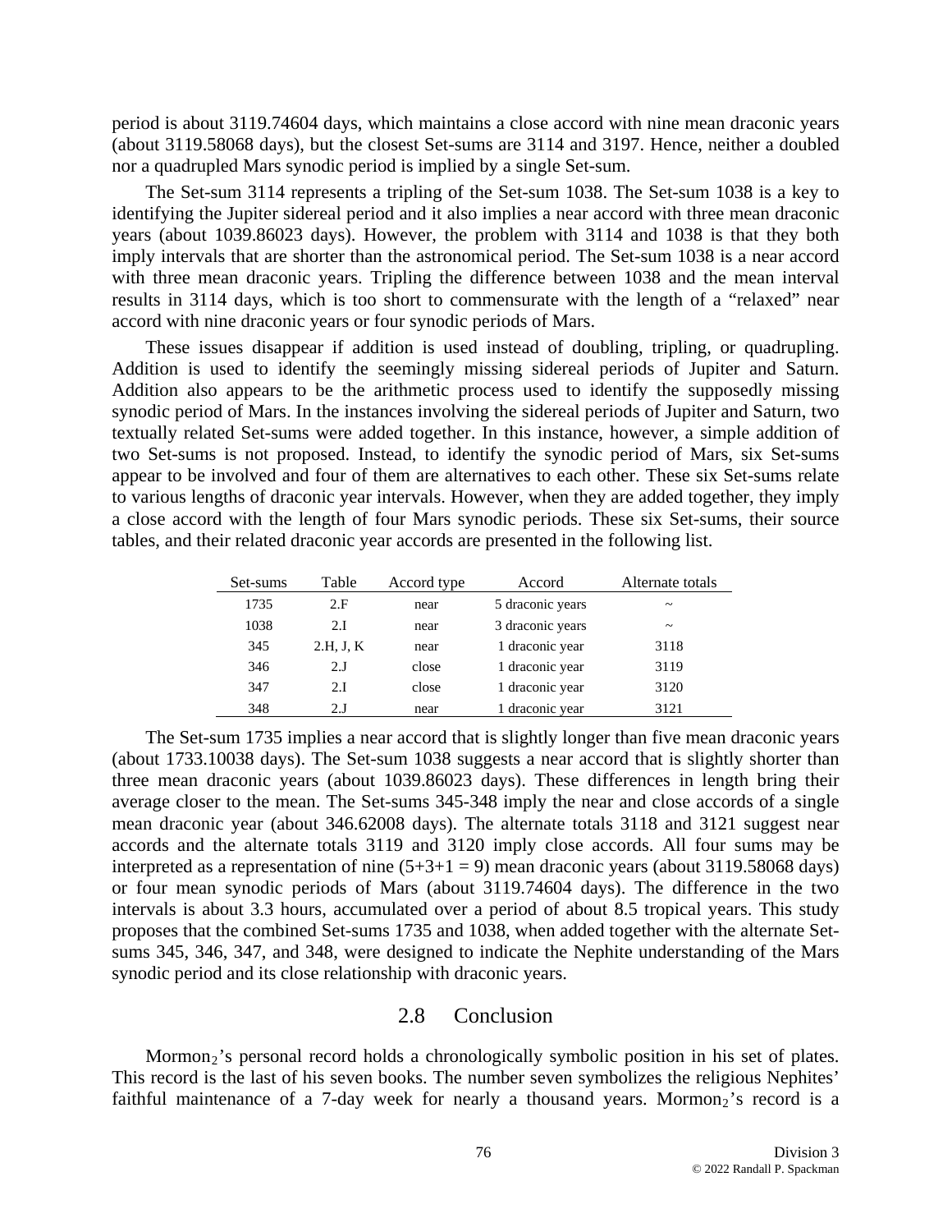period is about 3119.74604 days, which maintains a close accord with nine mean draconic years (about 3119.58068 days), but the closest Set-sums are 3114 and 3197. Hence, neither a doubled nor a quadrupled Mars synodic period is implied by a single Set-sum.

The Set-sum 3114 represents a tripling of the Set-sum 1038. The Set-sum 1038 is a key to identifying the Jupiter sidereal period and it also implies a near accord with three mean draconic years (about 1039.86023 days). However, the problem with 3114 and 1038 is that they both imply intervals that are shorter than the astronomical period. The Set-sum 1038 is a near accord with three mean draconic years. Tripling the difference between 1038 and the mean interval results in 3114 days, which is too short to commensurate with the length of a "relaxed" near accord with nine draconic years or four synodic periods of Mars.

These issues disappear if addition is used instead of doubling, tripling, or quadrupling. Addition is used to identify the seemingly missing sidereal periods of Jupiter and Saturn. Addition also appears to be the arithmetic process used to identify the supposedly missing synodic period of Mars. In the instances involving the sidereal periods of Jupiter and Saturn, two textually related Set-sums were added together. In this instance, however, a simple addition of two Set-sums is not proposed. Instead, to identify the synodic period of Mars, six Set-sums appear to be involved and four of them are alternatives to each other. These six Set-sums relate to various lengths of draconic year intervals. However, when they are added together, they imply a close accord with the length of four Mars synodic periods. These six Set-sums, their source tables, and their related draconic year accords are presented in the following list.

| Set-sums | Table | Accord type | Accord | Alternate totals |
|---|---|---|---|---|
| 1735 | 2.F | near | 5 draconic years | ~ |
| 1038 | 2.I | near | 3 draconic years | ~ |
| 345 | 2.H, J, K | near | 1 draconic year | 3118 |
| 346 | 2.J | close | 1 draconic year | 3119 |
| 347 | 2.I | close | 1 draconic year | 3120 |
| 348 | 2.J | near | 1 draconic year | 3121 |

The Set-sum 1735 implies a near accord that is slightly longer than five mean draconic years (about 1733.10038 days). The Set-sum 1038 suggests a near accord that is slightly shorter than three mean draconic years (about 1039.86023 days). These differences in length bring their average closer to the mean. The Set-sums 345-348 imply the near and close accords of a single mean draconic year (about 346.62008 days). The alternate totals 3118 and 3121 suggest near accords and the alternate totals 3119 and 3120 imply close accords. All four sums may be interpreted as a representation of nine (5+3+1 = 9) mean draconic years (about 3119.58068 days) or four mean synodic periods of Mars (about 3119.74604 days). The difference in the two intervals is about 3.3 hours, accumulated over a period of about 8.5 tropical years. This study proposes that the combined Set-sums 1735 and 1038, when added together with the alternate Set-sums 345, 346, 347, and 348, were designed to indicate the Nephite understanding of the Mars synodic period and its close relationship with draconic years.

## 2.8 Conclusion

Mormon$_2$'s personal record holds a chronologically symbolic position in his set of plates. This record is the last of his seven books. The number seven symbolizes the religious Nephites' faithful maintenance of a 7-day week for nearly a thousand years. Mormon$_2$'s record is a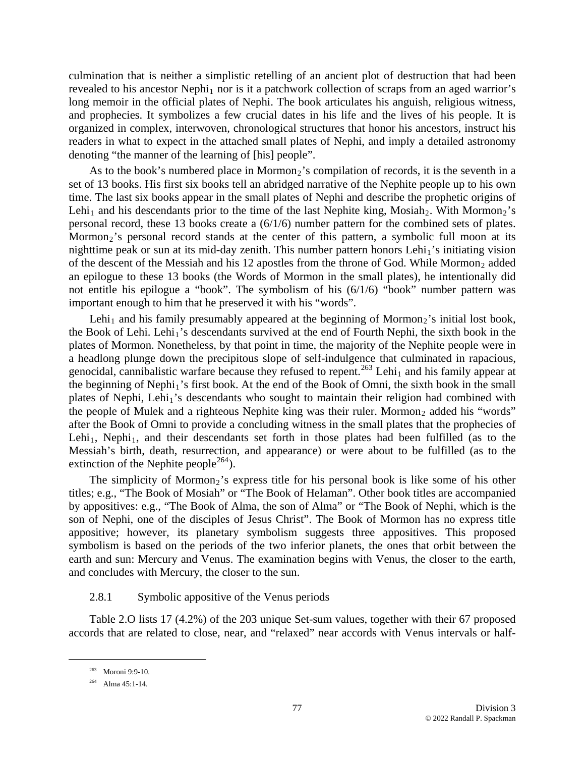culmination that is neither a simplistic retelling of an ancient plot of destruction that had been revealed to his ancestor $\text{Nephi}_1$ nor is it a patchwork collection of scraps from an aged warrior's long memoir in the official plates of Nephi. The book articulates his anguish, religious witness, and prophecies. It symbolizes a few crucial dates in his life and the lives of his people. It is organized in complex, interwoven, chronological structures that honor his ancestors, instruct his readers in what to expect in the attached small plates of Nephi, and imply a detailed astronomy denoting "the manner of the learning of [his] people".

As to the book's numbered place in $\text{Mormon}_2$'s compilation of records, it is the seventh in a set of 13 books. His first six books tell an abridged narrative of the Nephite people up to his own time. The last six books appear in the small plates of Nephi and describe the prophetic origins of $\text{Lehi}_1$ and his descendants prior to the time of the last Nephite king, $\text{Mosiah}_2$. With $\text{Mormon}_2$'s personal record, these 13 books create a (6/1/6) number pattern for the combined sets of plates. $\text{Mormon}_2$'s personal record stands at the center of this pattern, a symbolic full moon at its nighttime peak or sun at its mid-day zenith. This number pattern honors $\text{Lehi}_1$'s initiating vision of the descent of the Messiah and his 12 apostles from the throne of God. While $\text{Mormon}_2$ added an epilogue to these 13 books (the Words of Mormon in the small plates), he intentionally did not entitle his epilogue a "book". The symbolism of his (6/1/6) "book" number pattern was important enough to him that he preserved it with his "words".

$\text{Lehi}_1$ and his family presumably appeared at the beginning of $\text{Mormon}_2$'s initial lost book, the Book of Lehi. $\text{Lehi}_1$'s descendants survived at the end of Fourth Nephi, the sixth book in the plates of Mormon. Nonetheless, by that point in time, the majority of the Nephite people were in a headlong plunge down the precipitous slope of self-indulgence that culminated in rapacious, genocidal, cannibalistic warfare because they refused to repent.[263] $\text{Lehi}_1$ and his family appear at the beginning of $\text{Nephi}_1$'s first book. At the end of the Book of Omni, the sixth book in the small plates of Nephi, $\text{Lehi}_1$'s descendants who sought to maintain their religion had combined with the people of Mulek and a righteous Nephite king was their ruler. $\text{Mormon}_2$ added his "words" after the Book of Omni to provide a concluding witness in the small plates that the prophecies of $\text{Lehi}_1$, $\text{Nephi}_1$, and their descendants set forth in those plates had been fulfilled (as to the Messiah's birth, death, resurrection, and appearance) or were about to be fulfilled (as to the extinction of the Nephite people[264]).

The simplicity of $\text{Mormon}_2$'s express title for his personal book is like some of his other titles; e.g., "The Book of Mosiah" or "The Book of Helaman". Other book titles are accompanied by appositives: e.g., "The Book of Alma, the son of Alma" or "The Book of Nephi, which is the son of Nephi, one of the disciples of Jesus Christ". The Book of Mormon has no express title appositive; however, its planetary symbolism suggests three appositives. This proposed symbolism is based on the periods of the two inferior planets, the ones that orbit between the earth and sun: Mercury and Venus. The examination begins with Venus, the closer to the earth, and concludes with Mercury, the closer to the sun.

### 2.8.1 Symbolic appositive of the Venus periods

Table 2.O lists 17 (4.2%) of the 203 unique Set-sum values, together with their 67 proposed accords that are related to close, near, and "relaxed" near accords with Venus intervals or half-

---

[263] Moroni 9:9-10.

[264] Alma 45:1-14.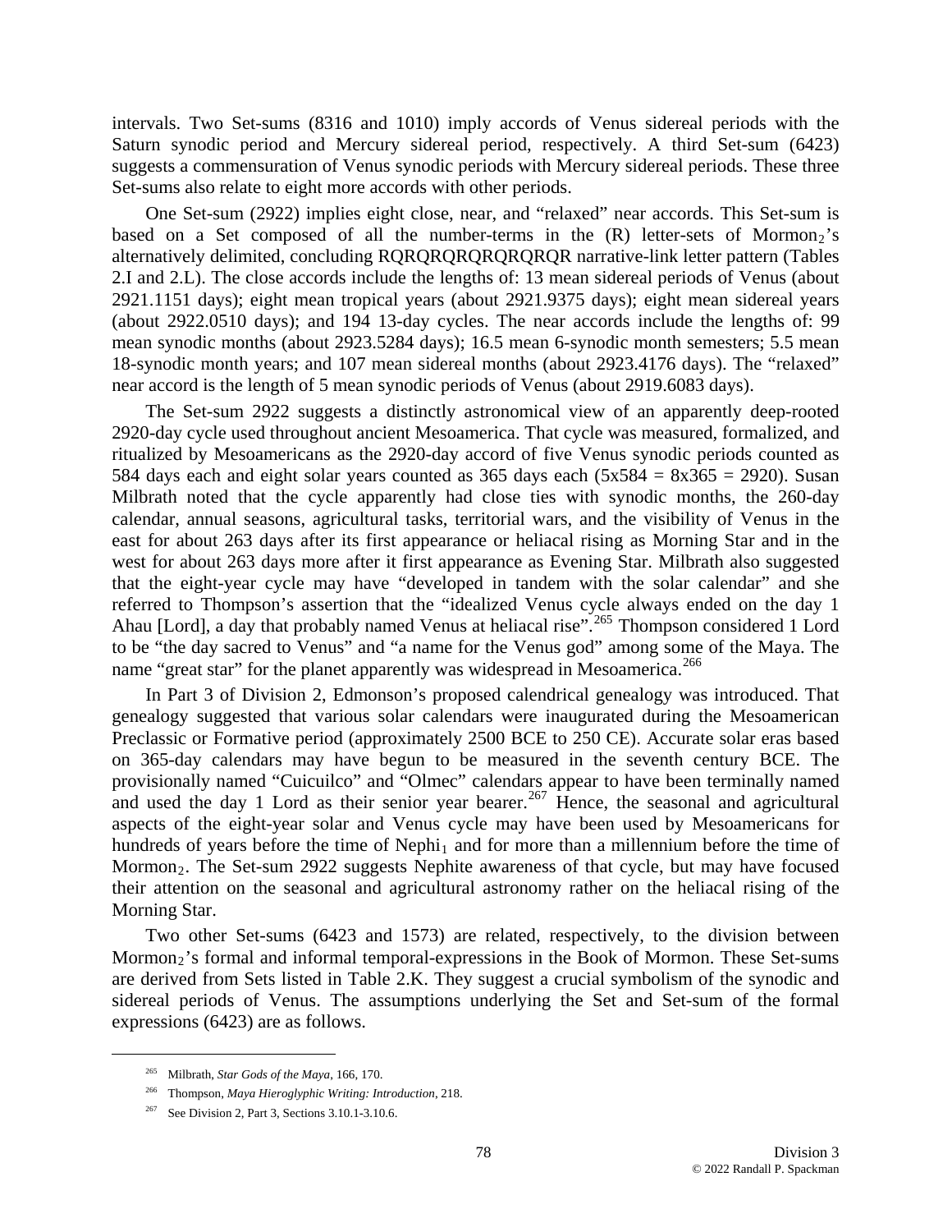intervals. Two Set-sums (8316 and 1010) imply accords of Venus sidereal periods with the Saturn synodic period and Mercury sidereal period, respectively. A third Set-sum (6423) suggests a commensuration of Venus synodic periods with Mercury sidereal periods. These three Set-sums also relate to eight more accords with other periods.

One Set-sum (2922) implies eight close, near, and "relaxed" near accords. This Set-sum is based on a Set composed of all the number-terms in the (R) letter-sets of $Mormon_2$'s alternatively delimited, concluding RQRQRQRQRQRQRQR narrative-link letter pattern (Tables 2.I and 2.L). The close accords include the lengths of: 13 mean sidereal periods of Venus (about 2921.1151 days); eight mean tropical years (about 2921.9375 days); eight mean sidereal years (about 2922.0510 days); and 194 13-day cycles. The near accords include the lengths of: 99 mean synodic months (about 2923.5284 days); 16.5 mean 6-synodic month semesters; 5.5 mean 18-synodic month years; and 107 mean sidereal months (about 2923.4176 days). The "relaxed" near accord is the length of 5 mean synodic periods of Venus (about 2919.6083 days).

The Set-sum 2922 suggests a distinctly astronomical view of an apparently deep-rooted 2920-day cycle used throughout ancient Mesoamerica. That cycle was measured, formalized, and ritualized by Mesoamericans as the 2920-day accord of five Venus synodic periods counted as 584 days each and eight solar years counted as 365 days each ($5x584 = 8x365 = 2920$). Susan Milbrath noted that the cycle apparently had close ties with synodic months, the 260-day calendar, annual seasons, agricultural tasks, territorial wars, and the visibility of Venus in the east for about 263 days after its first appearance or heliacal rising as Morning Star and in the west for about 263 days more after it first appearance as Evening Star. Milbrath also suggested that the eight-year cycle may have "developed in tandem with the solar calendar" and she referred to Thompson's assertion that the "idealized Venus cycle always ended on the day 1 Ahau [Lord], a day that probably named Venus at heliacal rise".[265] Thompson considered 1 Lord to be "the day sacred to Venus" and "a name for the Venus god" among some of the Maya. The name "great star" for the planet apparently was widespread in Mesoamerica.[266]

In Part 3 of Division 2, Edmonson's proposed calendrical genealogy was introduced. That genealogy suggested that various solar calendars were inaugurated during the Mesoamerican Preclassic or Formative period (approximately 2500 BCE to 250 CE). Accurate solar eras based on 365-day calendars may have begun to be measured in the seventh century BCE. The provisionally named "Cuicuilco" and "Olmec" calendars appear to have been terminally named and used the day 1 Lord as their senior year bearer.[267] Hence, the seasonal and agricultural aspects of the eight-year solar and Venus cycle may have been used by Mesoamericans for hundreds of years before the time of $Nephi_1$ and for more than a millennium before the time of $Mormon_2$. The Set-sum 2922 suggests Nephite awareness of that cycle, but may have focused their attention on the seasonal and agricultural astronomy rather on the heliacal rising of the Morning Star.

Two other Set-sums (6423 and 1573) are related, respectively, to the division between $Mormon_2$'s formal and informal temporal-expressions in the Book of Mormon. These Set-sums are derived from Sets listed in Table 2.K. They suggest a crucial symbolism of the synodic and sidereal periods of Venus. The assumptions underlying the Set and Set-sum of the formal expressions (6423) are as follows.

---

[265] Milbrath, *Star Gods of the Maya*, 166, 170.

[266] Thompson, *Maya Hieroglyphic Writing: Introduction*, 218.

[267] See Division 2, Part 3, Sections 3.10.1-3.10.6.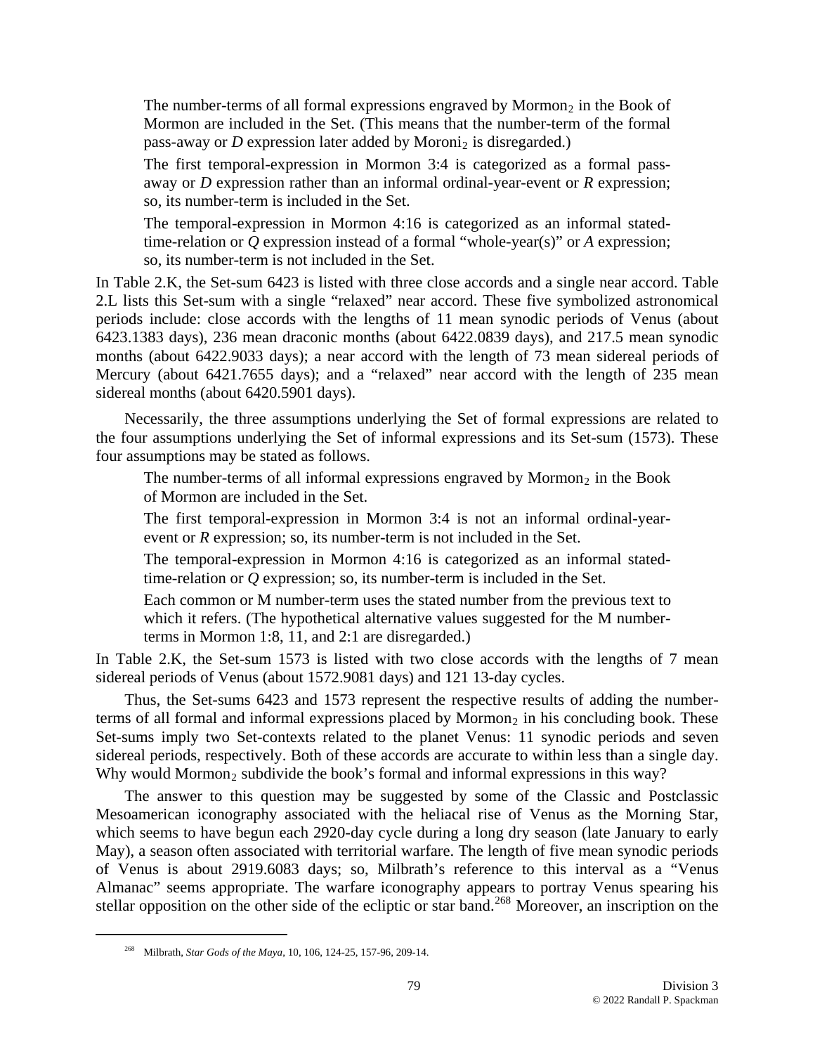> The number-terms of all formal expressions engraved by $\text{Mormon}_2$ in the Book of Mormon are included in the Set. (This means that the number-term of the formal pass-away or *D* expression later added by $\text{Moroni}_2$ is disregarded.)
>
> The first temporal-expression in Mormon 3:4 is categorized as a formal pass-away or *D* expression rather than an informal ordinal-year-event or *R* expression; so, its number-term is included in the Set.
>
> The temporal-expression in Mormon 4:16 is categorized as an informal stated-time-relation or *Q* expression instead of a formal "whole-year(s)" or *A* expression; so, its number-term is not included in the Set.

In Table 2.K, the Set-sum 6423 is listed with three close accords and a single near accord. Table 2.L lists this Set-sum with a single "relaxed" near accord. These five symbolized astronomical periods include: close accords with the lengths of 11 mean synodic periods of Venus (about 6423.1383 days), 236 mean draconic months (about 6422.0839 days), and 217.5 mean synodic months (about 6422.9033 days); a near accord with the length of 73 mean sidereal periods of Mercury (about 6421.7655 days); and a "relaxed" near accord with the length of 235 mean sidereal months (about 6420.5901 days).

Necessarily, the three assumptions underlying the Set of formal expressions are related to the four assumptions underlying the Set of informal expressions and its Set-sum (1573). These four assumptions may be stated as follows.

> The number-terms of all informal expressions engraved by $\text{Mormon}_2$ in the Book of Mormon are included in the Set.
>
> The first temporal-expression in Mormon 3:4 is not an informal ordinal-year-event or *R* expression; so, its number-term is not included in the Set.
>
> The temporal-expression in Mormon 4:16 is categorized as an informal stated-time-relation or *Q* expression; so, its number-term is included in the Set.
>
> Each common or M number-term uses the stated number from the previous text to which it refers. (The hypothetical alternative values suggested for the M number-terms in Mormon 1:8, 11, and 2:1 are disregarded.)

In Table 2.K, the Set-sum 1573 is listed with two close accords with the lengths of 7 mean sidereal periods of Venus (about 1572.9081 days) and 121 13-day cycles.

Thus, the Set-sums 6423 and 1573 represent the respective results of adding the number-terms of all formal and informal expressions placed by $\text{Mormon}_2$ in his concluding book. These Set-sums imply two Set-contexts related to the planet Venus: 11 synodic periods and seven sidereal periods, respectively. Both of these accords are accurate to within less than a single day. Why would $\text{Mormon}_2$ subdivide the book's formal and informal expressions in this way?

The answer to this question may be suggested by some of the Classic and Postclassic Mesoamerican iconography associated with the heliacal rise of Venus as the Morning Star, which seems to have begun each 2920-day cycle during a long dry season (late January to early May), a season often associated with territorial warfare. The length of five mean synodic periods of Venus is about 2919.6083 days; so, Milbrath's reference to this interval as a "Venus Almanac" seems appropriate. The warfare iconography appears to portray Venus spearing his stellar opposition on the other side of the ecliptic or star band.[268] Moreover, an inscription on the

[268] Milbrath, *Star Gods of the Maya*, 10, 106, 124-25, 157-96, 209-14.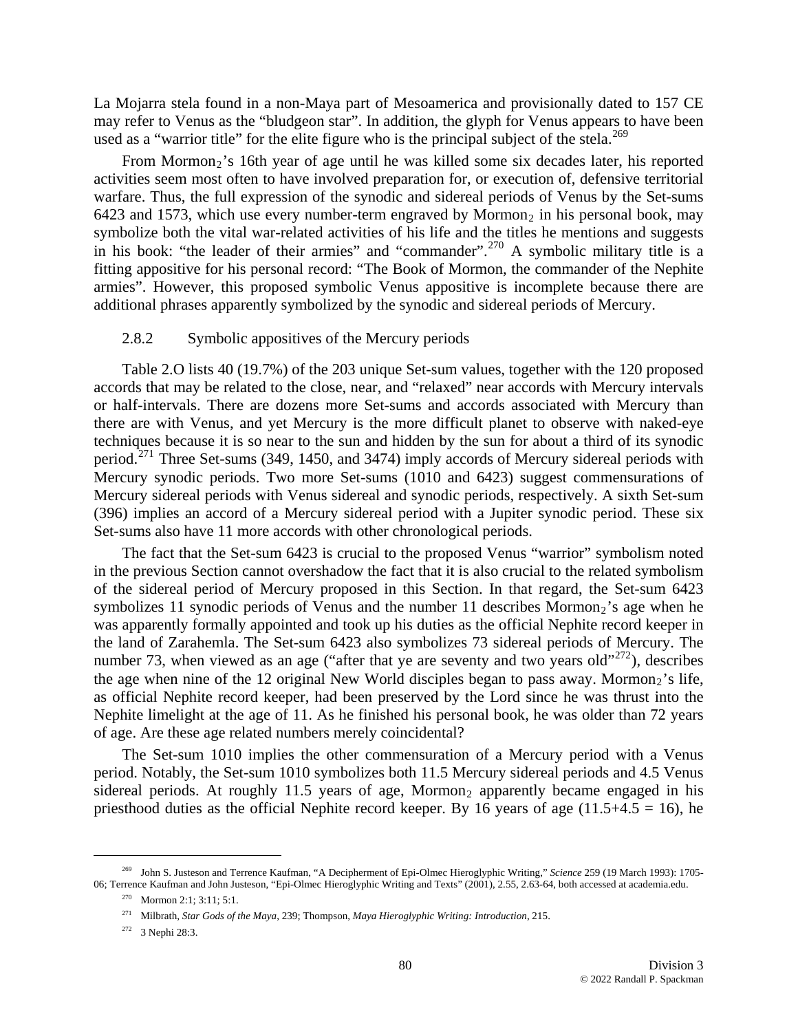La Mojarra stela found in a non-Maya part of Mesoamerica and provisionally dated to 157 CE may refer to Venus as the "bludgeon star". In addition, the glyph for Venus appears to have been used as a "warrior title" for the elite figure who is the principal subject of the stela.[269]

From $\text{Mormon}_2$'s 16th year of age until he was killed some six decades later, his reported activities seem most often to have involved preparation for, or execution of, defensive territorial warfare. Thus, the full expression of the synodic and sidereal periods of Venus by the Set-sums 6423 and 1573, which use every number-term engraved by $\text{Mormon}_2$ in his personal book, may symbolize both the vital war-related activities of his life and the titles he mentions and suggests in his book: "the leader of their armies" and "commander".[270] A symbolic military title is a fitting appositive for his personal record: "The Book of Mormon, the commander of the Nephite armies". However, this proposed symbolic Venus appositive is incomplete because there are additional phrases apparently symbolized by the synodic and sidereal periods of Mercury.

### 2.8.2 Symbolic appositives of the Mercury periods

Table 2.O lists 40 (19.7%) of the 203 unique Set-sum values, together with the 120 proposed accords that may be related to the close, near, and "relaxed" near accords with Mercury intervals or half-intervals. There are dozens more Set-sums and accords associated with Mercury than there are with Venus, and yet Mercury is the more difficult planet to observe with naked-eye techniques because it is so near to the sun and hidden by the sun for about a third of its synodic period.[271] Three Set-sums (349, 1450, and 3474) imply accords of Mercury sidereal periods with Mercury synodic periods. Two more Set-sums (1010 and 6423) suggest commensurations of Mercury sidereal periods with Venus sidereal and synodic periods, respectively. A sixth Set-sum (396) implies an accord of a Mercury sidereal period with a Jupiter synodic period. These six Set-sums also have 11 more accords with other chronological periods.

The fact that the Set-sum 6423 is crucial to the proposed Venus "warrior" symbolism noted in the previous Section cannot overshadow the fact that it is also crucial to the related symbolism of the sidereal period of Mercury proposed in this Section. In that regard, the Set-sum 6423 symbolizes 11 synodic periods of Venus and the number 11 describes $\text{Mormon}_2$'s age when he was apparently formally appointed and took up his duties as the official Nephite record keeper in the land of Zarahemla. The Set-sum 6423 also symbolizes 73 sidereal periods of Mercury. The number 73, when viewed as an age ("after that ye are seventy and two years old"[272]), describes the age when nine of the 12 original New World disciples began to pass away. $\text{Mormon}_2$'s life, as official Nephite record keeper, had been preserved by the Lord since he was thrust into the Nephite limelight at the age of 11. As he finished his personal book, he was older than 72 years of age. Are these age related numbers merely coincidental?

The Set-sum 1010 implies the other commensuration of a Mercury period with a Venus period. Notably, the Set-sum 1010 symbolizes both 11.5 Mercury sidereal periods and 4.5 Venus sidereal periods. At roughly 11.5 years of age, $\text{Mormon}_2$ apparently became engaged in his priesthood duties as the official Nephite record keeper. By 16 years of age ($11.5+4.5 = 16$), he

---

[269] John S. Justeson and Terrence Kaufman, "A Decipherment of Epi-Olmec Hieroglyphic Writing," *Science* 259 (19 March 1993): 1705-06; Terrence Kaufman and John Justeson, "Epi-Olmec Hieroglyphic Writing and Texts" (2001), 2.55, 2.63-64, both accessed at academia.edu.

[270] Mormon 2:1; 3:11; 5:1.

[271] Milbrath, *Star Gods of the Maya*, 239; Thompson, *Maya Hieroglyphic Writing: Introduction*, 215.

[272] 3 Nephi 28:3.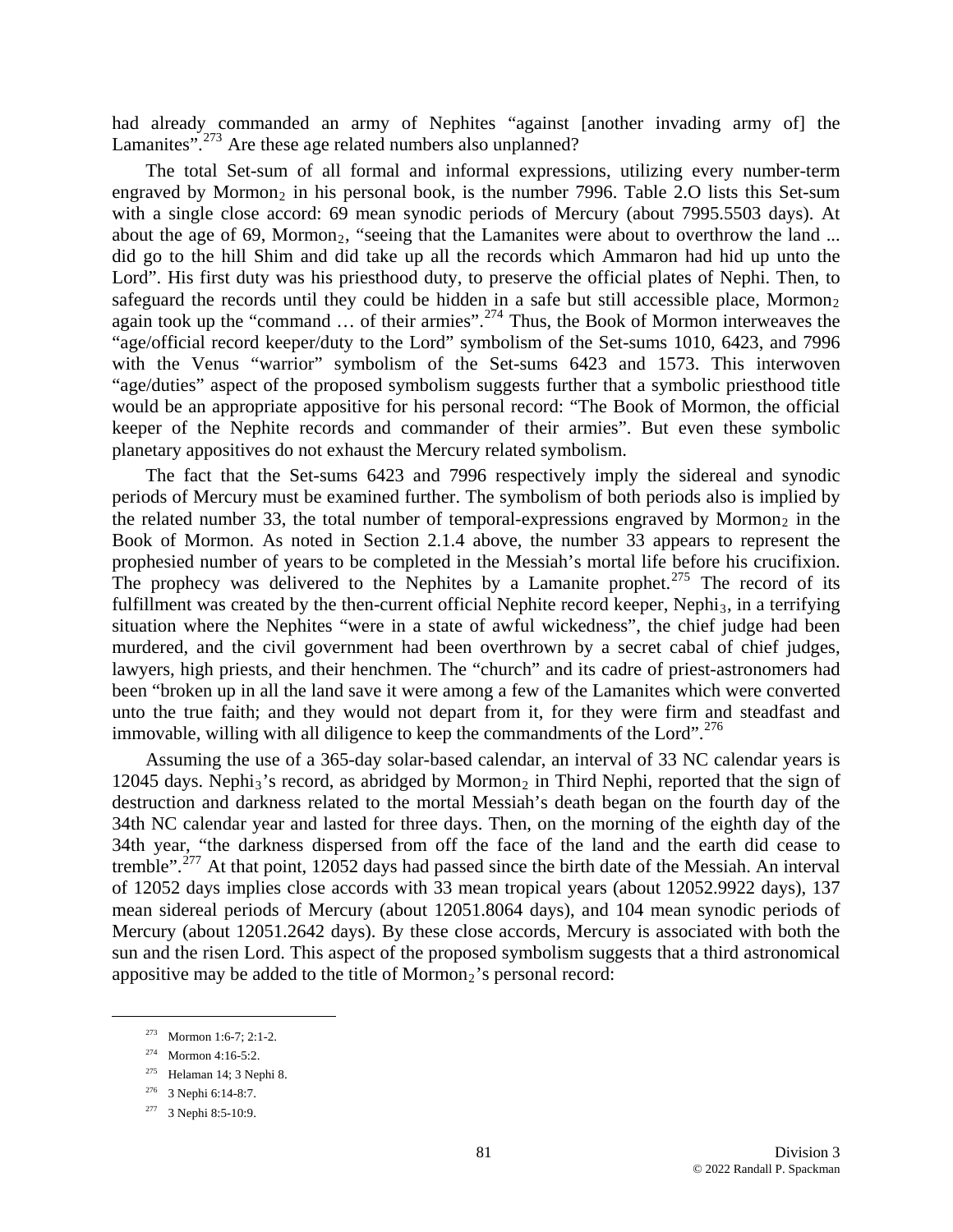had already commanded an army of Nephites "against [another invading army of] the Lamanites".[273] Are these age related numbers also unplanned?

The total Set-sum of all formal and informal expressions, utilizing every number-term engraved by Mormon$_2$ in his personal book, is the number 7996. Table 2.O lists this Set-sum with a single close accord: 69 mean synodic periods of Mercury (about 7995.5503 days). At about the age of 69, Mormon$_2$, "seeing that the Lamanites were about to overthrow the land ... did go to the hill Shim and did take up all the records which Ammaron had hid up unto the Lord". His first duty was his priesthood duty, to preserve the official plates of Nephi. Then, to safeguard the records until they could be hidden in a safe but still accessible place, Mormon$_2$ again took up the "command … of their armies".[274] Thus, the Book of Mormon interweaves the "age/official record keeper/duty to the Lord" symbolism of the Set-sums 1010, 6423, and 7996 with the Venus "warrior" symbolism of the Set-sums 6423 and 1573. This interwoven "age/duties" aspect of the proposed symbolism suggests further that a symbolic priesthood title would be an appropriate appositive for his personal record: "The Book of Mormon, the official keeper of the Nephite records and commander of their armies". But even these symbolic planetary appositives do not exhaust the Mercury related symbolism.

The fact that the Set-sums 6423 and 7996 respectively imply the sidereal and synodic periods of Mercury must be examined further. The symbolism of both periods also is implied by the related number 33, the total number of temporal-expressions engraved by Mormon$_2$ in the Book of Mormon. As noted in Section 2.1.4 above, the number 33 appears to represent the prophesied number of years to be completed in the Messiah's mortal life before his crucifixion. The prophecy was delivered to the Nephites by a Lamanite prophet.[275] The record of its fulfillment was created by the then-current official Nephite record keeper, Nephi$_3$, in a terrifying situation where the Nephites "were in a state of awful wickedness", the chief judge had been murdered, and the civil government had been overthrown by a secret cabal of chief judges, lawyers, high priests, and their henchmen. The "church" and its cadre of priest-astronomers had been "broken up in all the land save it were among a few of the Lamanites which were converted unto the true faith; and they would not depart from it, for they were firm and steadfast and immovable, willing with all diligence to keep the commandments of the Lord".[276]

Assuming the use of a 365-day solar-based calendar, an interval of 33 NC calendar years is 12045 days. Nephi$_3$'s record, as abridged by Mormon$_2$ in Third Nephi, reported that the sign of destruction and darkness related to the mortal Messiah's death began on the fourth day of the 34th NC calendar year and lasted for three days. Then, on the morning of the eighth day of the 34th year, "the darkness dispersed from off the face of the land and the earth did cease to tremble".[277] At that point, 12052 days had passed since the birth date of the Messiah. An interval of 12052 days implies close accords with 33 mean tropical years (about 12052.9922 days), 137 mean sidereal periods of Mercury (about 12051.8064 days), and 104 mean synodic periods of Mercury (about 12051.2642 days). By these close accords, Mercury is associated with both the sun and the risen Lord. This aspect of the proposed symbolism suggests that a third astronomical appositive may be added to the title of Mormon$_2$'s personal record:

---

[273] Mormon 1:6-7; 2:1-2.

[274] Mormon 4:16-5:2.

[275] Helaman 14; 3 Nephi 8.

[276] 3 Nephi 6:14-8:7.

[277] 3 Nephi 8:5-10:9.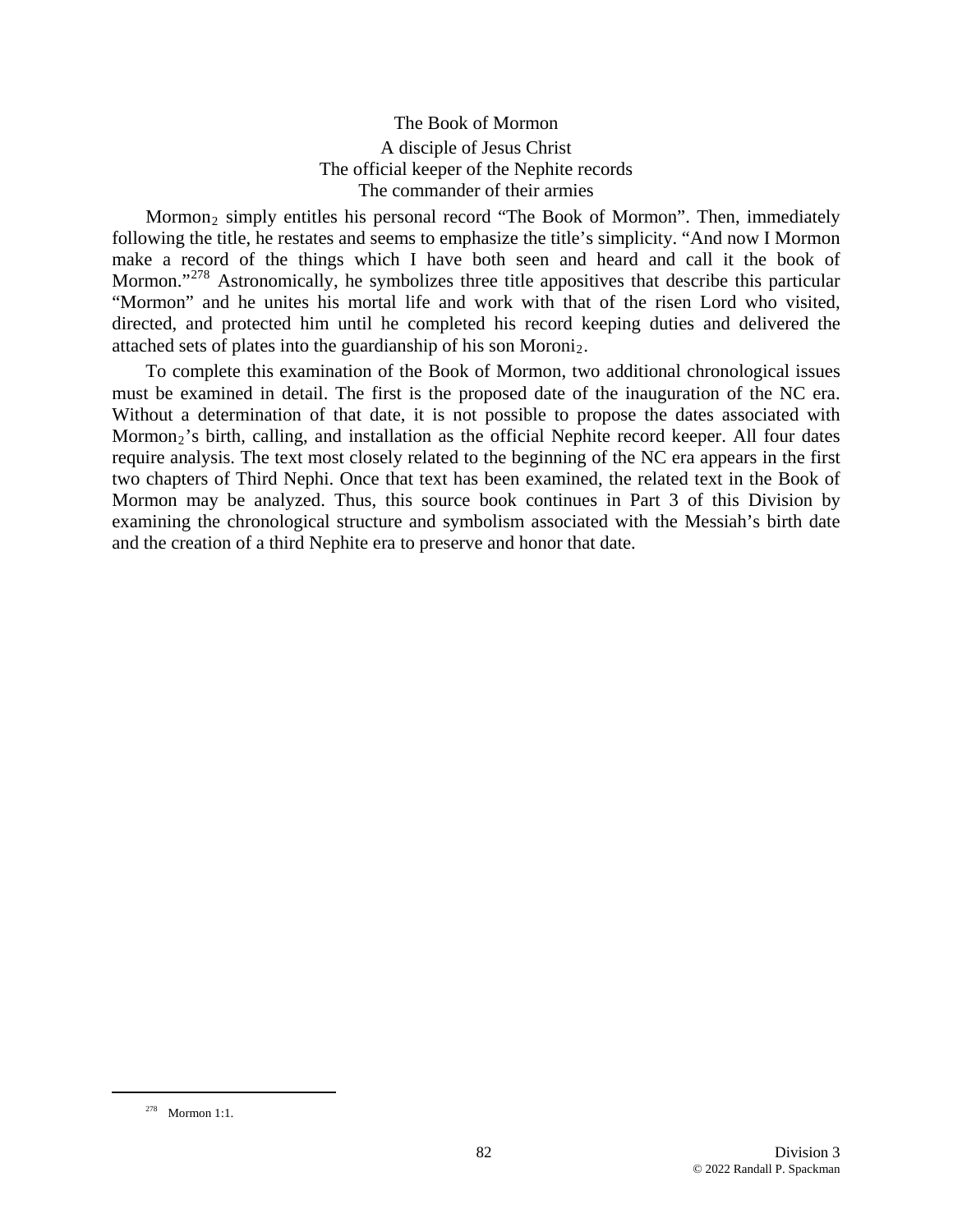The Book of Mormon
A disciple of Jesus Christ
The official keeper of the Nephite records
The commander of their armies

$\text{Mormon}_2$ simply entitles his personal record "The Book of Mormon". Then, immediately following the title, he restates and seems to emphasize the title's simplicity. "And now I Mormon make a record of the things which I have both seen and heard and call it the book of Mormon."[278] Astronomically, he symbolizes three title appositives that describe this particular "Mormon" and he unites his mortal life and work with that of the risen Lord who visited, directed, and protected him until he completed his record keeping duties and delivered the attached sets of plates into the guardianship of his son $\text{Moroni}_2$.

To complete this examination of the Book of Mormon, two additional chronological issues must be examined in detail. The first is the proposed date of the inauguration of the NC era. Without a determination of that date, it is not possible to propose the dates associated with $\text{Mormon}_2$'s birth, calling, and installation as the official Nephite record keeper. All four dates require analysis. The text most closely related to the beginning of the NC era appears in the first two chapters of Third Nephi. Once that text has been examined, the related text in the Book of Mormon may be analyzed. Thus, this source book continues in Part 3 of this Division by examining the chronological structure and symbolism associated with the Messiah's birth date and the creation of a third Nephite era to preserve and honor that date.

---

[278] Mormon 1:1.